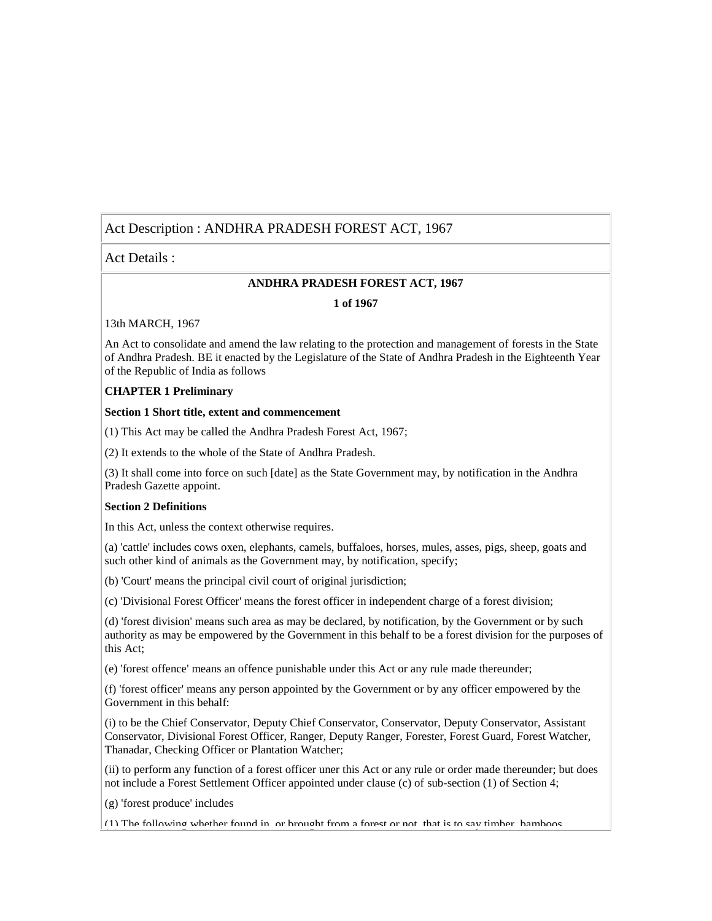Act Description : ANDHRA PRADESH FOREST ACT, 1967

Act Details :

**ANDHRA PRADESH FOREST ACT, 1967**

**1 of 1967**

13th MARCH, 1967

An Act to consolidate and amend the law relating to the protection and management of forests in the State of Andhra Pradesh. BE it enacted by the Legislature of the State of Andhra Pradesh in the Eighteenth Year of the Republic of India as follows

**CHAPTER 1 Preliminary**

**Section 1 Short title, extent and commencement**

(1) This Act may be called the Andhra Pradesh Forest Act, 1967;

(2) It extends to the whole of the State of Andhra Pradesh.

(3) It shall come into force on such [date] as the State Government may, by notification in the Andhra Pradesh Gazette appoint.

**Section 2 Definitions**

In this Act, unless the context otherwise requires.

(a) 'cattle' includes cows oxen, elephants, camels, buffaloes, horses, mules, asses, pigs, sheep, goats and such other kind of animals as the Government may, by notification, specify;

(b) 'Court' means the principal civil court of original jurisdiction;

(c) 'Divisional Forest Officer' means the forest officer in independent charge of a forest division;

(d) 'forest division' means such area as may be declared, by notification, by the Government or by such authority as may be empowered by the Government in this behalf to be a forest division for the purposes of this Act;

(e) 'forest offence' means an offence punishable under this Act or any rule made thereunder;

(f) 'forest officer' means any person appointed by the Government or by any officer empowered by the Government in this behalf:

(i) to be the Chief Conservator, Deputy Chief Conservator, Conservator, Deputy Conservator, Assistant Conservator, Divisional Forest Officer, Ranger, Deputy Ranger, Forester, Forest Guard, Forest Watcher, Thanadar, Checking Officer or Plantation Watcher;

(ii) to perform any function of a forest officer uner this Act or any rule or order made thereunder; but does not include a Forest Settlement Officer appointed under clause (c) of sub-section (1) of Section 4;

(g) 'forest produce' includes

(1) The following whether found in, or brought from a forest or not, that is to say timber, bamboos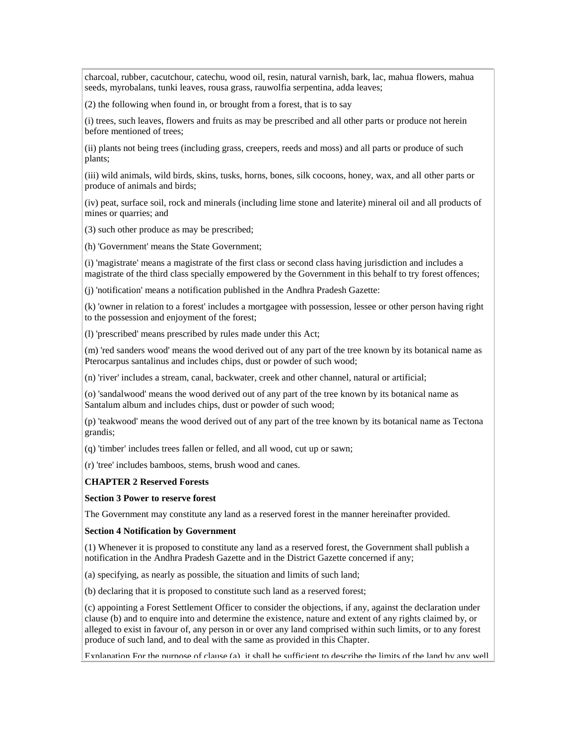charcoal, rubber, cacutchour, catechu, wood oil, resin, natural varnish, bark, lac, mahua flowers, mahua seeds, myrobalans, tunki leaves, rousa grass, rauwolfia serpentina, adda leaves;

(2) the following when found in, or brought from a forest, that is to say

(i) trees, such leaves, flowers and fruits as may be prescribed and all other parts or produce not herein before mentioned of trees;

(ii) plants not being trees (including grass, creepers, reeds and moss) and all parts or produce of such plants;

(iii) wild animals, wild birds, skins, tusks, horns, bones, silk cocoons, honey, wax, and all other parts or produce of animals and birds;

(iv) peat, surface soil, rock and minerals (including lime stone and laterite) mineral oil and all products of mines or quarries; and

(3) such other produce as may be prescribed;

(h) 'Government' means the State Government;

(i) 'magistrate' means a magistrate of the first class or second class having jurisdiction and includes a magistrate of the third class specially empowered by the Government in this behalf to try forest offences;

(j) 'notification' means a notification published in the Andhra Pradesh Gazette:

(k) 'owner in relation to a forest' includes a mortgagee with possession, lessee or other person having right to the possession and enjoyment of the forest;

(l) 'prescribed' means prescribed by rules made under this Act;

(m) 'red sanders wood' means the wood derived out of any part of the tree known by its botanical name as Pterocarpus santalinus and includes chips, dust or powder of such wood;

(n) 'river' includes a stream, canal, backwater, creek and other channel, natural or artificial;

(o) 'sandalwood' means the wood derived out of any part of the tree known by its botanical name as Santalum album and includes chips, dust or powder of such wood;

(p) 'teakwood' means the wood derived out of any part of the tree known by its botanical name as Tectona grandis;

(q) 'timber' includes trees fallen or felled, and all wood, cut up or sawn;

(r) 'tree' includes bamboos, stems, brush wood and canes.

## CHAPTER 2 Reserved Forests

### Section 3 Power to reserve forest

The Government may constitute any land as a reserved forest in the manner hereinafter provided.

### Section 4 Notification by Government

(1) Whenever it is proposed to constitute any land as a reserved forest, the Government shall publish a notification in the Andhra Pradesh Gazette and in the District Gazette concerned if any;

(a) specifying, as nearly as possible, the situation and limits of such land;

(b) declaring that it is proposed to constitute such land as a reserved forest;

(c) appointing a Forest Settlement Officer to consider the objections, if any, against the declaration under clause (b) and to enquire into and determine the existence, nature and extent of any rights claimed by, or alleged to exist in favour of, any person in or over any land comprised within such limits, or to any forest produce of such land, and to deal with the same as provided in this Chapter.

Explanation For the purpose of clause (a), it shall be sufficient to describe the limits of the land by any well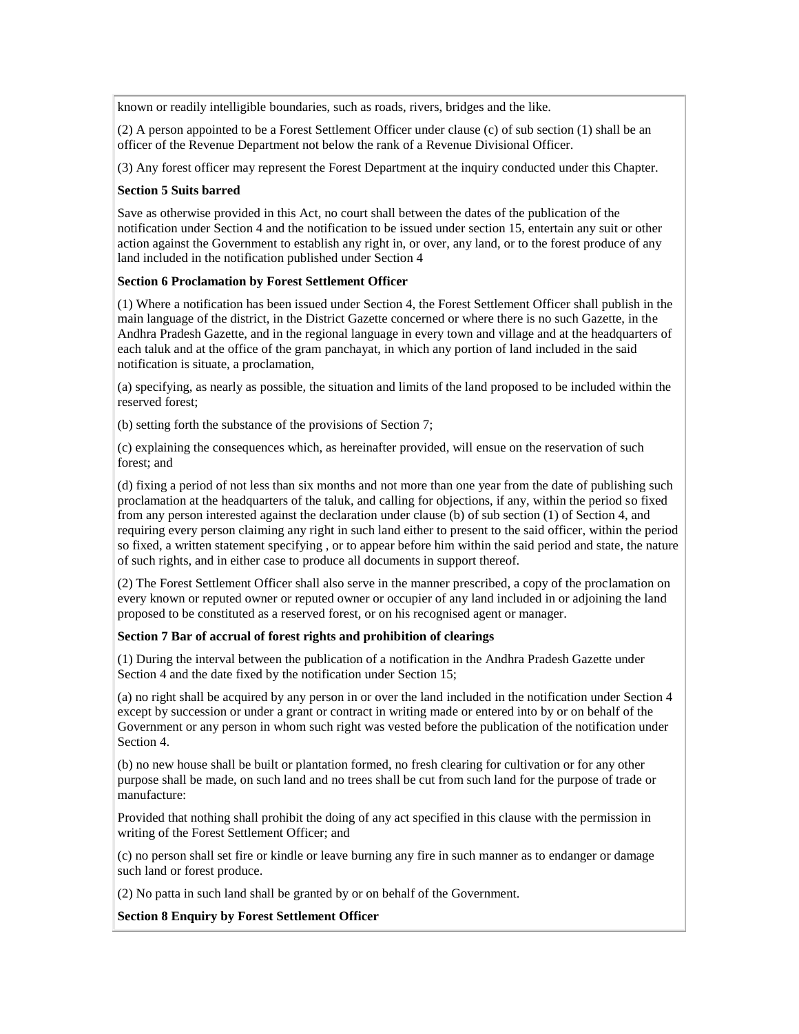known or readily intelligible boundaries, such as roads, rivers, bridges and the like.

(2) A person appointed to be a Forest Settlement Officer under clause (c) of sub section (1) shall be an officer of the Revenue Department not below the rank of a Revenue Divisional Officer.

(3) Any forest officer may represent the Forest Department at the inquiry conducted under this Chapter.

**Section 5 Suits barred**

Save as otherwise provided in this Act, no court shall between the dates of the publication of the notification under Section 4 and the notification to be issued under section 15, entertain any suit or other action against the Government to establish any right in, or over, any land, or to the forest produce of any land included in the notification published under Section 4

**Section 6 Proclamation by Forest Settlement Officer**

(1) Where a notification has been issued under Section 4, the Forest Settlement Officer shall publish in the main language of the district, in the District Gazette concerned or where there is no such Gazette, in the Andhra Pradesh Gazette, and in the regional language in every town and village and at the headquarters of each taluk and at the office of the gram panchayat, in which any portion of land included in the said notification is situate, a proclamation,

(a) specifying, as nearly as possible, the situation and limits of the land proposed to be included within the reserved forest;

(b) setting forth the substance of the provisions of Section 7;

(c) explaining the consequences which, as hereinafter provided, will ensue on the reservation of such forest; and

(d) fixing a period of not less than six months and not more than one year from the date of publishing such proclamation at the headquarters of the taluk, and calling for objections, if any, within the period so fixed from any person interested against the declaration under clause (b) of sub section (1) of Section 4, and requiring every person claiming any right in such land either to present to the said officer, within the period so fixed, a written statement specifying , or to appear before him within the said period and state, the nature of such rights, and in either case to produce all documents in support thereof.

(2) The Forest Settlement Officer shall also serve in the manner prescribed, a copy of the proclamation on every known or reputed owner or reputed owner or occupier of any land included in or adjoining the land proposed to be constituted as a reserved forest, or on his recognised agent or manager.

**Section 7 Bar of accrual of forest rights and prohibition of clearings**

(1) During the interval between the publication of a notification in the Andhra Pradesh Gazette under Section 4 and the date fixed by the notification under Section 15;

(a) no right shall be acquired by any person in or over the land included in the notification under Section 4 except by succession or under a grant or contract in writing made or entered into by or on behalf of the Government or any person in whom such right was vested before the publication of the notification under Section 4.

(b) no new house shall be built or plantation formed, no fresh clearing for cultivation or for any other purpose shall be made, on such land and no trees shall be cut from such land for the purpose of trade or manufacture:

Provided that nothing shall prohibit the doing of any act specified in this clause with the permission in writing of the Forest Settlement Officer; and

(c) no person shall set fire or kindle or leave burning any fire in such manner as to endanger or damage such land or forest produce.

(2) No patta in such land shall be granted by or on behalf of the Government.

**Section 8 Enquiry by Forest Settlement Officer**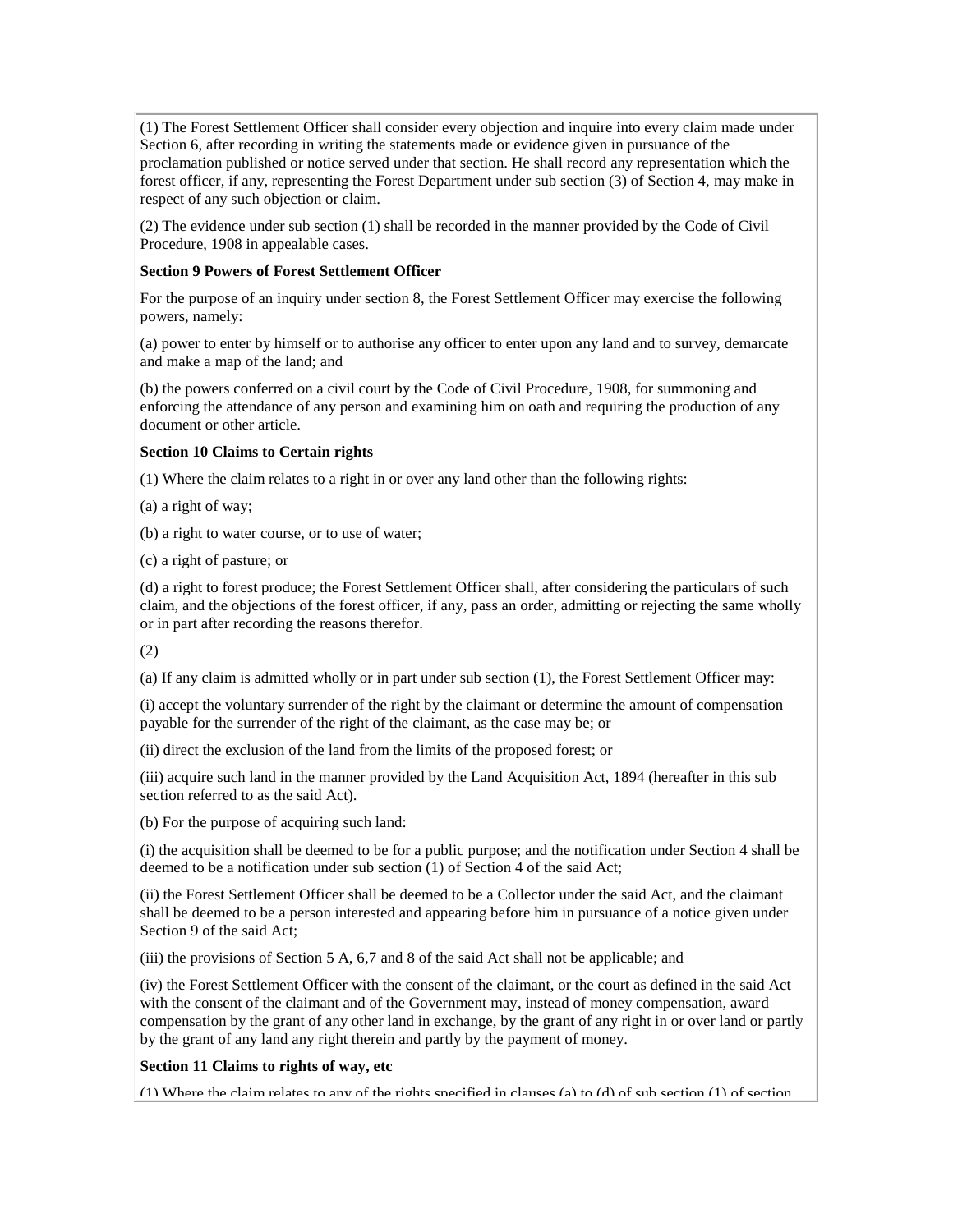(1) The Forest Settlement Officer shall consider every objection and inquire into every claim made under Section 6, after recording in writing the statements made or evidence given in pursuance of the proclamation published or notice served under that section. He shall record any representation which the forest officer, if any, representing the Forest Department under sub section (3) of Section 4, may make in respect of any such objection or claim.

(2) The evidence under sub section (1) shall be recorded in the manner provided by the Code of Civil Procedure, 1908 in appealable cases.

**Section 9 Powers of Forest Settlement Officer**

For the purpose of an inquiry under section 8, the Forest Settlement Officer may exercise the following powers, namely:

(a) power to enter by himself or to authorise any officer to enter upon any land and to survey, demarcate and make a map of the land; and

(b) the powers conferred on a civil court by the Code of Civil Procedure, 1908, for summoning and enforcing the attendance of any person and examining him on oath and requiring the production of any document or other article.

**Section 10 Claims to Certain rights**

(1) Where the claim relates to a right in or over any land other than the following rights:

(a) a right of way;

(b) a right to water course, or to use of water;

(c) a right of pasture; or

(d) a right to forest produce; the Forest Settlement Officer shall, after considering the particulars of such claim, and the objections of the forest officer, if any, pass an order, admitting or rejecting the same wholly or in part after recording the reasons therefor.

(2)

(a) If any claim is admitted wholly or in part under sub section (1), the Forest Settlement Officer may:

(i) accept the voluntary surrender of the right by the claimant or determine the amount of compensation payable for the surrender of the right of the claimant, as the case may be; or

(ii) direct the exclusion of the land from the limits of the proposed forest; or

(iii) acquire such land in the manner provided by the Land Acquisition Act, 1894 (hereafter in this sub section referred to as the said Act).

(b) For the purpose of acquiring such land:

(i) the acquisition shall be deemed to be for a public purpose; and the notification under Section 4 shall be deemed to be a notification under sub section (1) of Section 4 of the said Act;

(ii) the Forest Settlement Officer shall be deemed to be a Collector under the said Act, and the claimant shall be deemed to be a person interested and appearing before him in pursuance of a notice given under Section 9 of the said Act;

(iii) the provisions of Section 5 A, 6,7 and 8 of the said Act shall not be applicable; and

(iv) the Forest Settlement Officer with the consent of the claimant, or the court as defined in the said Act with the consent of the claimant and of the Government may, instead of money compensation, award compensation by the grant of any other land in exchange, by the grant of any right in or over land or partly by the grant of any land any right therein and partly by the payment of money.

**Section 11 Claims to rights of way, etc**

(1) Where the claim relates to any of the rights specified in clauses (a) to (d) of sub section (1) of section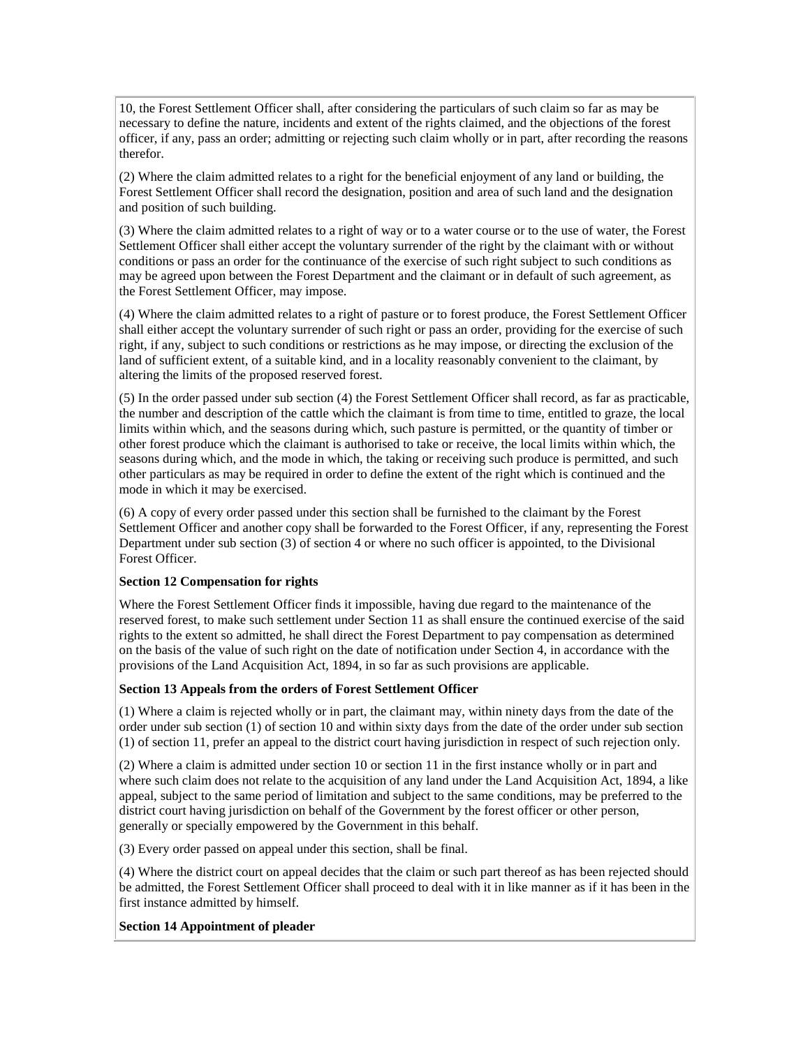10, the Forest Settlement Officer shall, after considering the particulars of such claim so far as may be necessary to define the nature, incidents and extent of the rights claimed, and the objections of the forest officer, if any, pass an order; admitting or rejecting such claim wholly or in part, after recording the reasons therefor.

(2) Where the claim admitted relates to a right for the beneficial enjoyment of any land or building, the Forest Settlement Officer shall record the designation, position and area of such land and the designation and position of such building.

(3) Where the claim admitted relates to a right of way or to a water course or to the use of water, the Forest Settlement Officer shall either accept the voluntary surrender of the right by the claimant with or without conditions or pass an order for the continuance of the exercise of such right subject to such conditions as may be agreed upon between the Forest Department and the claimant or in default of such agreement, as the Forest Settlement Officer, may impose.

(4) Where the claim admitted relates to a right of pasture or to forest produce, the Forest Settlement Officer shall either accept the voluntary surrender of such right or pass an order, providing for the exercise of such right, if any, subject to such conditions or restrictions as he may impose, or directing the exclusion of the land of sufficient extent, of a suitable kind, and in a locality reasonably convenient to the claimant, by altering the limits of the proposed reserved forest.

(5) In the order passed under sub section (4) the Forest Settlement Officer shall record, as far as practicable, the number and description of the cattle which the claimant is from time to time, entitled to graze, the local limits within which, and the seasons during which, such pasture is permitted, or the quantity of timber or other forest produce which the claimant is authorised to take or receive, the local limits within which, the seasons during which, and the mode in which, the taking or receiving such produce is permitted, and such other particulars as may be required in order to define the extent of the right which is continued and the mode in which it may be exercised.

(6) A copy of every order passed under this section shall be furnished to the claimant by the Forest Settlement Officer and another copy shall be forwarded to the Forest Officer, if any, representing the Forest Department under sub section (3) of section 4 or where no such officer is appointed, to the Divisional Forest Officer.

**Section 12 Compensation for rights**

Where the Forest Settlement Officer finds it impossible, having due regard to the maintenance of the reserved forest, to make such settlement under Section 11 as shall ensure the continued exercise of the said rights to the extent so admitted, he shall direct the Forest Department to pay compensation as determined on the basis of the value of such right on the date of notification under Section 4, in accordance with the provisions of the Land Acquisition Act, 1894, in so far as such provisions are applicable.

**Section 13 Appeals from the orders of Forest Settlement Officer**

(1) Where a claim is rejected wholly or in part, the claimant may, within ninety days from the date of the order under sub section (1) of section 10 and within sixty days from the date of the order under sub section (1) of section 11, prefer an appeal to the district court having jurisdiction in respect of such rejection only.

(2) Where a claim is admitted under section 10 or section 11 in the first instance wholly or in part and where such claim does not relate to the acquisition of any land under the Land Acquisition Act, 1894, a like appeal, subject to the same period of limitation and subject to the same conditions, may be preferred to the district court having jurisdiction on behalf of the Government by the forest officer or other person, generally or specially empowered by the Government in this behalf.

(3) Every order passed on appeal under this section, shall be final.

(4) Where the district court on appeal decides that the claim or such part thereof as has been rejected should be admitted, the Forest Settlement Officer shall proceed to deal with it in like manner as if it has been in the first instance admitted by himself.

**Section 14 Appointment of pleader**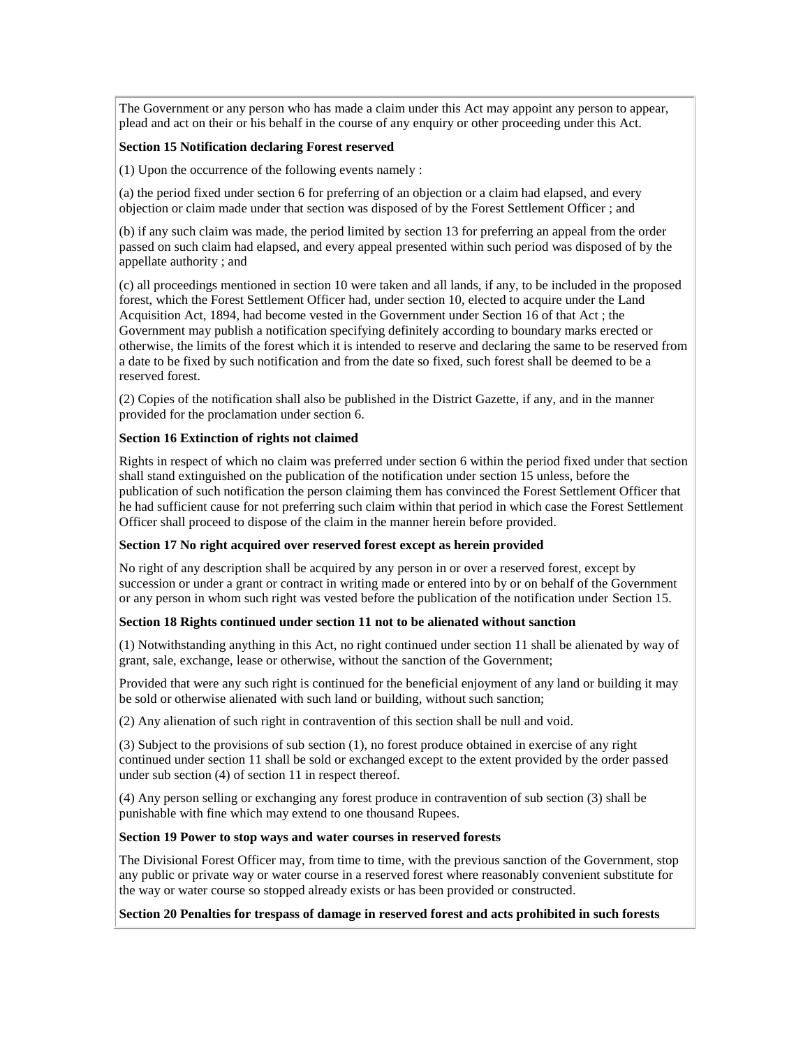The Government or any person who has made a claim under this Act may appoint any person to appear, plead and act on their or his behalf in the course of any enquiry or other proceeding under this Act.

**Section 15 Notification declaring Forest reserved**

(1) Upon the occurrence of the following events namely :

(a) the period fixed under section 6 for preferring of an objection or a claim had elapsed, and every objection or claim made under that section was disposed of by the Forest Settlement Officer ; and

(b) if any such claim was made, the period limited by section 13 for preferring an appeal from the order passed on such claim had elapsed, and every appeal presented within such period was disposed of by the appellate authority ; and

(c) all proceedings mentioned in section 10 were taken and all lands, if any, to be included in the proposed forest, which the Forest Settlement Officer had, under section 10, elected to acquire under the Land Acquisition Act, 1894, had become vested in the Government under Section 16 of that Act ; the Government may publish a notification specifying definitely according to boundary marks erected or otherwise, the limits of the forest which it is intended to reserve and declaring the same to be reserved from a date to be fixed by such notification and from the date so fixed, such forest shall be deemed to be a reserved forest.

(2) Copies of the notification shall also be published in the District Gazette, if any, and in the manner provided for the proclamation under section 6.

**Section 16 Extinction of rights not claimed**

Rights in respect of which no claim was preferred under section 6 within the period fixed under that section shall stand extinguished on the publication of the notification under section 15 unless, before the publication of such notification the person claiming them has convinced the Forest Settlement Officer that he had sufficient cause for not preferring such claim within that period in which case the Forest Settlement Officer shall proceed to dispose of the claim in the manner herein before provided.

**Section 17 No right acquired over reserved forest except as herein provided**

No right of any description shall be acquired by any person in or over a reserved forest, except by succession or under a grant or contract in writing made or entered into by or on behalf of the Government or any person in whom such right was vested before the publication of the notification under Section 15.

**Section 18 Rights continued under section 11 not to be alienated without sanction**

(1) Notwithstanding anything in this Act, no right continued under section 11 shall be alienated by way of grant, sale, exchange, lease or otherwise, without the sanction of the Government;

Provided that were any such right is continued for the beneficial enjoyment of any land or building it may be sold or otherwise alienated with such land or building, without such sanction;

(2) Any alienation of such right in contravention of this section shall be null and void.

(3) Subject to the provisions of sub section (1), no forest produce obtained in exercise of any right continued under section 11 shall be sold or exchanged except to the extent provided by the order passed under sub section (4) of section 11 in respect thereof.

(4) Any person selling or exchanging any forest produce in contravention of sub section (3) shall be punishable with fine which may extend to one thousand Rupees.

**Section 19 Power to stop ways and water courses in reserved forests**

The Divisional Forest Officer may, from time to time, with the previous sanction of the Government, stop any public or private way or water course in a reserved forest where reasonably convenient substitute for the way or water course so stopped already exists or has been provided or constructed.

**Section 20 Penalties for trespass of damage in reserved forest and acts prohibited in such forests**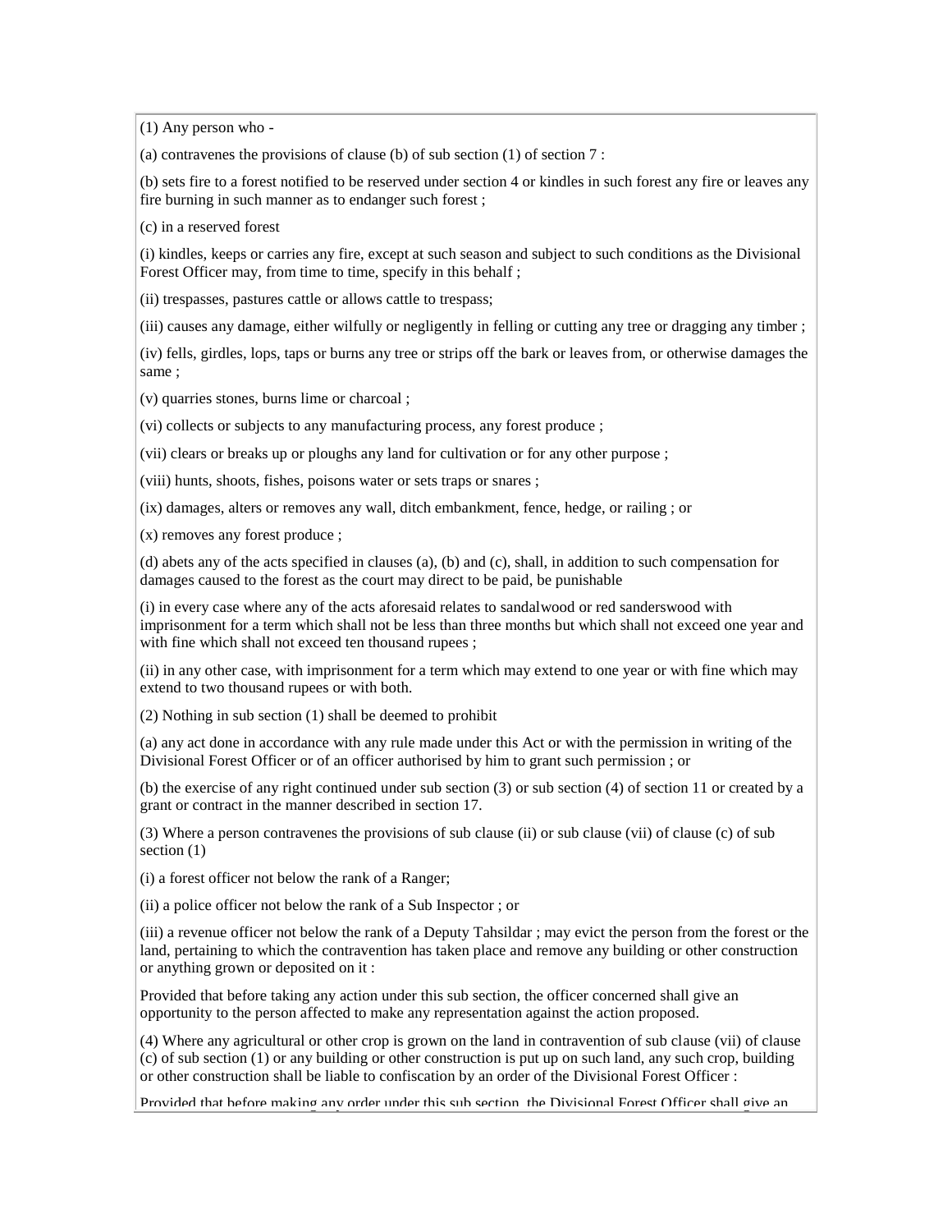(1) Any person who -

(a) contravenes the provisions of clause (b) of sub section (1) of section 7 :

(b) sets fire to a forest notified to be reserved under section 4 or kindles in such forest any fire or leaves any fire burning in such manner as to endanger such forest ;

(c) in a reserved forest

(i) kindles, keeps or carries any fire, except at such season and subject to such conditions as the Divisional Forest Officer may, from time to time, specify in this behalf ;

(ii) trespasses, pastures cattle or allows cattle to trespass;

(iii) causes any damage, either wilfully or negligently in felling or cutting any tree or dragging any timber ;

(iv) fells, girdles, lops, taps or burns any tree or strips off the bark or leaves from, or otherwise damages the same ;

(v) quarries stones, burns lime or charcoal ;

(vi) collects or subjects to any manufacturing process, any forest produce ;

(vii) clears or breaks up or ploughs any land for cultivation or for any other purpose ;

(viii) hunts, shoots, fishes, poisons water or sets traps or snares ;

(ix) damages, alters or removes any wall, ditch embankment, fence, hedge, or railing ; or

(x) removes any forest produce ;

(d) abets any of the acts specified in clauses (a), (b) and (c), shall, in addition to such compensation for damages caused to the forest as the court may direct to be paid, be punishable

(i) in every case where any of the acts aforesaid relates to sandalwood or red sanderswood with imprisonment for a term which shall not be less than three months but which shall not exceed one year and with fine which shall not exceed ten thousand rupees ;

(ii) in any other case, with imprisonment for a term which may extend to one year or with fine which may extend to two thousand rupees or with both.

(2) Nothing in sub section (1) shall be deemed to prohibit

(a) any act done in accordance with any rule made under this Act or with the permission in writing of the Divisional Forest Officer or of an officer authorised by him to grant such permission ; or

(b) the exercise of any right continued under sub section (3) or sub section (4) of section 11 or created by a grant or contract in the manner described in section 17.

(3) Where a person contravenes the provisions of sub clause (ii) or sub clause (vii) of clause (c) of sub section (1)

(i) a forest officer not below the rank of a Ranger;

(ii) a police officer not below the rank of a Sub Inspector ; or

(iii) a revenue officer not below the rank of a Deputy Tahsildar ; may evict the person from the forest or the land, pertaining to which the contravention has taken place and remove any building or other construction or anything grown or deposited on it :

Provided that before taking any action under this sub section, the officer concerned shall give an opportunity to the person affected to make any representation against the action proposed.

(4) Where any agricultural or other crop is grown on the land in contravention of sub clause (vii) of clause (c) of sub section (1) or any building or other construction is put up on such land, any such crop, building or other construction shall be liable to confiscation by an order of the Divisional Forest Officer :

Provided that before making any order under this sub section, the Divisional Forest Officer shall give an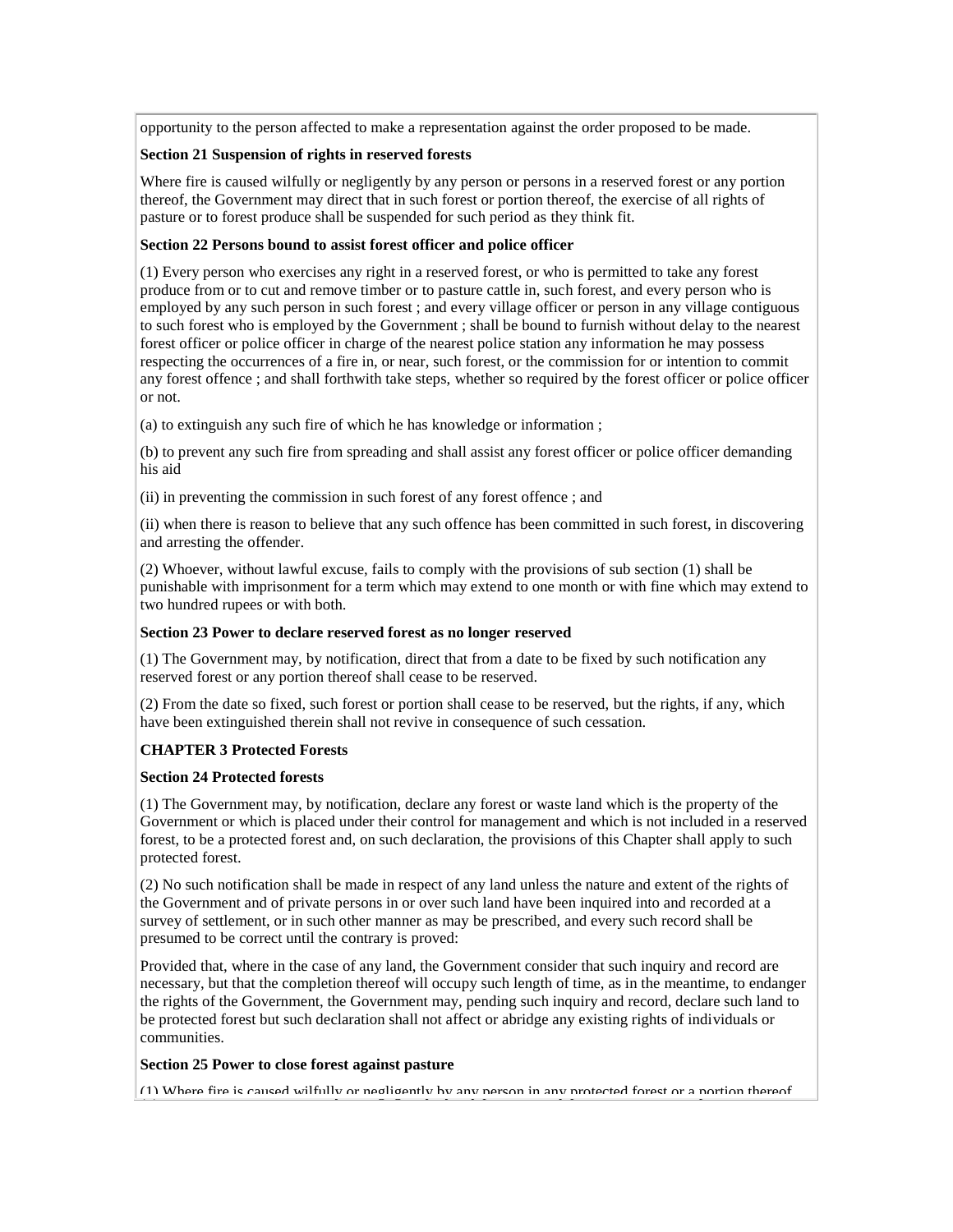opportunity to the person affected to make a representation against the order proposed to be made.

**Section 21 Suspension of rights in reserved forests**

Where fire is caused wilfully or negligently by any person or persons in a reserved forest or any portion thereof, the Government may direct that in such forest or portion thereof, the exercise of all rights of pasture or to forest produce shall be suspended for such period as they think fit.

**Section 22 Persons bound to assist forest officer and police officer**

(1) Every person who exercises any right in a reserved forest, or who is permitted to take any forest produce from or to cut and remove timber or to pasture cattle in, such forest, and every person who is employed by any such person in such forest ; and every village officer or person in any village contiguous to such forest who is employed by the Government ; shall be bound to furnish without delay to the nearest forest officer or police officer in charge of the nearest police station any information he may possess respecting the occurrences of a fire in, or near, such forest, or the commission for or intention to commit any forest offence ; and shall forthwith take steps, whether so required by the forest officer or police officer or not.

(a) to extinguish any such fire of which he has knowledge or information ;

(b) to prevent any such fire from spreading and shall assist any forest officer or police officer demanding his aid

(ii) in preventing the commission in such forest of any forest offence ; and

(ii) when there is reason to believe that any such offence has been committed in such forest, in discovering and arresting the offender.

(2) Whoever, without lawful excuse, fails to comply with the provisions of sub section (1) shall be punishable with imprisonment for a term which may extend to one month or with fine which may extend to two hundred rupees or with both.

**Section 23 Power to declare reserved forest as no longer reserved**

(1) The Government may, by notification, direct that from a date to be fixed by such notification any reserved forest or any portion thereof shall cease to be reserved.

(2) From the date so fixed, such forest or portion shall cease to be reserved, but the rights, if any, which have been extinguished therein shall not revive in consequence of such cessation.

**CHAPTER 3 Protected Forests**

**Section 24 Protected forests**

(1) The Government may, by notification, declare any forest or waste land which is the property of the Government or which is placed under their control for management and which is not included in a reserved forest, to be a protected forest and, on such declaration, the provisions of this Chapter shall apply to such protected forest.

(2) No such notification shall be made in respect of any land unless the nature and extent of the rights of the Government and of private persons in or over such land have been inquired into and recorded at a survey of settlement, or in such other manner as may be prescribed, and every such record shall be presumed to be correct until the contrary is proved:

Provided that, where in the case of any land, the Government consider that such inquiry and record are necessary, but that the completion thereof will occupy such length of time, as in the meantime, to endanger the rights of the Government, the Government may, pending such inquiry and record, declare such land to be protected forest but such declaration shall not affect or abridge any existing rights of individuals or communities.

**Section 25 Power to close forest against pasture**

(1) Where fire is caused wilfully or negligently by any person in any protected forest or a portion thereof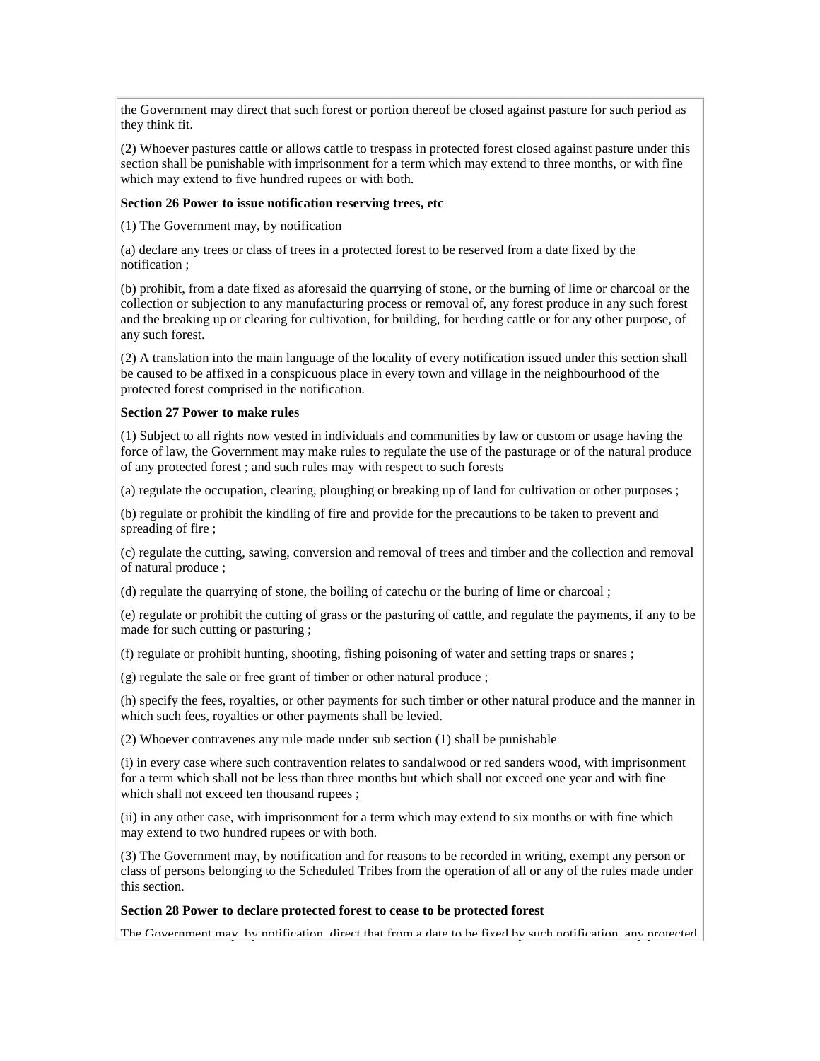the Government may direct that such forest or portion thereof be closed against pasture for such period as they think fit.

(2) Whoever pastures cattle or allows cattle to trespass in protected forest closed against pasture under this section shall be punishable with imprisonment for a term which may extend to three months, or with fine which may extend to five hundred rupees or with both.

**Section 26 Power to issue notification reserving trees, etc**

(1) The Government may, by notification

(a) declare any trees or class of trees in a protected forest to be reserved from a date fixed by the notification ;

(b) prohibit, from a date fixed as aforesaid the quarrying of stone, or the burning of lime or charcoal or the collection or subjection to any manufacturing process or removal of, any forest produce in any such forest and the breaking up or clearing for cultivation, for building, for herding cattle or for any other purpose, of any such forest.

(2) A translation into the main language of the locality of every notification issued under this section shall be caused to be affixed in a conspicuous place in every town and village in the neighbourhood of the protected forest comprised in the notification.

**Section 27 Power to make rules**

(1) Subject to all rights now vested in individuals and communities by law or custom or usage having the force of law, the Government may make rules to regulate the use of the pasturage or of the natural produce of any protected forest ; and such rules may with respect to such forests

(a) regulate the occupation, clearing, ploughing or breaking up of land for cultivation or other purposes ;

(b) regulate or prohibit the kindling of fire and provide for the precautions to be taken to prevent and spreading of fire ;

(c) regulate the cutting, sawing, conversion and removal of trees and timber and the collection and removal of natural produce ;

(d) regulate the quarrying of stone, the boiling of catechu or the buring of lime or charcoal ;

(e) regulate or prohibit the cutting of grass or the pasturing of cattle, and regulate the payments, if any to be made for such cutting or pasturing ;

(f) regulate or prohibit hunting, shooting, fishing poisoning of water and setting traps or snares ;

(g) regulate the sale or free grant of timber or other natural produce ;

(h) specify the fees, royalties, or other payments for such timber or other natural produce and the manner in which such fees, royalties or other payments shall be levied.

(2) Whoever contravenes any rule made under sub section (1) shall be punishable

(i) in every case where such contravention relates to sandalwood or red sanders wood, with imprisonment for a term which shall not be less than three months but which shall not exceed one year and with fine which shall not exceed ten thousand rupees ;

(ii) in any other case, with imprisonment for a term which may extend to six months or with fine which may extend to two hundred rupees or with both.

(3) The Government may, by notification and for reasons to be recorded in writing, exempt any person or class of persons belonging to the Scheduled Tribes from the operation of all or any of the rules made under this section.

**Section 28 Power to declare protected forest to cease to be protected forest**

The Government may, by notification, direct that from a date to be fixed by such notification, any protected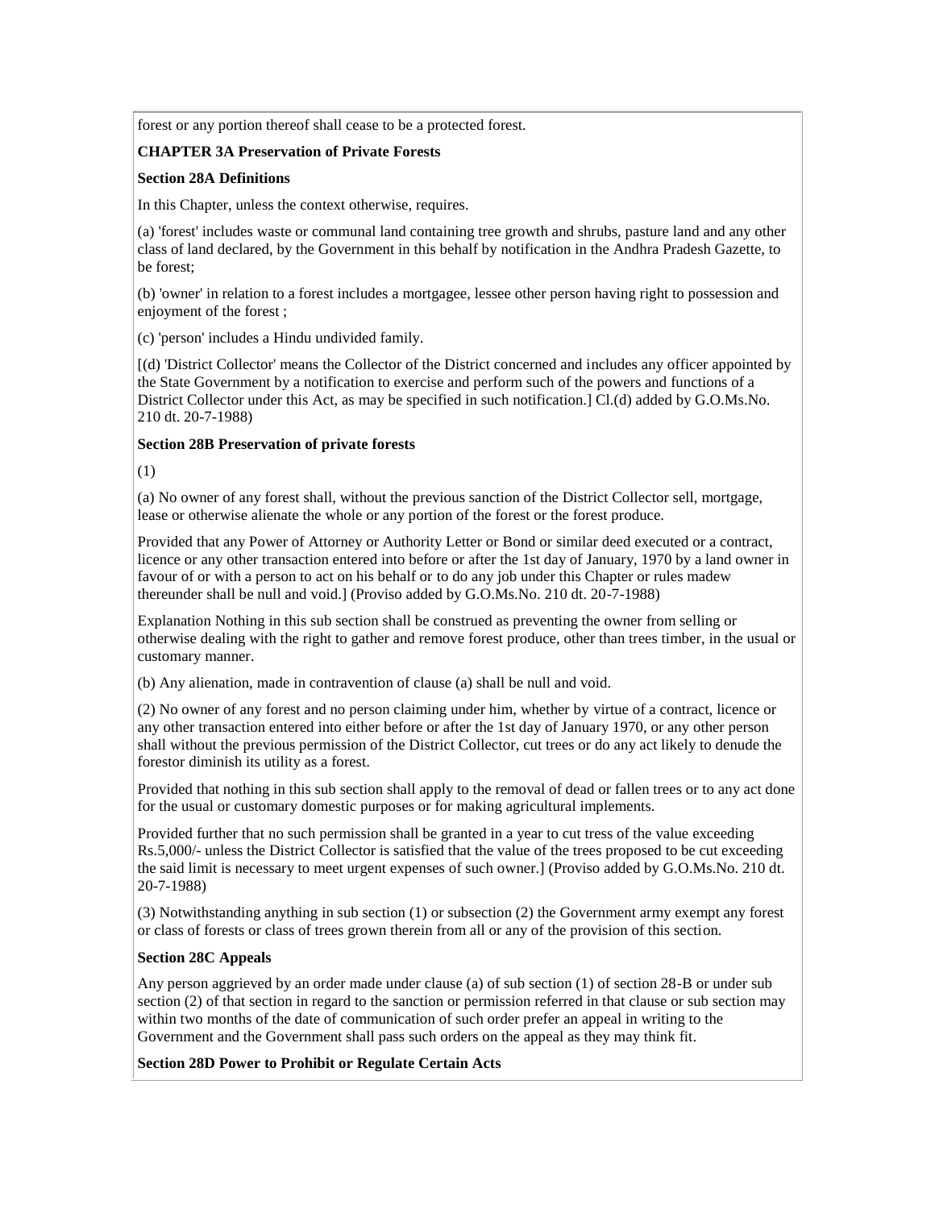forest or any portion thereof shall cease to be a protected forest.

**CHAPTER 3A Preservation of Private Forests**

**Section 28A Definitions**

In this Chapter, unless the context otherwise, requires.

(a) 'forest' includes waste or communal land containing tree growth and shrubs, pasture land and any other class of land declared, by the Government in this behalf by notification in the Andhra Pradesh Gazette, to be forest;

(b) 'owner' in relation to a forest includes a mortgagee, lessee other person having right to possession and enjoyment of the forest ;

(c) 'person' includes a Hindu undivided family.

[(d) 'District Collector' means the Collector of the District concerned and includes any officer appointed by the State Government by a notification to exercise and perform such of the powers and functions of a District Collector under this Act, as may be specified in such notification.] Cl.(d) added by G.O.Ms.No. 210 dt. 20-7-1988)

**Section 28B Preservation of private forests**

(1)

(a) No owner of any forest shall, without the previous sanction of the District Collector sell, mortgage, lease or otherwise alienate the whole or any portion of the forest or the forest produce.

Provided that any Power of Attorney or Authority Letter or Bond or similar deed executed or a contract, licence or any other transaction entered into before or after the 1st day of January, 1970 by a land owner in favour of or with a person to act on his behalf or to do any job under this Chapter or rules madew thereunder shall be null and void.] (Proviso added by G.O.Ms.No. 210 dt. 20-7-1988)

Explanation Nothing in this sub section shall be construed as preventing the owner from selling or otherwise dealing with the right to gather and remove forest produce, other than trees timber, in the usual or customary manner.

(b) Any alienation, made in contravention of clause (a) shall be null and void.

(2) No owner of any forest and no person claiming under him, whether by virtue of a contract, licence or any other transaction entered into either before or after the 1st day of January 1970, or any other person shall without the previous permission of the District Collector, cut trees or do any act likely to denude the forestor diminish its utility as a forest.

Provided that nothing in this sub section shall apply to the removal of dead or fallen trees or to any act done for the usual or customary domestic purposes or for making agricultural implements.

Provided further that no such permission shall be granted in a year to cut tress of the value exceeding Rs.5,000/- unless the District Collector is satisfied that the value of the trees proposed to be cut exceeding the said limit is necessary to meet urgent expenses of such owner.] (Proviso added by G.O.Ms.No. 210 dt. 20-7-1988)

(3) Notwithstanding anything in sub section (1) or subsection (2) the Government army exempt any forest or class of forests or class of trees grown therein from all or any of the provision of this section.

**Section 28C Appeals**

Any person aggrieved by an order made under clause (a) of sub section (1) of section 28-B or under sub section (2) of that section in regard to the sanction or permission referred in that clause or sub section may within two months of the date of communication of such order prefer an appeal in writing to the Government and the Government shall pass such orders on the appeal as they may think fit.

**Section 28D Power to Prohibit or Regulate Certain Acts**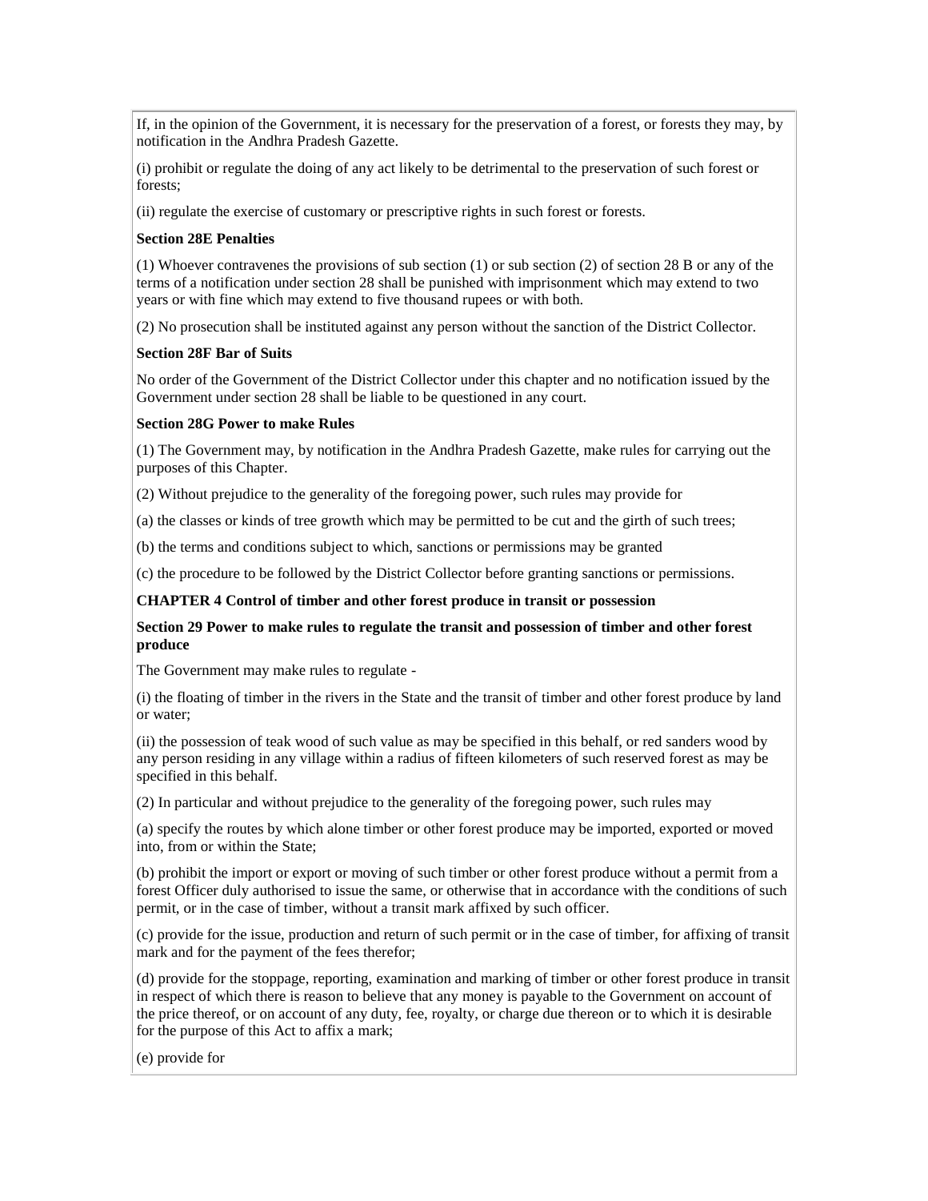If, in the opinion of the Government, it is necessary for the preservation of a forest, or forests they may, by notification in the Andhra Pradesh Gazette.

(i) prohibit or regulate the doing of any act likely to be detrimental to the preservation of such forest or forests;

(ii) regulate the exercise of customary or prescriptive rights in such forest or forests.

**Section 28E Penalties**

(1) Whoever contravenes the provisions of sub section (1) or sub section (2) of section 28 B or any of the terms of a notification under section 28 shall be punished with imprisonment which may extend to two years or with fine which may extend to five thousand rupees or with both.

(2) No prosecution shall be instituted against any person without the sanction of the District Collector.

**Section 28F Bar of Suits**

No order of the Government of the District Collector under this chapter and no notification issued by the Government under section 28 shall be liable to be questioned in any court.

**Section 28G Power to make Rules**

(1) The Government may, by notification in the Andhra Pradesh Gazette, make rules for carrying out the purposes of this Chapter.

(2) Without prejudice to the generality of the foregoing power, such rules may provide for

(a) the classes or kinds of tree growth which may be permitted to be cut and the girth of such trees;

(b) the terms and conditions subject to which, sanctions or permissions may be granted

(c) the procedure to be followed by the District Collector before granting sanctions or permissions.

**CHAPTER 4 Control of timber and other forest produce in transit or possession**

**Section 29 Power to make rules to regulate the transit and possession of timber and other forest produce**

The Government may make rules to regulate -

(i) the floating of timber in the rivers in the State and the transit of timber and other forest produce by land or water;

(ii) the possession of teak wood of such value as may be specified in this behalf, or red sanders wood by any person residing in any village within a radius of fifteen kilometers of such reserved forest as may be specified in this behalf.

(2) In particular and without prejudice to the generality of the foregoing power, such rules may

(a) specify the routes by which alone timber or other forest produce may be imported, exported or moved into, from or within the State;

(b) prohibit the import or export or moving of such timber or other forest produce without a permit from a forest Officer duly authorised to issue the same, or otherwise that in accordance with the conditions of such permit, or in the case of timber, without a transit mark affixed by such officer.

(c) provide for the issue, production and return of such permit or in the case of timber, for affixing of transit mark and for the payment of the fees therefor;

(d) provide for the stoppage, reporting, examination and marking of timber or other forest produce in transit in respect of which there is reason to believe that any money is payable to the Government on account of the price thereof, or on account of any duty, fee, royalty, or charge due thereon or to which it is desirable for the purpose of this Act to affix a mark;

(e) provide for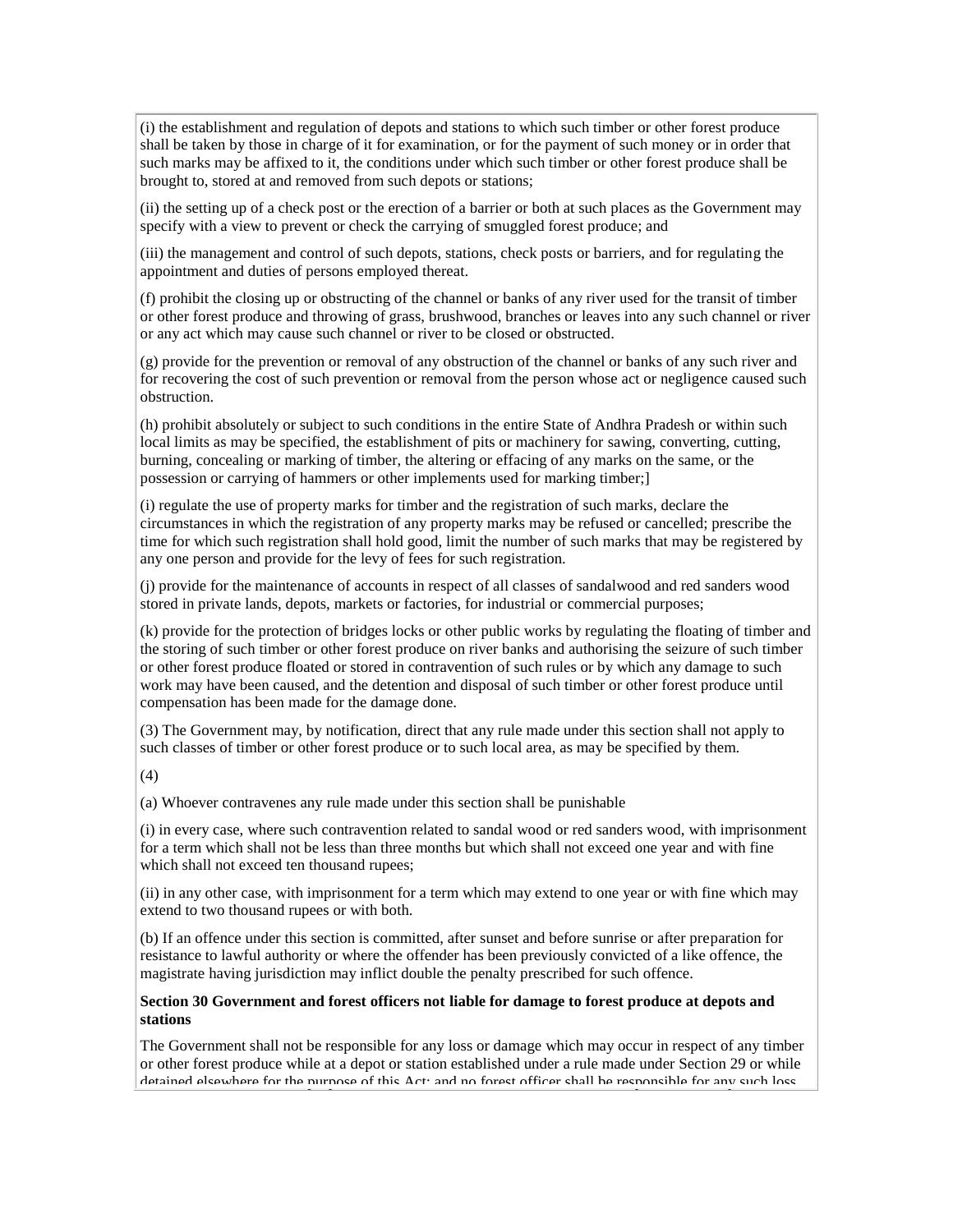(i) the establishment and regulation of depots and stations to which such timber or other forest produce shall be taken by those in charge of it for examination, or for the payment of such money or in order that such marks may be affixed to it, the conditions under which such timber or other forest produce shall be brought to, stored at and removed from such depots or stations;

(ii) the setting up of a check post or the erection of a barrier or both at such places as the Government may specify with a view to prevent or check the carrying of smuggled forest produce; and

(iii) the management and control of such depots, stations, check posts or barriers, and for regulating the appointment and duties of persons employed thereat.

(f) prohibit the closing up or obstructing of the channel or banks of any river used for the transit of timber or other forest produce and throwing of grass, brushwood, branches or leaves into any such channel or river or any act which may cause such channel or river to be closed or obstructed.

(g) provide for the prevention or removal of any obstruction of the channel or banks of any such river and for recovering the cost of such prevention or removal from the person whose act or negligence caused such obstruction.

(h) prohibit absolutely or subject to such conditions in the entire State of Andhra Pradesh or within such local limits as may be specified, the establishment of pits or machinery for sawing, converting, cutting, burning, concealing or marking of timber, the altering or effacing of any marks on the same, or the possession or carrying of hammers or other implements used for marking timber;]

(i) regulate the use of property marks for timber and the registration of such marks, declare the circumstances in which the registration of any property marks may be refused or cancelled; prescribe the time for which such registration shall hold good, limit the number of such marks that may be registered by any one person and provide for the levy of fees for such registration.

(j) provide for the maintenance of accounts in respect of all classes of sandalwood and red sanders wood stored in private lands, depots, markets or factories, for industrial or commercial purposes;

(k) provide for the protection of bridges locks or other public works by regulating the floating of timber and the storing of such timber or other forest produce on river banks and authorising the seizure of such timber or other forest produce floated or stored in contravention of such rules or by which any damage to such work may have been caused, and the detention and disposal of such timber or other forest produce until compensation has been made for the damage done.

(3) The Government may, by notification, direct that any rule made under this section shall not apply to such classes of timber or other forest produce or to such local area, as may be specified by them.

(4)

(a) Whoever contravenes any rule made under this section shall be punishable

(i) in every case, where such contravention related to sandal wood or red sanders wood, with imprisonment for a term which shall not be less than three months but which shall not exceed one year and with fine which shall not exceed ten thousand rupees;

(ii) in any other case, with imprisonment for a term which may extend to one year or with fine which may extend to two thousand rupees or with both.

(b) If an offence under this section is committed, after sunset and before sunrise or after preparation for resistance to lawful authority or where the offender has been previously convicted of a like offence, the magistrate having jurisdiction may inflict double the penalty prescribed for such offence.

**Section 30 Government and forest officers not liable for damage to forest produce at depots and stations**

The Government shall not be responsible for any loss or damage which may occur in respect of any timber or other forest produce while at a depot or station established under a rule made under Section 29 or while detained elsewhere for the purpose of this Act; and no forest officer shall be responsible for any such loss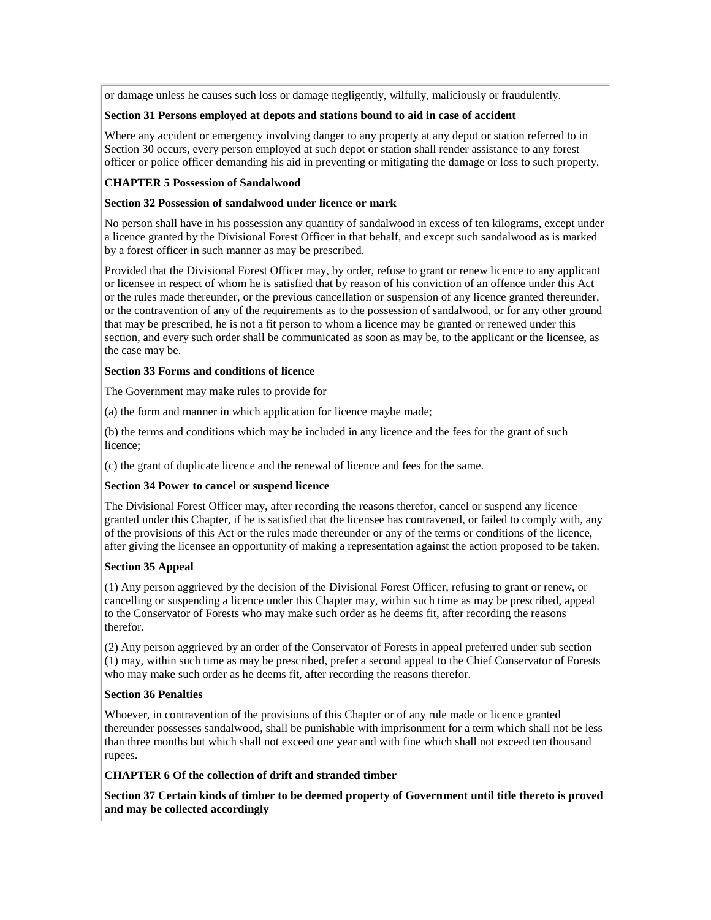or damage unless he causes such loss or damage negligently, wilfully, maliciously or fraudulently.

**Section 31 Persons employed at depots and stations bound to aid in case of accident**

Where any accident or emergency involving danger to any property at any depot or station referred to in Section 30 occurs, every person employed at such depot or station shall render assistance to any forest officer or police officer demanding his aid in preventing or mitigating the damage or loss to such property.

**CHAPTER 5 Possession of Sandalwood**

**Section 32 Possession of sandalwood under licence or mark**

No person shall have in his possession any quantity of sandalwood in excess of ten kilograms, except under a licence granted by the Divisional Forest Officer in that behalf, and except such sandalwood as is marked by a forest officer in such manner as may be prescribed.

Provided that the Divisional Forest Officer may, by order, refuse to grant or renew licence to any applicant or licensee in respect of whom he is satisfied that by reason of his conviction of an offence under this Act or the rules made thereunder, or the previous cancellation or suspension of any licence granted thereunder, or the contravention of any of the requirements as to the possession of sandalwood, or for any other ground that may be prescribed, he is not a fit person to whom a licence may be granted or renewed under this section, and every such order shall be communicated as soon as may be, to the applicant or the licensee, as the case may be.

**Section 33 Forms and conditions of licence**

The Government may make rules to provide for

(a) the form and manner in which application for licence maybe made;

(b) the terms and conditions which may be included in any licence and the fees for the grant of such licence;

(c) the grant of duplicate licence and the renewal of licence and fees for the same.

**Section 34 Power to cancel or suspend licence**

The Divisional Forest Officer may, after recording the reasons therefor, cancel or suspend any licence granted under this Chapter, if he is satisfied that the licensee has contravened, or failed to comply with, any of the provisions of this Act or the rules made thereunder or any of the terms or conditions of the licence, after giving the licensee an opportunity of making a representation against the action proposed to be taken.

**Section 35 Appeal**

(1) Any person aggrieved by the decision of the Divisional Forest Officer, refusing to grant or renew, or cancelling or suspending a licence under this Chapter may, within such time as may be prescribed, appeal to the Conservator of Forests who may make such order as he deems fit, after recording the reasons therefor.

(2) Any person aggrieved by an order of the Conservator of Forests in appeal preferred under sub section (1) may, within such time as may be prescribed, prefer a second appeal to the Chief Conservator of Forests who may make such order as he deems fit, after recording the reasons therefor.

**Section 36 Penalties**

Whoever, in contravention of the provisions of this Chapter or of any rule made or licence granted thereunder possesses sandalwood, shall be punishable with imprisonment for a term which shall not be less than three months but which shall not exceed one year and with fine which shall not exceed ten thousand rupees.

**CHAPTER 6 Of the collection of drift and stranded timber**

**Section 37 Certain kinds of timber to be deemed property of Government until title thereto is proved and may be collected accordingly**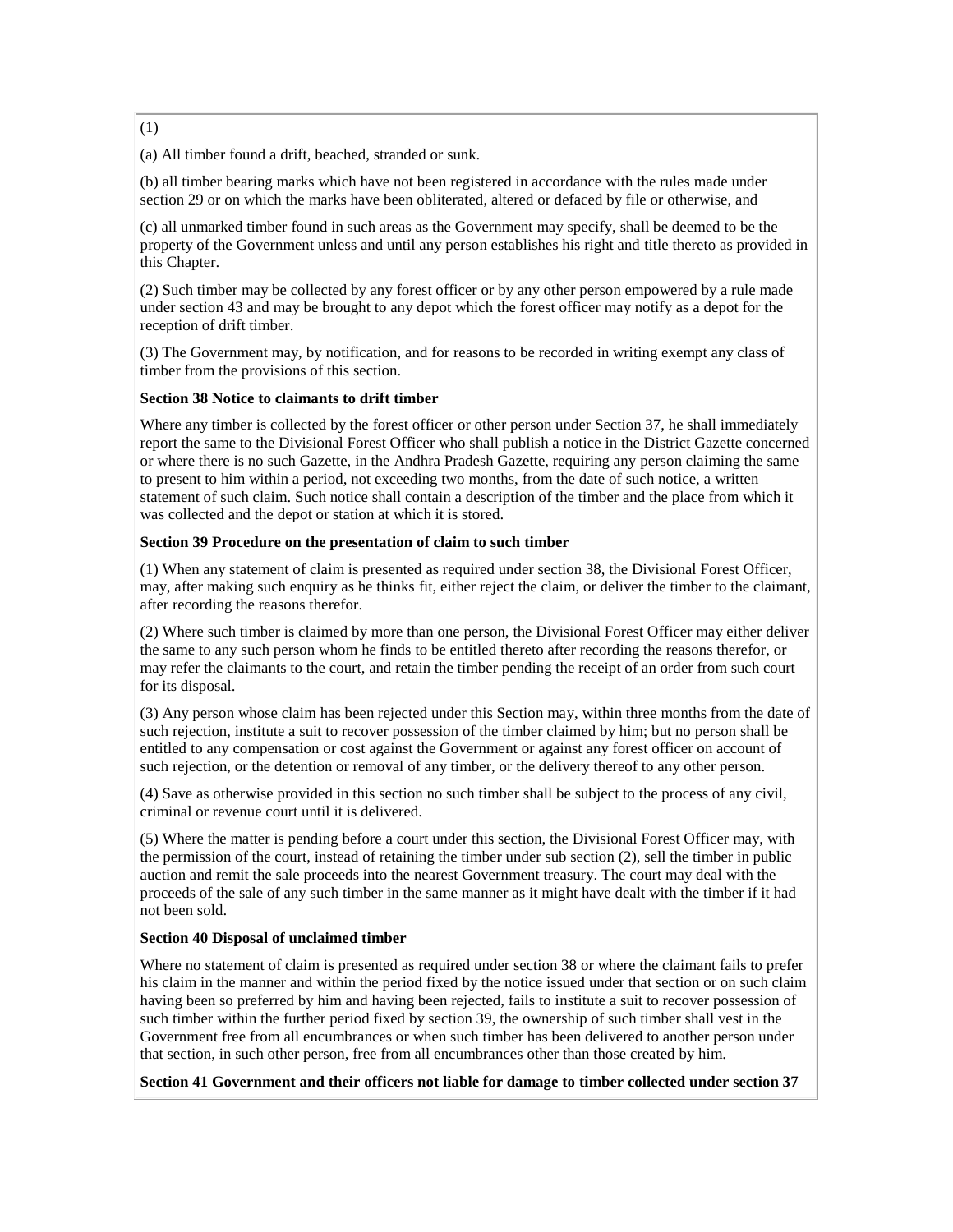(1)

(a) All timber found a drift, beached, stranded or sunk.

(b) all timber bearing marks which have not been registered in accordance with the rules made under section 29 or on which the marks have been obliterated, altered or defaced by file or otherwise, and

(c) all unmarked timber found in such areas as the Government may specify, shall be deemed to be the property of the Government unless and until any person establishes his right and title thereto as provided in this Chapter.

(2) Such timber may be collected by any forest officer or by any other person empowered by a rule made under section 43 and may be brought to any depot which the forest officer may notify as a depot for the reception of drift timber.

(3) The Government may, by notification, and for reasons to be recorded in writing exempt any class of timber from the provisions of this section.

**Section 38 Notice to claimants to drift timber**

Where any timber is collected by the forest officer or other person under Section 37, he shall immediately report the same to the Divisional Forest Officer who shall publish a notice in the District Gazette concerned or where there is no such Gazette, in the Andhra Pradesh Gazette, requiring any person claiming the same to present to him within a period, not exceeding two months, from the date of such notice, a written statement of such claim. Such notice shall contain a description of the timber and the place from which it was collected and the depot or station at which it is stored.

**Section 39 Procedure on the presentation of claim to such timber**

(1) When any statement of claim is presented as required under section 38, the Divisional Forest Officer, may, after making such enquiry as he thinks fit, either reject the claim, or deliver the timber to the claimant, after recording the reasons therefor.

(2) Where such timber is claimed by more than one person, the Divisional Forest Officer may either deliver the same to any such person whom he finds to be entitled thereto after recording the reasons therefor, or may refer the claimants to the court, and retain the timber pending the receipt of an order from such court for its disposal.

(3) Any person whose claim has been rejected under this Section may, within three months from the date of such rejection, institute a suit to recover possession of the timber claimed by him; but no person shall be entitled to any compensation or cost against the Government or against any forest officer on account of such rejection, or the detention or removal of any timber, or the delivery thereof to any other person.

(4) Save as otherwise provided in this section no such timber shall be subject to the process of any civil, criminal or revenue court until it is delivered.

(5) Where the matter is pending before a court under this section, the Divisional Forest Officer may, with the permission of the court, instead of retaining the timber under sub section (2), sell the timber in public auction and remit the sale proceeds into the nearest Government treasury. The court may deal with the proceeds of the sale of any such timber in the same manner as it might have dealt with the timber if it had not been sold.

**Section 40 Disposal of unclaimed timber**

Where no statement of claim is presented as required under section 38 or where the claimant fails to prefer his claim in the manner and within the period fixed by the notice issued under that section or on such claim having been so preferred by him and having been rejected, fails to institute a suit to recover possession of such timber within the further period fixed by section 39, the ownership of such timber shall vest in the Government free from all encumbrances or when such timber has been delivered to another person under that section, in such other person, free from all encumbrances other than those created by him.

**Section 41 Government and their officers not liable for damage to timber collected under section 37**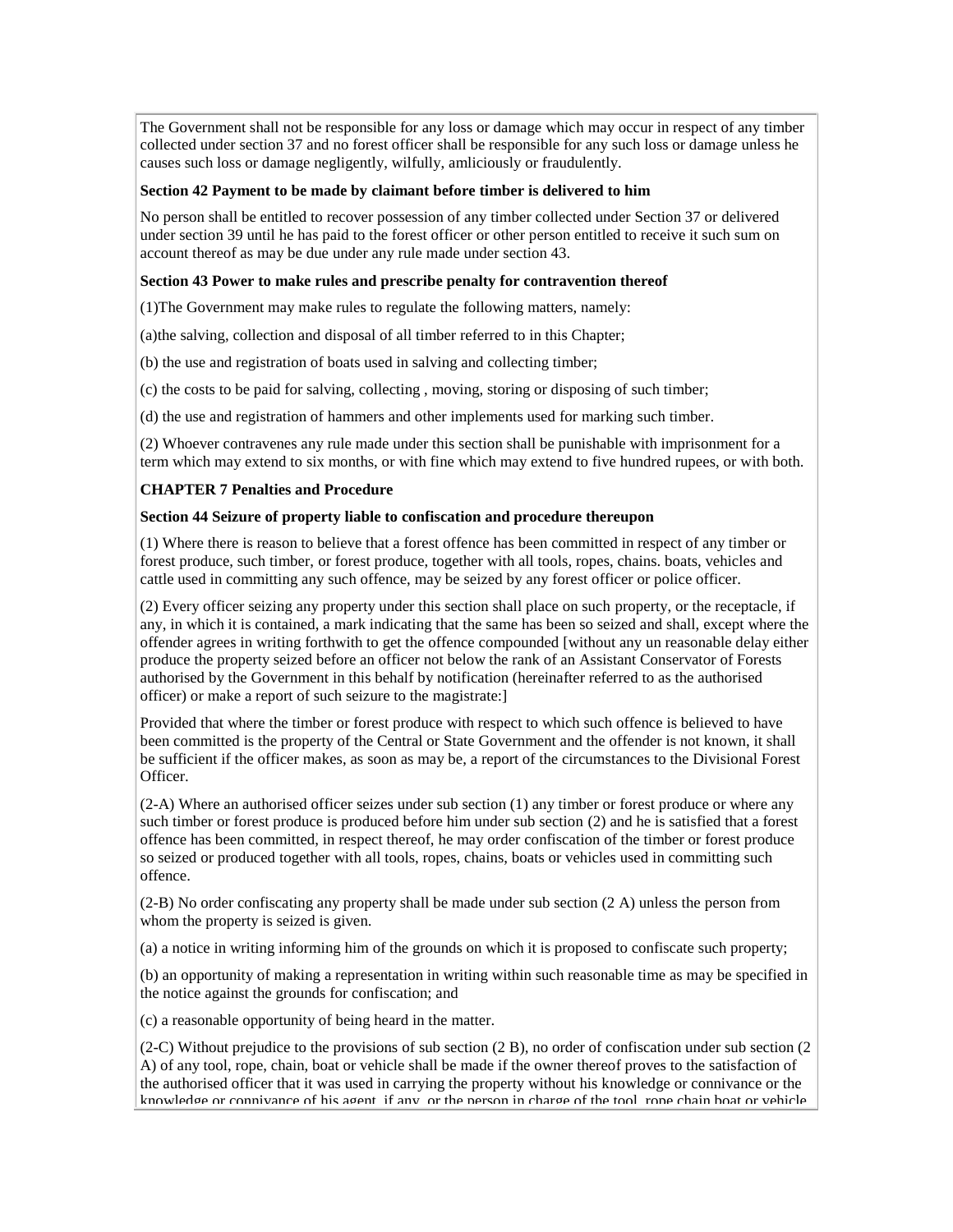The Government shall not be responsible for any loss or damage which may occur in respect of any timber collected under section 37 and no forest officer shall be responsible for any such loss or damage unless he causes such loss or damage negligently, wilfully, amliciously or fraudulently.

**Section 42 Payment to be made by claimant before timber is delivered to him**

No person shall be entitled to recover possession of any timber collected under Section 37 or delivered under section 39 until he has paid to the forest officer or other person entitled to receive it such sum on account thereof as may be due under any rule made under section 43.

**Section 43 Power to make rules and prescribe penalty for contravention thereof**

(1)The Government may make rules to regulate the following matters, namely:

(a)the salving, collection and disposal of all timber referred to in this Chapter;

(b) the use and registration of boats used in salving and collecting timber;

(c) the costs to be paid for salving, collecting , moving, storing or disposing of such timber;

(d) the use and registration of hammers and other implements used for marking such timber.

(2) Whoever contravenes any rule made under this section shall be punishable with imprisonment for a term which may extend to six months, or with fine which may extend to five hundred rupees, or with both.

**CHAPTER 7 Penalties and Procedure**

**Section 44 Seizure of property liable to confiscation and procedure thereupon**

(1) Where there is reason to believe that a forest offence has been committed in respect of any timber or forest produce, such timber, or forest produce, together with all tools, ropes, chains. boats, vehicles and cattle used in committing any such offence, may be seized by any forest officer or police officer.

(2) Every officer seizing any property under this section shall place on such property, or the receptacle, if any, in which it is contained, a mark indicating that the same has been so seized and shall, except where the offender agrees in writing forthwith to get the offence compounded [without any un reasonable delay either produce the property seized before an officer not below the rank of an Assistant Conservator of Forests authorised by the Government in this behalf by notification (hereinafter referred to as the authorised officer) or make a report of such seizure to the magistrate:]

Provided that where the timber or forest produce with respect to which such offence is believed to have been committed is the property of the Central or State Government and the offender is not known, it shall be sufficient if the officer makes, as soon as may be, a report of the circumstances to the Divisional Forest Officer.

(2-A) Where an authorised officer seizes under sub section (1) any timber or forest produce or where any such timber or forest produce is produced before him under sub section (2) and he is satisfied that a forest offence has been committed, in respect thereof, he may order confiscation of the timber or forest produce so seized or produced together with all tools, ropes, chains, boats or vehicles used in committing such offence.

(2-B) No order confiscating any property shall be made under sub section (2 A) unless the person from whom the property is seized is given.

(a) a notice in writing informing him of the grounds on which it is proposed to confiscate such property;

(b) an opportunity of making a representation in writing within such reasonable time as may be specified in the notice against the grounds for confiscation; and

(c) a reasonable opportunity of being heard in the matter.

(2-C) Without prejudice to the provisions of sub section (2 B), no order of confiscation under sub section (2 A) of any tool, rope, chain, boat or vehicle shall be made if the owner thereof proves to the satisfaction of the authorised officer that it was used in carrying the property without his knowledge or connivance or the knowledge or connivance of his agent, if any, or the person in charge of the tool, rope chain boat or vehicle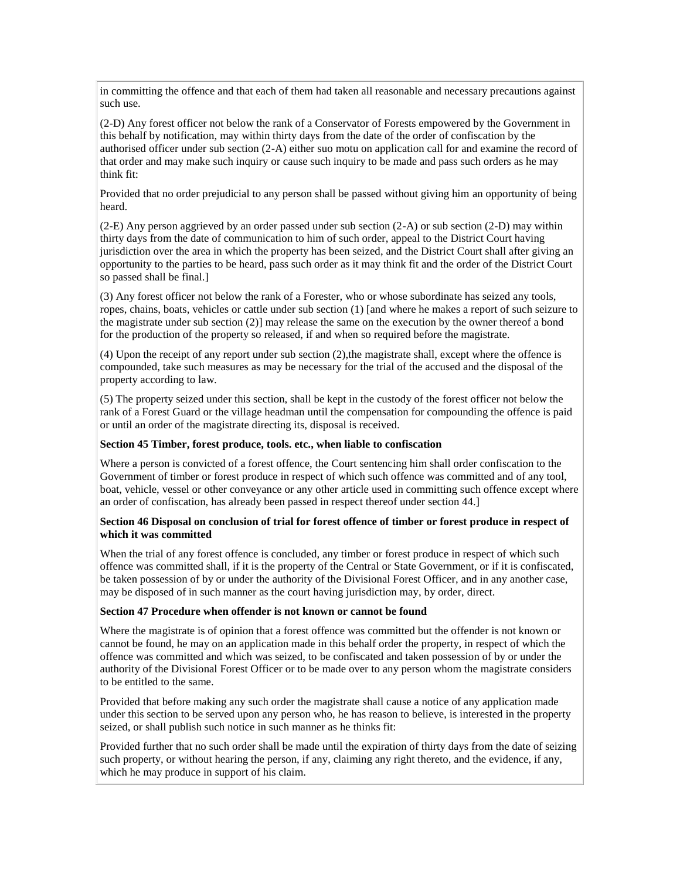in committing the offence and that each of them had taken all reasonable and necessary precautions against such use.

(2-D) Any forest officer not below the rank of a Conservator of Forests empowered by the Government in this behalf by notification, may within thirty days from the date of the order of confiscation by the authorised officer under sub section (2-A) either suo motu on application call for and examine the record of that order and may make such inquiry or cause such inquiry to be made and pass such orders as he may think fit:

Provided that no order prejudicial to any person shall be passed without giving him an opportunity of being heard.

(2-E) Any person aggrieved by an order passed under sub section (2-A) or sub section (2-D) may within thirty days from the date of communication to him of such order, appeal to the District Court having jurisdiction over the area in which the property has been seized, and the District Court shall after giving an opportunity to the parties to be heard, pass such order as it may think fit and the order of the District Court so passed shall be final.]

(3) Any forest officer not below the rank of a Forester, who or whose subordinate has seized any tools, ropes, chains, boats, vehicles or cattle under sub section (1) [and where he makes a report of such seizure to the magistrate under sub section (2)] may release the same on the execution by the owner thereof a bond for the production of the property so released, if and when so required before the magistrate.

(4) Upon the receipt of any report under sub section (2),the magistrate shall, except where the offence is compounded, take such measures as may be necessary for the trial of the accused and the disposal of the property according to law.

(5) The property seized under this section, shall be kept in the custody of the forest officer not below the rank of a Forest Guard or the village headman until the compensation for compounding the offence is paid or until an order of the magistrate directing its, disposal is received.

**Section 45 Timber, forest produce, tools. etc., when liable to confiscation**

Where a person is convicted of a forest offence, the Court sentencing him shall order confiscation to the Government of timber or forest produce in respect of which such offence was committed and of any tool, boat, vehicle, vessel or other conveyance or any other article used in committing such offence except where an order of confiscation, has already been passed in respect thereof under section 44.]

**Section 46 Disposal on conclusion of trial for forest offence of timber or forest produce in respect of which it was committed**

When the trial of any forest offence is concluded, any timber or forest produce in respect of which such offence was committed shall, if it is the property of the Central or State Government, or if it is confiscated, be taken possession of by or under the authority of the Divisional Forest Officer, and in any another case, may be disposed of in such manner as the court having jurisdiction may, by order, direct.

**Section 47 Procedure when offender is not known or cannot be found**

Where the magistrate is of opinion that a forest offence was committed but the offender is not known or cannot be found, he may on an application made in this behalf order the property, in respect of which the offence was committed and which was seized, to be confiscated and taken possession of by or under the authority of the Divisional Forest Officer or to be made over to any person whom the magistrate considers to be entitled to the same.

Provided that before making any such order the magistrate shall cause a notice of any application made under this section to be served upon any person who, he has reason to believe, is interested in the property seized, or shall publish such notice in such manner as he thinks fit:

Provided further that no such order shall be made until the expiration of thirty days from the date of seizing such property, or without hearing the person, if any, claiming any right thereto, and the evidence, if any, which he may produce in support of his claim.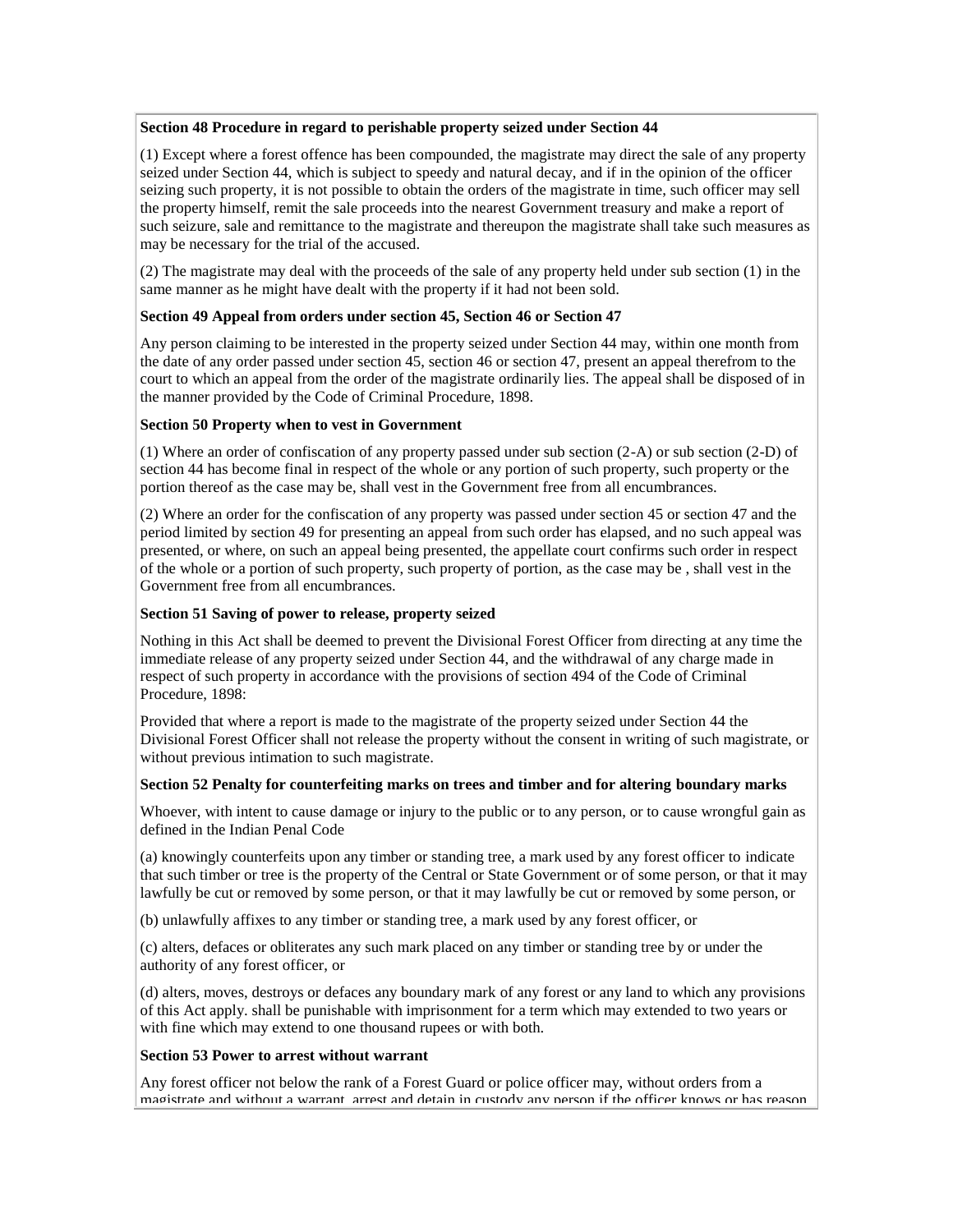**Section 48 Procedure in regard to perishable property seized under Section 44**

(1) Except where a forest offence has been compounded, the magistrate may direct the sale of any property seized under Section 44, which is subject to speedy and natural decay, and if in the opinion of the officer seizing such property, it is not possible to obtain the orders of the magistrate in time, such officer may sell the property himself, remit the sale proceeds into the nearest Government treasury and make a report of such seizure, sale and remittance to the magistrate and thereupon the magistrate shall take such measures as may be necessary for the trial of the accused.

(2) The magistrate may deal with the proceeds of the sale of any property held under sub section (1) in the same manner as he might have dealt with the property if it had not been sold.

**Section 49 Appeal from orders under section 45, Section 46 or Section 47**

Any person claiming to be interested in the property seized under Section 44 may, within one month from the date of any order passed under section 45, section 46 or section 47, present an appeal therefrom to the court to which an appeal from the order of the magistrate ordinarily lies. The appeal shall be disposed of in the manner provided by the Code of Criminal Procedure, 1898.

**Section 50 Property when to vest in Government**

(1) Where an order of confiscation of any property passed under sub section (2-A) or sub section (2-D) of section 44 has become final in respect of the whole or any portion of such property, such property or the portion thereof as the case may be, shall vest in the Government free from all encumbrances.

(2) Where an order for the confiscation of any property was passed under section 45 or section 47 and the period limited by section 49 for presenting an appeal from such order has elapsed, and no such appeal was presented, or where, on such an appeal being presented, the appellate court confirms such order in respect of the whole or a portion of such property, such property of portion, as the case may be , shall vest in the Government free from all encumbrances.

**Section 51 Saving of power to release, property seized**

Nothing in this Act shall be deemed to prevent the Divisional Forest Officer from directing at any time the immediate release of any property seized under Section 44, and the withdrawal of any charge made in respect of such property in accordance with the provisions of section 494 of the Code of Criminal Procedure, 1898:

Provided that where a report is made to the magistrate of the property seized under Section 44 the Divisional Forest Officer shall not release the property without the consent in writing of such magistrate, or without previous intimation to such magistrate.

**Section 52 Penalty for counterfeiting marks on trees and timber and for altering boundary marks**

Whoever, with intent to cause damage or injury to the public or to any person, or to cause wrongful gain as defined in the Indian Penal Code

(a) knowingly counterfeits upon any timber or standing tree, a mark used by any forest officer to indicate that such timber or tree is the property of the Central or State Government or of some person, or that it may lawfully be cut or removed by some person, or that it may lawfully be cut or removed by some person, or

(b) unlawfully affixes to any timber or standing tree, a mark used by any forest officer, or

(c) alters, defaces or obliterates any such mark placed on any timber or standing tree by or under the authority of any forest officer, or

(d) alters, moves, destroys or defaces any boundary mark of any forest or any land to which any provisions of this Act apply. shall be punishable with imprisonment for a term which may extended to two years or with fine which may extend to one thousand rupees or with both.

**Section 53 Power to arrest without warrant**

Any forest officer not below the rank of a Forest Guard or police officer may, without orders from a magistrate and without a warrant, arrest and detain in custody any person if the officer knows or has reason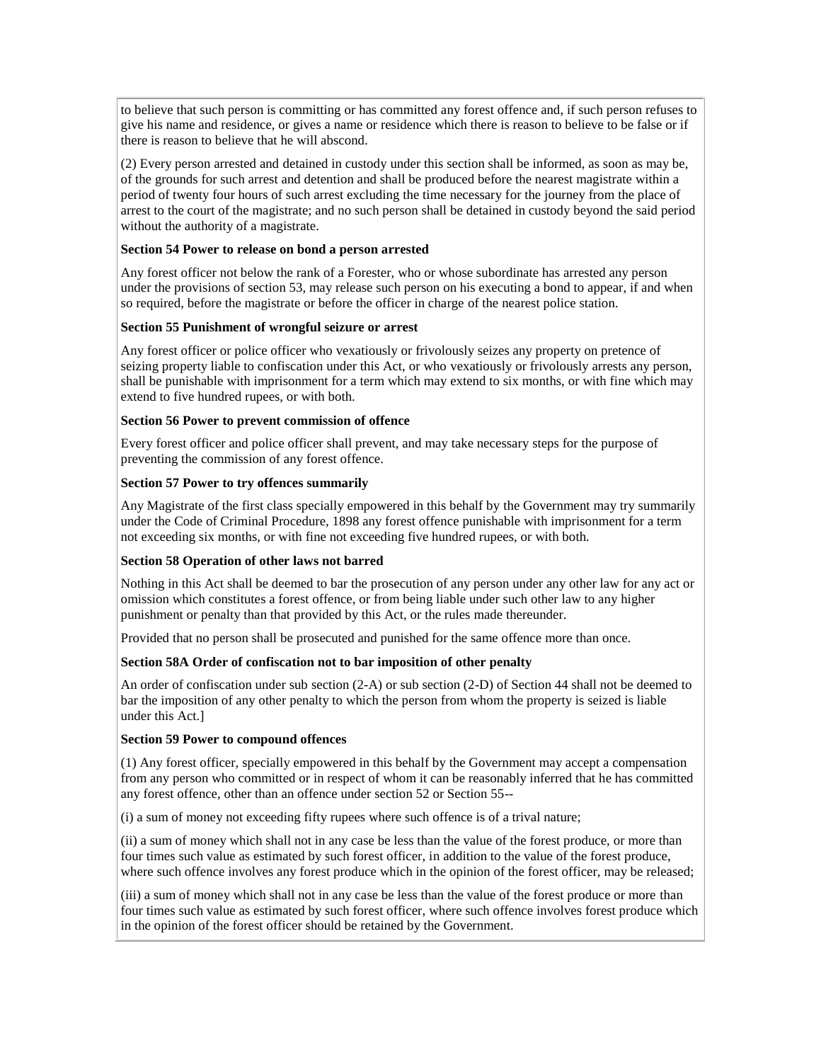to believe that such person is committing or has committed any forest offence and, if such person refuses to give his name and residence, or gives a name or residence which there is reason to believe to be false or if there is reason to believe that he will abscond.

(2) Every person arrested and detained in custody under this section shall be informed, as soon as may be, of the grounds for such arrest and detention and shall be produced before the nearest magistrate within a period of twenty four hours of such arrest excluding the time necessary for the journey from the place of arrest to the court of the magistrate; and no such person shall be detained in custody beyond the said period without the authority of a magistrate.

**Section 54 Power to release on bond a person arrested**

Any forest officer not below the rank of a Forester, who or whose subordinate has arrested any person under the provisions of section 53, may release such person on his executing a bond to appear, if and when so required, before the magistrate or before the officer in charge of the nearest police station.

**Section 55 Punishment of wrongful seizure or arrest**

Any forest officer or police officer who vexatiously or frivolously seizes any property on pretence of seizing property liable to confiscation under this Act, or who vexatiously or frivolously arrests any person, shall be punishable with imprisonment for a term which may extend to six months, or with fine which may extend to five hundred rupees, or with both.

**Section 56 Power to prevent commission of offence**

Every forest officer and police officer shall prevent, and may take necessary steps for the purpose of preventing the commission of any forest offence.

**Section 57 Power to try offences summarily**

Any Magistrate of the first class specially empowered in this behalf by the Government may try summarily under the Code of Criminal Procedure, 1898 any forest offence punishable with imprisonment for a term not exceeding six months, or with fine not exceeding five hundred rupees, or with both.

**Section 58 Operation of other laws not barred**

Nothing in this Act shall be deemed to bar the prosecution of any person under any other law for any act or omission which constitutes a forest offence, or from being liable under such other law to any higher punishment or penalty than that provided by this Act, or the rules made thereunder.

Provided that no person shall be prosecuted and punished for the same offence more than once.

**Section 58A Order of confiscation not to bar imposition of other penalty**

An order of confiscation under sub section (2-A) or sub section (2-D) of Section 44 shall not be deemed to bar the imposition of any other penalty to which the person from whom the property is seized is liable under this Act.]

**Section 59 Power to compound offences**

(1) Any forest officer, specially empowered in this behalf by the Government may accept a compensation from any person who committed or in respect of whom it can be reasonably inferred that he has committed any forest offence, other than an offence under section 52 or Section 55--

(i) a sum of money not exceeding fifty rupees where such offence is of a trival nature;

(ii) a sum of money which shall not in any case be less than the value of the forest produce, or more than four times such value as estimated by such forest officer, in addition to the value of the forest produce, where such offence involves any forest produce which in the opinion of the forest officer, may be released;

(iii) a sum of money which shall not in any case be less than the value of the forest produce or more than four times such value as estimated by such forest officer, where such offence involves forest produce which in the opinion of the forest officer should be retained by the Government.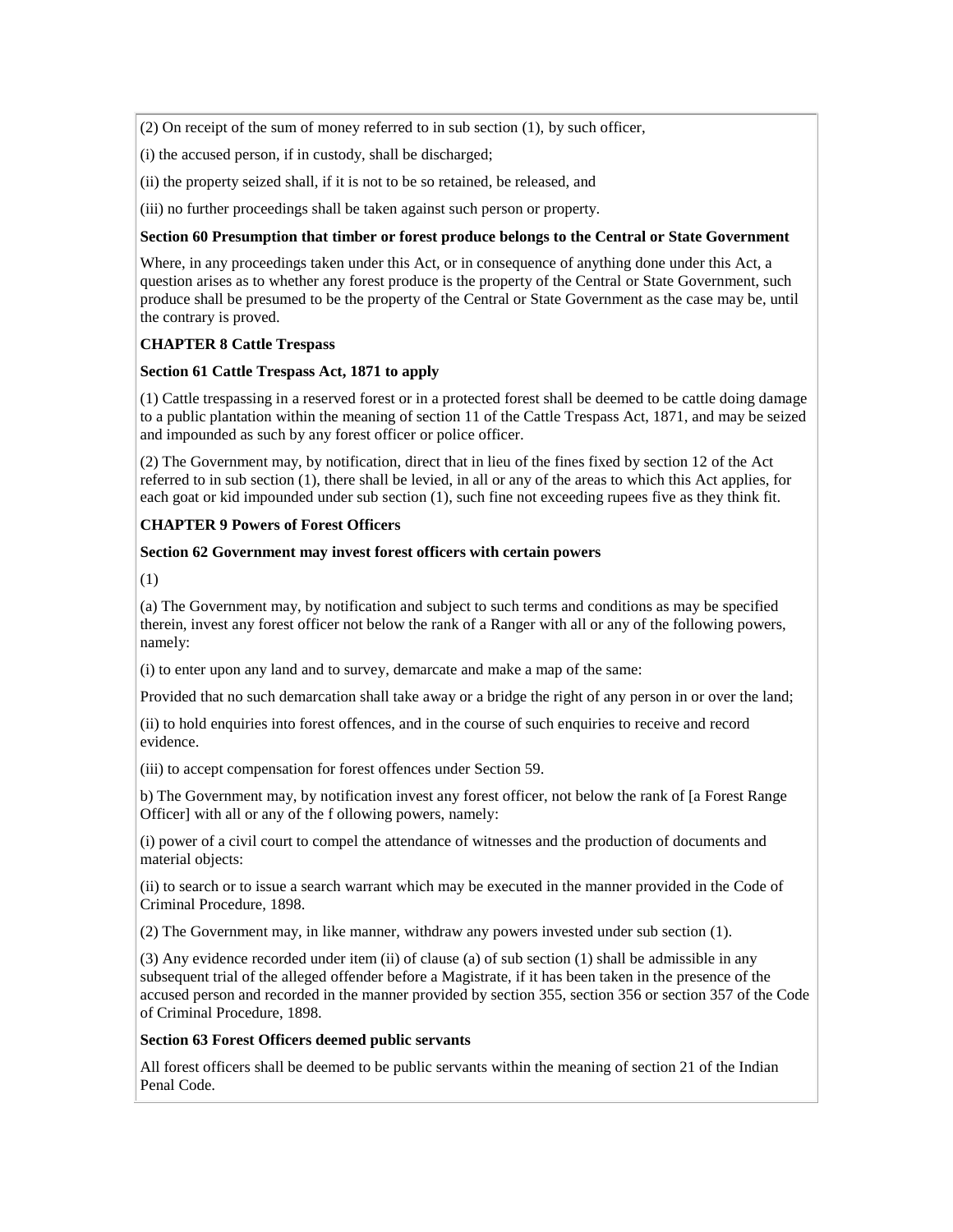(2) On receipt of the sum of money referred to in sub section (1), by such officer,

(i) the accused person, if in custody, shall be discharged;

(ii) the property seized shall, if it is not to be so retained, be released, and

(iii) no further proceedings shall be taken against such person or property.

**Section 60 Presumption that timber or forest produce belongs to the Central or State Government**

Where, in any proceedings taken under this Act, or in consequence of anything done under this Act, a question arises as to whether any forest produce is the property of the Central or State Government, such produce shall be presumed to be the property of the Central or State Government as the case may be, until the contrary is proved.

**CHAPTER 8 Cattle Trespass**

**Section 61 Cattle Trespass Act, 1871 to apply**

(1) Cattle trespassing in a reserved forest or in a protected forest shall be deemed to be cattle doing damage to a public plantation within the meaning of section 11 of the Cattle Trespass Act, 1871, and may be seized and impounded as such by any forest officer or police officer.

(2) The Government may, by notification, direct that in lieu of the fines fixed by section 12 of the Act referred to in sub section (1), there shall be levied, in all or any of the areas to which this Act applies, for each goat or kid impounded under sub section (1), such fine not exceeding rupees five as they think fit.

**CHAPTER 9 Powers of Forest Officers**

**Section 62 Government may invest forest officers with certain powers**

(1)

(a) The Government may, by notification and subject to such terms and conditions as may be specified therein, invest any forest officer not below the rank of a Ranger with all or any of the following powers, namely:

(i) to enter upon any land and to survey, demarcate and make a map of the same:

Provided that no such demarcation shall take away or a bridge the right of any person in or over the land;

(ii) to hold enquiries into forest offences, and in the course of such enquiries to receive and record evidence.

(iii) to accept compensation for forest offences under Section 59.

b) The Government may, by notification invest any forest officer, not below the rank of [a Forest Range Officer] with all or any of the f ollowing powers, namely:

(i) power of a civil court to compel the attendance of witnesses and the production of documents and material objects:

(ii) to search or to issue a search warrant which may be executed in the manner provided in the Code of Criminal Procedure, 1898.

(2) The Government may, in like manner, withdraw any powers invested under sub section (1).

(3) Any evidence recorded under item (ii) of clause (a) of sub section (1) shall be admissible in any subsequent trial of the alleged offender before a Magistrate, if it has been taken in the presence of the accused person and recorded in the manner provided by section 355, section 356 or section 357 of the Code of Criminal Procedure, 1898.

**Section 63 Forest Officers deemed public servants**

All forest officers shall be deemed to be public servants within the meaning of section 21 of the Indian Penal Code.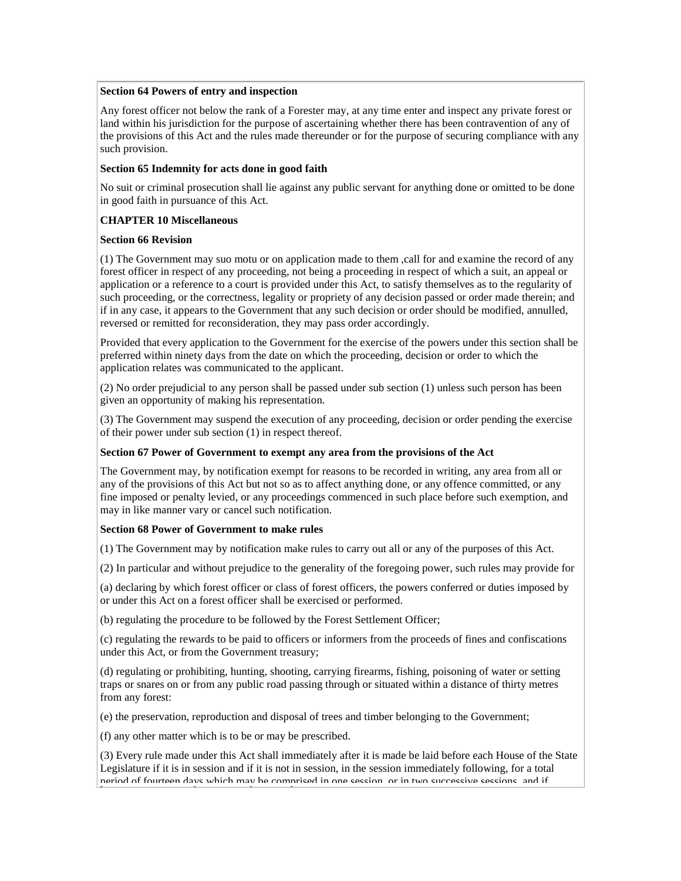**Section 64 Powers of entry and inspection**

Any forest officer not below the rank of a Forester may, at any time enter and inspect any private forest or land within his jurisdiction for the purpose of ascertaining whether there has been contravention of any of the provisions of this Act and the rules made thereunder or for the purpose of securing compliance with any such provision.

**Section 65 Indemnity for acts done in good faith**

No suit or criminal prosecution shall lie against any public servant for anything done or omitted to be done in good faith in pursuance of this Act.

**CHAPTER 10 Miscellaneous**

**Section 66 Revision**

(1) The Government may suo motu or on application made to them ,call for and examine the record of any forest officer in respect of any proceeding, not being a proceeding in respect of which a suit, an appeal or application or a reference to a court is provided under this Act, to satisfy themselves as to the regularity of such proceeding, or the correctness, legality or propriety of any decision passed or order made therein; and if in any case, it appears to the Government that any such decision or order should be modified, annulled, reversed or remitted for reconsideration, they may pass order accordingly.

Provided that every application to the Government for the exercise of the powers under this section shall be preferred within ninety days from the date on which the proceeding, decision or order to which the application relates was communicated to the applicant.

(2) No order prejudicial to any person shall be passed under sub section (1) unless such person has been given an opportunity of making his representation.

(3) The Government may suspend the execution of any proceeding, decision or order pending the exercise of their power under sub section (1) in respect thereof.

**Section 67 Power of Government to exempt any area from the provisions of the Act**

The Government may, by notification exempt for reasons to be recorded in writing, any area from all or any of the provisions of this Act but not so as to affect anything done, or any offence committed, or any fine imposed or penalty levied, or any proceedings commenced in such place before such exemption, and may in like manner vary or cancel such notification.

**Section 68 Power of Government to make rules**

(1) The Government may by notification make rules to carry out all or any of the purposes of this Act.

(2) In particular and without prejudice to the generality of the foregoing power, such rules may provide for

(a) declaring by which forest officer or class of forest officers, the powers conferred or duties imposed by or under this Act on a forest officer shall be exercised or performed.

(b) regulating the procedure to be followed by the Forest Settlement Officer;

(c) regulating the rewards to be paid to officers or informers from the proceeds of fines and confiscations under this Act, or from the Government treasury;

(d) regulating or prohibiting, hunting, shooting, carrying firearms, fishing, poisoning of water or setting traps or snares on or from any public road passing through or situated within a distance of thirty metres from any forest:

(e) the preservation, reproduction and disposal of trees and timber belonging to the Government;

(f) any other matter which is to be or may be prescribed.

(3) Every rule made under this Act shall immediately after it is made be laid before each House of the State Legislature if it is in session and if it is not in session, in the session immediately following, for a total period of fourteen days which may be comprised in one session, or in two successive sessions, and if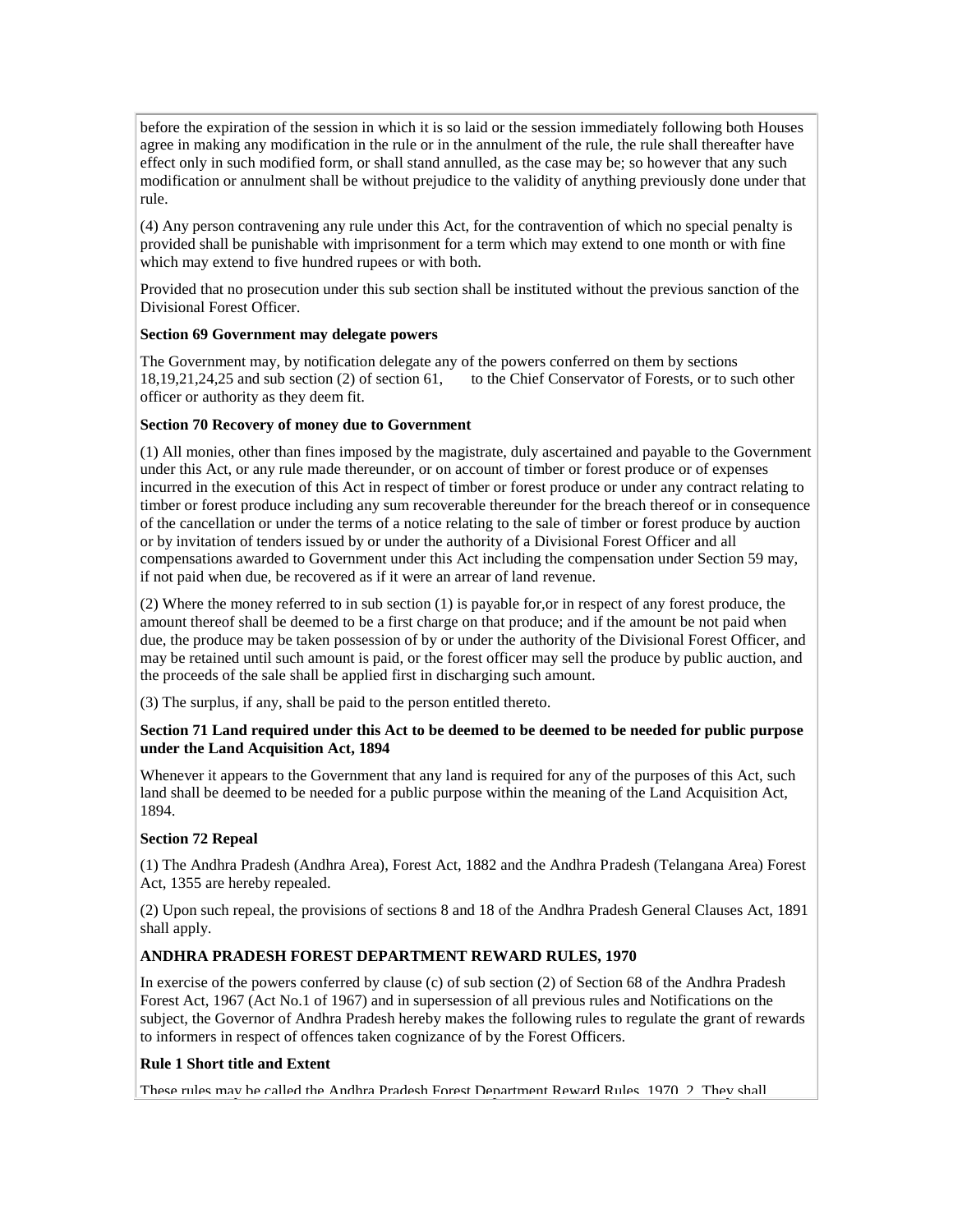before the expiration of the session in which it is so laid or the session immediately following both Houses agree in making any modification in the rule or in the annulment of the rule, the rule shall thereafter have effect only in such modified form, or shall stand annulled, as the case may be; so however that any such modification or annulment shall be without prejudice to the validity of anything previously done under that rule.

(4) Any person contravening any rule under this Act, for the contravention of which no special penalty is provided shall be punishable with imprisonment for a term which may extend to one month or with fine which may extend to five hundred rupees or with both.

Provided that no prosecution under this sub section shall be instituted without the previous sanction of the Divisional Forest Officer.

**Section 69 Government may delegate powers**

The Government may, by notification delegate any of the powers conferred on them by sections 18,19,21,24,25 and sub section (2) of section 61, to the Chief Conservator of Forests, or to such other officer or authority as they deem fit.

**Section 70 Recovery of money due to Government**

(1) All monies, other than fines imposed by the magistrate, duly ascertained and payable to the Government under this Act, or any rule made thereunder, or on account of timber or forest produce or of expenses incurred in the execution of this Act in respect of timber or forest produce or under any contract relating to timber or forest produce including any sum recoverable thereunder for the breach thereof or in consequence of the cancellation or under the terms of a notice relating to the sale of timber or forest produce by auction or by invitation of tenders issued by or under the authority of a Divisional Forest Officer and all compensations awarded to Government under this Act including the compensation under Section 59 may, if not paid when due, be recovered as if it were an arrear of land revenue.

(2) Where the money referred to in sub section (1) is payable for,or in respect of any forest produce, the amount thereof shall be deemed to be a first charge on that produce; and if the amount be not paid when due, the produce may be taken possession of by or under the authority of the Divisional Forest Officer, and may be retained until such amount is paid, or the forest officer may sell the produce by public auction, and the proceeds of the sale shall be applied first in discharging such amount.

(3) The surplus, if any, shall be paid to the person entitled thereto.

**Section 71 Land required under this Act to be deemed to be deemed to be needed for public purpose under the Land Acquisition Act, 1894**

Whenever it appears to the Government that any land is required for any of the purposes of this Act, such land shall be deemed to be needed for a public purpose within the meaning of the Land Acquisition Act, 1894.

**Section 72 Repeal**

(1) The Andhra Pradesh (Andhra Area), Forest Act, 1882 and the Andhra Pradesh (Telangana Area) Forest Act, 1355 are hereby repealed.

(2) Upon such repeal, the provisions of sections 8 and 18 of the Andhra Pradesh General Clauses Act, 1891 shall apply.

**ANDHRA PRADESH FOREST DEPARTMENT REWARD RULES, 1970**

In exercise of the powers conferred by clause (c) of sub section (2) of Section 68 of the Andhra Pradesh Forest Act, 1967 (Act No.1 of 1967) and in supersession of all previous rules and Notifications on the subject, the Governor of Andhra Pradesh hereby makes the following rules to regulate the grant of rewards to informers in respect of offences taken cognizance of by the Forest Officers.

**Rule 1 Short title and Extent**

These rules may be called the Andhra Pradesh Forest Department Reward Rules, 1970. 2. They shall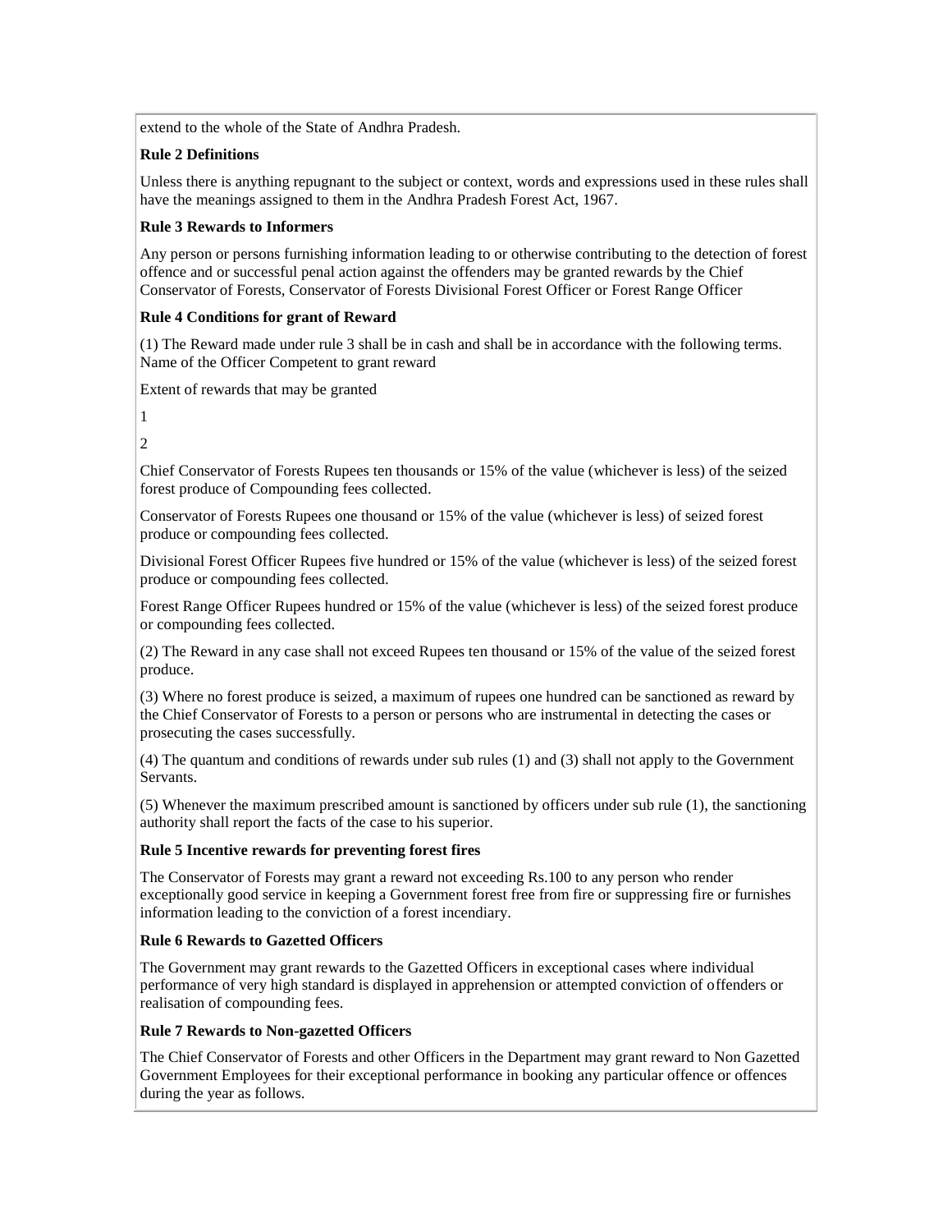extend to the whole of the State of Andhra Pradesh.

**Rule 2 Definitions**

Unless there is anything repugnant to the subject or context, words and expressions used in these rules shall have the meanings assigned to them in the Andhra Pradesh Forest Act, 1967.

**Rule 3 Rewards to Informers**

Any person or persons furnishing information leading to or otherwise contributing to the detection of forest offence and or successful penal action against the offenders may be granted rewards by the Chief Conservator of Forests, Conservator of Forests Divisional Forest Officer or Forest Range Officer

**Rule 4 Conditions for grant of Reward**

(1) The Reward made under rule 3 shall be in cash and shall be in accordance with the following terms.

| Name of the Officer Competent to grant reward | Extent of rewards that may be granted |
|---|---|
| 1 | 2 |
| Chief Conservator of Forests | Rupees ten thousands or 15% of the value (whichever is less) of the seized forest produce of Compounding fees collected. |
| Conservator of Forests | Rupees one thousand or 15% of the value (whichever is less) of seized forest produce or compounding fees collected. |
| Divisional Forest Officer | Rupees five hundred or 15% of the value (whichever is less) of the seized forest produce or compounding fees collected. |
| Forest Range Officer | Rupees hundred or 15% of the value (whichever is less) of the seized forest produce or compounding fees collected. |

(2) The Reward in any case shall not exceed Rupees ten thousand or 15% of the value of the seized forest produce.

(3) Where no forest produce is seized, a maximum of rupees one hundred can be sanctioned as reward by the Chief Conservator of Forests to a person or persons who are instrumental in detecting the cases or prosecuting the cases successfully.

(4) The quantum and conditions of rewards under sub rules (1) and (3) shall not apply to the Government Servants.

(5) Whenever the maximum prescribed amount is sanctioned by officers under sub rule (1), the sanctioning authority shall report the facts of the case to his superior.

**Rule 5 Incentive rewards for preventing forest fires**

The Conservator of Forests may grant a reward not exceeding Rs.100 to any person who render exceptionally good service in keeping a Government forest free from fire or suppressing fire or furnishes information leading to the conviction of a forest incendiary.

**Rule 6 Rewards to Gazetted Officers**

The Government may grant rewards to the Gazetted Officers in exceptional cases where individual performance of very high standard is displayed in apprehension or attempted conviction of offenders or realisation of compounding fees.

**Rule 7 Rewards to Non-gazetted Officers**

The Chief Conservator of Forests and other Officers in the Department may grant reward to Non Gazetted Government Employees for their exceptional performance in booking any particular offence or offences during the year as follows.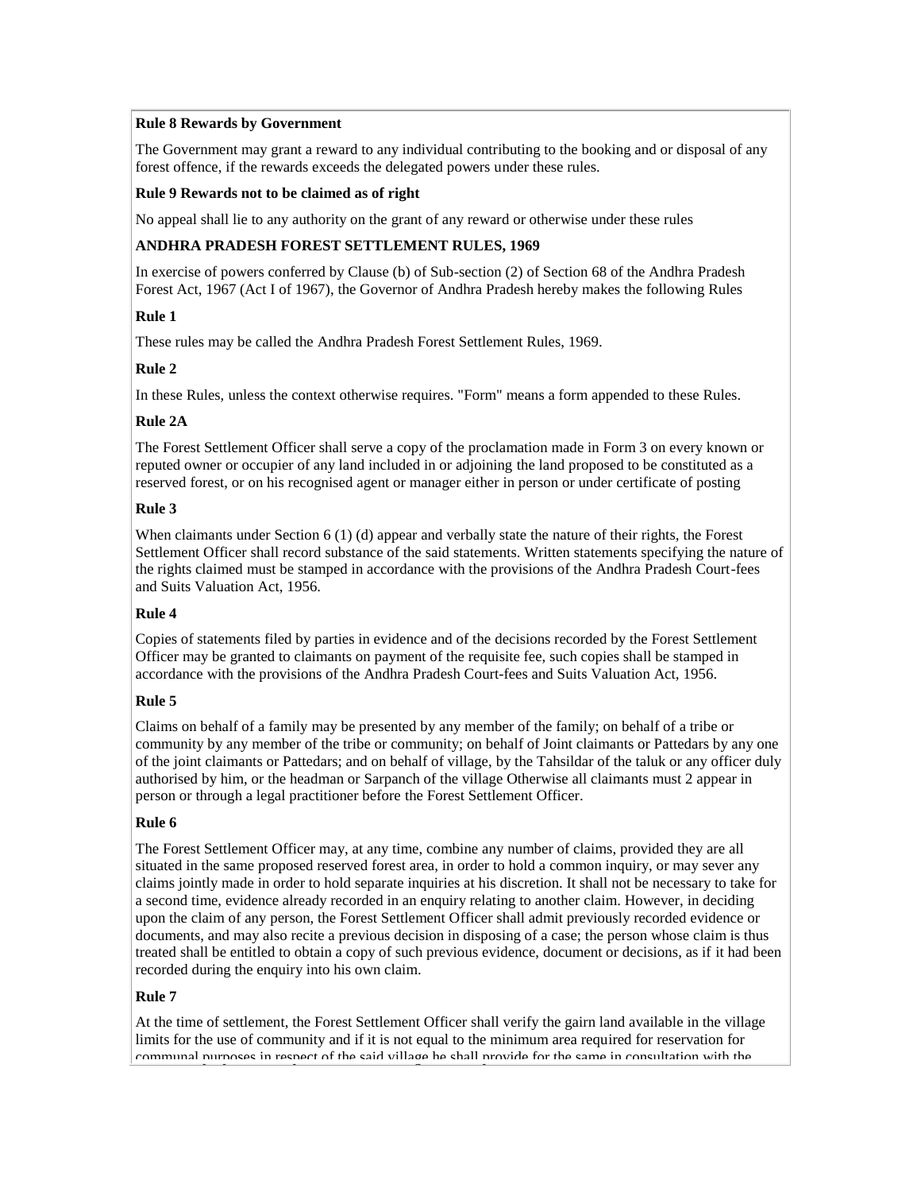**Rule 8 Rewards by Government**

The Government may grant a reward to any individual contributing to the booking and or disposal of any forest offence, if the rewards exceeds the delegated powers under these rules.

**Rule 9 Rewards not to be claimed as of right**

No appeal shall lie to any authority on the grant of any reward or otherwise under these rules

**ANDHRA PRADESH FOREST SETTLEMENT RULES, 1969**

In exercise of powers conferred by Clause (b) of Sub-section (2) of Section 68 of the Andhra Pradesh Forest Act, 1967 (Act I of 1967), the Governor of Andhra Pradesh hereby makes the following Rules

**Rule 1**

These rules may be called the Andhra Pradesh Forest Settlement Rules, 1969.

**Rule 2**

In these Rules, unless the context otherwise requires. "Form" means a form appended to these Rules.

**Rule 2A**

The Forest Settlement Officer shall serve a copy of the proclamation made in Form 3 on every known or reputed owner or occupier of any land included in or adjoining the land proposed to be constituted as a reserved forest, or on his recognised agent or manager either in person or under certificate of posting

**Rule 3**

When claimants under Section 6 (1) (d) appear and verbally state the nature of their rights, the Forest Settlement Officer shall record substance of the said statements. Written statements specifying the nature of the rights claimed must be stamped in accordance with the provisions of the Andhra Pradesh Court-fees and Suits Valuation Act, 1956.

**Rule 4**

Copies of statements filed by parties in evidence and of the decisions recorded by the Forest Settlement Officer may be granted to claimants on payment of the requisite fee, such copies shall be stamped in accordance with the provisions of the Andhra Pradesh Court-fees and Suits Valuation Act, 1956.

**Rule 5**

Claims on behalf of a family may be presented by any member of the family; on behalf of a tribe or community by any member of the tribe or community; on behalf of Joint claimants or Pattedars by any one of the joint claimants or Pattedars; and on behalf of village, by the Tahsildar of the taluk or any officer duly authorised by him, or the headman or Sarpanch of the village Otherwise all claimants must 2 appear in person or through a legal practitioner before the Forest Settlement Officer.

**Rule 6**

The Forest Settlement Officer may, at any time, combine any number of claims, provided they are all situated in the same proposed reserved forest area, in order to hold a common inquiry, or may sever any claims jointly made in order to hold separate inquiries at his discretion. It shall not be necessary to take for a second time, evidence already recorded in an enquiry relating to another claim. However, in deciding upon the claim of any person, the Forest Settlement Officer shall admit previously recorded evidence or documents, and may also recite a previous decision in disposing of a case; the person whose claim is thus treated shall be entitled to obtain a copy of such previous evidence, document or decisions, as if it had been recorded during the enquiry into his own claim.

**Rule 7**

At the time of settlement, the Forest Settlement Officer shall verify the gairn land available in the village limits for the use of community and if it is not equal to the minimum area required for reservation for communal purposes in respect of the said village he shall provide for the same in consultation with the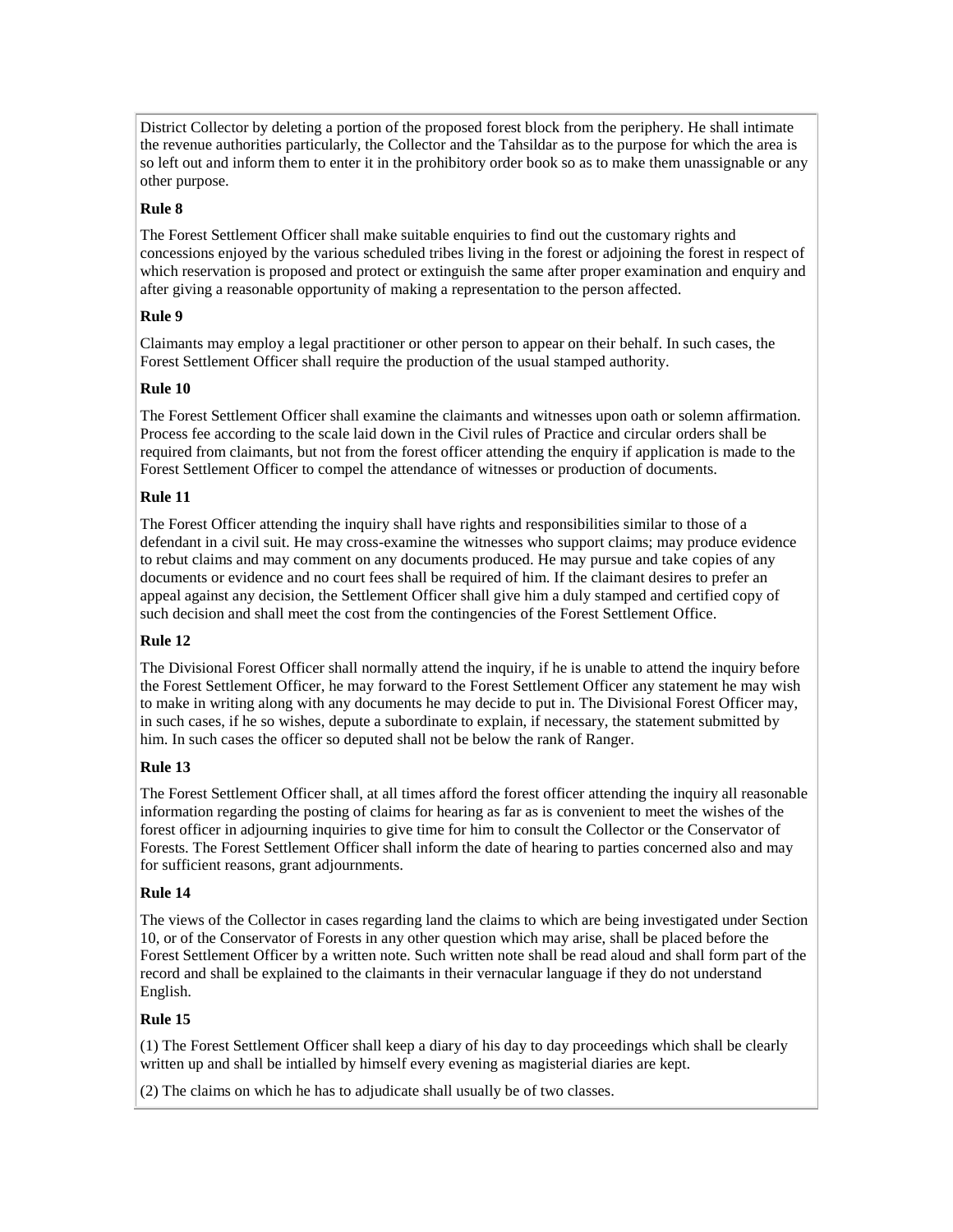District Collector by deleting a portion of the proposed forest block from the periphery. He shall intimate the revenue authorities particularly, the Collector and the Tahsildar as to the purpose for which the area is so left out and inform them to enter it in the prohibitory order book so as to make them unassignable or any other purpose.

**Rule 8**

The Forest Settlement Officer shall make suitable enquiries to find out the customary rights and concessions enjoyed by the various scheduled tribes living in the forest or adjoining the forest in respect of which reservation is proposed and protect or extinguish the same after proper examination and enquiry and after giving a reasonable opportunity of making a representation to the person affected.

**Rule 9**

Claimants may employ a legal practitioner or other person to appear on their behalf. In such cases, the Forest Settlement Officer shall require the production of the usual stamped authority.

**Rule 10**

The Forest Settlement Officer shall examine the claimants and witnesses upon oath or solemn affirmation. Process fee according to the scale laid down in the Civil rules of Practice and circular orders shall be required from claimants, but not from the forest officer attending the enquiry if application is made to the Forest Settlement Officer to compel the attendance of witnesses or production of documents.

**Rule 11**

The Forest Officer attending the inquiry shall have rights and responsibilities similar to those of a defendant in a civil suit. He may cross-examine the witnesses who support claims; may produce evidence to rebut claims and may comment on any documents produced. He may pursue and take copies of any documents or evidence and no court fees shall be required of him. If the claimant desires to prefer an appeal against any decision, the Settlement Officer shall give him a duly stamped and certified copy of such decision and shall meet the cost from the contingencies of the Forest Settlement Office.

**Rule 12**

The Divisional Forest Officer shall normally attend the inquiry, if he is unable to attend the inquiry before the Forest Settlement Officer, he may forward to the Forest Settlement Officer any statement he may wish to make in writing along with any documents he may decide to put in. The Divisional Forest Officer may, in such cases, if he so wishes, depute a subordinate to explain, if necessary, the statement submitted by him. In such cases the officer so deputed shall not be below the rank of Ranger.

**Rule 13**

The Forest Settlement Officer shall, at all times afford the forest officer attending the inquiry all reasonable information regarding the posting of claims for hearing as far as is convenient to meet the wishes of the forest officer in adjourning inquiries to give time for him to consult the Collector or the Conservator of Forests. The Forest Settlement Officer shall inform the date of hearing to parties concerned also and may for sufficient reasons, grant adjournments.

**Rule 14**

The views of the Collector in cases regarding land the claims to which are being investigated under Section 10, or of the Conservator of Forests in any other question which may arise, shall be placed before the Forest Settlement Officer by a written note. Such written note shall be read aloud and shall form part of the record and shall be explained to the claimants in their vernacular language if they do not understand English.

**Rule 15**

(1) The Forest Settlement Officer shall keep a diary of his day to day proceedings which shall be clearly written up and shall be intialled by himself every evening as magisterial diaries are kept.

(2) The claims on which he has to adjudicate shall usually be of two classes.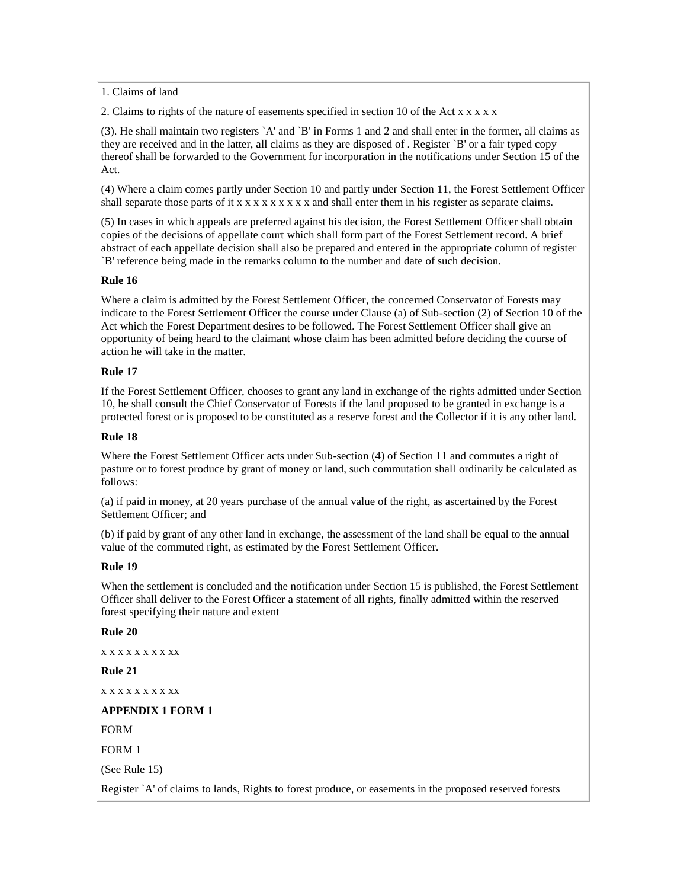1. Claims of land

2. Claims to rights of the nature of easements specified in section 10 of the Act x x x x x

(3). He shall maintain two registers `A' and `B' in Forms 1 and 2 and shall enter in the former, all claims as they are received and in the latter, all claims as they are disposed of . Register `B' or a fair typed copy thereof shall be forwarded to the Government for incorporation in the notifications under Section 15 of the Act.

(4) Where a claim comes partly under Section 10 and partly under Section 11, the Forest Settlement Officer shall separate those parts of it x x x x x x x x x and shall enter them in his register as separate claims.

(5) In cases in which appeals are preferred against his decision, the Forest Settlement Officer shall obtain copies of the decisions of appellate court which shall form part of the Forest Settlement record. A brief abstract of each appellate decision shall also be prepared and entered in the appropriate column of register `B' reference being made in the remarks column to the number and date of such decision.

**Rule 16**

Where a claim is admitted by the Forest Settlement Officer, the concerned Conservator of Forests may indicate to the Forest Settlement Officer the course under Clause (a) of Sub-section (2) of Section 10 of the Act which the Forest Department desires to be followed. The Forest Settlement Officer shall give an opportunity of being heard to the claimant whose claim has been admitted before deciding the course of action he will take in the matter.

**Rule 17**

If the Forest Settlement Officer, chooses to grant any land in exchange of the rights admitted under Section 10, he shall consult the Chief Conservator of Forests if the land proposed to be granted in exchange is a protected forest or is proposed to be constituted as a reserve forest and the Collector if it is any other land.

**Rule 18**

Where the Forest Settlement Officer acts under Sub-section (4) of Section 11 and commutes a right of pasture or to forest produce by grant of money or land, such commutation shall ordinarily be calculated as follows:

(a) if paid in money, at 20 years purchase of the annual value of the right, as ascertained by the Forest Settlement Officer; and

(b) if paid by grant of any other land in exchange, the assessment of the land shall be equal to the annual value of the commuted right, as estimated by the Forest Settlement Officer.

**Rule 19**

When the settlement is concluded and the notification under Section 15 is published, the Forest Settlement Officer shall deliver to the Forest Officer a statement of all rights, finally admitted within the reserved forest specifying their nature and extent

**Rule 20**

x x x x x x x x x xx

**Rule 21**

x x x x x x x x x xx

**APPENDIX 1 FORM 1**

FORM

FORM 1

(See Rule 15)

Register `A' of claims to lands, Rights to forest produce, or easements in the proposed reserved forests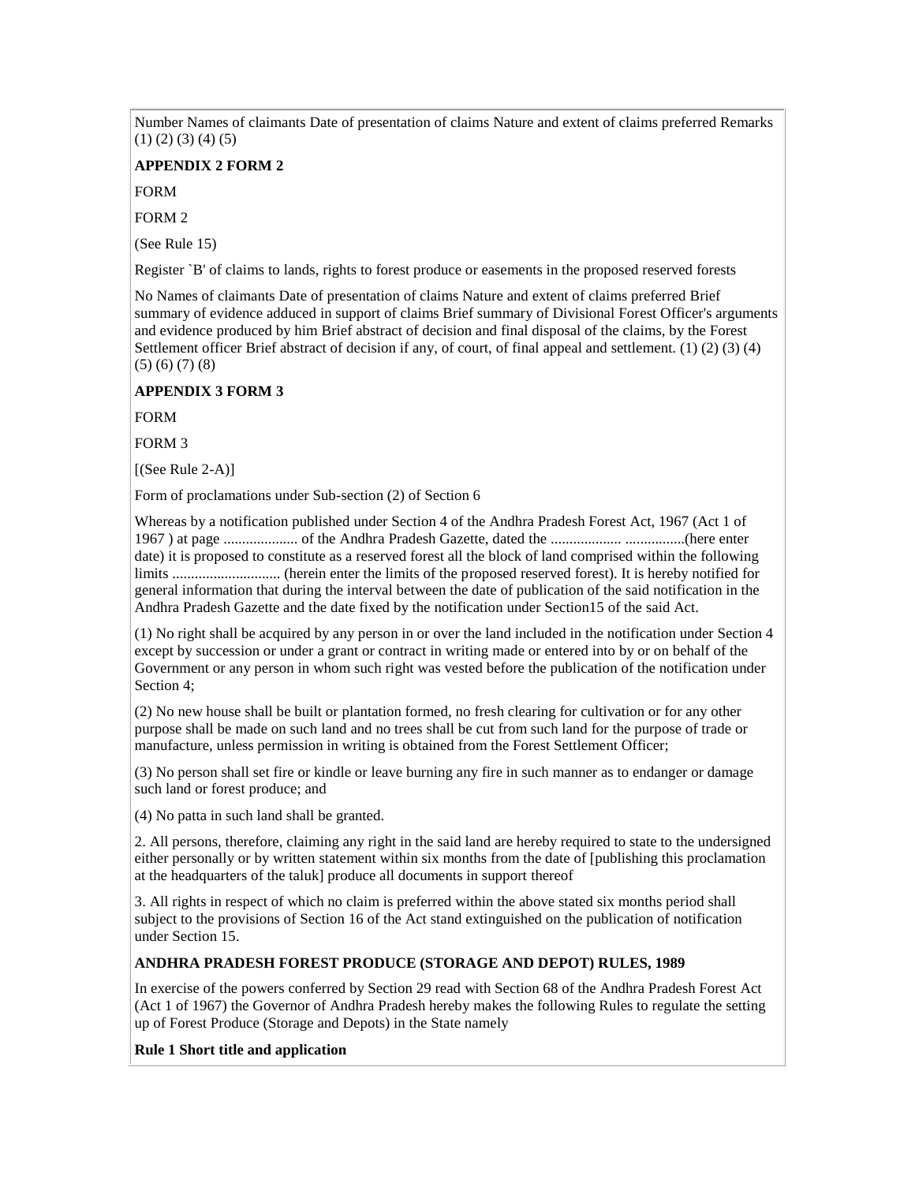Number Names of claimants Date of presentation of claims Nature and extent of claims preferred Remarks (1) (2) (3) (4) (5)

**APPENDIX 2 FORM 2**

FORM

FORM 2

(See Rule 15)

Register `B' of claims to lands, rights to forest produce or easements in the proposed reserved forests

No Names of claimants Date of presentation of claims Nature and extent of claims preferred Brief summary of evidence adduced in support of claims Brief summary of Divisional Forest Officer's arguments and evidence produced by him Brief abstract of decision and final disposal of the claims, by the Forest Settlement officer Brief abstract of decision if any, of court, of final appeal and settlement. (1) (2) (3) (4) (5) (6) (7) (8)

**APPENDIX 3 FORM 3**

FORM

FORM 3

[(See Rule 2-A)]

Form of proclamations under Sub-section (2) of Section 6

Whereas by a notification published under Section 4 of the Andhra Pradesh Forest Act, 1967 (Act 1 of 1967 ) at page .................... of the Andhra Pradesh Gazette, dated the ................... ................(here enter date) it is proposed to constitute as a reserved forest all the block of land comprised within the following limits ............................. (herein enter the limits of the proposed reserved forest). It is hereby notified for general information that during the interval between the date of publication of the said notification in the Andhra Pradesh Gazette and the date fixed by the notification under Section15 of the said Act.

(1) No right shall be acquired by any person in or over the land included in the notification under Section 4 except by succession or under a grant or contract in writing made or entered into by or on behalf of the Government or any person in whom such right was vested before the publication of the notification under Section 4;

(2) No new house shall be built or plantation formed, no fresh clearing for cultivation or for any other purpose shall be made on such land and no trees shall be cut from such land for the purpose of trade or manufacture, unless permission in writing is obtained from the Forest Settlement Officer;

(3) No person shall set fire or kindle or leave burning any fire in such manner as to endanger or damage such land or forest produce; and

(4) No patta in such land shall be granted.

2. All persons, therefore, claiming any right in the said land are hereby required to state to the undersigned either personally or by written statement within six months from the date of [publishing this proclamation at the headquarters of the taluk] produce all documents in support thereof

3. All rights in respect of which no claim is preferred within the above stated six months period shall subject to the provisions of Section 16 of the Act stand extinguished on the publication of notification under Section 15.

**ANDHRA PRADESH FOREST PRODUCE (STORAGE AND DEPOT) RULES, 1989**

In exercise of the powers conferred by Section 29 read with Section 68 of the Andhra Pradesh Forest Act (Act 1 of 1967) the Governor of Andhra Pradesh hereby makes the following Rules to regulate the setting up of Forest Produce (Storage and Depots) in the State namely

**Rule 1 Short title and application**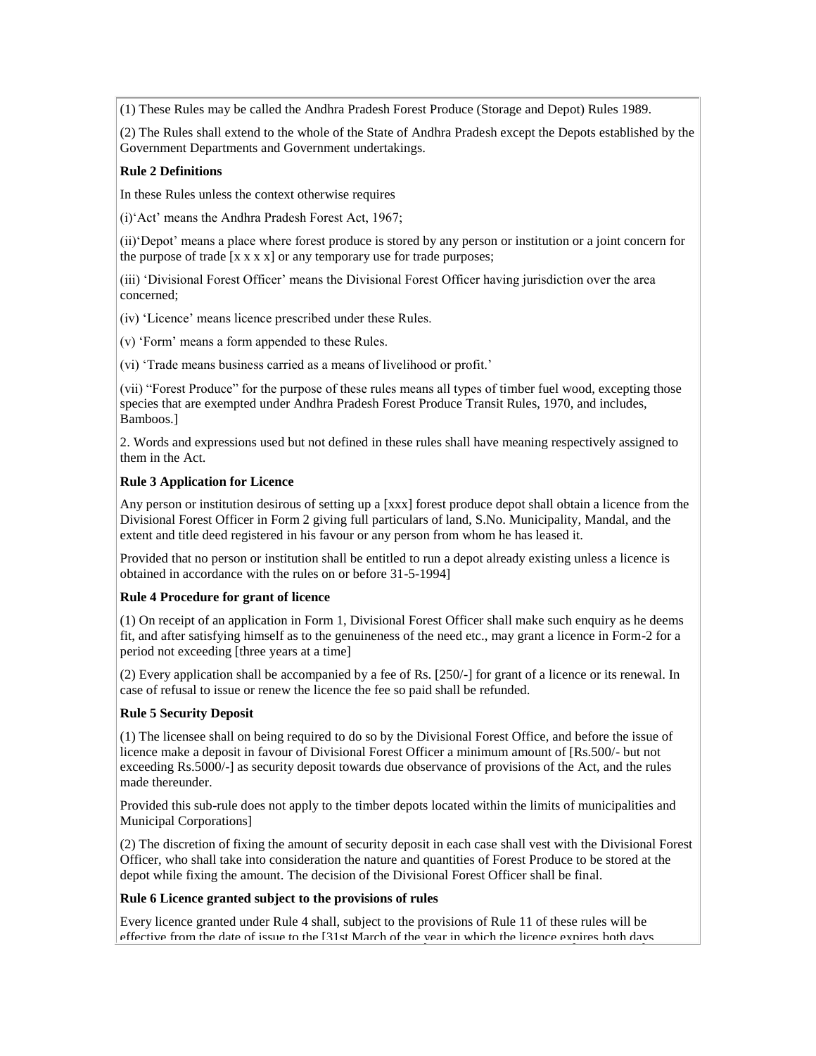(1) These Rules may be called the Andhra Pradesh Forest Produce (Storage and Depot) Rules 1989.

(2) The Rules shall extend to the whole of the State of Andhra Pradesh except the Depots established by the Government Departments and Government undertakings.

**Rule 2 Definitions**

In these Rules unless the context otherwise requires

(i)'Act' means the Andhra Pradesh Forest Act, 1967;

(ii)'Depot' means a place where forest produce is stored by any person or institution or a joint concern for the purpose of trade [x x x x] or any temporary use for trade purposes;

(iii) 'Divisional Forest Officer' means the Divisional Forest Officer having jurisdiction over the area concerned;

(iv) 'Licence' means licence prescribed under these Rules.

(v) 'Form' means a form appended to these Rules.

(vi) 'Trade means business carried as a means of livelihood or profit.'

(vii) "Forest Produce" for the purpose of these rules means all types of timber fuel wood, excepting those species that are exempted under Andhra Pradesh Forest Produce Transit Rules, 1970, and includes, Bamboos.]

2. Words and expressions used but not defined in these rules shall have meaning respectively assigned to them in the Act.

**Rule 3 Application for Licence**

Any person or institution desirous of setting up a [xxx] forest produce depot shall obtain a licence from the Divisional Forest Officer in Form 2 giving full particulars of land, S.No. Municipality, Mandal, and the extent and title deed registered in his favour or any person from whom he has leased it.

Provided that no person or institution shall be entitled to run a depot already existing unless a licence is obtained in accordance with the rules on or before 31-5-1994]

**Rule 4 Procedure for grant of licence**

(1) On receipt of an application in Form 1, Divisional Forest Officer shall make such enquiry as he deems fit, and after satisfying himself as to the genuineness of the need etc., may grant a licence in Form-2 for a period not exceeding [three years at a time]

(2) Every application shall be accompanied by a fee of Rs. [250/-] for grant of a licence or its renewal. In case of refusal to issue or renew the licence the fee so paid shall be refunded.

**Rule 5 Security Deposit**

(1) The licensee shall on being required to do so by the Divisional Forest Office, and before the issue of licence make a deposit in favour of Divisional Forest Officer a minimum amount of [Rs.500/- but not exceeding Rs.5000/-] as security deposit towards due observance of provisions of the Act, and the rules made thereunder.

Provided this sub-rule does not apply to the timber depots located within the limits of municipalities and Municipal Corporations]

(2) The discretion of fixing the amount of security deposit in each case shall vest with the Divisional Forest Officer, who shall take into consideration the nature and quantities of Forest Produce to be stored at the depot while fixing the amount. The decision of the Divisional Forest Officer shall be final.

**Rule 6 Licence granted subject to the provisions of rules**

Every licence granted under Rule 4 shall, subject to the provisions of Rule 11 of these rules will be effective from the date of issue to the [31st March of the year in which the licence expires both days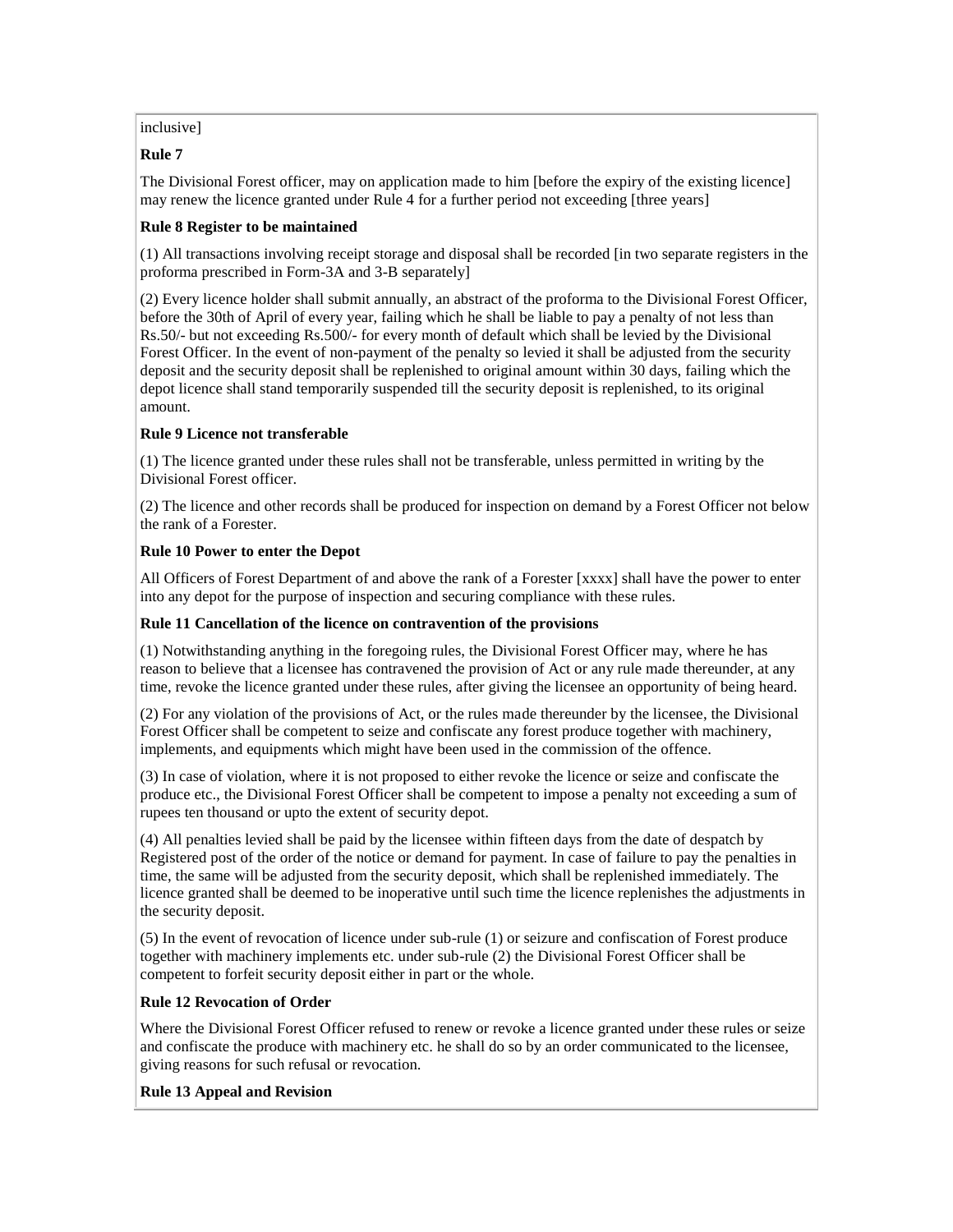inclusive]

**Rule 7**

The Divisional Forest officer, may on application made to him [before the expiry of the existing licence] may renew the licence granted under Rule 4 for a further period not exceeding [three years]

**Rule 8 Register to be maintained**

(1) All transactions involving receipt storage and disposal shall be recorded [in two separate registers in the proforma prescribed in Form-3A and 3-B separately]

(2) Every licence holder shall submit annually, an abstract of the proforma to the Divisional Forest Officer, before the 30th of April of every year, failing which he shall be liable to pay a penalty of not less than Rs.50/- but not exceeding Rs.500/- for every month of default which shall be levied by the Divisional Forest Officer. In the event of non-payment of the penalty so levied it shall be adjusted from the security deposit and the security deposit shall be replenished to original amount within 30 days, failing which the depot licence shall stand temporarily suspended till the security deposit is replenished, to its original amount.

**Rule 9 Licence not transferable**

(1) The licence granted under these rules shall not be transferable, unless permitted in writing by the Divisional Forest officer.

(2) The licence and other records shall be produced for inspection on demand by a Forest Officer not below the rank of a Forester.

**Rule 10 Power to enter the Depot**

All Officers of Forest Department of and above the rank of a Forester [xxxx] shall have the power to enter into any depot for the purpose of inspection and securing compliance with these rules.

**Rule 11 Cancellation of the licence on contravention of the provisions**

(1) Notwithstanding anything in the foregoing rules, the Divisional Forest Officer may, where he has reason to believe that a licensee has contravened the provision of Act or any rule made thereunder, at any time, revoke the licence granted under these rules, after giving the licensee an opportunity of being heard.

(2) For any violation of the provisions of Act, or the rules made thereunder by the licensee, the Divisional Forest Officer shall be competent to seize and confiscate any forest produce together with machinery, implements, and equipments which might have been used in the commission of the offence.

(3) In case of violation, where it is not proposed to either revoke the licence or seize and confiscate the produce etc., the Divisional Forest Officer shall be competent to impose a penalty not exceeding a sum of rupees ten thousand or upto the extent of security depot.

(4) All penalties levied shall be paid by the licensee within fifteen days from the date of despatch by Registered post of the order of the notice or demand for payment. In case of failure to pay the penalties in time, the same will be adjusted from the security deposit, which shall be replenished immediately. The licence granted shall be deemed to be inoperative until such time the licence replenishes the adjustments in the security deposit.

(5) In the event of revocation of licence under sub-rule (1) or seizure and confiscation of Forest produce together with machinery implements etc. under sub-rule (2) the Divisional Forest Officer shall be competent to forfeit security deposit either in part or the whole.

**Rule 12 Revocation of Order**

Where the Divisional Forest Officer refused to renew or revoke a licence granted under these rules or seize and confiscate the produce with machinery etc. he shall do so by an order communicated to the licensee, giving reasons for such refusal or revocation.

**Rule 13 Appeal and Revision**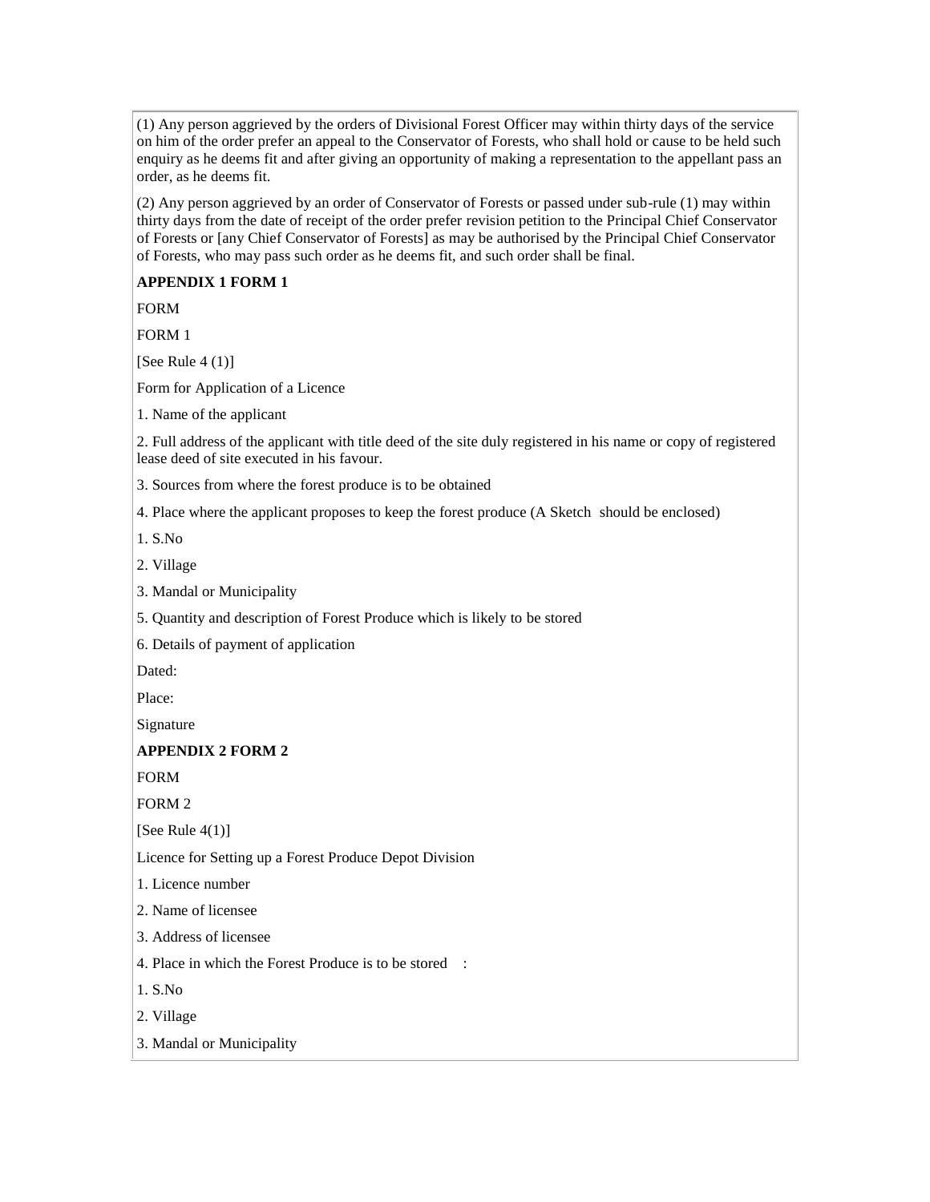(1) Any person aggrieved by the orders of Divisional Forest Officer may within thirty days of the service on him of the order prefer an appeal to the Conservator of Forests, who shall hold or cause to be held such enquiry as he deems fit and after giving an opportunity of making a representation to the appellant pass an order, as he deems fit.

(2) Any person aggrieved by an order of Conservator of Forests or passed under sub-rule (1) may within thirty days from the date of receipt of the order prefer revision petition to the Principal Chief Conservator of Forests or [any Chief Conservator of Forests] as may be authorised by the Principal Chief Conservator of Forests, who may pass such order as he deems fit, and such order shall be final.

**APPENDIX 1 FORM 1**

FORM

FORM 1

[See Rule 4 (1)]

Form for Application of a Licence

1. Name of the applicant

2. Full address of the applicant with title deed of the site duly registered in his name or copy of registered lease deed of site executed in his favour.

3. Sources from where the forest produce is to be obtained

4. Place where the applicant proposes to keep the forest produce (A Sketch should be enclosed)

1. S.No

2. Village

3. Mandal or Municipality

5. Quantity and description of Forest Produce which is likely to be stored

6. Details of payment of application

Dated:

Place:

Signature

**APPENDIX 2 FORM 2**

FORM

FORM 2

[See Rule 4(1)]

Licence for Setting up a Forest Produce Depot Division

1. Licence number

2. Name of licensee

3. Address of licensee

4. Place in which the Forest Produce is to be stored :

1. S.No

2. Village

3. Mandal or Municipality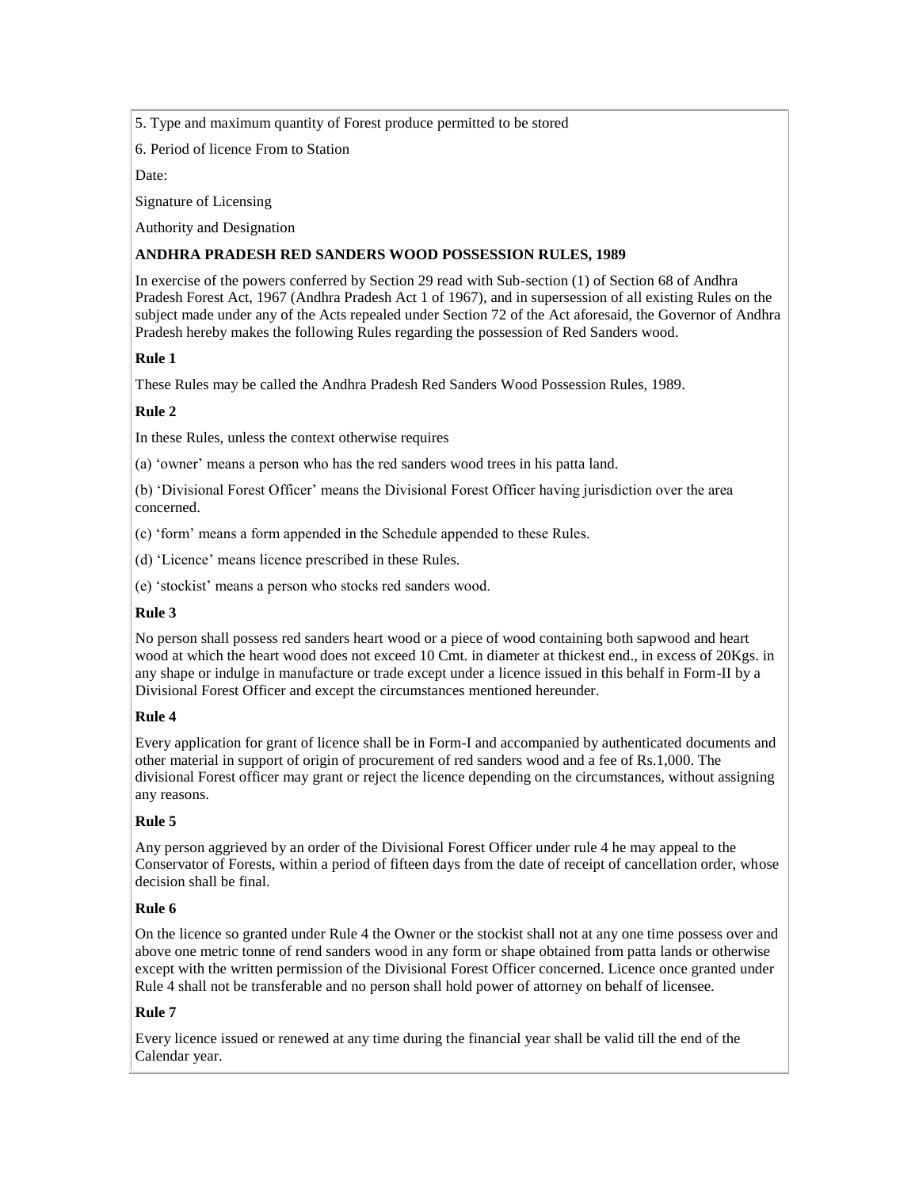5. Type and maximum quantity of Forest produce permitted to be stored

6. Period of licence From to Station

Date:

Signature of Licensing

Authority and Designation

## ANDHRA PRADESH RED SANDERS WOOD POSSESSION RULES, 1989

In exercise of the powers conferred by Section 29 read with Sub-section (1) of Section 68 of Andhra Pradesh Forest Act, 1967 (Andhra Pradesh Act 1 of 1967), and in supersession of all existing Rules on the subject made under any of the Acts repealed under Section 72 of the Act aforesaid, the Governor of Andhra Pradesh hereby makes the following Rules regarding the possession of Red Sanders wood.

### Rule 1

These Rules may be called the Andhra Pradesh Red Sanders Wood Possession Rules, 1989.

### Rule 2

In these Rules, unless the context otherwise requires

(a) 'owner' means a person who has the red sanders wood trees in his patta land.

(b) 'Divisional Forest Officer' means the Divisional Forest Officer having jurisdiction over the area concerned.

(c) 'form' means a form appended in the Schedule appended to these Rules.

(d) 'Licence' means licence prescribed in these Rules.

(e) 'stockist' means a person who stocks red sanders wood.

### Rule 3

No person shall possess red sanders heart wood or a piece of wood containing both sapwood and heart wood at which the heart wood does not exceed 10 Cmt. in diameter at thickest end., in excess of 20Kgs. in any shape or indulge in manufacture or trade except under a licence issued in this behalf in Form-II by a Divisional Forest Officer and except the circumstances mentioned hereunder.

### Rule 4

Every application for grant of licence shall be in Form-I and accompanied by authenticated documents and other material in support of origin of procurement of red sanders wood and a fee of Rs.1,000. The divisional Forest officer may grant or reject the licence depending on the circumstances, without assigning any reasons.

### Rule 5

Any person aggrieved by an order of the Divisional Forest Officer under rule 4 he may appeal to the Conservator of Forests, within a period of fifteen days from the date of receipt of cancellation order, whose decision shall be final.

### Rule 6

On the licence so granted under Rule 4 the Owner or the stockist shall not at any one time possess over and above one metric tonne of rend sanders wood in any form or shape obtained from patta lands or otherwise except with the written permission of the Divisional Forest Officer concerned. Licence once granted under Rule 4 shall not be transferable and no person shall hold power of attorney on behalf of licensee.

### Rule 7

Every licence issued or renewed at any time during the financial year shall be valid till the end of the Calendar year.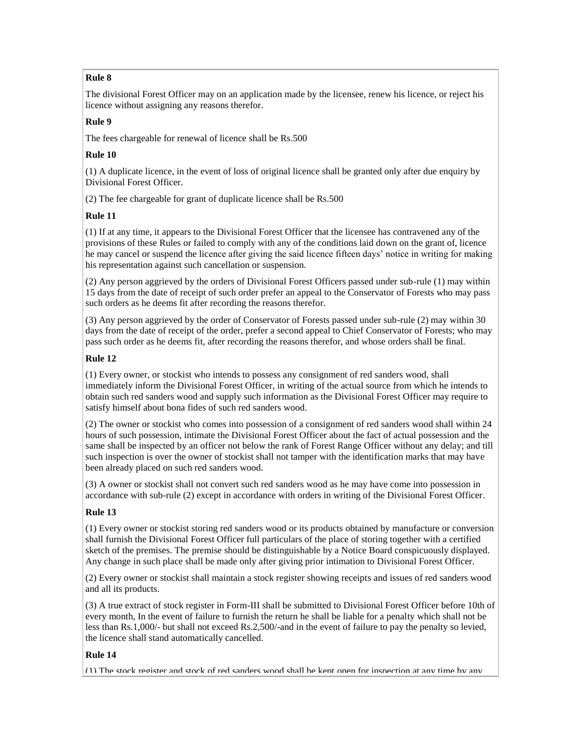**Rule 8**

The divisional Forest Officer may on an application made by the licensee, renew his licence, or reject his licence without assigning any reasons therefor.

**Rule 9**

The fees chargeable for renewal of licence shall be Rs.500

**Rule 10**

(1) A duplicate licence, in the event of loss of original licence shall be granted only after due enquiry by Divisional Forest Officer.

(2) The fee chargeable for grant of duplicate licence shall be Rs.500

**Rule 11**

(1) If at any time, it appears to the Divisional Forest Officer that the licensee has contravened any of the provisions of these Rules or failed to comply with any of the conditions laid down on the grant of, licence he may cancel or suspend the licence after giving the said licence fifteen days' notice in writing for making his representation against such cancellation or suspension.

(2) Any person aggrieved by the orders of Divisional Forest Officers passed under sub-rule (1) may within 15 days from the date of receipt of such order prefer an appeal to the Conservator of Forests who may pass such orders as he deems fit after recording the reasons therefor.

(3) Any person aggrieved by the order of Conservator of Forests passed under sub-rule (2) may within 30 days from the date of receipt of the order, prefer a second appeal to Chief Conservator of Forests; who may pass such order as he deems fit, after recording the reasons therefor, and whose orders shall be final.

**Rule 12**

(1) Every owner, or stockist who intends to possess any consignment of red sanders wood, shall immediately inform the Divisional Forest Officer, in writing of the actual source from which he intends to obtain such red sanders wood and supply such information as the Divisional Forest Officer may require to satisfy himself about bona fides of such red sanders wood.

(2) The owner or stockist who comes into possession of a consignment of red sanders wood shall within 24 hours of such possession, intimate the Divisional Forest Officer about the fact of actual possession and the same shall be inspected by an officer not below the rank of Forest Range Officer without any delay; and till such inspection is over the owner of stockist shall not tamper with the identification marks that may have been already placed on such red sanders wood.

(3) A owner or stockist shall not convert such red sanders wood as he may have come into possession in accordance with sub-rule (2) except in accordance with orders in writing of the Divisional Forest Officer.

**Rule 13**

(1) Every owner or stockist storing red sanders wood or its products obtained by manufacture or conversion shall furnish the Divisional Forest Officer full particulars of the place of storing together with a certified sketch of the premises. The premise should be distinguishable by a Notice Board conspicuously displayed. Any change in such place shall be made only after giving prior intimation to Divisional Forest Officer.

(2) Every owner or stockist shall maintain a stock register showing receipts and issues of red sanders wood and all its products.

(3) A true extract of stock register in Form-III shall be submitted to Divisional Forest Officer before 10th of every month, In the event of failure to furnish the return he shall be liable for a penalty which shall not be less than Rs.1,000/- but shall not exceed Rs.2,500/-and in the event of failure to pay the penalty so levied, the licence shall stand automatically cancelled.

**Rule 14**

(1) The stock register and stock of red sanders wood shall be kept open for inspection at any time by any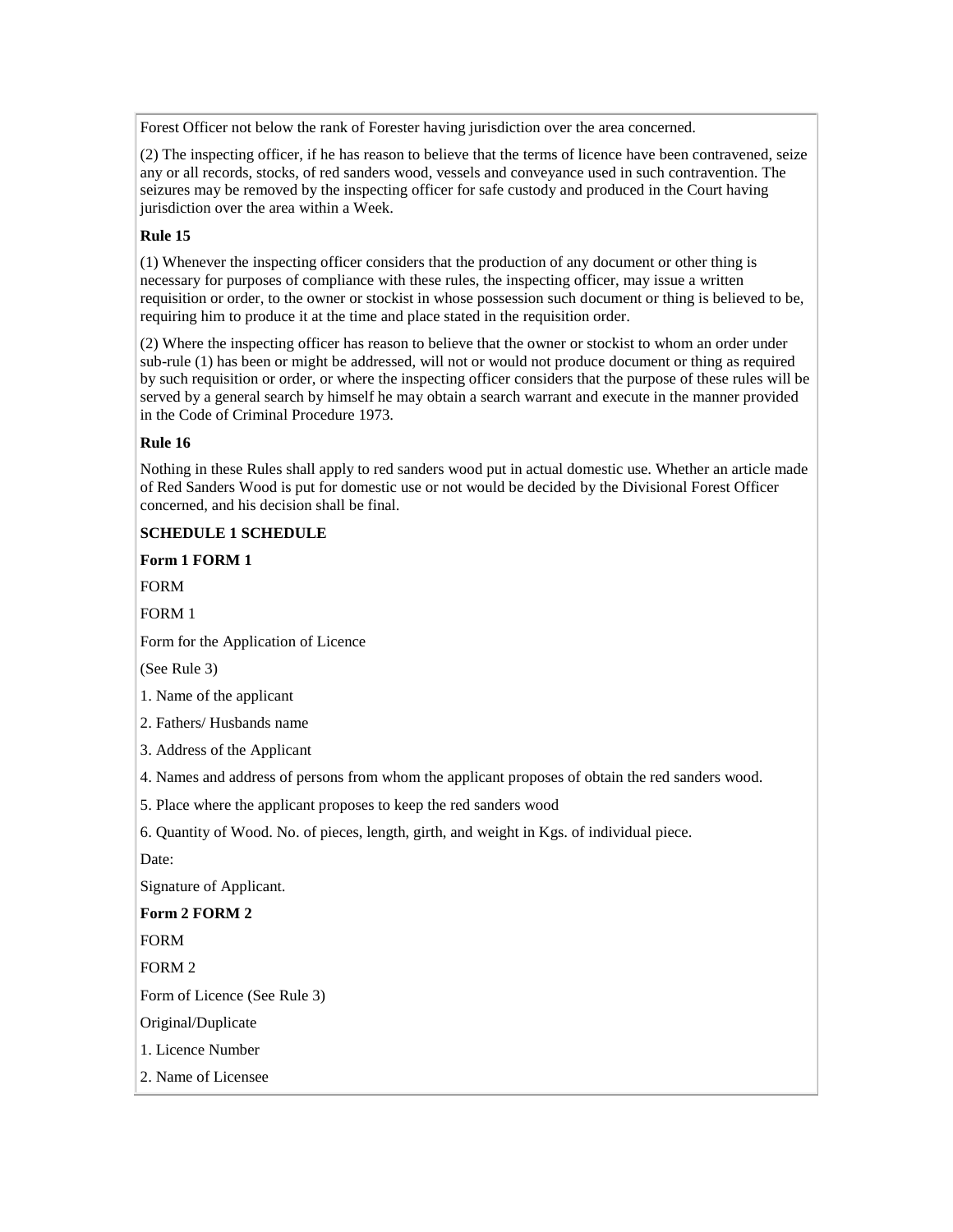Forest Officer not below the rank of Forester having jurisdiction over the area concerned.

(2) The inspecting officer, if he has reason to believe that the terms of licence have been contravened, seize any or all records, stocks, of red sanders wood, vessels and conveyance used in such contravention. The seizures may be removed by the inspecting officer for safe custody and produced in the Court having jurisdiction over the area within a Week.

**Rule 15**

(1) Whenever the inspecting officer considers that the production of any document or other thing is necessary for purposes of compliance with these rules, the inspecting officer, may issue a written requisition or order, to the owner or stockist in whose possession such document or thing is believed to be, requiring him to produce it at the time and place stated in the requisition order.

(2) Where the inspecting officer has reason to believe that the owner or stockist to whom an order under sub-rule (1) has been or might be addressed, will not or would not produce document or thing as required by such requisition or order, or where the inspecting officer considers that the purpose of these rules will be served by a general search by himself he may obtain a search warrant and execute in the manner provided in the Code of Criminal Procedure 1973.

**Rule 16**

Nothing in these Rules shall apply to red sanders wood put in actual domestic use. Whether an article made of Red Sanders Wood is put for domestic use or not would be decided by the Divisional Forest Officer concerned, and his decision shall be final.

**SCHEDULE 1 SCHEDULE**

**Form 1 FORM 1**

FORM

FORM 1

Form for the Application of Licence

(See Rule 3)

1. Name of the applicant

2. Fathers/ Husbands name

3. Address of the Applicant

4. Names and address of persons from whom the applicant proposes of obtain the red sanders wood.

5. Place where the applicant proposes to keep the red sanders wood

6. Quantity of Wood. No. of pieces, length, girth, and weight in Kgs. of individual piece.

Date:

Signature of Applicant.

**Form 2 FORM 2**

FORM

FORM 2

Form of Licence (See Rule 3)

Original/Duplicate

1. Licence Number

2. Name of Licensee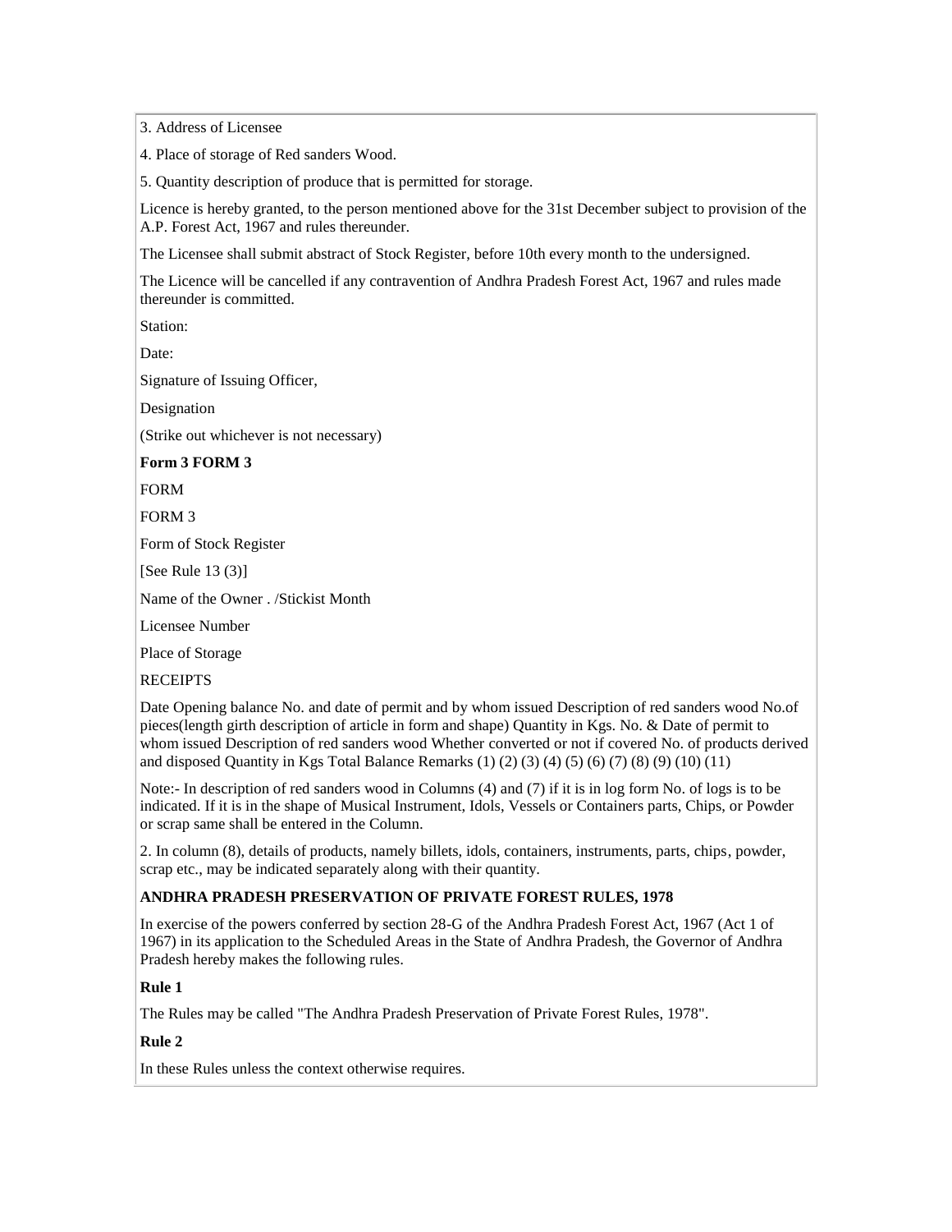3. Address of Licensee

4. Place of storage of Red sanders Wood.

5. Quantity description of produce that is permitted for storage.

Licence is hereby granted, to the person mentioned above for the 31st December subject to provision of the A.P. Forest Act, 1967 and rules thereunder.

The Licensee shall submit abstract of Stock Register, before 10th every month to the undersigned.

The Licence will be cancelled if any contravention of Andhra Pradesh Forest Act, 1967 and rules made thereunder is committed.

Station:

Date:

Signature of Issuing Officer,

Designation

(Strike out whichever is not necessary)

**Form 3 FORM 3**

FORM

FORM 3

Form of Stock Register

[See Rule 13 (3)]

Name of the Owner . /Stickist Month

Licensee Number

Place of Storage

RECEIPTS

Date Opening balance No. and date of permit and by whom issued Description of red sanders wood No.of pieces(length girth description of article in form and shape) Quantity in Kgs. No. & Date of permit to whom issued Description of red sanders wood Whether converted or not if covered No. of products derived and disposed Quantity in Kgs Total Balance Remarks (1) (2) (3) (4) (5) (6) (7) (8) (9) (10) (11)

Note:- In description of red sanders wood in Columns (4) and (7) if it is in log form No. of logs is to be indicated. If it is in the shape of Musical Instrument, Idols, Vessels or Containers parts, Chips, or Powder or scrap same shall be entered in the Column.

2. In column (8), details of products, namely billets, idols, containers, instruments, parts, chips, powder, scrap etc., may be indicated separately along with their quantity.

**ANDHRA PRADESH PRESERVATION OF PRIVATE FOREST RULES, 1978**

In exercise of the powers conferred by section 28-G of the Andhra Pradesh Forest Act, 1967 (Act 1 of 1967) in its application to the Scheduled Areas in the State of Andhra Pradesh, the Governor of Andhra Pradesh hereby makes the following rules.

**Rule 1**

The Rules may be called "The Andhra Pradesh Preservation of Private Forest Rules, 1978".

**Rule 2**

In these Rules unless the context otherwise requires.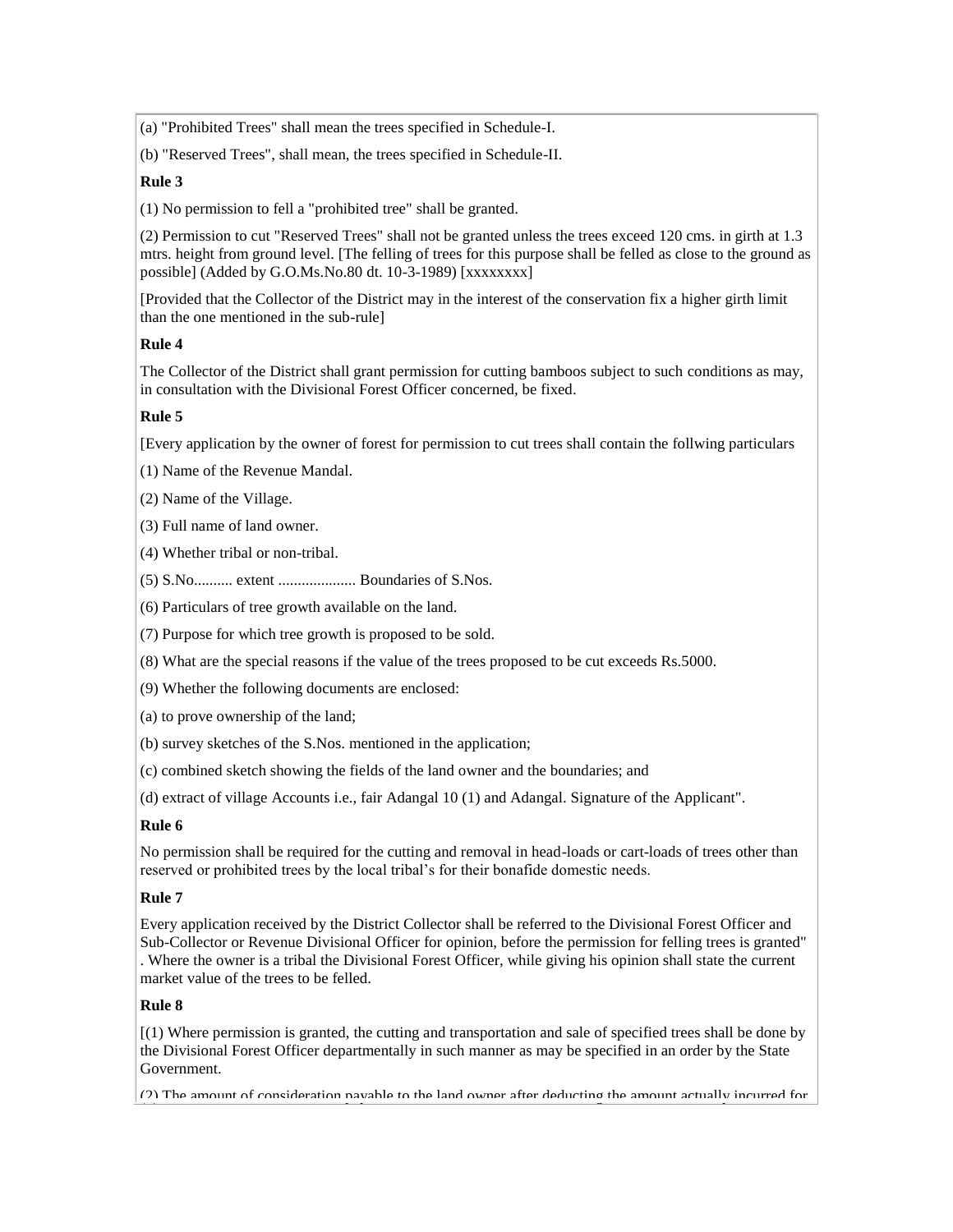(a) "Prohibited Trees" shall mean the trees specified in Schedule-I.

(b) "Reserved Trees", shall mean, the trees specified in Schedule-II.

**Rule 3**

(1) No permission to fell a "prohibited tree" shall be granted.

(2) Permission to cut "Reserved Trees" shall not be granted unless the trees exceed 120 cms. in girth at 1.3 mtrs. height from ground level. [The felling of trees for this purpose shall be felled as close to the ground as possible] (Added by G.O.Ms.No.80 dt. 10-3-1989) [xxxxxxxx]

[Provided that the Collector of the District may in the interest of the conservation fix a higher girth limit than the one mentioned in the sub-rule]

**Rule 4**

The Collector of the District shall grant permission for cutting bamboos subject to such conditions as may, in consultation with the Divisional Forest Officer concerned, be fixed.

**Rule 5**

[Every application by the owner of forest for permission to cut trees shall contain the follwing particulars

(1) Name of the Revenue Mandal.

(2) Name of the Village.

(3) Full name of land owner.

(4) Whether tribal or non-tribal.

(5) S.No.......... extent .................... Boundaries of S.Nos.

(6) Particulars of tree growth available on the land.

(7) Purpose for which tree growth is proposed to be sold.

(8) What are the special reasons if the value of the trees proposed to be cut exceeds Rs.5000.

(9) Whether the following documents are enclosed:

(a) to prove ownership of the land;

(b) survey sketches of the S.Nos. mentioned in the application;

(c) combined sketch showing the fields of the land owner and the boundaries; and

(d) extract of village Accounts i.e., fair Adangal 10 (1) and Adangal. Signature of the Applicant".

**Rule 6**

No permission shall be required for the cutting and removal in head-loads or cart-loads of trees other than reserved or prohibited trees by the local tribal's for their bonafide domestic needs.

**Rule 7**

Every application received by the District Collector shall be referred to the Divisional Forest Officer and Sub-Collector or Revenue Divisional Officer for opinion, before the permission for felling trees is granted" . Where the owner is a tribal the Divisional Forest Officer, while giving his opinion shall state the current market value of the trees to be felled.

**Rule 8**

[(1) Where permission is granted, the cutting and transportation and sale of specified trees shall be done by the Divisional Forest Officer departmentally in such manner as may be specified in an order by the State Government.

(2) The amount of consideration payable to the land owner after deducting the amount actually incurred for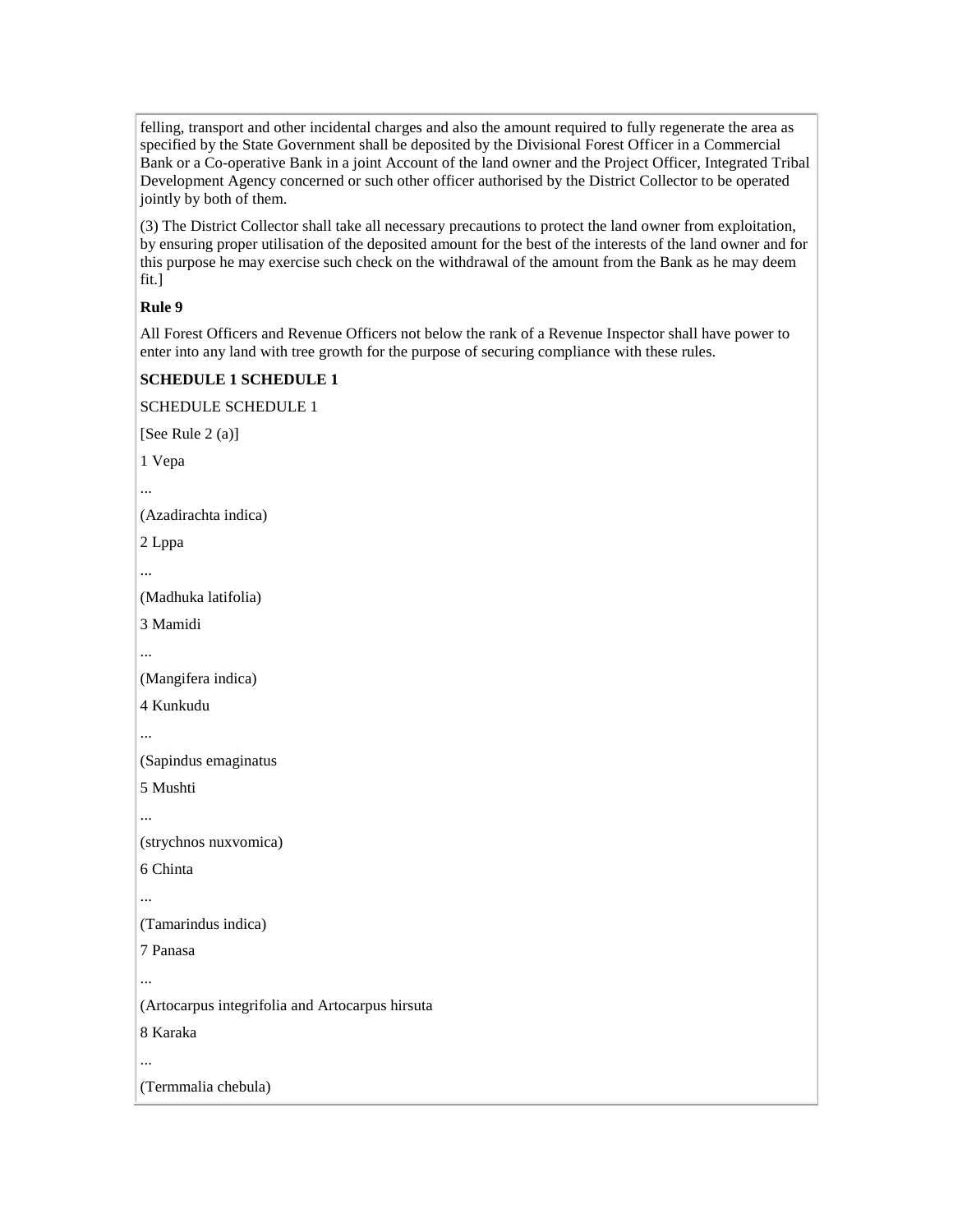felling, transport and other incidental charges and also the amount required to fully regenerate the area as specified by the State Government shall be deposited by the Divisional Forest Officer in a Commercial Bank or a Co-operative Bank in a joint Account of the land owner and the Project Officer, Integrated Tribal Development Agency concerned or such other officer authorised by the District Collector to be operated jointly by both of them.

(3) The District Collector shall take all necessary precautions to protect the land owner from exploitation, by ensuring proper utilisation of the deposited amount for the best of the interests of the land owner and for this purpose he may exercise such check on the withdrawal of the amount from the Bank as he may deem fit.]

**Rule 9**

All Forest Officers and Revenue Officers not below the rank of a Revenue Inspector shall have power to enter into any land with tree growth for the purpose of securing compliance with these rules.

**SCHEDULE 1 SCHEDULE 1**

SCHEDULE SCHEDULE 1

[See Rule 2 (a)]

1 Vepa

...

(Azadirachta indica)

2 Lppa

...

(Madhuka latifolia)

3 Mamidi

...

(Mangifera indica)

4 Kunkudu

...

(Sapindus emaginatus

5 Mushti

...

(strychnos nuxvomica)

6 Chinta

...

(Tamarindus indica)

7 Panasa

...

(Artocarpus integrifolia and Artocarpus hirsuta

8 Karaka

...

(Termmalia chebula)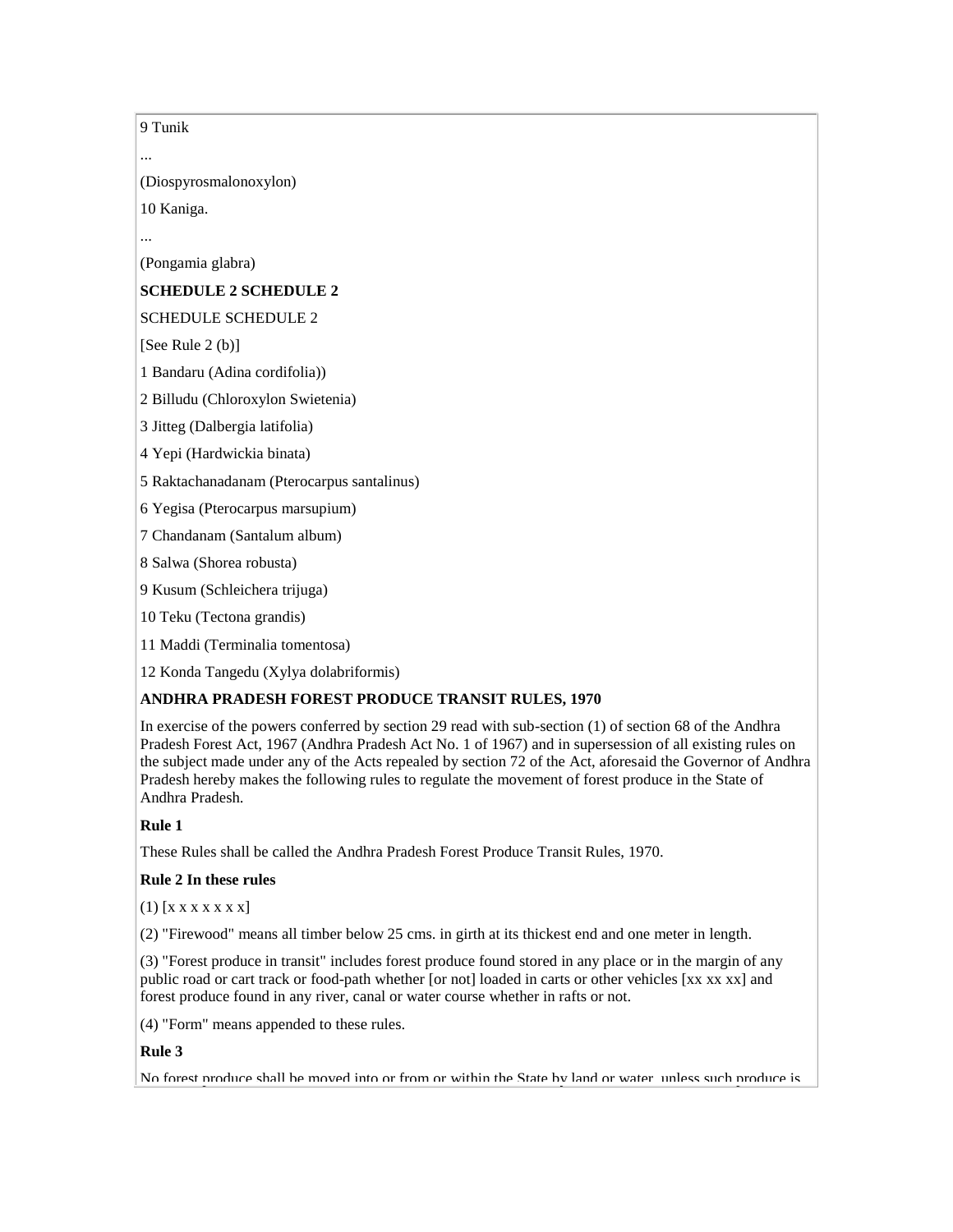9 Tunik

...

(Diospyrosmalonoxylon)

10 Kaniga.

...

(Pongamia glabra)

**SCHEDULE 2 SCHEDULE 2**

SCHEDULE SCHEDULE 2

[See Rule 2 (b)]

1 Bandaru (Adina cordifolia))

2 Billudu (Chloroxylon Swietenia)

3 Jitteg (Dalbergia latifolia)

4 Yepi (Hardwickia binata)

5 Raktachanadanam (Pterocarpus santalinus)

6 Yegisa (Pterocarpus marsupium)

7 Chandanam (Santalum album)

8 Salwa (Shorea robusta)

9 Kusum (Schleichera trijuga)

10 Teku (Tectona grandis)

11 Maddi (Terminalia tomentosa)

12 Konda Tangedu (Xylya dolabriformis)

**ANDHRA PRADESH FOREST PRODUCE TRANSIT RULES, 1970**

In exercise of the powers conferred by section 29 read with sub-section (1) of section 68 of the Andhra Pradesh Forest Act, 1967 (Andhra Pradesh Act No. 1 of 1967) and in supersession of all existing rules on the subject made under any of the Acts repealed by section 72 of the Act, aforesaid the Governor of Andhra Pradesh hereby makes the following rules to regulate the movement of forest produce in the State of Andhra Pradesh.

**Rule 1**

These Rules shall be called the Andhra Pradesh Forest Produce Transit Rules, 1970.

**Rule 2 In these rules**

(1) [x x x x x x x]

(2) "Firewood" means all timber below 25 cms. in girth at its thickest end and one meter in length.

(3) "Forest produce in transit" includes forest produce found stored in any place or in the margin of any public road or cart track or food-path whether [or not] loaded in carts or other vehicles [xx xx xx] and forest produce found in any river, canal or water course whether in rafts or not.

(4) "Form" means appended to these rules.

**Rule 3**

No forest produce shall be moved into or from or within the State by land or water, unless such produce is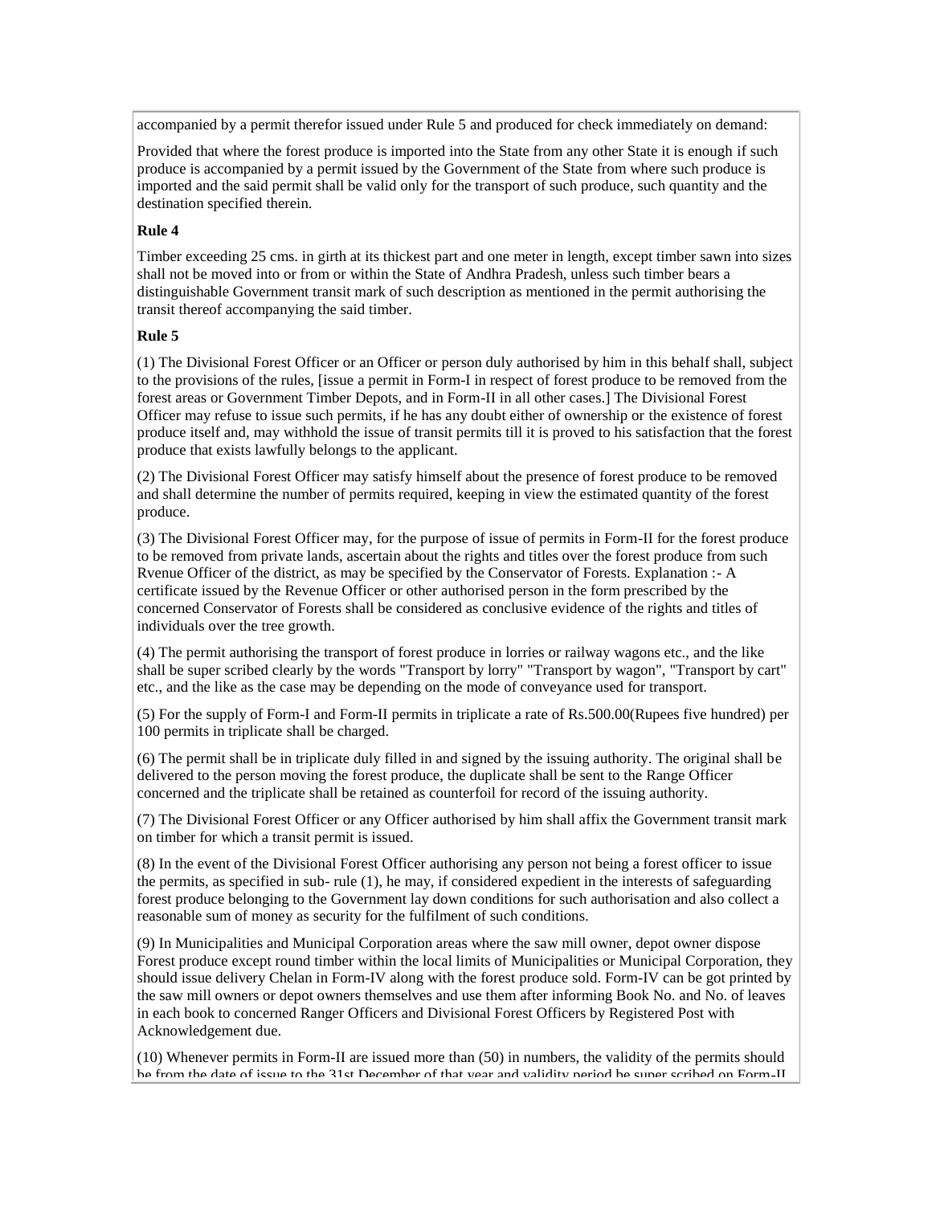accompanied by a permit therefor issued under Rule 5 and produced for check immediately on demand:

Provided that where the forest produce is imported into the State from any other State it is enough if such produce is accompanied by a permit issued by the Government of the State from where such produce is imported and the said permit shall be valid only for the transport of such produce, such quantity and the destination specified therein.

**Rule 4**

Timber exceeding 25 cms. in girth at its thickest part and one meter in length, except timber sawn into sizes shall not be moved into or from or within the State of Andhra Pradesh, unless such timber bears a distinguishable Government transit mark of such description as mentioned in the permit authorising the transit thereof accompanying the said timber.

**Rule 5**

(1) The Divisional Forest Officer or an Officer or person duly authorised by him in this behalf shall, subject to the provisions of the rules, [issue a permit in Form-I in respect of forest produce to be removed from the forest areas or Government Timber Depots, and in Form-II in all other cases.] The Divisional Forest Officer may refuse to issue such permits, if he has any doubt either of ownership or the existence of forest produce itself and, may withhold the issue of transit permits till it is proved to his satisfaction that the forest produce that exists lawfully belongs to the applicant.

(2) The Divisional Forest Officer may satisfy himself about the presence of forest produce to be removed and shall determine the number of permits required, keeping in view the estimated quantity of the forest produce.

(3) The Divisional Forest Officer may, for the purpose of issue of permits in Form-II for the forest produce to be removed from private lands, ascertain about the rights and titles over the forest produce from such Rvenue Officer of the district, as may be specified by the Conservator of Forests. Explanation :- A certificate issued by the Revenue Officer or other authorised person in the form prescribed by the concerned Conservator of Forests shall be considered as conclusive evidence of the rights and titles of individuals over the tree growth.

(4) The permit authorising the transport of forest produce in lorries or railway wagons etc., and the like shall be super scribed clearly by the words "Transport by lorry" "Transport by wagon", "Transport by cart" etc., and the like as the case may be depending on the mode of conveyance used for transport.

(5) For the supply of Form-I and Form-II permits in triplicate a rate of Rs.500.00(Rupees five hundred) per 100 permits in triplicate shall be charged.

(6) The permit shall be in triplicate duly filled in and signed by the issuing authority. The original shall be delivered to the person moving the forest produce, the duplicate shall be sent to the Range Officer concerned and the triplicate shall be retained as counterfoil for record of the issuing authority.

(7) The Divisional Forest Officer or any Officer authorised by him shall affix the Government transit mark on timber for which a transit permit is issued.

(8) In the event of the Divisional Forest Officer authorising any person not being a forest officer to issue the permits, as specified in sub- rule (1), he may, if considered expedient in the interests of safeguarding forest produce belonging to the Government lay down conditions for such authorisation and also collect a reasonable sum of money as security for the fulfilment of such conditions.

(9) In Municipalities and Municipal Corporation areas where the saw mill owner, depot owner dispose Forest produce except round timber within the local limits of Municipalities or Municipal Corporation, they should issue delivery Chelan in Form-IV along with the forest produce sold. Form-IV can be got printed by the saw mill owners or depot owners themselves and use them after informing Book No. and No. of leaves in each book to concerned Ranger Officers and Divisional Forest Officers by Registered Post with Acknowledgement due.

(10) Whenever permits in Form-II are issued more than (50) in numbers, the validity of the permits should be from the date of issue to the 31st December of that year and validity period be super scribed on Form-II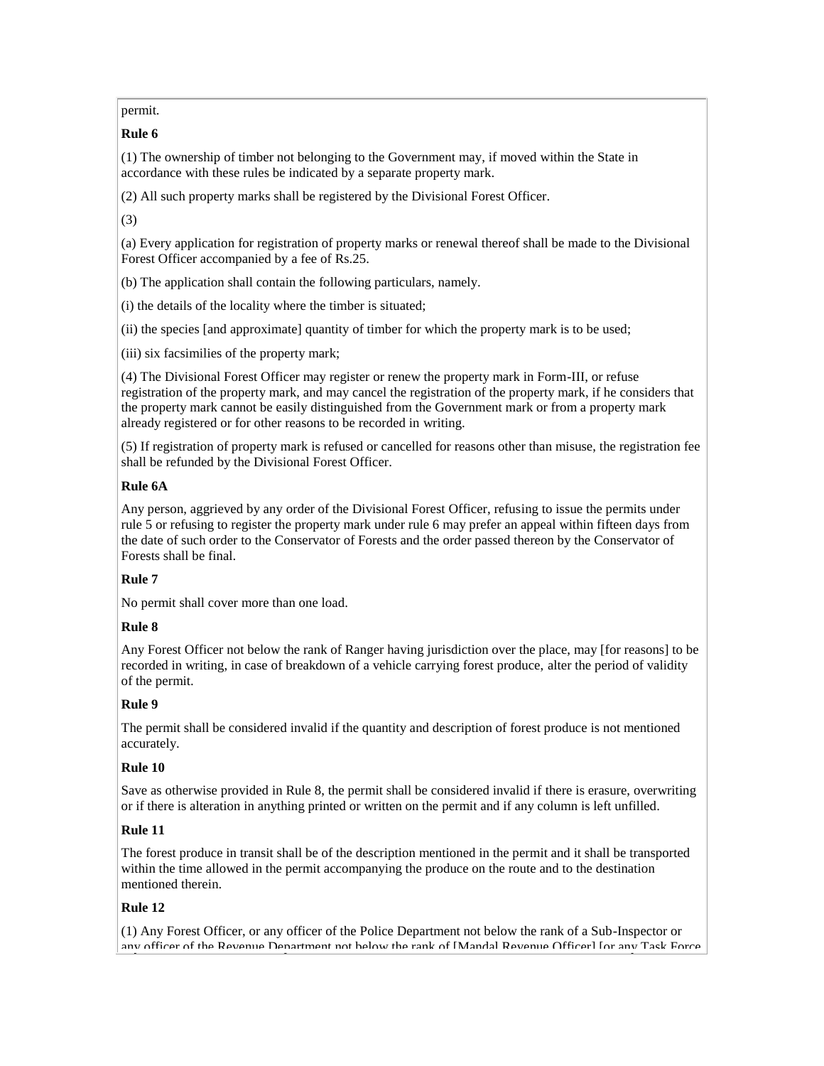permit.

**Rule 6**

(1) The ownership of timber not belonging to the Government may, if moved within the State in accordance with these rules be indicated by a separate property mark.

(2) All such property marks shall be registered by the Divisional Forest Officer.

(3)

(a) Every application for registration of property marks or renewal thereof shall be made to the Divisional Forest Officer accompanied by a fee of Rs.25.

(b) The application shall contain the following particulars, namely.

(i) the details of the locality where the timber is situated;

(ii) the species [and approximate] quantity of timber for which the property mark is to be used;

(iii) six facsimilies of the property mark;

(4) The Divisional Forest Officer may register or renew the property mark in Form-III, or refuse registration of the property mark, and may cancel the registration of the property mark, if he considers that the property mark cannot be easily distinguished from the Government mark or from a property mark already registered or for other reasons to be recorded in writing.

(5) If registration of property mark is refused or cancelled for reasons other than misuse, the registration fee shall be refunded by the Divisional Forest Officer.

**Rule 6A**

Any person, aggrieved by any order of the Divisional Forest Officer, refusing to issue the permits under rule 5 or refusing to register the property mark under rule 6 may prefer an appeal within fifteen days from the date of such order to the Conservator of Forests and the order passed thereon by the Conservator of Forests shall be final.

**Rule 7**

No permit shall cover more than one load.

**Rule 8**

Any Forest Officer not below the rank of Ranger having jurisdiction over the place, may [for reasons] to be recorded in writing, in case of breakdown of a vehicle carrying forest produce, alter the period of validity of the permit.

**Rule 9**

The permit shall be considered invalid if the quantity and description of forest produce is not mentioned accurately.

**Rule 10**

Save as otherwise provided in Rule 8, the permit shall be considered invalid if there is erasure, overwriting or if there is alteration in anything printed or written on the permit and if any column is left unfilled.

**Rule 11**

The forest produce in transit shall be of the description mentioned in the permit and it shall be transported within the time allowed in the permit accompanying the produce on the route and to the destination mentioned therein.

**Rule 12**

(1) Any Forest Officer, or any officer of the Police Department not below the rank of a Sub-Inspector or any officer of the Revenue Department not below the rank of [Mandal Revenue Officer] [or any Task Force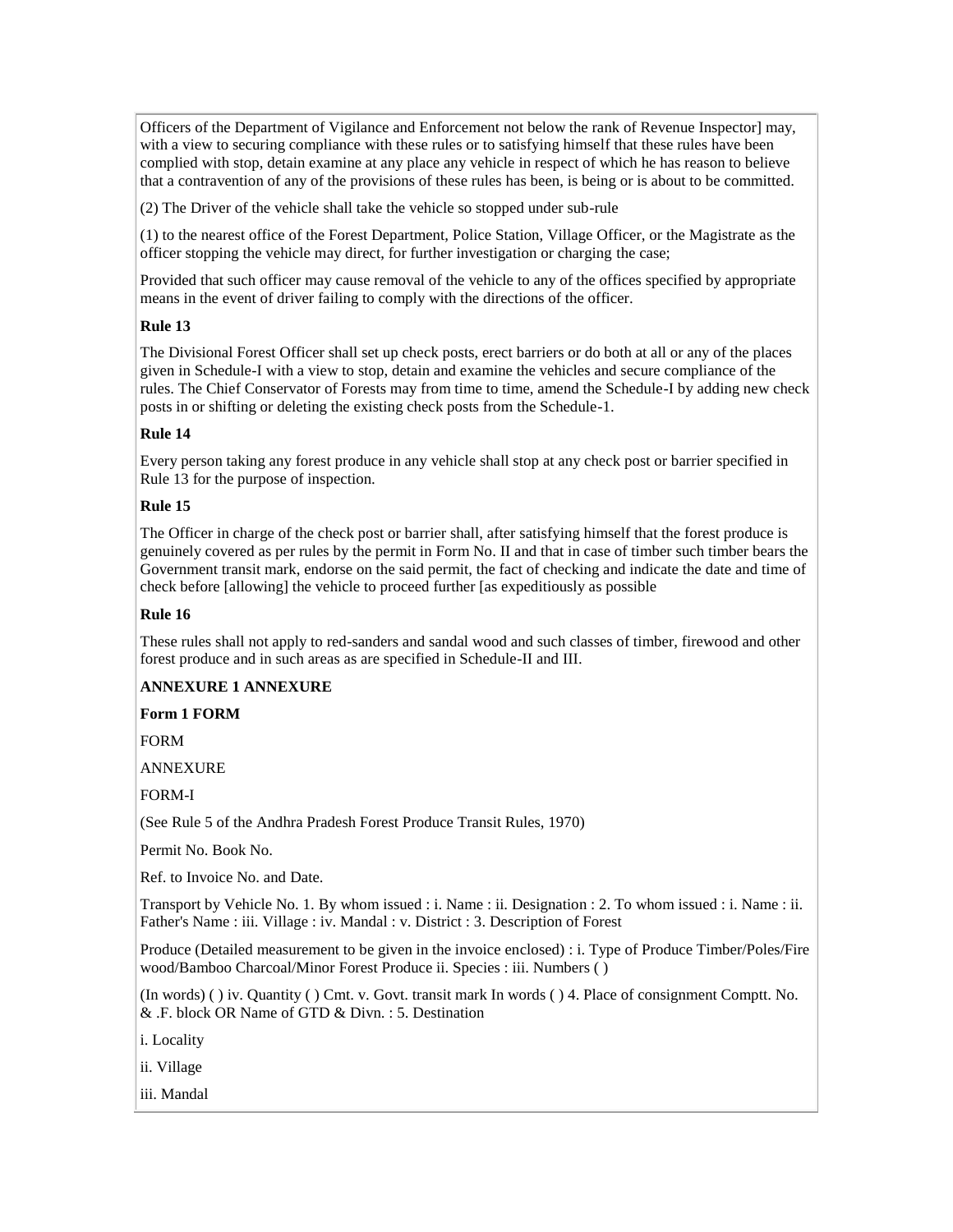Officers of the Department of Vigilance and Enforcement not below the rank of Revenue Inspector] may, with a view to securing compliance with these rules or to satisfying himself that these rules have been complied with stop, detain examine at any place any vehicle in respect of which he has reason to believe that a contravention of any of the provisions of these rules has been, is being or is about to be committed.

(2) The Driver of the vehicle shall take the vehicle so stopped under sub-rule

(1) to the nearest office of the Forest Department, Police Station, Village Officer, or the Magistrate as the officer stopping the vehicle may direct, for further investigation or charging the case;

Provided that such officer may cause removal of the vehicle to any of the offices specified by appropriate means in the event of driver failing to comply with the directions of the officer.

**Rule 13**

The Divisional Forest Officer shall set up check posts, erect barriers or do both at all or any of the places given in Schedule-I with a view to stop, detain and examine the vehicles and secure compliance of the rules. The Chief Conservator of Forests may from time to time, amend the Schedule-I by adding new check posts in or shifting or deleting the existing check posts from the Schedule-1.

**Rule 14**

Every person taking any forest produce in any vehicle shall stop at any check post or barrier specified in Rule 13 for the purpose of inspection.

**Rule 15**

The Officer in charge of the check post or barrier shall, after satisfying himself that the forest produce is genuinely covered as per rules by the permit in Form No. II and that in case of timber such timber bears the Government transit mark, endorse on the said permit, the fact of checking and indicate the date and time of check before [allowing] the vehicle to proceed further [as expeditiously as possible

**Rule 16**

These rules shall not apply to red-sanders and sandal wood and such classes of timber, firewood and other forest produce and in such areas as are specified in Schedule-II and III.

**ANNEXURE 1 ANNEXURE**

**Form 1 FORM**

FORM

ANNEXURE

FORM-I

(See Rule 5 of the Andhra Pradesh Forest Produce Transit Rules, 1970)

Permit No. Book No.

Ref. to Invoice No. and Date.

Transport by Vehicle No. 1. By whom issued : i. Name : ii. Designation : 2. To whom issued : i. Name : ii. Father's Name : iii. Village : iv. Mandal : v. District : 3. Description of Forest

Produce (Detailed measurement to be given in the invoice enclosed) : i. Type of Produce Timber/Poles/Fire wood/Bamboo Charcoal/Minor Forest Produce ii. Species : iii. Numbers ( )

(In words) ( ) iv. Quantity ( ) Cmt. v. Govt. transit mark In words ( ) 4. Place of consignment Comptt. No. & .F. block OR Name of GTD & Divn. : 5. Destination

i. Locality

ii. Village

iii. Mandal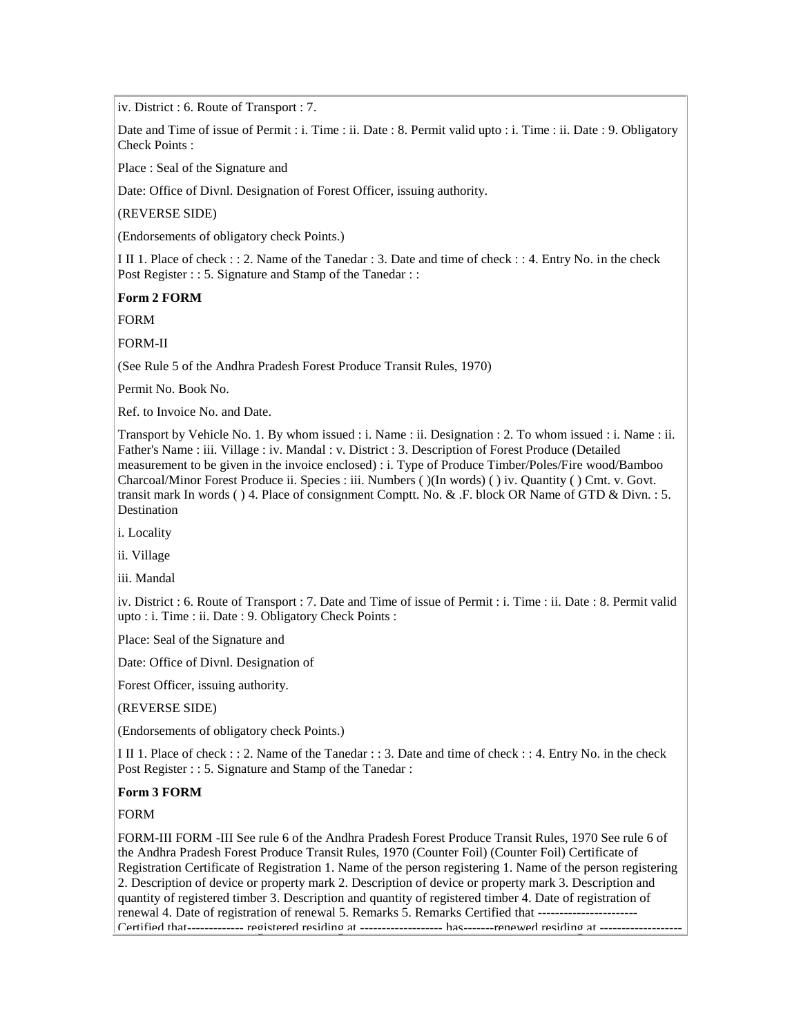iv. District : 6. Route of Transport : 7.

Date and Time of issue of Permit : i. Time : ii. Date : 8. Permit valid upto : i. Time : ii. Date : 9. Obligatory Check Points :

Place : Seal of the Signature and

Date: Office of Divnl. Designation of Forest Officer, issuing authority.

(REVERSE SIDE)

(Endorsements of obligatory check Points.)

I II 1. Place of check : : 2. Name of the Tanedar : 3. Date and time of check : : 4. Entry No. in the check Post Register : : 5. Signature and Stamp of the Tanedar : :

**Form 2 FORM**

FORM

FORM-II

(See Rule 5 of the Andhra Pradesh Forest Produce Transit Rules, 1970)

Permit No. Book No.

Ref. to Invoice No. and Date.

Transport by Vehicle No. 1. By whom issued : i. Name : ii. Designation : 2. To whom issued : i. Name : ii. Father's Name : iii. Village : iv. Mandal : v. District : 3. Description of Forest Produce (Detailed measurement to be given in the invoice enclosed) : i. Type of Produce Timber/Poles/Fire wood/Bamboo Charcoal/Minor Forest Produce ii. Species : iii. Numbers ( )(In words) ( ) iv. Quantity ( ) Cmt. v. Govt. transit mark In words ( ) 4. Place of consignment Comptt. No. & .F. block OR Name of GTD & Divn. : 5. Destination

i. Locality

ii. Village

iii. Mandal

iv. District : 6. Route of Transport : 7. Date and Time of issue of Permit : i. Time : ii. Date : 8. Permit valid upto : i. Time : ii. Date : 9. Obligatory Check Points :

Place: Seal of the Signature and

Date: Office of Divnl. Designation of

Forest Officer, issuing authority.

(REVERSE SIDE)

(Endorsements of obligatory check Points.)

I II 1. Place of check : : 2. Name of the Tanedar : : 3. Date and time of check : : 4. Entry No. in the check Post Register : : 5. Signature and Stamp of the Tanedar :

**Form 3 FORM**

FORM

FORM-III FORM -III See rule 6 of the Andhra Pradesh Forest Produce Transit Rules, 1970 See rule 6 of the Andhra Pradesh Forest Produce Transit Rules, 1970 (Counter Foil) (Counter Foil) Certificate of Registration Certificate of Registration 1. Name of the person registering 1. Name of the person registering 2. Description of device or property mark 2. Description of device or property mark 3. Description and quantity of registered timber 3. Description and quantity of registered timber 4. Date of registration of renewal 4. Date of registration of renewal 5. Remarks 5. Remarks Certified that ----------------------- Certified that------------- registered residing at ------------------- has-------renewed residing at -------------------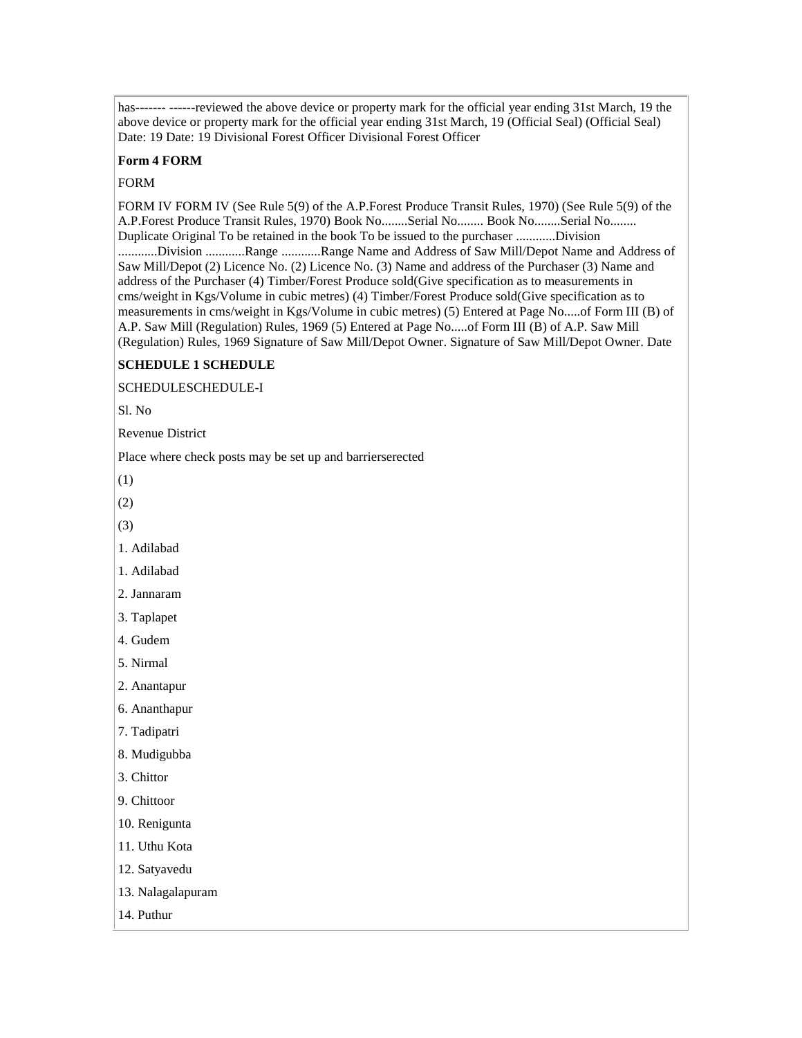has------- ------reviewed the above device or property mark for the official year ending 31st March, 19 the above device or property mark for the official year ending 31st March, 19 (Official Seal) (Official Seal) Date: 19 Date: 19 Divisional Forest Officer Divisional Forest Officer

**Form 4 FORM**

FORM

FORM IV FORM IV (See Rule 5(9) of the A.P.Forest Produce Transit Rules, 1970) (See Rule 5(9) of the A.P.Forest Produce Transit Rules, 1970) Book No........Serial No........ Book No........Serial No........ Duplicate Original To be retained in the book To be issued to the purchaser ............Division ............Division ............Range ............Range Name and Address of Saw Mill/Depot Name and Address of Saw Mill/Depot (2) Licence No. (2) Licence No. (3) Name and address of the Purchaser (3) Name and address of the Purchaser (4) Timber/Forest Produce sold(Give specification as to measurements in cms/weight in Kgs/Volume in cubic metres) (4) Timber/Forest Produce sold(Give specification as to measurements in cms/weight in Kgs/Volume in cubic metres) (5) Entered at Page No.....of Form III (B) of A.P. Saw Mill (Regulation) Rules, 1969 (5) Entered at Page No.....of Form III (B) of A.P. Saw Mill (Regulation) Rules, 1969 Signature of Saw Mill/Depot Owner. Signature of Saw Mill/Depot Owner. Date

**SCHEDULE 1 SCHEDULE**

SCHEDULESCHEDULE-I

Sl. No

Revenue District

Place where check posts may be set up and barrierserected

(1)

(2)

(3)

1. Adilabad

1. Adilabad

2. Jannaram

3. Taplapet

4. Gudem

5. Nirmal

2. Anantapur

6. Ananthapur

7. Tadipatri

8. Mudigubba

3. Chittor

9. Chittoor

10. Renigunta

11. Uthu Kota

12. Satyavedu

13. Nalagalapuram

14. Puthur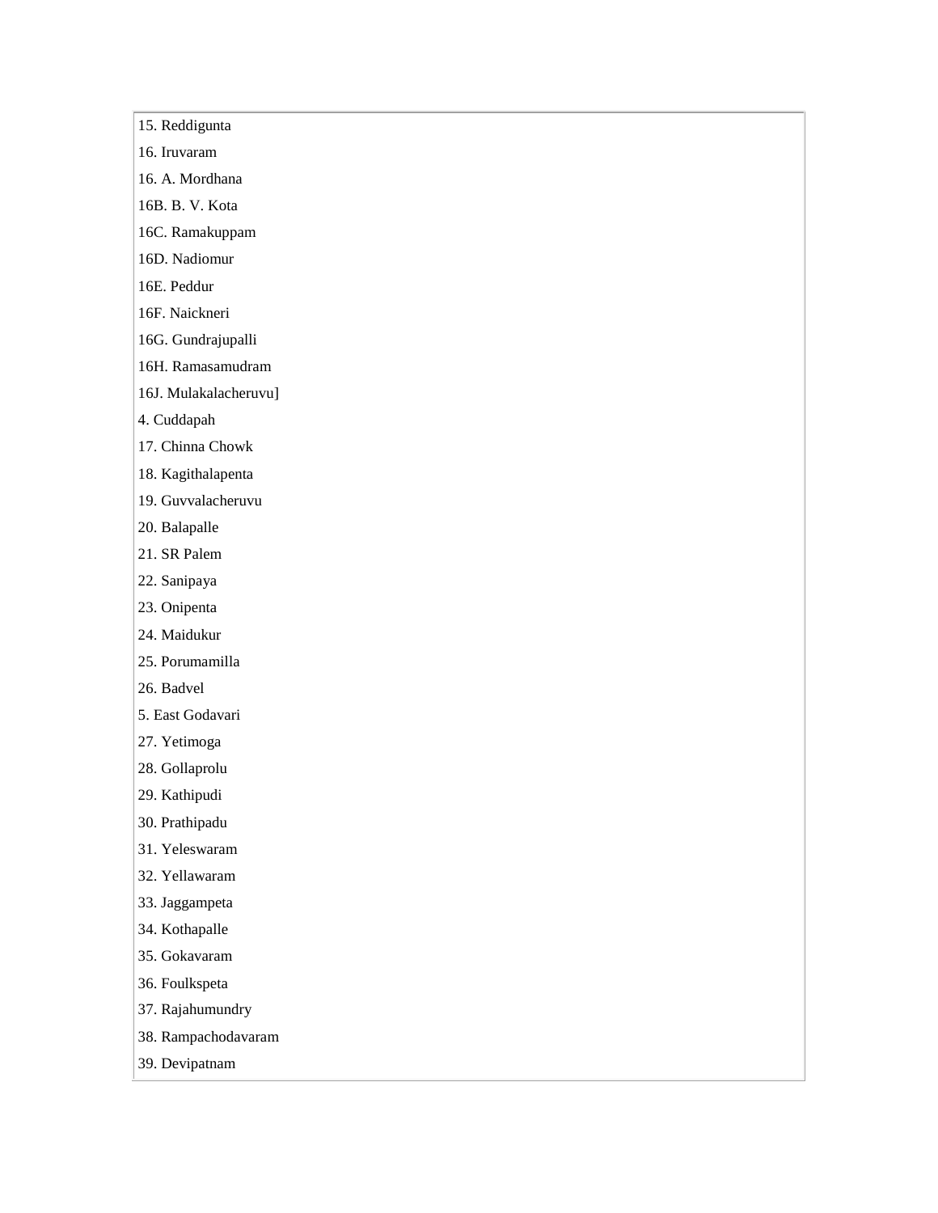| 15. Reddigunta |
|---|
| 16. Iruvaram |
| 16. A. Mordhana |
| 16B. B. V. Kota |
| 16C. Ramakuppam |
| 16D. Nadiomur |
| 16E. Peddur |
| 16F. Naickneri |
| 16G. Gundrajupalli |
| 16H. Ramasamudram |
| 16J. Mulakalacheruvu] |
| 4. Cuddapah |
| 17. Chinna Chowk |
| 18. Kagithalapenta |
| 19. Guvvalacheruvu |
| 20. Balapalle |
| 21. SR Palem |
| 22. Sanipaya |
| 23. Onipenta |
| 24. Maidukur |
| 25. Porumamilla |
| 26. Badvel |
| 5. East Godavari |
| 27. Yetimoga |
| 28. Gollaprolu |
| 29. Kathipudi |
| 30. Prathipadu |
| 31. Yeleswaram |
| 32. Yellawaram |
| 33. Jaggampeta |
| 34. Kothapalle |
| 35. Gokavaram |
| 36. Foulkspeta |
| 37. Rajahumundry |
| 38. Rampachodavaram |
| 39. Devipatnam |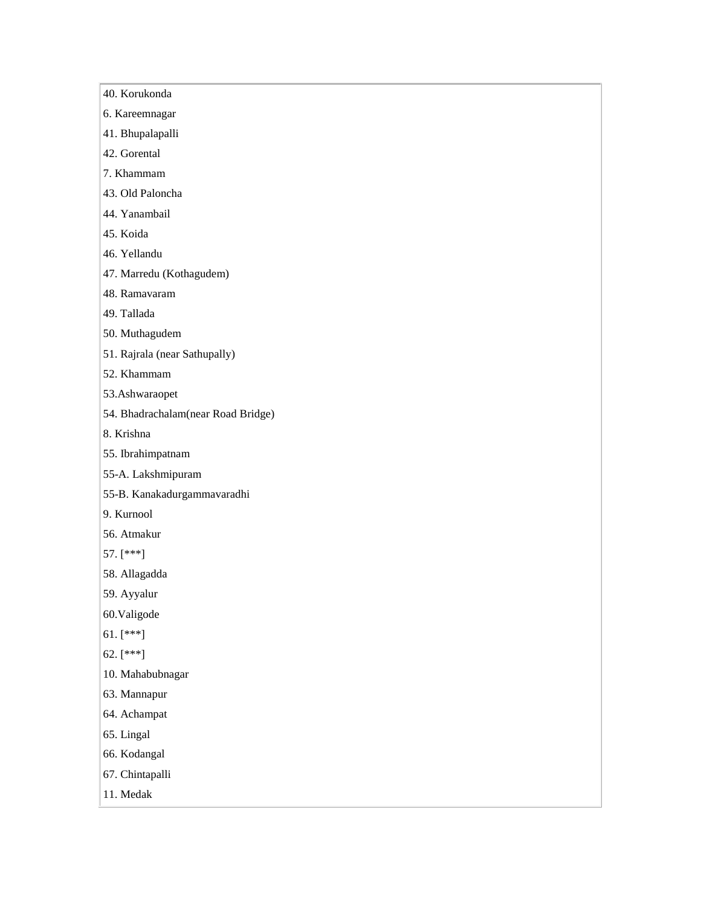40. Korukonda

6. Kareemnagar

41. Bhupalapalli

42. Gorental

7. Khammam

43. Old Paloncha

44. Yanambail

45. Koida

46. Yellandu

47. Marredu (Kothagudem)

48. Ramavaram

49. Tallada

50. Muthagudem

51. Rajrala (near Sathupally)

52. Khammam

53.Ashwaraopet

54. Bhadrachalam(near Road Bridge)

8. Krishna

55. Ibrahimpatnam

55-A. Lakshmipuram

55-B. Kanakadurgammavaradhi

9. Kurnool

56. Atmakur

57. [***]

58. Allagadda

59. Ayyalur

60.Valigode

61. [***]

62. [***]

10. Mahabubnagar

63. Mannapur

64. Achampat

65. Lingal

66. Kodangal

67. Chintapalli

11. Medak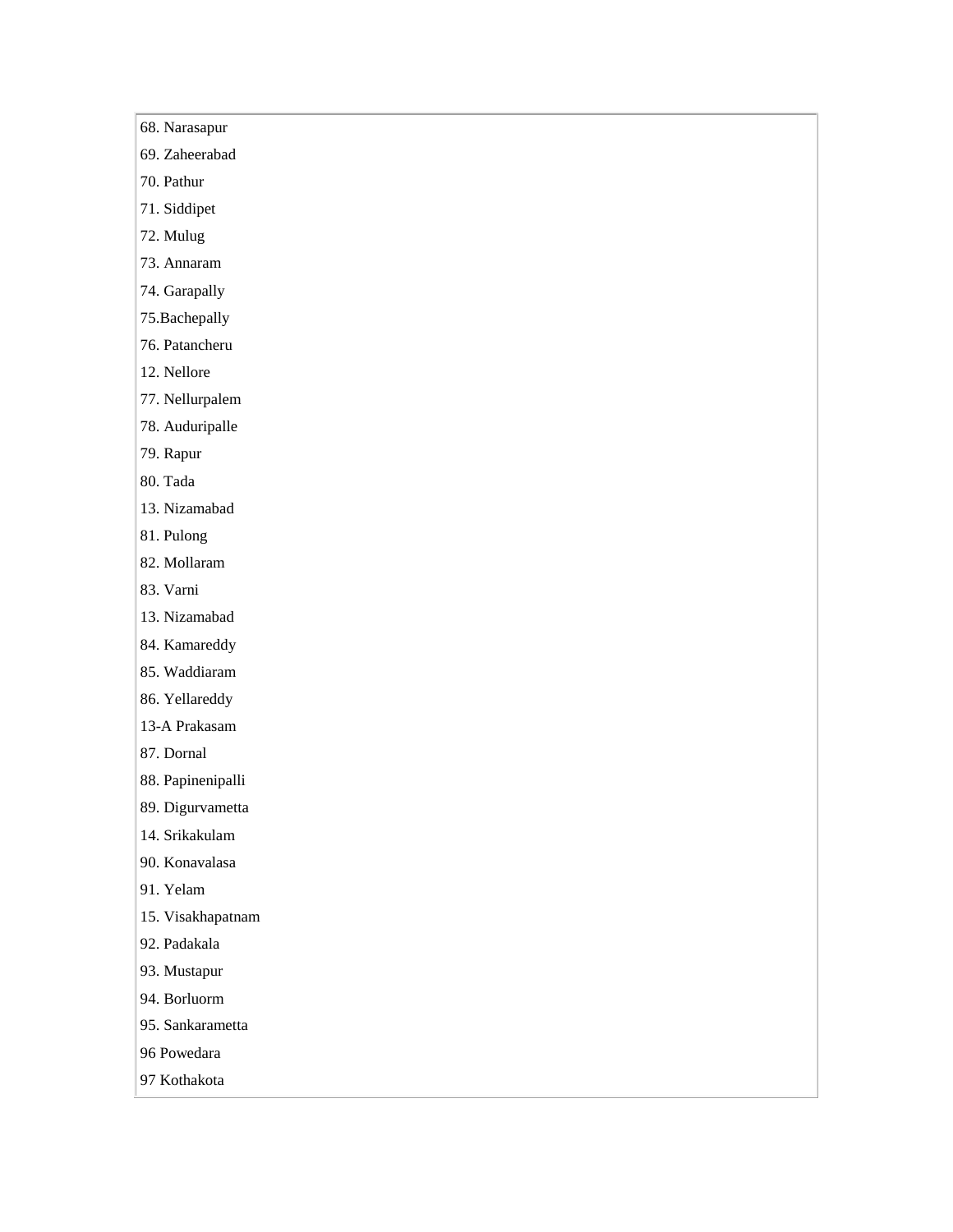68. Narasapur

69. Zaheerabad

70. Pathur

71. Siddipet

72. Mulug

73. Annaram

74. Garapally

75.Bachepally

76. Patancheru

12. Nellore

77. Nellurpalem

78. Auduripalle

79. Rapur

80. Tada

13. Nizamabad

81. Pulong

82. Mollaram

83. Varni

13. Nizamabad

84. Kamareddy

85. Waddiaram

86. Yellareddy

13-A Prakasam

87. Dornal

88. Papinenipalli

89. Digurvametta

14. Srikakulam

90. Konavalasa

91. Yelam

15. Visakhapatnam

92. Padakala

93. Mustapur

94. Borluorm

95. Sankarametta

96 Powedara

97 Kothakota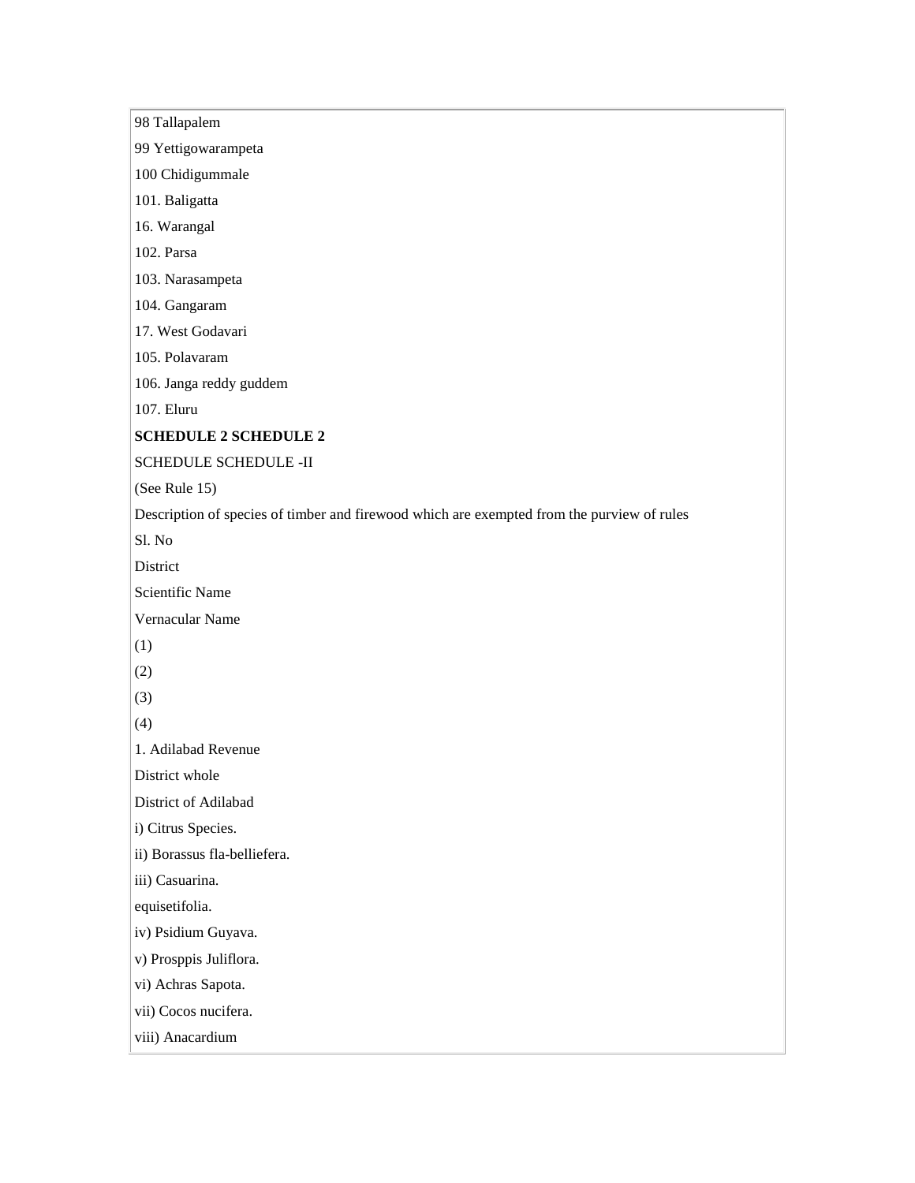98 Tallapalem

99 Yettigowarampeta

100 Chidigummale

101. Baligatta

16. Warangal

102. Parsa

103. Narasampeta

104. Gangaram

17. West Godavari

105. Polavaram

106. Janga reddy guddem

107. Eluru

**SCHEDULE 2 SCHEDULE 2**

SCHEDULE SCHEDULE -II

(See Rule 15)

Description of species of timber and firewood which are exempted from the purview of rules

Sl. No

District

Scientific Name

Vernacular Name

(1)

(2)

(3)

(4)

1. Adilabad Revenue

District whole

District of Adilabad

i) Citrus Species.

ii) Borassus fla-belliefera.

iii) Casuarina.

equisetifolia.

iv) Psidium Guyava.

v) Prosppis Juliflora.

vi) Achras Sapota.

vii) Cocos nucifera.

viii) Anacardium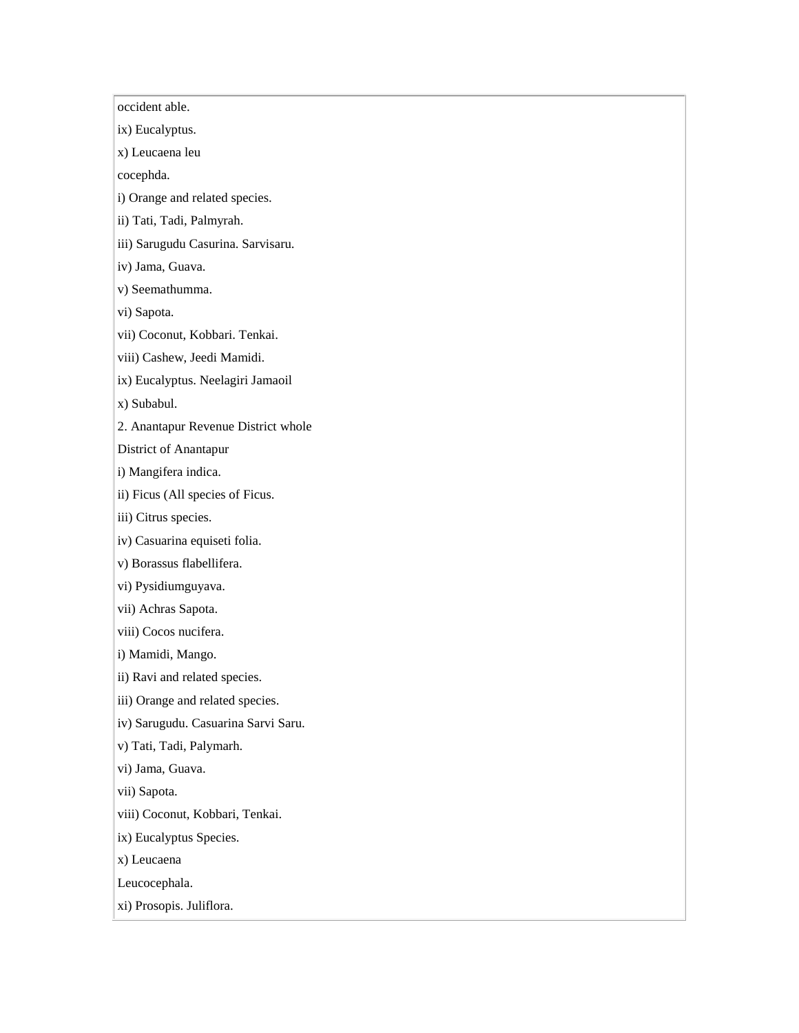occident able.

ix) Eucalyptus.

x) Leucaena leu

cocephda.

i) Orange and related species.

ii) Tati, Tadi, Palmyrah.

iii) Sarugudu Casurina. Sarvisaru.

iv) Jama, Guava.

v) Seemathumma.

vi) Sapota.

vii) Coconut, Kobbari. Tenkai.

viii) Cashew, Jeedi Mamidi.

ix) Eucalyptus. Neelagiri Jamaoil

x) Subabul.

2. Anantapur Revenue District whole

District of Anantapur

i) Mangifera indica.

ii) Ficus (All species of Ficus.

iii) Citrus species.

iv) Casuarina equiseti folia.

v) Borassus flabellifera.

vi) Pysidiumguyava.

vii) Achras Sapota.

viii) Cocos nucifera.

i) Mamidi, Mango.

ii) Ravi and related species.

iii) Orange and related species.

iv) Sarugudu. Casuarina Sarvi Saru.

v) Tati, Tadi, Palymarh.

vi) Jama, Guava.

vii) Sapota.

viii) Coconut, Kobbari, Tenkai.

ix) Eucalyptus Species.

x) Leucaena

Leucocephala.

xi) Prosopis. Juliflora.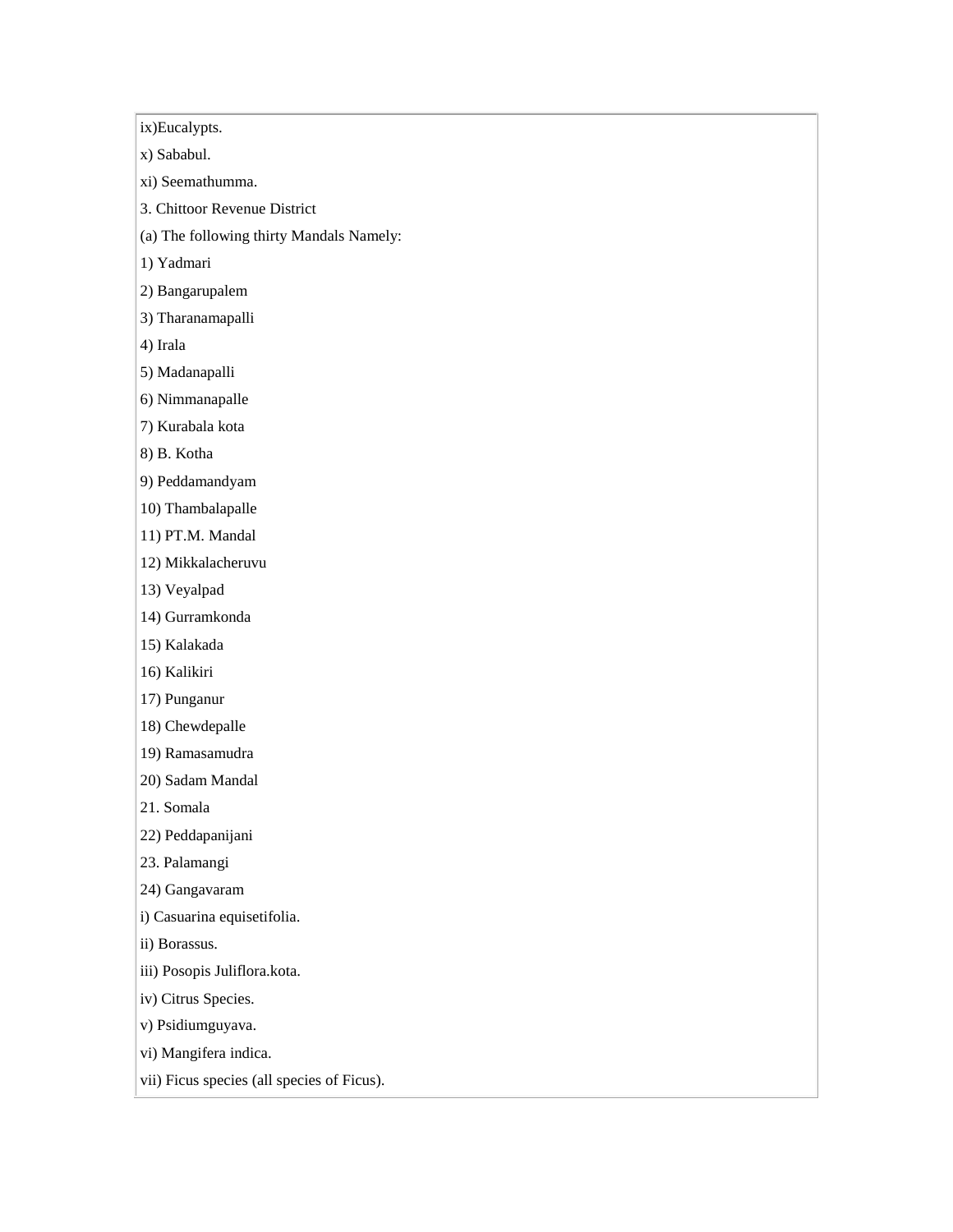ix)Eucalypts.

x) Sababul.

xi) Seemathumma.

3. Chittoor Revenue District

(a) The following thirty Mandals Namely:

1) Yadmari

2) Bangarupalem

3) Tharanamapalli

4) Irala

5) Madanapalli

6) Nimmanapalle

7) Kurabala kota

8) B. Kotha

9) Peddamandyam

10) Thambalapalle

11) PT.M. Mandal

12) Mikkalacheruvu

13) Veyalpad

14) Gurramkonda

15) Kalakada

16) Kalikiri

17) Punganur

18) Chewdepalle

19) Ramasamudra

20) Sadam Mandal

21. Somala

22) Peddapanijani

23. Palamangi

24) Gangavaram

i) Casuarina equisetifolia.

ii) Borassus.

iii) Posopis Juliflora.kota.

iv) Citrus Species.

v) Psidiumguyava.

vi) Mangifera indica.

vii) Ficus species (all species of Ficus).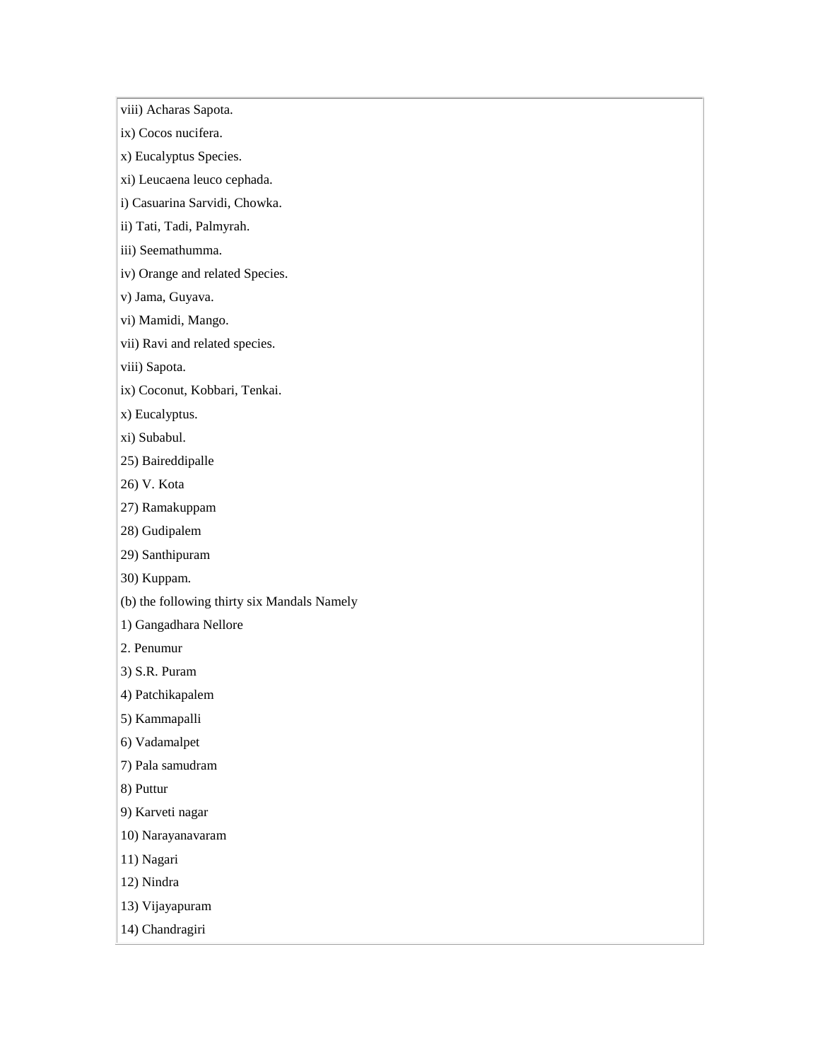viii) Acharas Sapota.

ix) Cocos nucifera.

x) Eucalyptus Species.

xi) Leucaena leuco cephada.

i) Casuarina Sarvidi, Chowka.

ii) Tati, Tadi, Palmyrah.

iii) Seemathumma.

iv) Orange and related Species.

v) Jama, Guyava.

vi) Mamidi, Mango.

vii) Ravi and related species.

viii) Sapota.

ix) Coconut, Kobbari, Tenkai.

x) Eucalyptus.

xi) Subabul.

25) Baireddipalle

26) V. Kota

27) Ramakuppam

28) Gudipalem

29) Santhipuram

30) Kuppam.

(b) the following thirty six Mandals Namely

1) Gangadhara Nellore

2. Penumur

3) S.R. Puram

4) Patchikapalem

5) Kammapalli

6) Vadamalpet

7) Pala samudram

8) Puttur

9) Karveti nagar

10) Narayanavaram

11) Nagari

12) Nindra

13) Vijayapuram

14) Chandragiri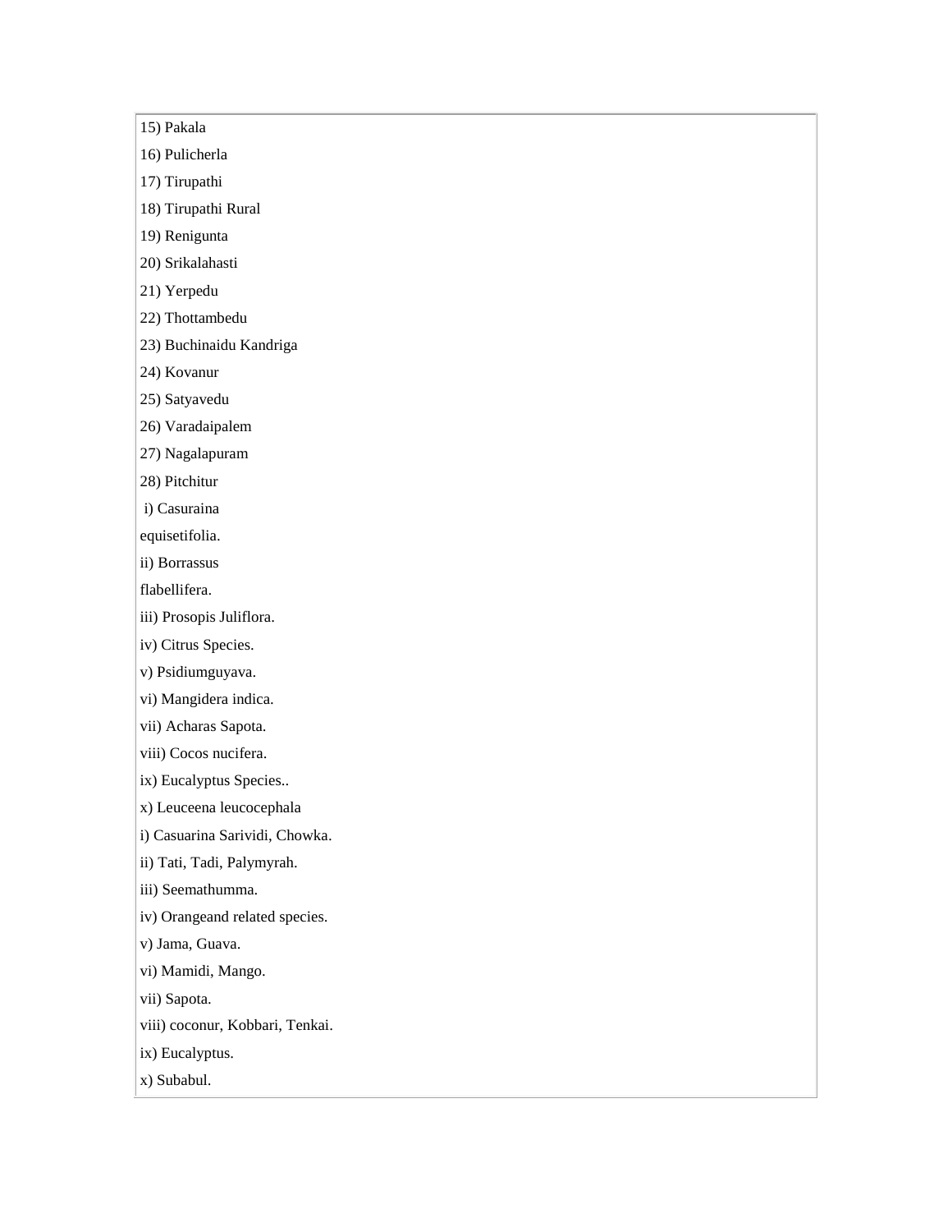| |
|---|
| 15) Pakala |
| 16) Pulicherla |
| 17) Tirupathi |
| 18) Tirupathi Rural |
| 19) Renigunta |
| 20) Srikalahasti |
| 21) Yerpedu |
| 22) Thottambedu |
| 23) Buchinaidu Kandriga |
| 24) Kovanur |
| 25) Satyavedu |
| 26) Varadaipalem |
| 27) Nagalapuram |
| 28) Pitchitur |
| i) Casuraina |
| equisetifolia. |
| ii) Borrassus |
| flabellifera. |
| iii) Prosopis Juliflora. |
| iv) Citrus Species. |
| v) Psidiumguyava. |
| vi) Mangidera indica. |
| vii) Acharas Sapota. |
| viii) Cocos nucifera. |
| ix) Eucalyptus Species.. |
| x) Leuceena leucocephala |
| i) Casuarina Sarividi, Chowka. |
| ii) Tati, Tadi, Palymyrah. |
| iii) Seemathumma. |
| iv) Orangeand related species. |
| v) Jama, Guava. |
| vi) Mamidi, Mango. |
| vii) Sapota. |
| viii) coconur, Kobbari, Tenkai. |
| ix) Eucalyptus. |
| x) Subabul. |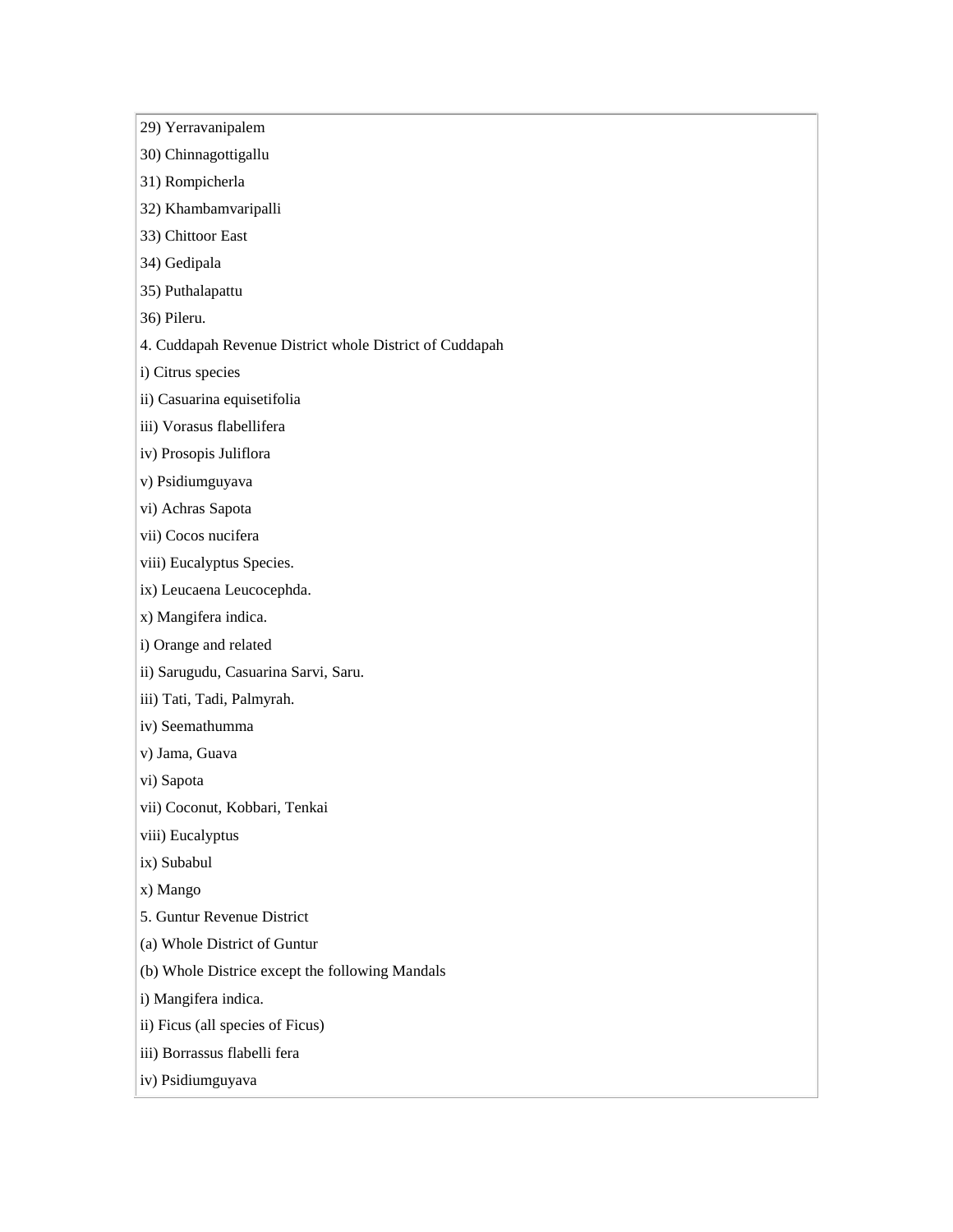29) Yerravanipalem

30) Chinnagottigallu

31) Rompicherla

32) Khambamvaripalli

33) Chittoor East

34) Gedipala

35) Puthalapattu

36) Pileru.

4. Cuddapah Revenue District whole District of Cuddapah

i) Citrus species

ii) Casuarina equisetifolia

iii) Vorasus flabellifera

iv) Prosopis Juliflora

v) Psidiumguyava

vi) Achras Sapota

vii) Cocos nucifera

viii) Eucalyptus Species.

ix) Leucaena Leucocephda.

x) Mangifera indica.

i) Orange and related

ii) Sarugudu, Casuarina Sarvi, Saru.

iii) Tati, Tadi, Palmyrah.

iv) Seemathumma

v) Jama, Guava

vi) Sapota

vii) Coconut, Kobbari, Tenkai

viii) Eucalyptus

ix) Subabul

x) Mango

5. Guntur Revenue District

(a) Whole District of Guntur

(b) Whole Districe except the following Mandals

i) Mangifera indica.

ii) Ficus (all species of Ficus)

iii) Borrassus flabelli fera

iv) Psidiumguyava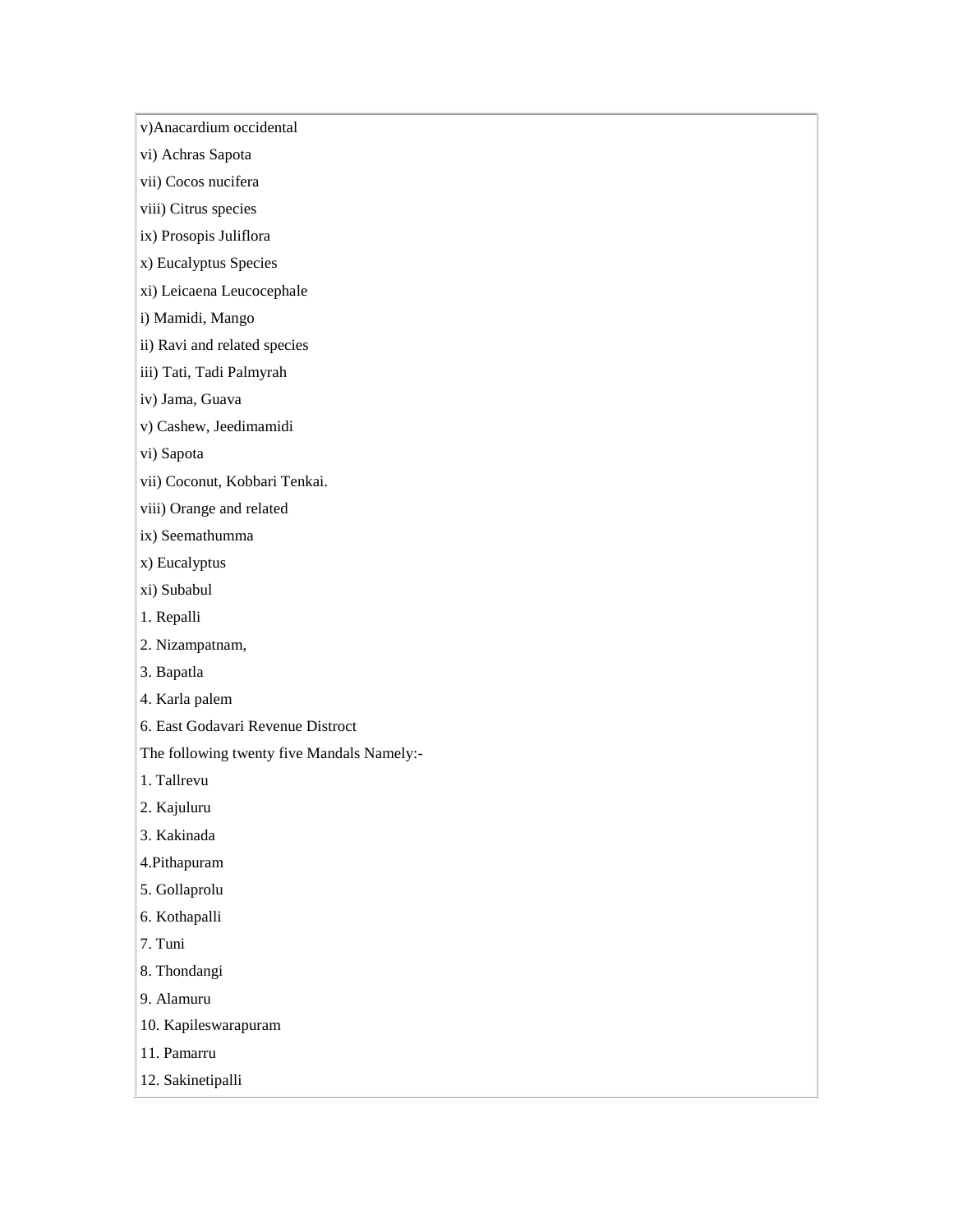v)Anacardium occidental

vi) Achras Sapota

vii) Cocos nucifera

viii) Citrus species

ix) Prosopis Juliflora

x) Eucalyptus Species

xi) Leicaena Leucocephale

i) Mamidi, Mango

ii) Ravi and related species

iii) Tati, Tadi Palmyrah

iv) Jama, Guava

v) Cashew, Jeedimamidi

vi) Sapota

vii) Coconut, Kobbari Tenkai.

viii) Orange and related

ix) Seemathumma

x) Eucalyptus

xi) Subabul

1. Repalli

2. Nizampatnam,

3. Bapatla

4. Karla palem

6. East Godavari Revenue Distroct

The following twenty five Mandals Namely:-

1. Tallrevu

2. Kajuluru

3. Kakinada

4.Pithapuram

5. Gollaprolu

6. Kothapalli

7. Tuni

8. Thondangi

9. Alamuru

10. Kapileswarapuram

11. Pamarru

12. Sakinetipalli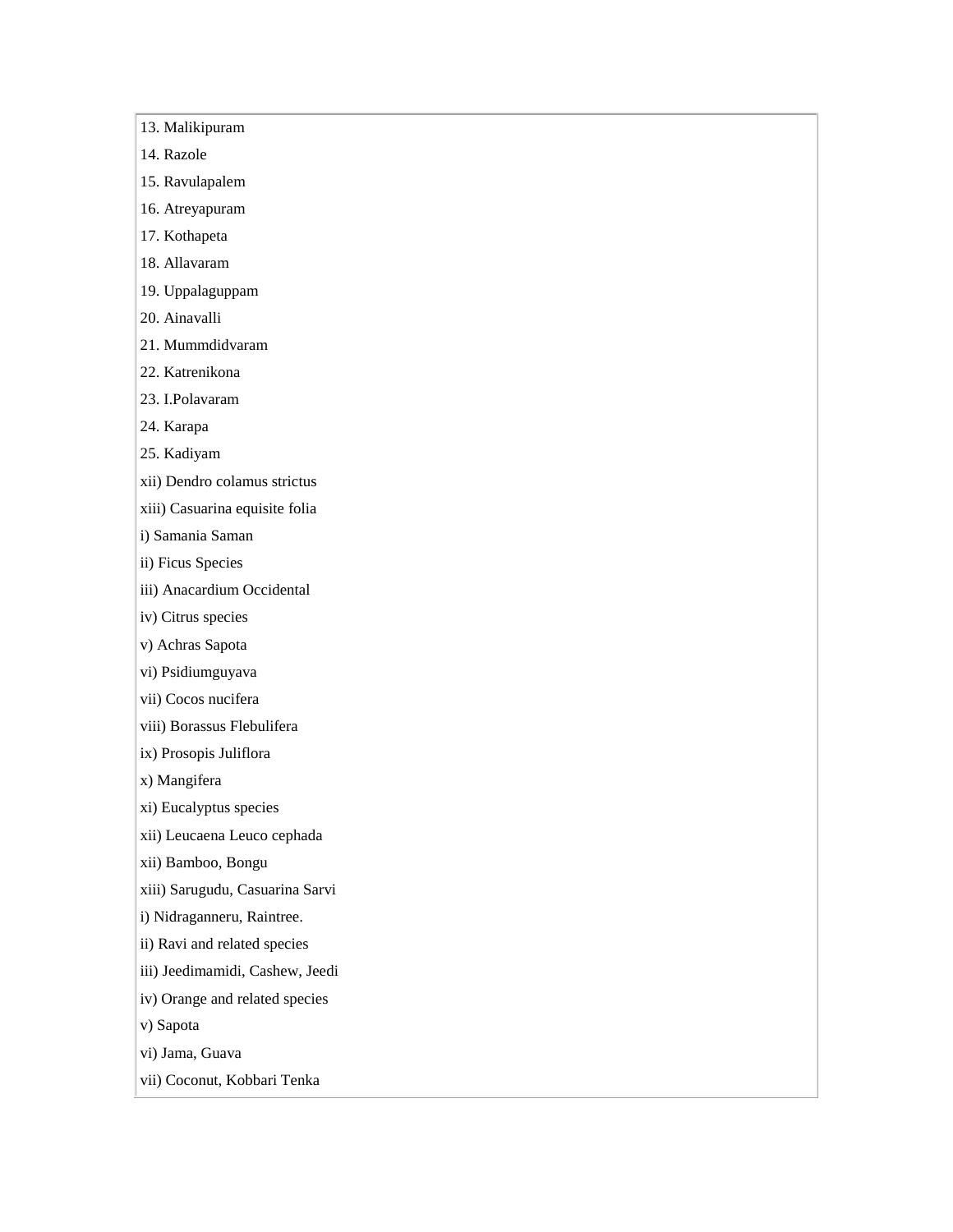| 13. Malikipuram |
|---|
| 14. Razole |
| 15. Ravulapalem |
| 16. Atreyapuram |
| 17. Kothapeta |
| 18. Allavaram |
| 19. Uppalaguppam |
| 20. Ainavalli |
| 21. Mummdidvaram |
| 22. Katrenikona |
| 23. I.Polavaram |
| 24. Karapa |
| 25. Kadiyam |
| xii) Dendro colamus strictus |
| xiii) Casuarina equisite folia |
| i) Samania Saman |
| ii) Ficus Species |
| iii) Anacardium Occidental |
| iv) Citrus species |
| v) Achras Sapota |
| vi) Psidiumguyava |
| vii) Cocos nucifera |
| viii) Borassus Flebulifera |
| ix) Prosopis Juliflora |
| x) Mangifera |
| xi) Eucalyptus species |
| xii) Leucaena Leuco cephada |
| xii) Bamboo, Bongu |
| xiii) Sarugudu, Casuarina Sarvi |
| i) Nidraganneru, Raintree. |
| ii) Ravi and related species |
| iii) Jeedimamidi, Cashew, Jeedi |
| iv) Orange and related species |
| v) Sapota |
| vi) Jama, Guava |
| vii) Coconut, Kobbari Tenka |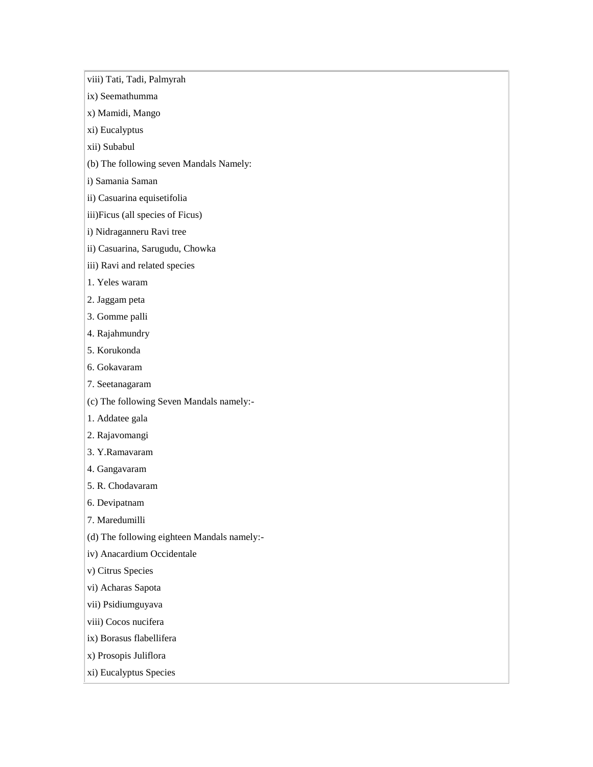viii) Tati, Tadi, Palmyrah

ix) Seemathumma

x) Mamidi, Mango

xi) Eucalyptus

xii) Subabul

(b) The following seven Mandals Namely:

i) Samania Saman

ii) Casuarina equisetifolia

iii)Ficus (all species of Ficus)

i) Nidraganneru Ravi tree

ii) Casuarina, Sarugudu, Chowka

iii) Ravi and related species

1. Yeles waram

2. Jaggam peta

3. Gomme palli

4. Rajahmundry

5. Korukonda

6. Gokavaram

7. Seetanagaram

(c) The following Seven Mandals namely:-

1. Addatee gala

2. Rajavomangi

3. Y.Ramavaram

4. Gangavaram

5. R. Chodavaram

6. Devipatnam

7. Maredumilli

(d) The following eighteen Mandals namely:-

iv) Anacardium Occidentale

v) Citrus Species

vi) Acharas Sapota

vii) Psidiumguyava

viii) Cocos nucifera

ix) Borasus flabellifera

x) Prosopis Juliflora

xi) Eucalyptus Species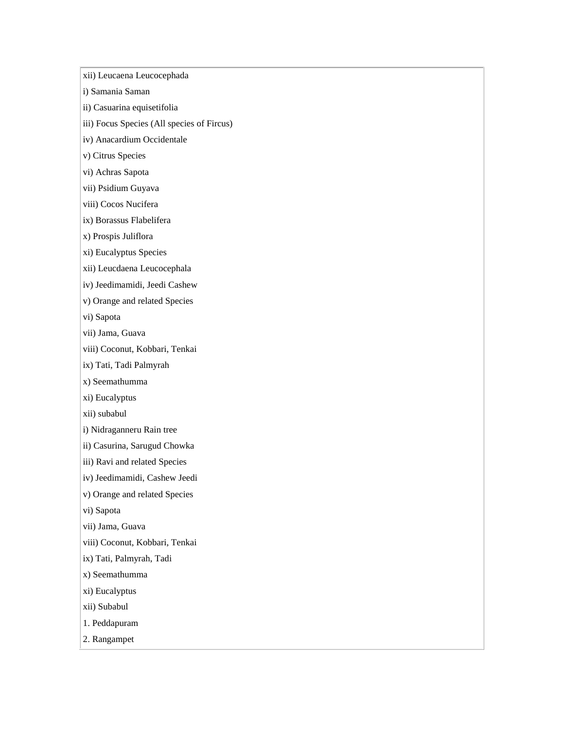| xii) Leucaena Leucocephada |
|---|
| i) Samania Saman |
| ii) Casuarina equisetifolia |
| iii) Focus Species (All species of Fircus) |
| iv) Anacardium Occidentale |
| v) Citrus Species |
| vi) Achras Sapota |
| vii) Psidium Guyava |
| viii) Cocos Nucifera |
| ix) Borassus Flabelifera |
| x) Prospis Juliflora |
| xi) Eucalyptus Species |
| xii) Leucdaena Leucocephala |
| iv) Jeedimamidi, Jeedi Cashew |
| v) Orange and related Species |
| vi) Sapota |
| vii) Jama, Guava |
| viii) Coconut, Kobbari, Tenkai |
| ix) Tati, Tadi Palmyrah |
| x) Seemathumma |
| xi) Eucalyptus |
| xii) subabul |
| i) Nidraganneru Rain tree |
| ii) Casurina, Sarugud Chowka |
| iii) Ravi and related Species |
| iv) Jeedimamidi, Cashew Jeedi |
| v) Orange and related Species |
| vi) Sapota |
| vii) Jama, Guava |
| viii) Coconut, Kobbari, Tenkai |
| ix) Tati, Palmyrah, Tadi |
| x) Seemathumma |
| xi) Eucalyptus |
| xii) Subabul |
| 1. Peddapuram |
| 2. Rangampet |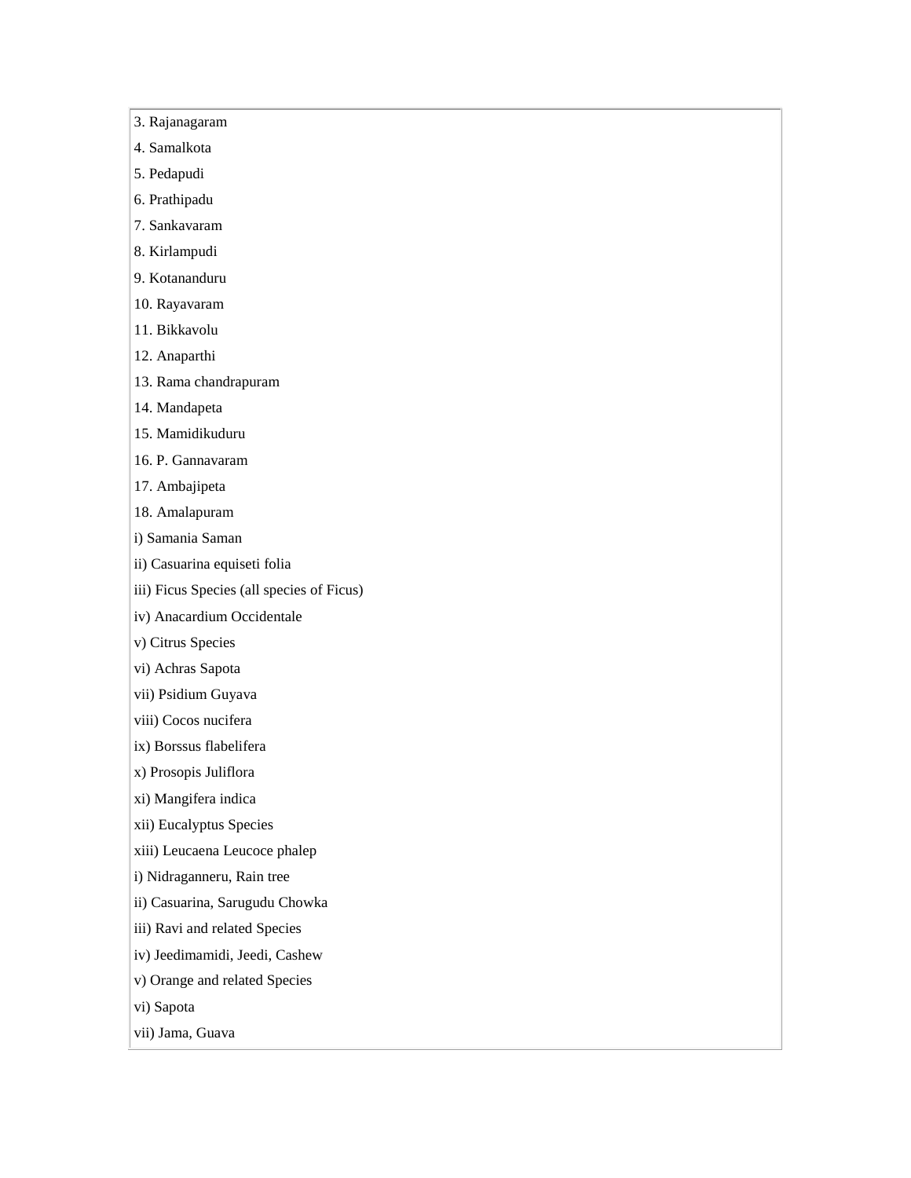| 3. Rajanagaram |
|---|
| 4. Samalkota |
| 5. Pedapudi |
| 6. Prathipadu |
| 7. Sankavaram |
| 8. Kirlampudi |
| 9. Kotananduru |
| 10. Rayavaram |
| 11. Bikkavolu |
| 12. Anaparthi |
| 13. Rama chandrapuram |
| 14. Mandapeta |
| 15. Mamidikuduru |
| 16. P. Gannavaram |
| 17. Ambajipeta |
| 18. Amalapuram |
| i) Samania Saman |
| ii) Casuarina equiseti folia |
| iii) Ficus Species (all species of Ficus) |
| iv) Anacardium Occidentale |
| v) Citrus Species |
| vi) Achras Sapota |
| vii) Psidium Guyava |
| viii) Cocos nucifera |
| ix) Borssus flabelifera |
| x) Prosopis Juliflora |
| xi) Mangifera indica |
| xii) Eucalyptus Species |
| xiii) Leucaena Leucoce phalep |
| i) Nidraganneru, Rain tree |
| ii) Casuarina, Sarugudu Chowka |
| iii) Ravi and related Species |
| iv) Jeedimamidi, Jeedi, Cashew |
| v) Orange and related Species |
| vi) Sapota |
| vii) Jama, Guava |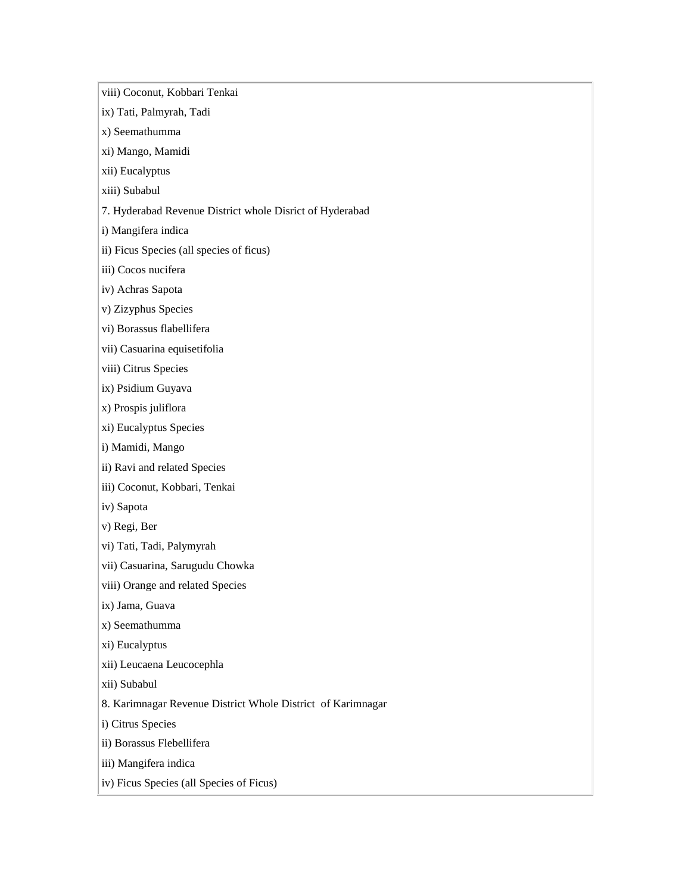viii) Coconut, Kobbari Tenkai

ix) Tati, Palmyrah, Tadi

x) Seemathumma

xi) Mango, Mamidi

xii) Eucalyptus

xiii) Subabul

7. Hyderabad Revenue District whole Disrict of Hyderabad

i) Mangifera indica

ii) Ficus Species (all species of ficus)

iii) Cocos nucifera

iv) Achras Sapota

v) Zizyphus Species

vi) Borassus flabellifera

vii) Casuarina equisetifolia

viii) Citrus Species

ix) Psidium Guyava

x) Prospis juliflora

xi) Eucalyptus Species

i) Mamidi, Mango

ii) Ravi and related Species

iii) Coconut, Kobbari, Tenkai

iv) Sapota

v) Regi, Ber

vi) Tati, Tadi, Palymyrah

vii) Casuarina, Sarugudu Chowka

viii) Orange and related Species

ix) Jama, Guava

x) Seemathumma

xi) Eucalyptus

xii) Leucaena Leucocephla

xii) Subabul

8. Karimnagar Revenue District Whole District of Karimnagar

i) Citrus Species

ii) Borassus Flebellifera

iii) Mangifera indica

iv) Ficus Species (all Species of Ficus)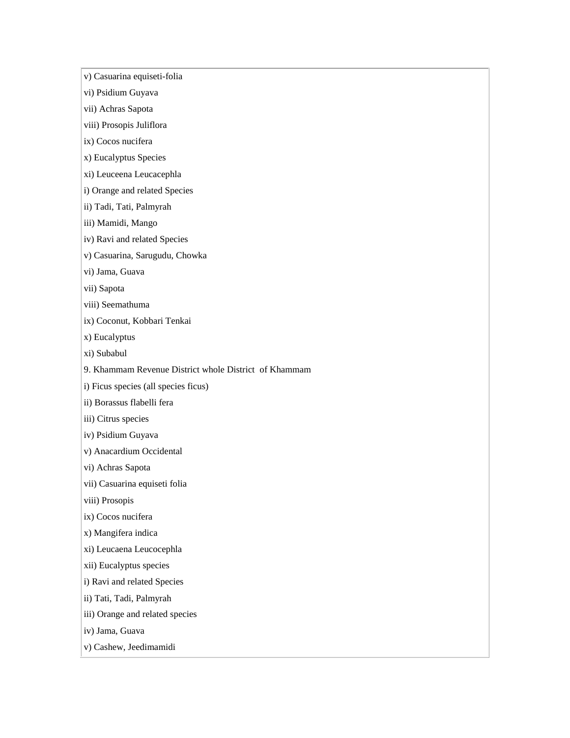v) Casuarina equiseti-folia

vi) Psidium Guyava

vii) Achras Sapota

viii) Prosopis Juliflora

ix) Cocos nucifera

x) Eucalyptus Species

xi) Leuceena Leucacephla

i) Orange and related Species

ii) Tadi, Tati, Palmyrah

iii) Mamidi, Mango

iv) Ravi and related Species

v) Casuarina, Sarugudu, Chowka

vi) Jama, Guava

vii) Sapota

viii) Seemathuma

ix) Coconut, Kobbari Tenkai

x) Eucalyptus

xi) Subabul

9. Khammam Revenue District whole District of Khammam

i) Ficus species (all species ficus)

ii) Borassus flabelli fera

iii) Citrus species

iv) Psidium Guyava

v) Anacardium Occidental

vi) Achras Sapota

vii) Casuarina equiseti folia

viii) Prosopis

ix) Cocos nucifera

x) Mangifera indica

xi) Leucaena Leucocephla

xii) Eucalyptus species

i) Ravi and related Species

ii) Tati, Tadi, Palmyrah

iii) Orange and related species

iv) Jama, Guava

v) Cashew, Jeedimamidi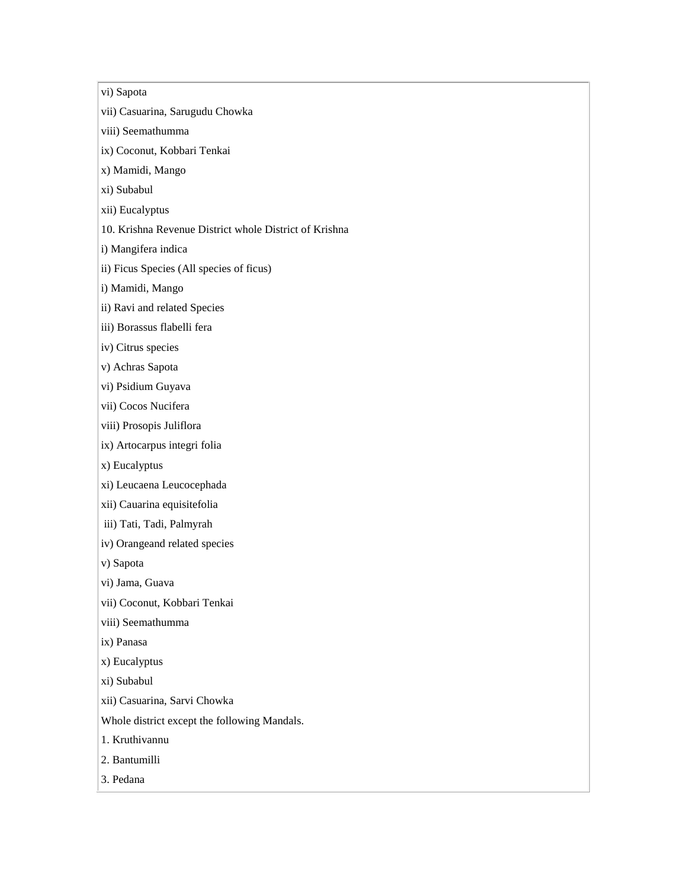vi) Sapota

vii) Casuarina, Sarugudu Chowka

viii) Seemathumma

ix) Coconut, Kobbari Tenkai

x) Mamidi, Mango

xi) Subabul

xii) Eucalyptus

10. Krishna Revenue District whole District of Krishna

i) Mangifera indica

ii) Ficus Species (All species of ficus)

i) Mamidi, Mango

ii) Ravi and related Species

iii) Borassus flabelli fera

iv) Citrus species

v) Achras Sapota

vi) Psidium Guyava

vii) Cocos Nucifera

viii) Prosopis Juliflora

ix) Artocarpus integri folia

x) Eucalyptus

xi) Leucaena Leucocephada

xii) Cauarina equisitefolia

iii) Tati, Tadi, Palmyrah

iv) Orangeand related species

v) Sapota

vi) Jama, Guava

vii) Coconut, Kobbari Tenkai

viii) Seemathumma

ix) Panasa

x) Eucalyptus

xi) Subabul

xii) Casuarina, Sarvi Chowka

Whole district except the following Mandals.

1. Kruthivannu
2. Bantumilli
3. Pedana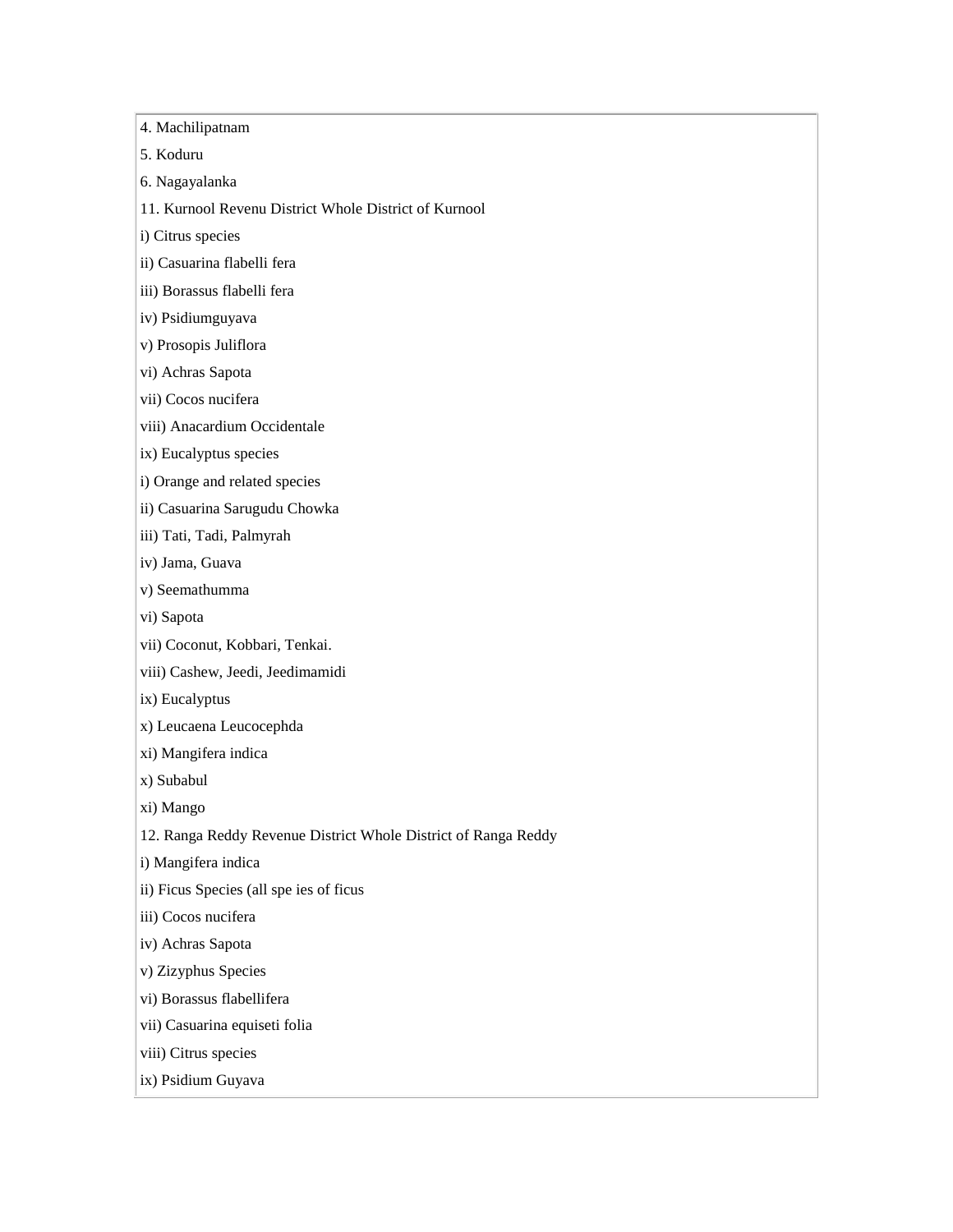4. Machilipatnam

5. Koduru

6. Nagayalanka

11. Kurnool Revenu District Whole District of Kurnool

i) Citrus species

ii) Casuarina flabelli fera

iii) Borassus flabelli fera

iv) Psidiumguyava

v) Prosopis Juliflora

vi) Achras Sapota

vii) Cocos nucifera

viii) Anacardium Occidentale

ix) Eucalyptus species

i) Orange and related species

ii) Casuarina Sarugudu Chowka

iii) Tati, Tadi, Palmyrah

iv) Jama, Guava

v) Seemathumma

vi) Sapota

vii) Coconut, Kobbari, Tenkai.

viii) Cashew, Jeedi, Jeedimamidi

ix) Eucalyptus

x) Leucaena Leucocephda

xi) Mangifera indica

x) Subabul

xi) Mango

12. Ranga Reddy Revenue District Whole District of Ranga Reddy

i) Mangifera indica

ii) Ficus Species (all spe ies of ficus

iii) Cocos nucifera

iv) Achras Sapota

v) Zizyphus Species

vi) Borassus flabellifera

vii) Casuarina equiseti folia

viii) Citrus species

ix) Psidium Guyava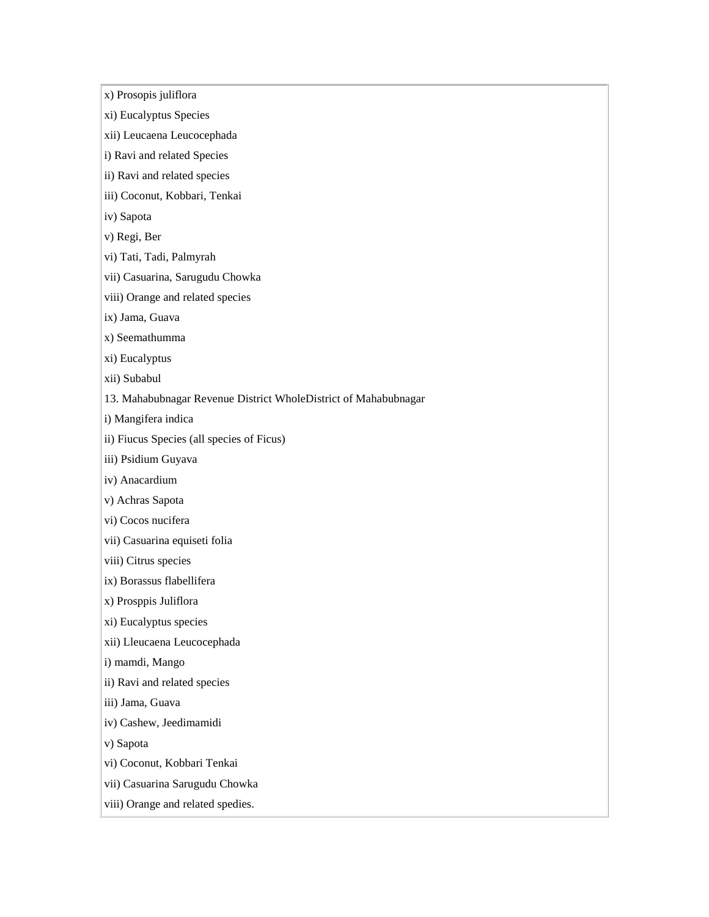x) Prosopis juliflora

xi) Eucalyptus Species

xii) Leucaena Leucocephada

i) Ravi and related Species

ii) Ravi and related species

iii) Coconut, Kobbari, Tenkai

iv) Sapota

v) Regi, Ber

vi) Tati, Tadi, Palmyrah

vii) Casuarina, Sarugudu Chowka

viii) Orange and related species

ix) Jama, Guava

x) Seemathumma

xi) Eucalyptus

xii) Subabul

13. Mahabubnagar Revenue District WholeDistrict of Mahabubnagar

i) Mangifera indica

ii) Fiucus Species (all species of Ficus)

iii) Psidium Guyava

iv) Anacardium

v) Achras Sapota

vi) Cocos nucifera

vii) Casuarina equiseti folia

viii) Citrus species

ix) Borassus flabellifera

x) Prosppis Juliflora

xi) Eucalyptus species

xii) Lleucaena Leucocephada

i) mamdi, Mango

ii) Ravi and related species

iii) Jama, Guava

iv) Cashew, Jeedimamidi

v) Sapota

vi) Coconut, Kobbari Tenkai

vii) Casuarina Sarugudu Chowka

viii) Orange and related spedies.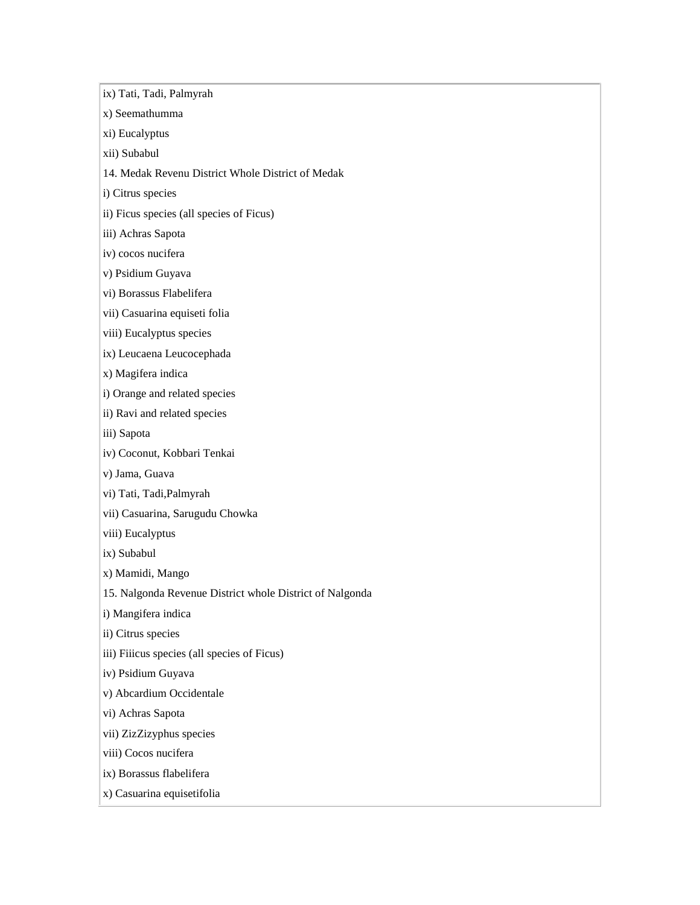ix) Tati, Tadi, Palmyrah

x) Seemathumma

xi) Eucalyptus

xii) Subabul

14. Medak Revenu District Whole District of Medak

i) Citrus species

ii) Ficus species (all species of Ficus)

iii) Achras Sapota

iv) cocos nucifera

v) Psidium Guyava

vi) Borassus Flabelifera

vii) Casuarina equiseti folia

viii) Eucalyptus species

ix) Leucaena Leucocephada

x) Magifera indica

i) Orange and related species

ii) Ravi and related species

iii) Sapota

iv) Coconut, Kobbari Tenkai

v) Jama, Guava

vi) Tati, Tadi,Palmyrah

vii) Casuarina, Sarugudu Chowka

viii) Eucalyptus

ix) Subabul

x) Mamidi, Mango

15. Nalgonda Revenue District whole District of Nalgonda

i) Mangifera indica

ii) Citrus species

iii) Fiiicus species (all species of Ficus)

iv) Psidium Guyava

v) Abcardium Occidentale

vi) Achras Sapota

vii) ZizZizyphus species

viii) Cocos nucifera

ix) Borassus flabelifera

x) Casuarina equisetifolia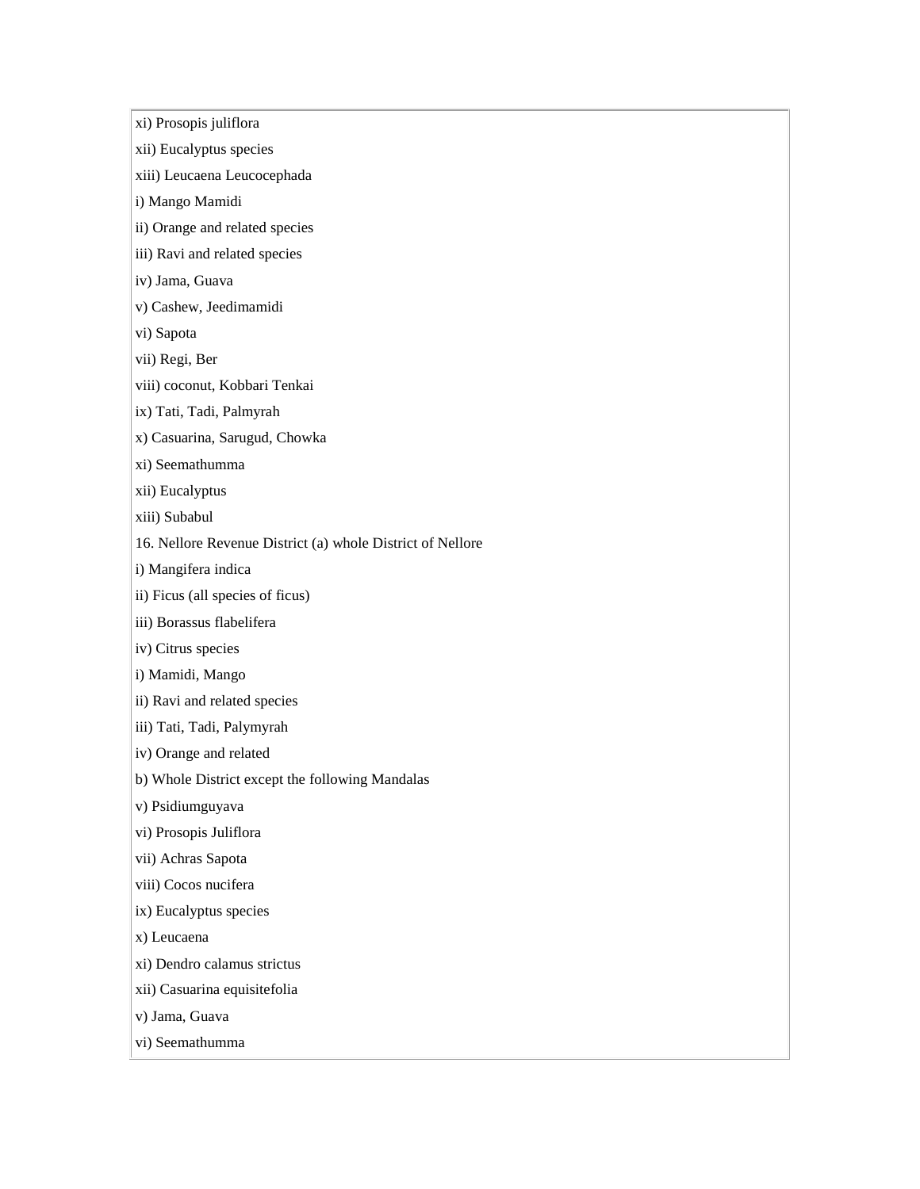xi) Prosopis juliflora

xii) Eucalyptus species

xiii) Leucaena Leucocephada

i) Mango Mamidi

ii) Orange and related species

iii) Ravi and related species

iv) Jama, Guava

v) Cashew, Jeedimamidi

vi) Sapota

vii) Regi, Ber

viii) coconut, Kobbari Tenkai

ix) Tati, Tadi, Palmyrah

x) Casuarina, Sarugud, Chowka

xi) Seemathumma

xii) Eucalyptus

xiii) Subabul

16. Nellore Revenue District (a) whole District of Nellore

i) Mangifera indica

ii) Ficus (all species of ficus)

iii) Borassus flabelifera

iv) Citrus species

i) Mamidi, Mango

ii) Ravi and related species

iii) Tati, Tadi, Palymyrah

iv) Orange and related

b) Whole District except the following Mandalas

v) Psidiumguyava

vi) Prosopis Juliflora

vii) Achras Sapota

viii) Cocos nucifera

ix) Eucalyptus species

x) Leucaena

xi) Dendro calamus strictus

xii) Casuarina equisitefolia

v) Jama, Guava

vi) Seemathumma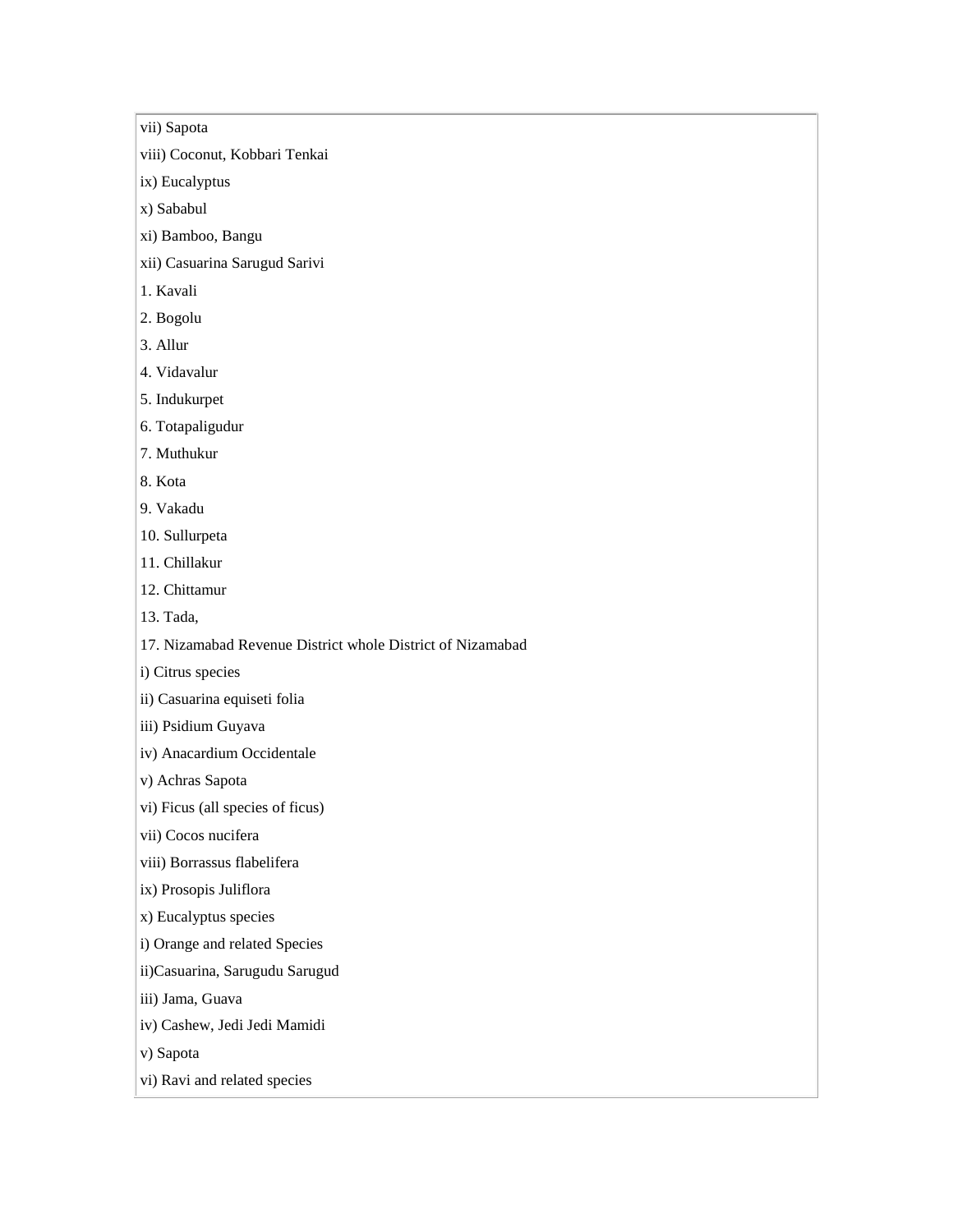vii) Sapota

viii) Coconut, Kobbari Tenkai

ix) Eucalyptus

x) Sababul

xi) Bamboo, Bangu

xii) Casuarina Sarugud Sarivi

1. Kavali

2. Bogolu

3. Allur

4. Vidavalur

5. Indukurpet

6. Totapaligudur

7. Muthukur

8. Kota

9. Vakadu

10. Sullurpeta

11. Chillakur

12. Chittamur

13. Tada,

17. Nizamabad Revenue District whole District of Nizamabad

i) Citrus species

ii) Casuarina equiseti folia

iii) Psidium Guyava

iv) Anacardium Occidentale

v) Achras Sapota

vi) Ficus (all species of ficus)

vii) Cocos nucifera

viii) Borrassus flabelifera

ix) Prosopis Juliflora

x) Eucalyptus species

i) Orange and related Species

ii)Casuarina, Sarugudu Sarugud

iii) Jama, Guava

iv) Cashew, Jedi Jedi Mamidi

v) Sapota

vi) Ravi and related species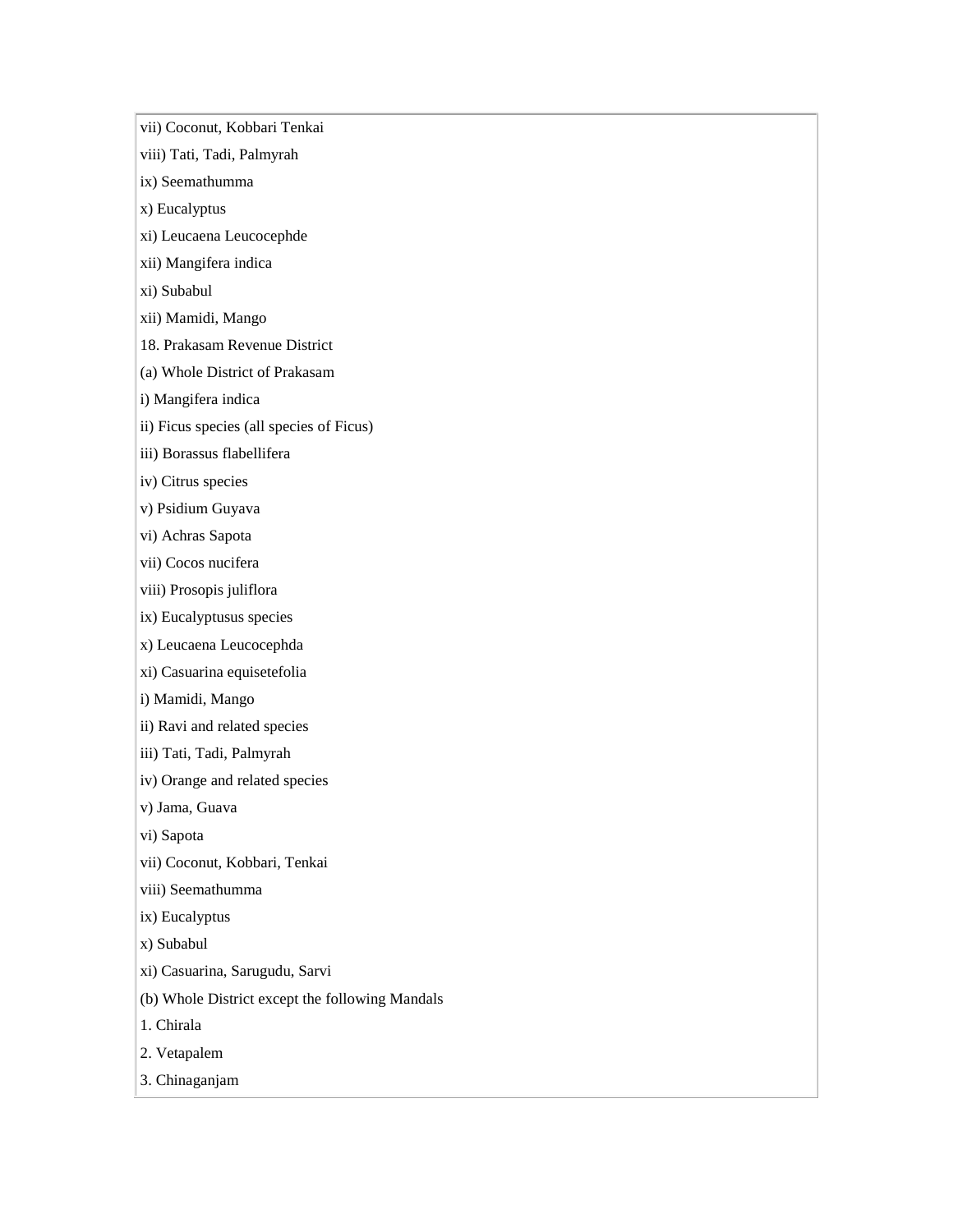vii) Coconut, Kobbari Tenkai

viii) Tati, Tadi, Palmyrah

ix) Seemathumma

x) Eucalyptus

xi) Leucaena Leucocephde

xii) Mangifera indica

xi) Subabul

xii) Mamidi, Mango

18. Prakasam Revenue District

(a) Whole District of Prakasam

i) Mangifera indica

ii) Ficus species (all species of Ficus)

iii) Borassus flabellifera

iv) Citrus species

v) Psidium Guyava

vi) Achras Sapota

vii) Cocos nucifera

viii) Prosopis juliflora

ix) Eucalyptusus species

x) Leucaena Leucocephda

xi) Casuarina equisetefolia

i) Mamidi, Mango

ii) Ravi and related species

iii) Tati, Tadi, Palmyrah

iv) Orange and related species

v) Jama, Guava

vi) Sapota

vii) Coconut, Kobbari, Tenkai

viii) Seemathumma

ix) Eucalyptus

x) Subabul

xi) Casuarina, Sarugudu, Sarvi

(b) Whole District except the following Mandals

1. Chirala

2. Vetapalem

3. Chinaganjam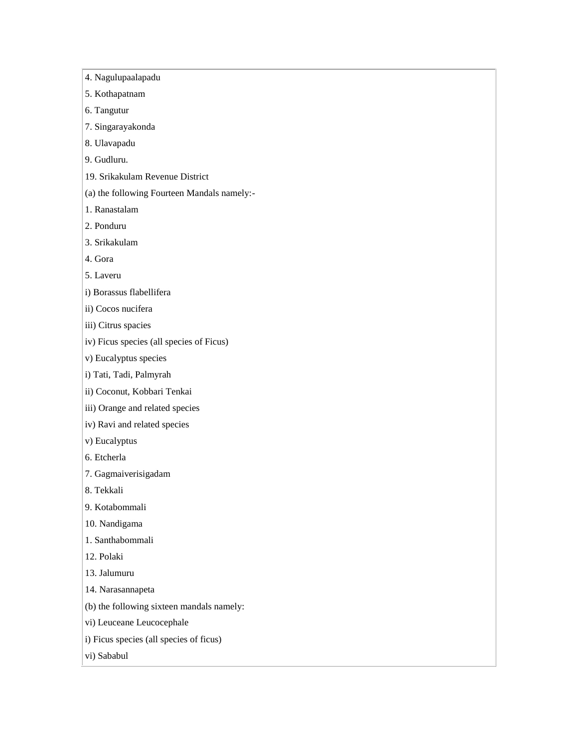4. Nagulupaalapadu

5. Kothapatnam

6. Tangutur

7. Singarayakonda

8. Ulavapadu

9. Gudluru.

19. Srikakulam Revenue District

(a) the following Fourteen Mandals namely:-

1. Ranastalam

2. Ponduru

3. Srikakulam

4. Gora

5. Laveru

i) Borassus flabellifera

ii) Cocos nucifera

iii) Citrus spacies

iv) Ficus species (all species of Ficus)

v) Eucalyptus species

i) Tati, Tadi, Palmyrah

ii) Coconut, Kobbari Tenkai

iii) Orange and related species

iv) Ravi and related species

v) Eucalyptus

6. Etcherla

7. Gagmaiverisigadam

8. Tekkali

9. Kotabommali

10. Nandigama

1. Santhabommali

12. Polaki

13. Jalumuru

14. Narasannapeta

(b) the following sixteen mandals namely:

vi) Leuceane Leucocephale

i) Ficus species (all species of ficus)

vi) Sababul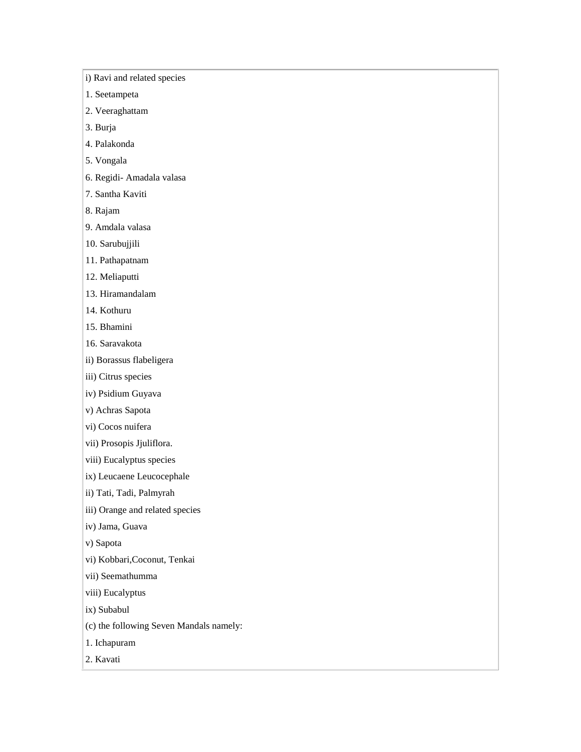i) Ravi and related species

1. Seetampeta
2. Veeraghattam
3. Burja
4. Palakonda
5. Vongala
6. Regidi- Amadala valasa
7. Santha Kaviti
8. Rajam
9. Amdala valasa
10. Sarubujjili
11. Pathapatnam
12. Meliaputti
13. Hiramandalam
14. Kothuru
15. Bhamini
16. Saravakota

ii) Borassus flabeligera

iii) Citrus species

iv) Psidium Guyava

v) Achras Sapota

vi) Cocos nuifera

vii) Prosopis Jjuliflora.

viii) Eucalyptus species

ix) Leucaene Leucocephale

ii) Tati, Tadi, Palmyrah

iii) Orange and related species

iv) Jama, Guava

v) Sapota

vi) Kobbari,Coconut, Tenkai

vii) Seemathumma

viii) Eucalyptus

ix) Subabul

(c) the following Seven Mandals namely:

1. Ichapuram
2. Kavati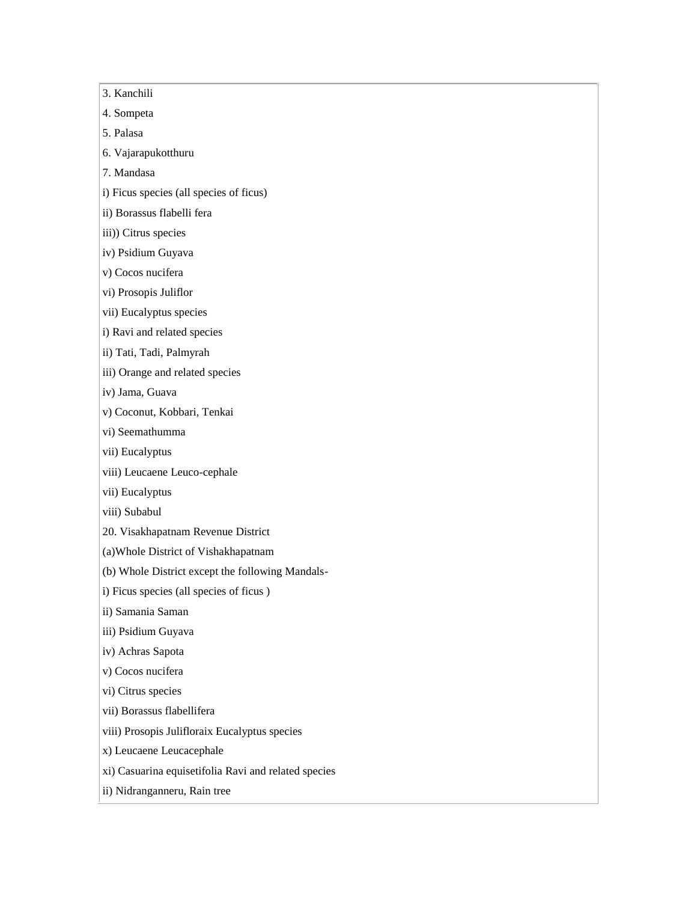3. Kanchili

4. Sompeta

5. Palasa

6. Vajarapukotthuru

7. Mandasa

i) Ficus species (all species of ficus)

ii) Borassus flabelli fera

iii)) Citrus species

iv) Psidium Guyava

v) Cocos nucifera

vi) Prosopis Juliflor

vii) Eucalyptus species

i) Ravi and related species

ii) Tati, Tadi, Palmyrah

iii) Orange and related species

iv) Jama, Guava

v) Coconut, Kobbari, Tenkai

vi) Seemathumma

vii) Eucalyptus

viii) Leucaene Leuco-cephale

vii) Eucalyptus

viii) Subabul

20. Visakhapatnam Revenue District

(a)Whole District of Vishakhapatnam

(b) Whole District except the following Mandals-

i) Ficus species (all species of ficus )

ii) Samania Saman

iii) Psidium Guyava

iv) Achras Sapota

v) Cocos nucifera

vi) Citrus species

vii) Borassus flabellifera

viii) Prosopis Julifloraix Eucalyptus species

x) Leucaene Leucacephale

xi) Casuarina equisetifolia Ravi and related species

ii) Nidranganneru, Rain tree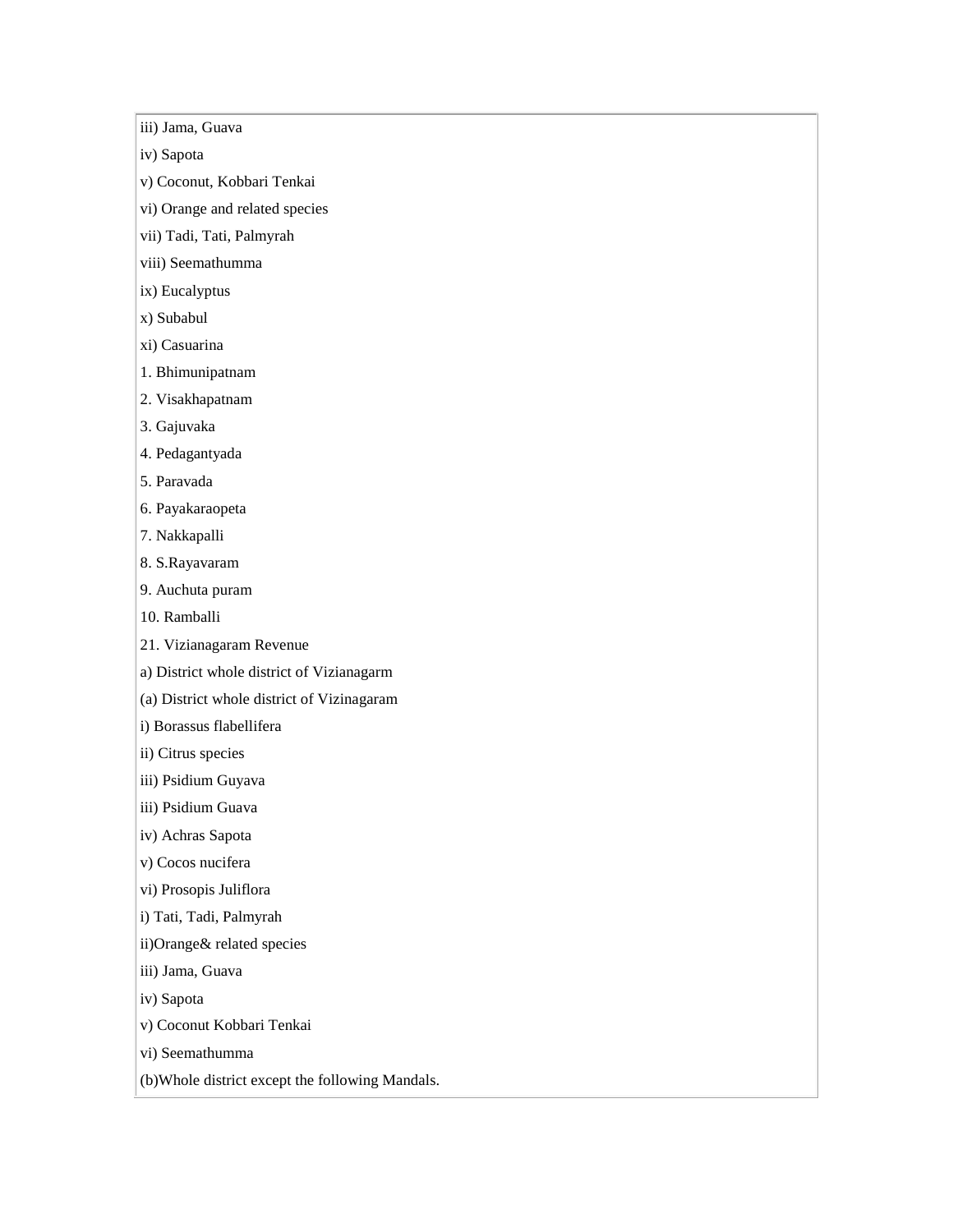iii) Jama, Guava

iv) Sapota

v) Coconut, Kobbari Tenkai

vi) Orange and related species

vii) Tadi, Tati, Palmyrah

viii) Seemathumma

ix) Eucalyptus

x) Subabul

xi) Casuarina

1. Bhimunipatnam

2. Visakhapatnam

3. Gajuvaka

4. Pedagantyada

5. Paravada

6. Payakaraopeta

7. Nakkapalli

8. S.Rayavaram

9. Auchuta puram

10. Ramballi

21. Vizianagaram Revenue

a) District whole district of Vizianagarm

(a) District whole district of Vizinagaram

i) Borassus flabellifera

ii) Citrus species

iii) Psidium Guyava

iii) Psidium Guava

iv) Achras Sapota

v) Cocos nucifera

vi) Prosopis Juliflora

i) Tati, Tadi, Palmyrah

ii)Orange& related species

iii) Jama, Guava

iv) Sapota

v) Coconut Kobbari Tenkai

vi) Seemathumma

(b)Whole district except the following Mandals.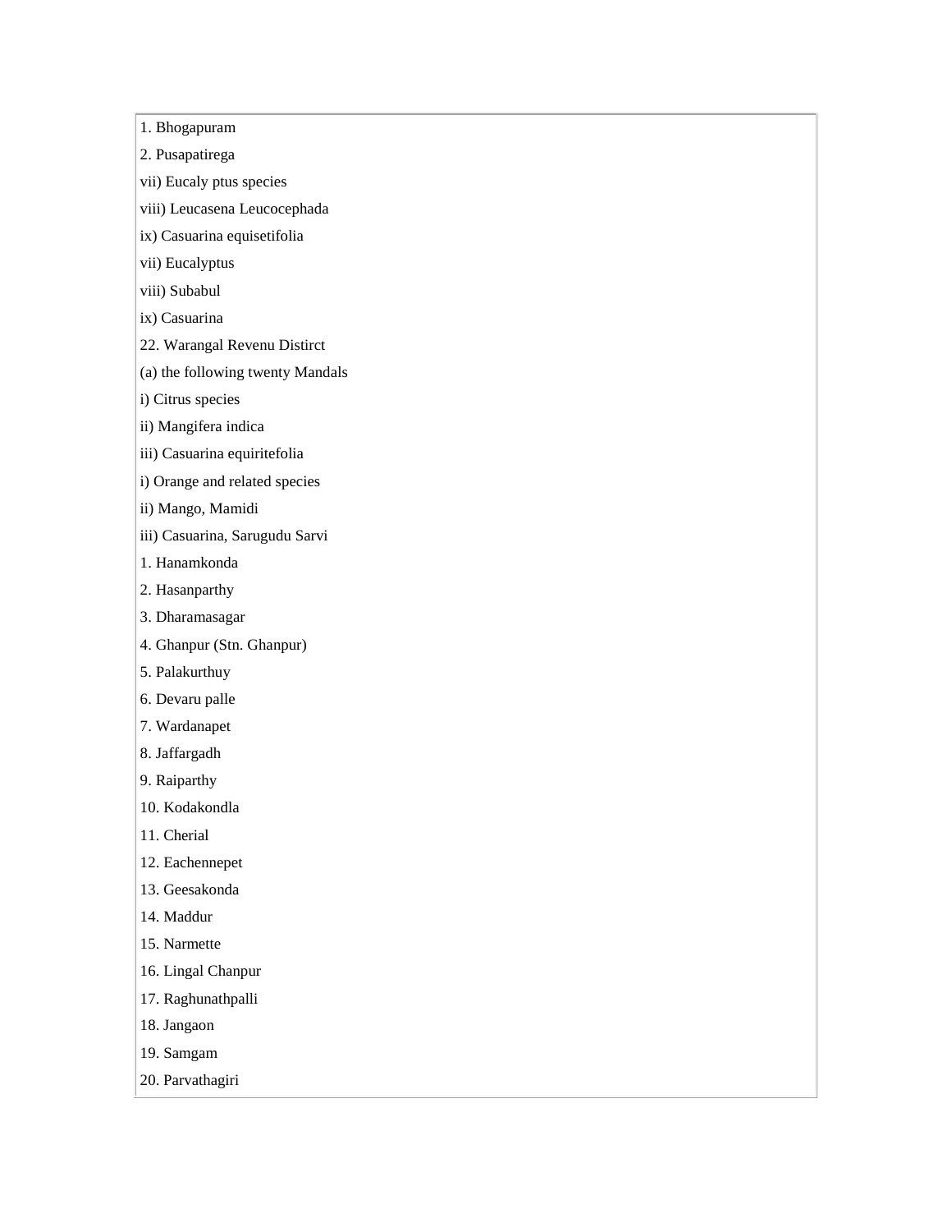| 1. Bhogapuram |
| --- |
| 2. Pusapatirega |
| vii) Eucaly ptus species |
| viii) Leucasena Leucocephada |
| ix) Casuarina equisetifolia |
| vii) Eucalyptus |
| viii) Subabul |
| ix) Casuarina |
| 22. Warangal Revenu Distirct |
| (a) the following twenty Mandals |
| i) Citrus species |
| ii) Mangifera indica |
| iii) Casuarina equiritefolia |
| i) Orange and related species |
| ii) Mango, Mamidi |
| iii) Casuarina, Sarugudu Sarvi |
| 1. Hanamkonda |
| 2. Hasanparthy |
| 3. Dharamasagar |
| 4. Ghanpur (Stn. Ghanpur) |
| 5. Palakurthuy |
| 6. Devaru palle |
| 7. Wardanapet |
| 8. Jaffargadh |
| 9. Raiparthy |
| 10. Kodakondla |
| 11. Cherial |
| 12. Eachennepet |
| 13. Geesakonda |
| 14. Maddur |
| 15. Narmette |
| 16. Lingal Chanpur |
| 17. Raghunathpalli |
| 18. Jangaon |
| 19. Samgam |
| 20. Parvathagiri |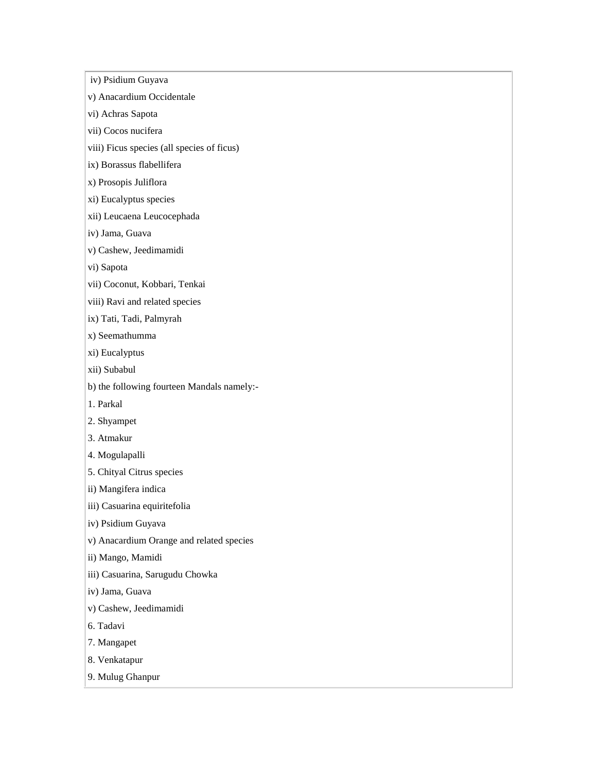iv) Psidium Guyava

v) Anacardium Occidentale

vi) Achras Sapota

vii) Cocos nucifera

viii) Ficus species (all species of ficus)

ix) Borassus flabellifera

x) Prosopis Juliflora

xi) Eucalyptus species

xii) Leucaena Leucocephada

iv) Jama, Guava

v) Cashew, Jeedimamidi

vi) Sapota

vii) Coconut, Kobbari, Tenkai

viii) Ravi and related species

ix) Tati, Tadi, Palmyrah

x) Seemathumma

xi) Eucalyptus

xii) Subabul

b) the following fourteen Mandals namely:-

1. Parkal

2. Shyampet

3. Atmakur

4. Mogulapalli

5. Chityal Citrus species

ii) Mangifera indica

iii) Casuarina equiritefolia

iv) Psidium Guyava

v) Anacardium Orange and related species

ii) Mango, Mamidi

iii) Casuarina, Sarugudu Chowka

iv) Jama, Guava

v) Cashew, Jeedimamidi

6. Tadavi

7. Mangapet

8. Venkatapur

9. Mulug Ghanpur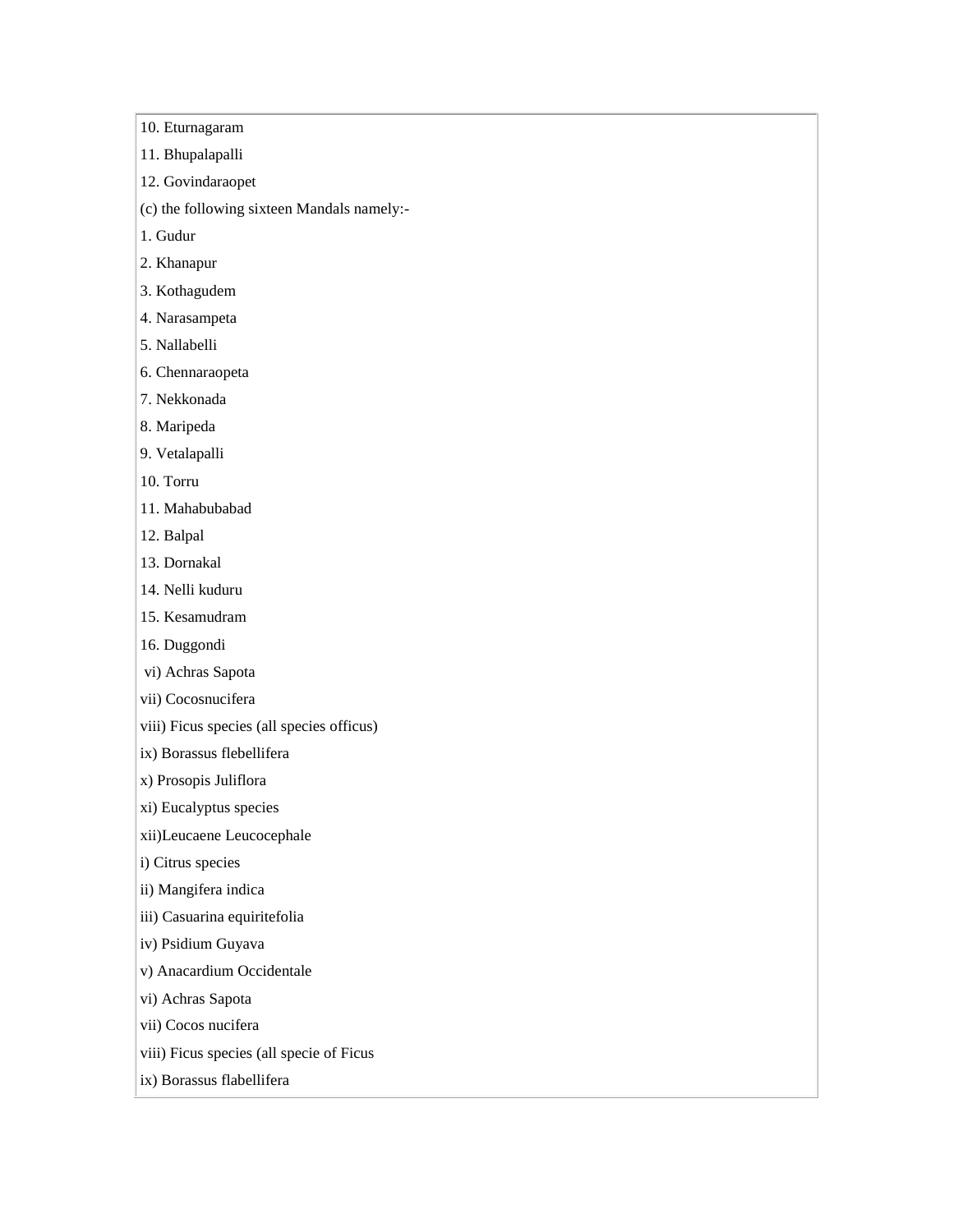10. Eturnagaram

11. Bhupalapalli

12. Govindaraopet

(c) the following sixteen Mandals namely:-

1. Gudur

2. Khanapur

3. Kothagudem

4. Narasampeta

5. Nallabelli

6. Chennaraopeta

7. Nekkonada

8. Maripeda

9. Vetalapalli

10. Torru

11. Mahabubabad

12. Balpal

13. Dornakal

14. Nelli kuduru

15. Kesamudram

16. Duggondi

vi) Achras Sapota

vii) Cocosnucifera

viii) Ficus species (all species officus)

ix) Borassus flebellifera

x) Prosopis Juliflora

xi) Eucalyptus species

xii)Leucaene Leucocephale

i) Citrus species

ii) Mangifera indica

iii) Casuarina equiritefolia

iv) Psidium Guyava

v) Anacardium Occidentale

vi) Achras Sapota

vii) Cocos nucifera

viii) Ficus species (all specie of Ficus

ix) Borassus flabellifera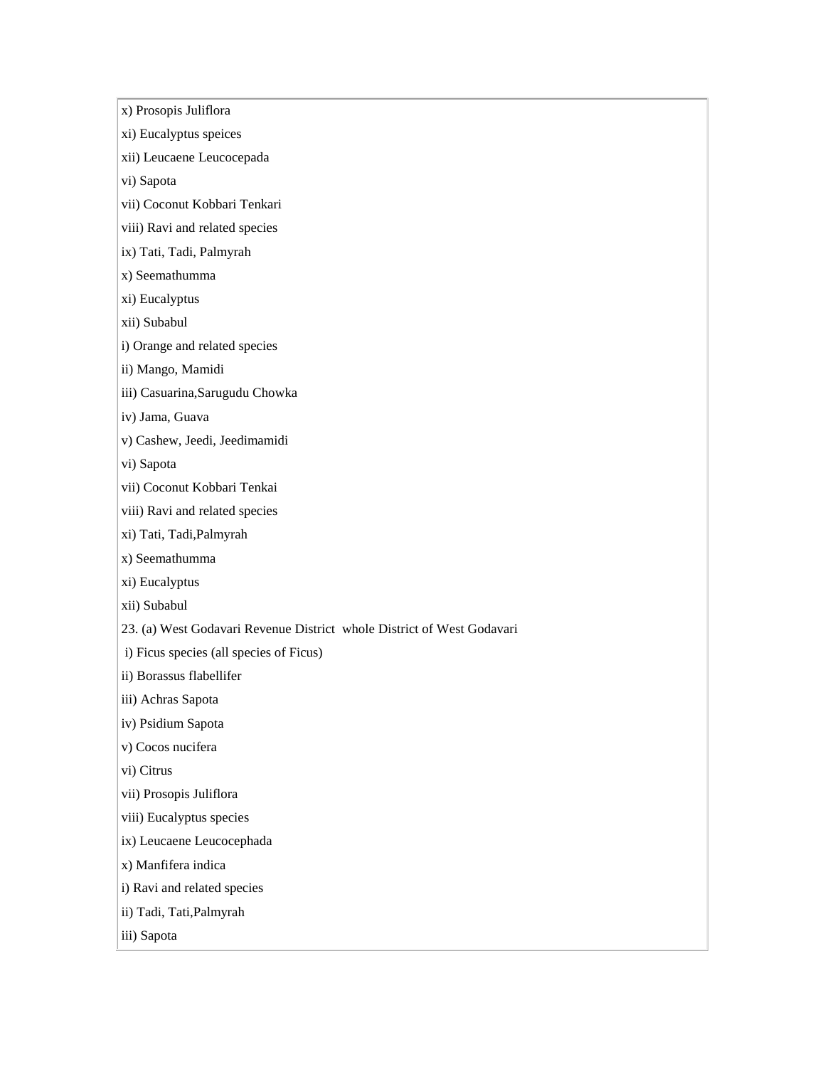x) Prosopis Juliflora

xi) Eucalyptus speices

xii) Leucaene Leucocepada

vi) Sapota

vii) Coconut Kobbari Tenkari

viii) Ravi and related species

ix) Tati, Tadi, Palmyrah

x) Seemathumma

xi) Eucalyptus

xii) Subabul

i) Orange and related species

ii) Mango, Mamidi

iii) Casuarina,Sarugudu Chowka

iv) Jama, Guava

v) Cashew, Jeedi, Jeedimamidi

vi) Sapota

vii) Coconut Kobbari Tenkai

viii) Ravi and related species

xi) Tati, Tadi,Palmyrah

x) Seemathumma

xi) Eucalyptus

xii) Subabul

23. (a) West Godavari Revenue District  whole District of West Godavari

i) Ficus species (all species of Ficus)

ii) Borassus flabellifer

iii) Achras Sapota

iv) Psidium Sapota

v) Cocos nucifera

vi) Citrus

vii) Prosopis Juliflora

viii) Eucalyptus species

ix) Leucaene Leucocephada

x) Manfifera indica

i) Ravi and related species

ii) Tadi, Tati,Palmyrah

iii) Sapota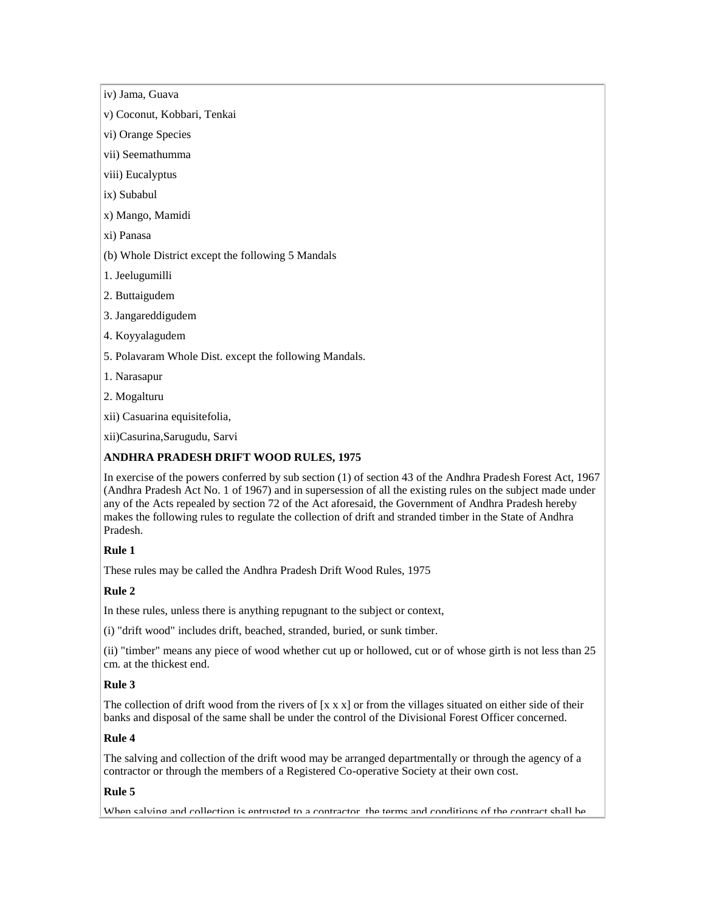iv) Jama, Guava

v) Coconut, Kobbari, Tenkai

vi) Orange Species

vii) Seemathumma

viii) Eucalyptus

ix) Subabul

x) Mango, Mamidi

xi) Panasa

(b) Whole District except the following 5 Mandals

1. Jeelugumilli

2. Buttaigudem

3. Jangareddigudem

4. Koyyalagudem

5. Polavaram Whole Dist. except the following Mandals.

1. Narasapur

2. Mogalturu

xii) Casuarina equisitefolia,

xii)Casurina,Sarugudu, Sarvi

**ANDHRA PRADESH DRIFT WOOD RULES, 1975**

In exercise of the powers conferred by sub section (1) of section 43 of the Andhra Pradesh Forest Act, 1967 (Andhra Pradesh Act No. 1 of 1967) and in supersession of all the existing rules on the subject made under any of the Acts repealed by section 72 of the Act aforesaid, the Government of Andhra Pradesh hereby makes the following rules to regulate the collection of drift and stranded timber in the State of Andhra Pradesh.

**Rule 1**

These rules may be called the Andhra Pradesh Drift Wood Rules, 1975

**Rule 2**

In these rules, unless there is anything repugnant to the subject or context,

(i) "drift wood" includes drift, beached, stranded, buried, or sunk timber.

(ii) "timber" means any piece of wood whether cut up or hollowed, cut or of whose girth is not less than 25 cm. at the thickest end.

**Rule 3**

The collection of drift wood from the rivers of [x x x] or from the villages situated on either side of their banks and disposal of the same shall be under the control of the Divisional Forest Officer concerned.

**Rule 4**

The salving and collection of the drift wood may be arranged departmentally or through the agency of a contractor or through the members of a Registered Co-operative Society at their own cost.

**Rule 5**

When salving and collection is entrusted to a contractor, the terms and conditions of the contract shall be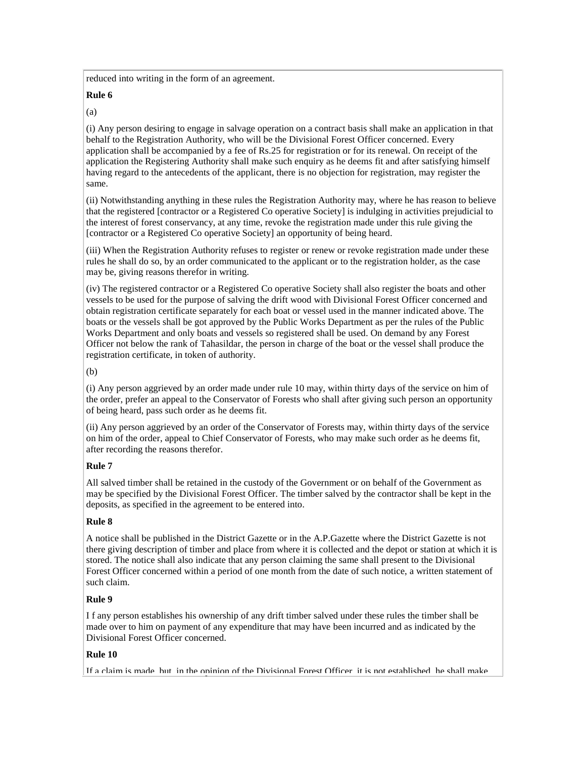reduced into writing in the form of an agreement.

**Rule 6**

(a)

(i) Any person desiring to engage in salvage operation on a contract basis shall make an application in that behalf to the Registration Authority, who will be the Divisional Forest Officer concerned. Every application shall be accompanied by a fee of Rs.25 for registration or for its renewal. On receipt of the application the Registering Authority shall make such enquiry as he deems fit and after satisfying himself having regard to the antecedents of the applicant, there is no objection for registration, may register the same.

(ii) Notwithstanding anything in these rules the Registration Authority may, where he has reason to believe that the registered [contractor or a Registered Co operative Society] is indulging in activities prejudicial to the interest of forest conservancy, at any time, revoke the registration made under this rule giving the [contractor or a Registered Co operative Society] an opportunity of being heard.

(iii) When the Registration Authority refuses to register or renew or revoke registration made under these rules he shall do so, by an order communicated to the applicant or to the registration holder, as the case may be, giving reasons therefor in writing.

(iv) The registered contractor or a Registered Co operative Society shall also register the boats and other vessels to be used for the purpose of salving the drift wood with Divisional Forest Officer concerned and obtain registration certificate separately for each boat or vessel used in the manner indicated above. The boats or the vessels shall be got approved by the Public Works Department as per the rules of the Public Works Department and only boats and vessels so registered shall be used. On demand by any Forest Officer not below the rank of Tahasildar, the person in charge of the boat or the vessel shall produce the registration certificate, in token of authority.

(b)

(i) Any person aggrieved by an order made under rule 10 may, within thirty days of the service on him of the order, prefer an appeal to the Conservator of Forests who shall after giving such person an opportunity of being heard, pass such order as he deems fit.

(ii) Any person aggrieved by an order of the Conservator of Forests may, within thirty days of the service on him of the order, appeal to Chief Conservator of Forests, who may make such order as he deems fit, after recording the reasons therefor.

**Rule 7**

All salved timber shall be retained in the custody of the Government or on behalf of the Government as may be specified by the Divisional Forest Officer. The timber salved by the contractor shall be kept in the deposits, as specified in the agreement to be entered into.

**Rule 8**

A notice shall be published in the District Gazette or in the A.P.Gazette where the District Gazette is not there giving description of timber and place from where it is collected and the depot or station at which it is stored. The notice shall also indicate that any person claiming the same shall present to the Divisional Forest Officer concerned within a period of one month from the date of such notice, a written statement of such claim.

**Rule 9**

I f any person establishes his ownership of any drift timber salved under these rules the timber shall be made over to him on payment of any expenditure that may have been incurred and as indicated by the Divisional Forest Officer concerned.

**Rule 10**

If a claim is made, but, in the opinion of the Divisional Forest Officer, it is not established, he shall make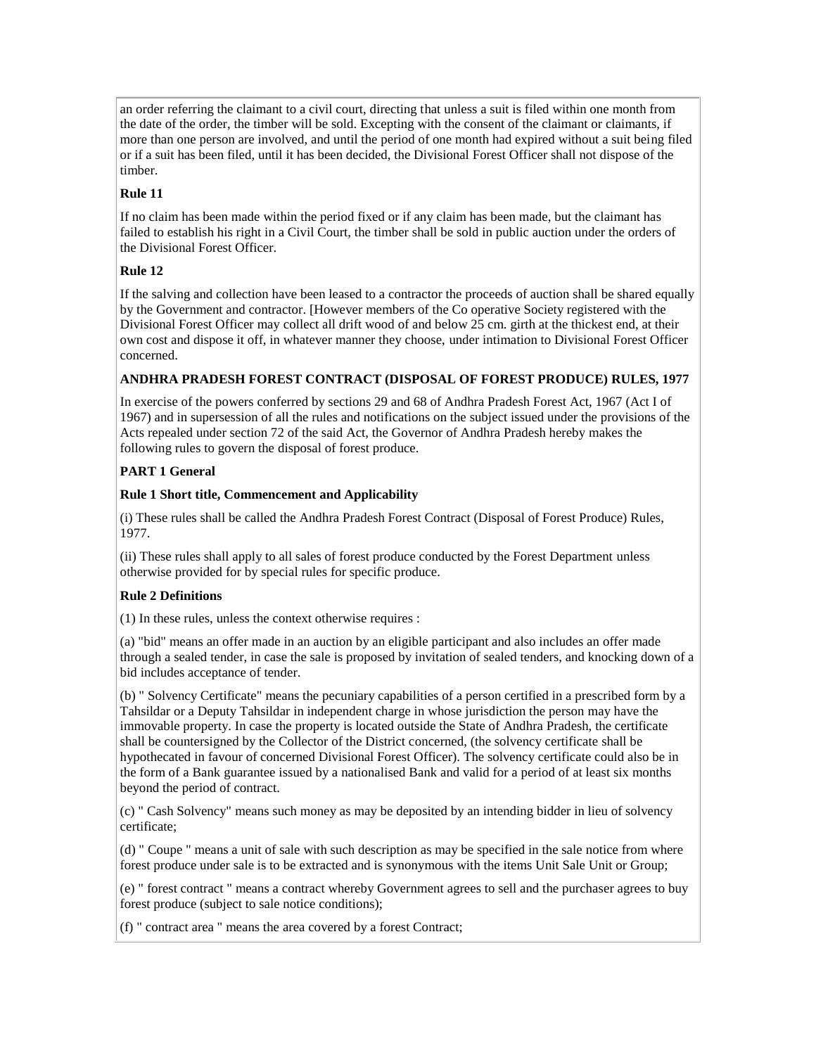an order referring the claimant to a civil court, directing that unless a suit is filed within one month from the date of the order, the timber will be sold. Excepting with the consent of the claimant or claimants, if more than one person are involved, and until the period of one month had expired without a suit being filed or if a suit has been filed, until it has been decided, the Divisional Forest Officer shall not dispose of the timber.

**Rule 11**

If no claim has been made within the period fixed or if any claim has been made, but the claimant has failed to establish his right in a Civil Court, the timber shall be sold in public auction under the orders of the Divisional Forest Officer.

**Rule 12**

If the salving and collection have been leased to a contractor the proceeds of auction shall be shared equally by the Government and contractor. [However members of the Co operative Society registered with the Divisional Forest Officer may collect all drift wood of and below 25 cm. girth at the thickest end, at their own cost and dispose it off, in whatever manner they choose, under intimation to Divisional Forest Officer concerned.

**ANDHRA PRADESH FOREST CONTRACT (DISPOSAL OF FOREST PRODUCE) RULES, 1977**

In exercise of the powers conferred by sections 29 and 68 of Andhra Pradesh Forest Act, 1967 (Act I of 1967) and in supersession of all the rules and notifications on the subject issued under the provisions of the Acts repealed under section 72 of the said Act, the Governor of Andhra Pradesh hereby makes the following rules to govern the disposal of forest produce.

**PART 1 General**

**Rule 1 Short title, Commencement and Applicability**

(i) These rules shall be called the Andhra Pradesh Forest Contract (Disposal of Forest Produce) Rules, 1977.

(ii) These rules shall apply to all sales of forest produce conducted by the Forest Department unless otherwise provided for by special rules for specific produce.

**Rule 2 Definitions**

(1) In these rules, unless the context otherwise requires :

(a) "bid" means an offer made in an auction by an eligible participant and also includes an offer made through a sealed tender, in case the sale is proposed by invitation of sealed tenders, and knocking down of a bid includes acceptance of tender.

(b) " Solvency Certificate" means the pecuniary capabilities of a person certified in a prescribed form by a Tahsildar or a Deputy Tahsildar in independent charge in whose jurisdiction the person may have the immovable property. In case the property is located outside the State of Andhra Pradesh, the certificate shall be countersigned by the Collector of the District concerned, (the solvency certificate shall be hypothecated in favour of concerned Divisional Forest Officer). The solvency certificate could also be in the form of a Bank guarantee issued by a nationalised Bank and valid for a period of at least six months beyond the period of contract.

(c) " Cash Solvency" means such money as may be deposited by an intending bidder in lieu of solvency certificate;

(d) " Coupe " means a unit of sale with such description as may be specified in the sale notice from where forest produce under sale is to be extracted and is synonymous with the items Unit Sale Unit or Group;

(e) " forest contract " means a contract whereby Government agrees to sell and the purchaser agrees to buy forest produce (subject to sale notice conditions);

(f) " contract area " means the area covered by a forest Contract;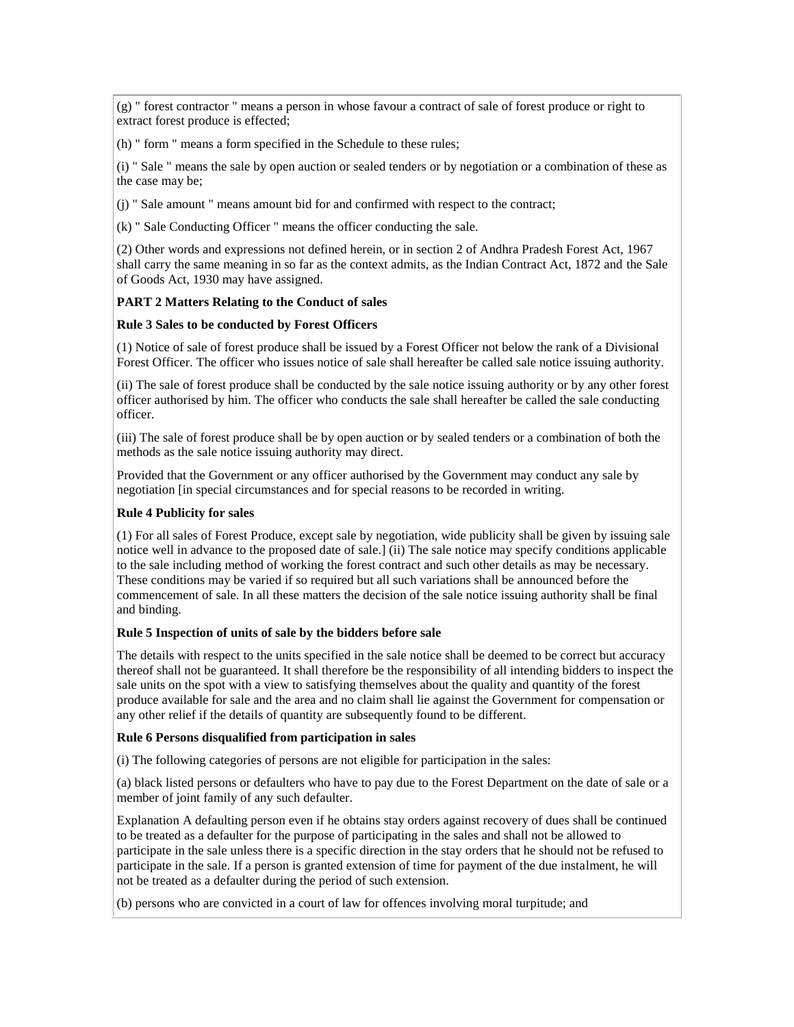(g) " forest contractor " means a person in whose favour a contract of sale of forest produce or right to extract forest produce is effected;

(h) " form " means a form specified in the Schedule to these rules;

(i) " Sale " means the sale by open auction or sealed tenders or by negotiation or a combination of these as the case may be;

(j) " Sale amount " means amount bid for and confirmed with respect to the contract;

(k) " Sale Conducting Officer " means the officer conducting the sale.

(2) Other words and expressions not defined herein, or in section 2 of Andhra Pradesh Forest Act, 1967 shall carry the same meaning in so far as the context admits, as the Indian Contract Act, 1872 and the Sale of Goods Act, 1930 may have assigned.

**PART 2 Matters Relating to the Conduct of sales**

**Rule 3 Sales to be conducted by Forest Officers**

(1) Notice of sale of forest produce shall be issued by a Forest Officer not below the rank of a Divisional Forest Officer. The officer who issues notice of sale shall hereafter be called sale notice issuing authority.

(ii) The sale of forest produce shall be conducted by the sale notice issuing authority or by any other forest officer authorised by him. The officer who conducts the sale shall hereafter be called the sale conducting officer.

(iii) The sale of forest produce shall be by open auction or by sealed tenders or a combination of both the methods as the sale notice issuing authority may direct.

Provided that the Government or any officer authorised by the Government may conduct any sale by negotiation [in special circumstances and for special reasons to be recorded in writing.

**Rule 4 Publicity for sales**

(1) For all sales of Forest Produce, except sale by negotiation, wide publicity shall be given by issuing sale notice well in advance to the proposed date of sale.] (ii) The sale notice may specify conditions applicable to the sale including method of working the forest contract and such other details as may be necessary. These conditions may be varied if so required but all such variations shall be announced before the commencement of sale. In all these matters the decision of the sale notice issuing authority shall be final and binding.

**Rule 5 Inspection of units of sale by the bidders before sale**

The details with respect to the units specified in the sale notice shall be deemed to be correct but accuracy thereof shall not be guaranteed. It shall therefore be the responsibility of all intending bidders to inspect the sale units on the spot with a view to satisfying themselves about the quality and quantity of the forest produce available for sale and the area and no claim shall lie against the Government for compensation or any other relief if the details of quantity are subsequently found to be different.

**Rule 6 Persons disqualified from participation in sales**

(i) The following categories of persons are not eligible for participation in the sales:

(a) black listed persons or defaulters who have to pay due to the Forest Department on the date of sale or a member of joint family of any such defaulter.

Explanation A defaulting person even if he obtains stay orders against recovery of dues shall be continued to be treated as a defaulter for the purpose of participating in the sales and shall not be allowed to participate in the sale unless there is a specific direction in the stay orders that he should not be refused to participate in the sale. If a person is granted extension of time for payment of the due instalment, he will not be treated as a defaulter during the period of such extension.

(b) persons who are convicted in a court of law for offences involving moral turpitude; and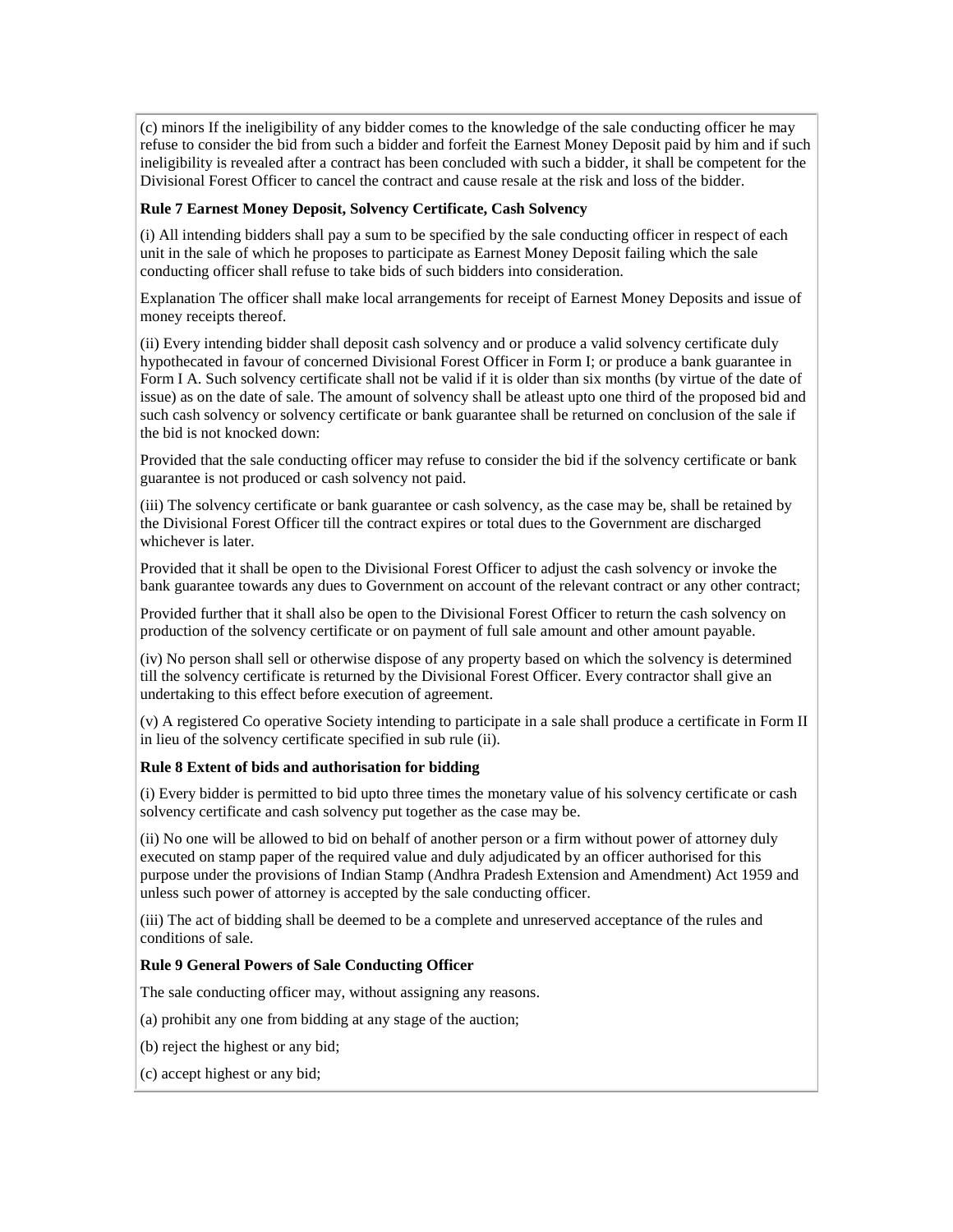(c) minors If the ineligibility of any bidder comes to the knowledge of the sale conducting officer he may refuse to consider the bid from such a bidder and forfeit the Earnest Money Deposit paid by him and if such ineligibility is revealed after a contract has been concluded with such a bidder, it shall be competent for the Divisional Forest Officer to cancel the contract and cause resale at the risk and loss of the bidder.

**Rule 7 Earnest Money Deposit, Solvency Certificate, Cash Solvency**

(i) All intending bidders shall pay a sum to be specified by the sale conducting officer in respect of each unit in the sale of which he proposes to participate as Earnest Money Deposit failing which the sale conducting officer shall refuse to take bids of such bidders into consideration.

Explanation The officer shall make local arrangements for receipt of Earnest Money Deposits and issue of money receipts thereof.

(ii) Every intending bidder shall deposit cash solvency and or produce a valid solvency certificate duly hypothecated in favour of concerned Divisional Forest Officer in Form I; or produce a bank guarantee in Form I A. Such solvency certificate shall not be valid if it is older than six months (by virtue of the date of issue) as on the date of sale. The amount of solvency shall be atleast upto one third of the proposed bid and such cash solvency or solvency certificate or bank guarantee shall be returned on conclusion of the sale if the bid is not knocked down:

Provided that the sale conducting officer may refuse to consider the bid if the solvency certificate or bank guarantee is not produced or cash solvency not paid.

(iii) The solvency certificate or bank guarantee or cash solvency, as the case may be, shall be retained by the Divisional Forest Officer till the contract expires or total dues to the Government are discharged whichever is later.

Provided that it shall be open to the Divisional Forest Officer to adjust the cash solvency or invoke the bank guarantee towards any dues to Government on account of the relevant contract or any other contract;

Provided further that it shall also be open to the Divisional Forest Officer to return the cash solvency on production of the solvency certificate or on payment of full sale amount and other amount payable.

(iv) No person shall sell or otherwise dispose of any property based on which the solvency is determined till the solvency certificate is returned by the Divisional Forest Officer. Every contractor shall give an undertaking to this effect before execution of agreement.

(v) A registered Co operative Society intending to participate in a sale shall produce a certificate in Form II in lieu of the solvency certificate specified in sub rule (ii).

**Rule 8 Extent of bids and authorisation for bidding**

(i) Every bidder is permitted to bid upto three times the monetary value of his solvency certificate or cash solvency certificate and cash solvency put together as the case may be.

(ii) No one will be allowed to bid on behalf of another person or a firm without power of attorney duly executed on stamp paper of the required value and duly adjudicated by an officer authorised for this purpose under the provisions of Indian Stamp (Andhra Pradesh Extension and Amendment) Act 1959 and unless such power of attorney is accepted by the sale conducting officer.

(iii) The act of bidding shall be deemed to be a complete and unreserved acceptance of the rules and conditions of sale.

**Rule 9 General Powers of Sale Conducting Officer**

The sale conducting officer may, without assigning any reasons.

(a) prohibit any one from bidding at any stage of the auction;

(b) reject the highest or any bid;

(c) accept highest or any bid;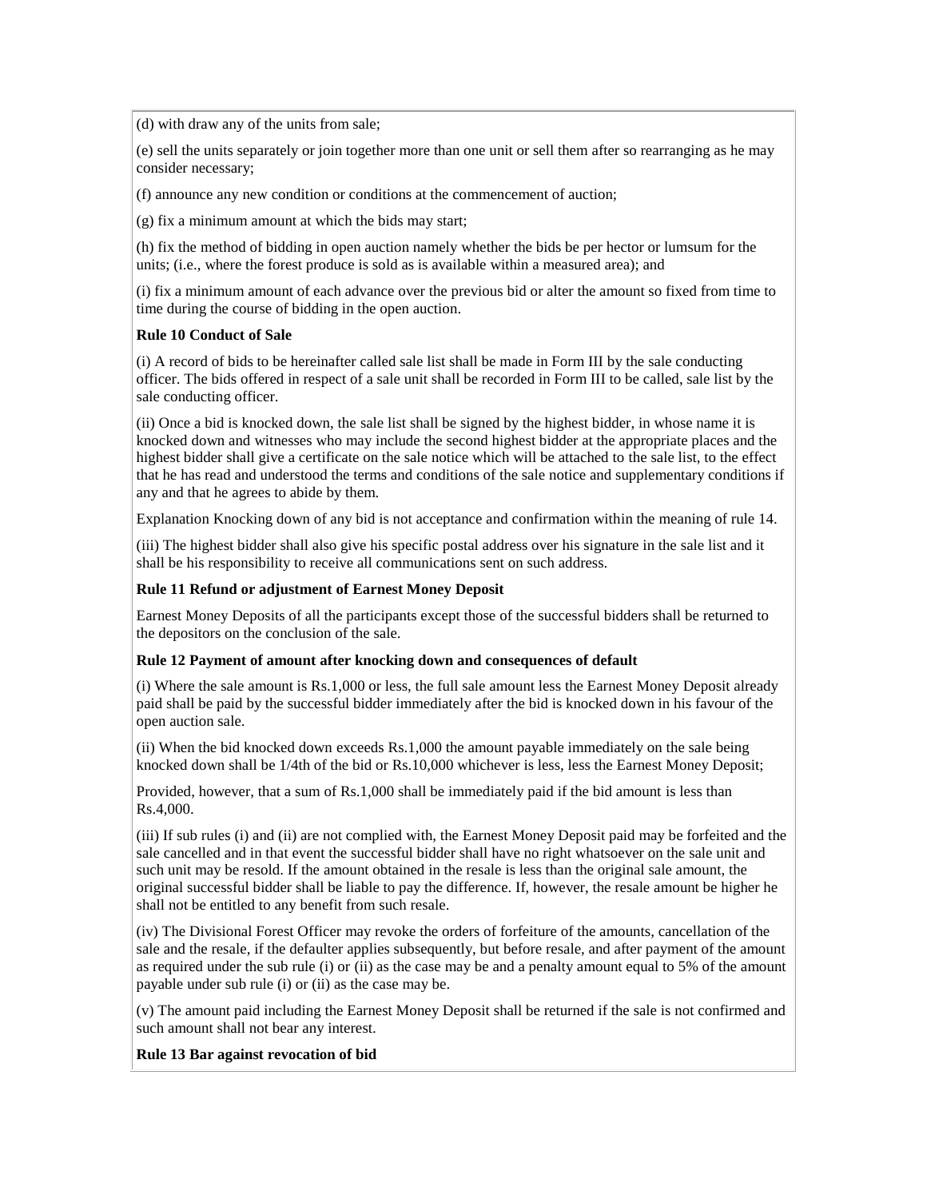(d) with draw any of the units from sale;

(e) sell the units separately or join together more than one unit or sell them after so rearranging as he may consider necessary;

(f) announce any new condition or conditions at the commencement of auction;

(g) fix a minimum amount at which the bids may start;

(h) fix the method of bidding in open auction namely whether the bids be per hector or lumsum for the units; (i.e., where the forest produce is sold as is available within a measured area); and

(i) fix a minimum amount of each advance over the previous bid or alter the amount so fixed from time to time during the course of bidding in the open auction.

**Rule 10 Conduct of Sale**

(i) A record of bids to be hereinafter called sale list shall be made in Form III by the sale conducting officer. The bids offered in respect of a sale unit shall be recorded in Form III to be called, sale list by the sale conducting officer.

(ii) Once a bid is knocked down, the sale list shall be signed by the highest bidder, in whose name it is knocked down and witnesses who may include the second highest bidder at the appropriate places and the highest bidder shall give a certificate on the sale notice which will be attached to the sale list, to the effect that he has read and understood the terms and conditions of the sale notice and supplementary conditions if any and that he agrees to abide by them.

Explanation Knocking down of any bid is not acceptance and confirmation within the meaning of rule 14.

(iii) The highest bidder shall also give his specific postal address over his signature in the sale list and it shall be his responsibility to receive all communications sent on such address.

**Rule 11 Refund or adjustment of Earnest Money Deposit**

Earnest Money Deposits of all the participants except those of the successful bidders shall be returned to the depositors on the conclusion of the sale.

**Rule 12 Payment of amount after knocking down and consequences of default**

(i) Where the sale amount is Rs.1,000 or less, the full sale amount less the Earnest Money Deposit already paid shall be paid by the successful bidder immediately after the bid is knocked down in his favour of the open auction sale.

(ii) When the bid knocked down exceeds Rs.1,000 the amount payable immediately on the sale being knocked down shall be 1/4th of the bid or Rs.10,000 whichever is less, less the Earnest Money Deposit;

Provided, however, that a sum of Rs.1,000 shall be immediately paid if the bid amount is less than Rs.4,000.

(iii) If sub rules (i) and (ii) are not complied with, the Earnest Money Deposit paid may be forfeited and the sale cancelled and in that event the successful bidder shall have no right whatsoever on the sale unit and such unit may be resold. If the amount obtained in the resale is less than the original sale amount, the original successful bidder shall be liable to pay the difference. If, however, the resale amount be higher he shall not be entitled to any benefit from such resale.

(iv) The Divisional Forest Officer may revoke the orders of forfeiture of the amounts, cancellation of the sale and the resale, if the defaulter applies subsequently, but before resale, and after payment of the amount as required under the sub rule (i) or (ii) as the case may be and a penalty amount equal to 5% of the amount payable under sub rule (i) or (ii) as the case may be.

(v) The amount paid including the Earnest Money Deposit shall be returned if the sale is not confirmed and such amount shall not bear any interest.

**Rule 13 Bar against revocation of bid**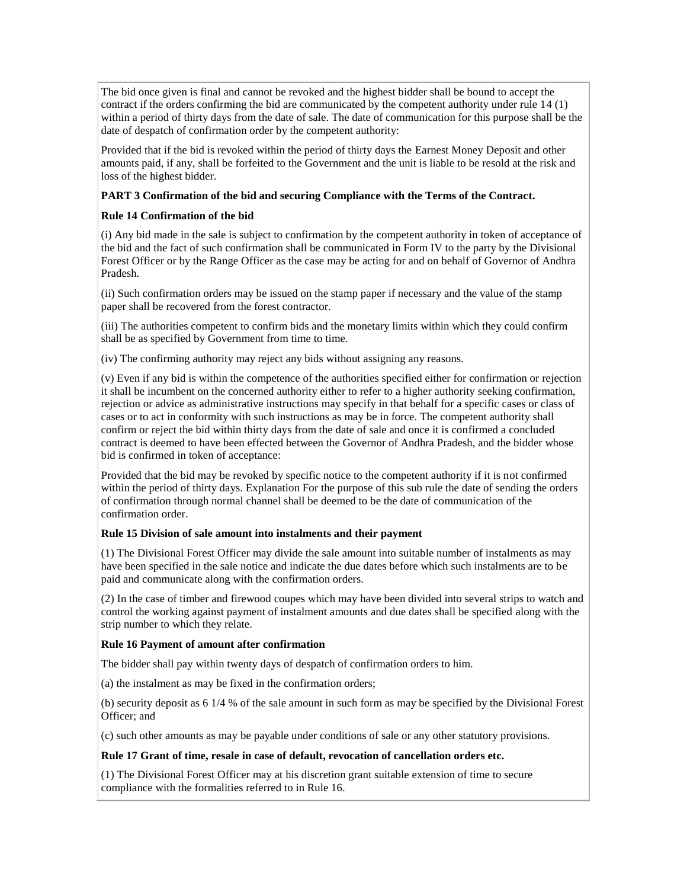The bid once given is final and cannot be revoked and the highest bidder shall be bound to accept the contract if the orders confirming the bid are communicated by the competent authority under rule 14 (1) within a period of thirty days from the date of sale. The date of communication for this purpose shall be the date of despatch of confirmation order by the competent authority:

Provided that if the bid is revoked within the period of thirty days the Earnest Money Deposit and other amounts paid, if any, shall be forfeited to the Government and the unit is liable to be resold at the risk and loss of the highest bidder.

**PART 3 Confirmation of the bid and securing Compliance with the Terms of the Contract.**

**Rule 14 Confirmation of the bid**

(i) Any bid made in the sale is subject to confirmation by the competent authority in token of acceptance of the bid and the fact of such confirmation shall be communicated in Form IV to the party by the Divisional Forest Officer or by the Range Officer as the case may be acting for and on behalf of Governor of Andhra Pradesh.

(ii) Such confirmation orders may be issued on the stamp paper if necessary and the value of the stamp paper shall be recovered from the forest contractor.

(iii) The authorities competent to confirm bids and the monetary limits within which they could confirm shall be as specified by Government from time to time.

(iv) The confirming authority may reject any bids without assigning any reasons.

(v) Even if any bid is within the competence of the authorities specified either for confirmation or rejection it shall be incumbent on the concerned authority either to refer to a higher authority seeking confirmation, rejection or advice as administrative instructions may specify in that behalf for a specific cases or class of cases or to act in conformity with such instructions as may be in force. The competent authority shall confirm or reject the bid within thirty days from the date of sale and once it is confirmed a concluded contract is deemed to have been effected between the Governor of Andhra Pradesh, and the bidder whose bid is confirmed in token of acceptance:

Provided that the bid may be revoked by specific notice to the competent authority if it is not confirmed within the period of thirty days. Explanation For the purpose of this sub rule the date of sending the orders of confirmation through normal channel shall be deemed to be the date of communication of the confirmation order.

**Rule 15 Division of sale amount into instalments and their payment**

(1) The Divisional Forest Officer may divide the sale amount into suitable number of instalments as may have been specified in the sale notice and indicate the due dates before which such instalments are to be paid and communicate along with the confirmation orders.

(2) In the case of timber and firewood coupes which may have been divided into several strips to watch and control the working against payment of instalment amounts and due dates shall be specified along with the strip number to which they relate.

**Rule 16 Payment of amount after confirmation**

The bidder shall pay within twenty days of despatch of confirmation orders to him.

(a) the instalment as may be fixed in the confirmation orders;

(b) security deposit as 6 1/4 % of the sale amount in such form as may be specified by the Divisional Forest Officer; and

(c) such other amounts as may be payable under conditions of sale or any other statutory provisions.

**Rule 17 Grant of time, resale in case of default, revocation of cancellation orders etc.**

(1) The Divisional Forest Officer may at his discretion grant suitable extension of time to secure compliance with the formalities referred to in Rule 16.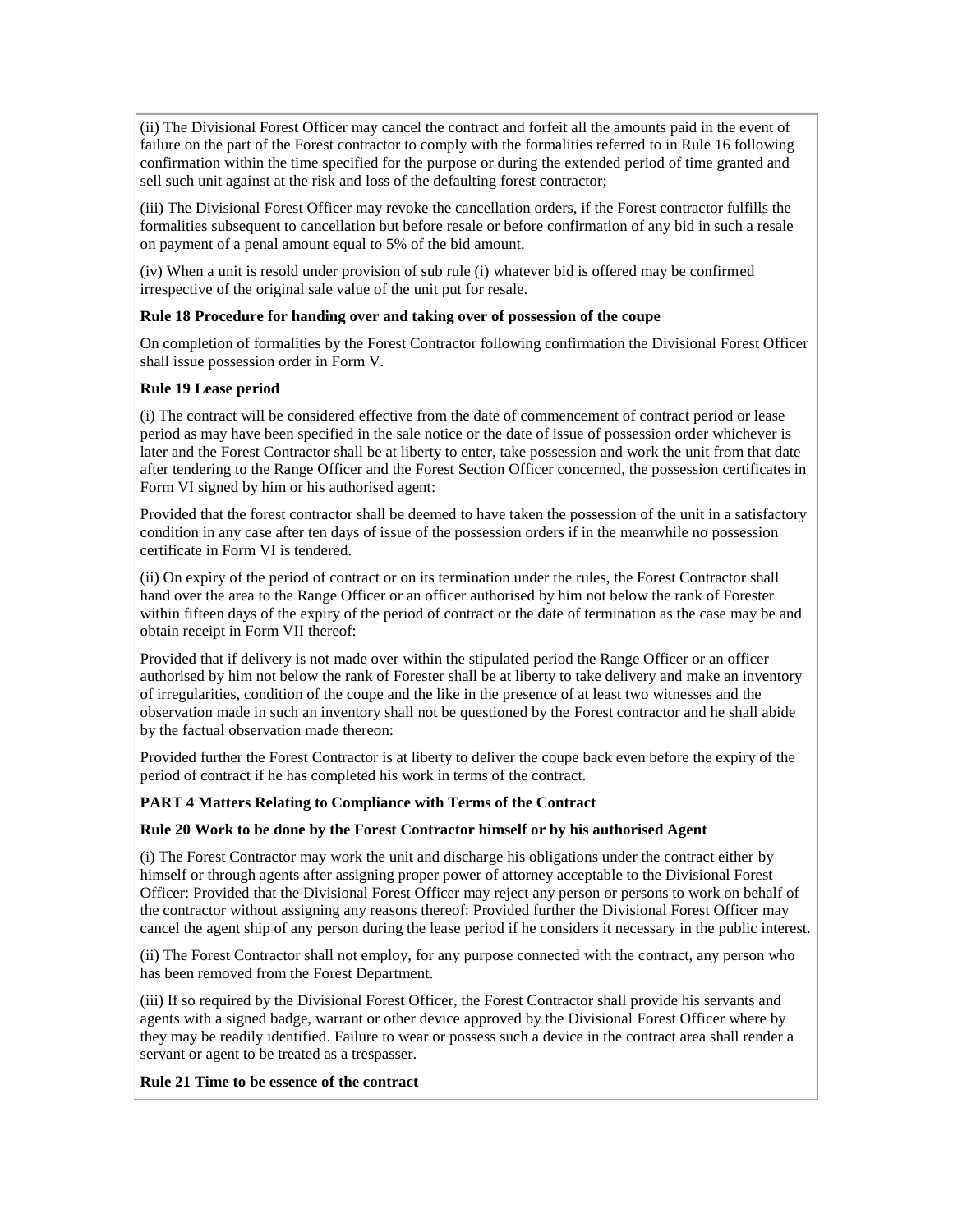(ii) The Divisional Forest Officer may cancel the contract and forfeit all the amounts paid in the event of failure on the part of the Forest contractor to comply with the formalities referred to in Rule 16 following confirmation within the time specified for the purpose or during the extended period of time granted and sell such unit against at the risk and loss of the defaulting forest contractor;

(iii) The Divisional Forest Officer may revoke the cancellation orders, if the Forest contractor fulfills the formalities subsequent to cancellation but before resale or before confirmation of any bid in such a resale on payment of a penal amount equal to 5% of the bid amount.

(iv) When a unit is resold under provision of sub rule (i) whatever bid is offered may be confirmed irrespective of the original sale value of the unit put for resale.

**Rule 18 Procedure for handing over and taking over of possession of the coupe**

On completion of formalities by the Forest Contractor following confirmation the Divisional Forest Officer shall issue possession order in Form V.

**Rule 19 Lease period**

(i) The contract will be considered effective from the date of commencement of contract period or lease period as may have been specified in the sale notice or the date of issue of possession order whichever is later and the Forest Contractor shall be at liberty to enter, take possession and work the unit from that date after tendering to the Range Officer and the Forest Section Officer concerned, the possession certificates in Form VI signed by him or his authorised agent:

Provided that the forest contractor shall be deemed to have taken the possession of the unit in a satisfactory condition in any case after ten days of issue of the possession orders if in the meanwhile no possession certificate in Form VI is tendered.

(ii) On expiry of the period of contract or on its termination under the rules, the Forest Contractor shall hand over the area to the Range Officer or an officer authorised by him not below the rank of Forester within fifteen days of the expiry of the period of contract or the date of termination as the case may be and obtain receipt in Form VII thereof:

Provided that if delivery is not made over within the stipulated period the Range Officer or an officer authorised by him not below the rank of Forester shall be at liberty to take delivery and make an inventory of irregularities, condition of the coupe and the like in the presence of at least two witnesses and the observation made in such an inventory shall not be questioned by the Forest contractor and he shall abide by the factual observation made thereon:

Provided further the Forest Contractor is at liberty to deliver the coupe back even before the expiry of the period of contract if he has completed his work in terms of the contract.

**PART 4 Matters Relating to Compliance with Terms of the Contract**

**Rule 20 Work to be done by the Forest Contractor himself or by his authorised Agent**

(i) The Forest Contractor may work the unit and discharge his obligations under the contract either by himself or through agents after assigning proper power of attorney acceptable to the Divisional Forest Officer: Provided that the Divisional Forest Officer may reject any person or persons to work on behalf of the contractor without assigning any reasons thereof: Provided further the Divisional Forest Officer may cancel the agent ship of any person during the lease period if he considers it necessary in the public interest.

(ii) The Forest Contractor shall not employ, for any purpose connected with the contract, any person who has been removed from the Forest Department.

(iii) If so required by the Divisional Forest Officer, the Forest Contractor shall provide his servants and agents with a signed badge, warrant or other device approved by the Divisional Forest Officer where by they may be readily identified. Failure to wear or possess such a device in the contract area shall render a servant or agent to be treated as a trespasser.

**Rule 21 Time to be essence of the contract**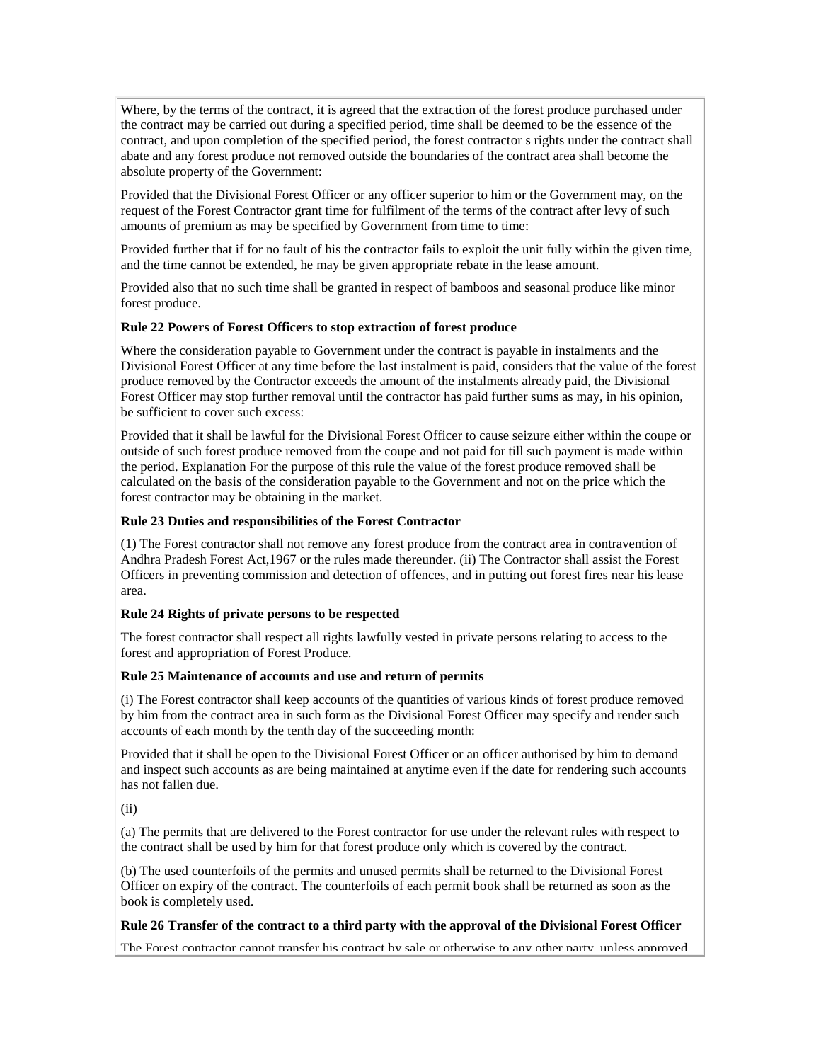Where, by the terms of the contract, it is agreed that the extraction of the forest produce purchased under the contract may be carried out during a specified period, time shall be deemed to be the essence of the contract, and upon completion of the specified period, the forest contractor s rights under the contract shall abate and any forest produce not removed outside the boundaries of the contract area shall become the absolute property of the Government:

Provided that the Divisional Forest Officer or any officer superior to him or the Government may, on the request of the Forest Contractor grant time for fulfilment of the terms of the contract after levy of such amounts of premium as may be specified by Government from time to time:

Provided further that if for no fault of his the contractor fails to exploit the unit fully within the given time, and the time cannot be extended, he may be given appropriate rebate in the lease amount.

Provided also that no such time shall be granted in respect of bamboos and seasonal produce like minor forest produce.

**Rule 22 Powers of Forest Officers to stop extraction of forest produce**

Where the consideration payable to Government under the contract is payable in instalments and the Divisional Forest Officer at any time before the last instalment is paid, considers that the value of the forest produce removed by the Contractor exceeds the amount of the instalments already paid, the Divisional Forest Officer may stop further removal until the contractor has paid further sums as may, in his opinion, be sufficient to cover such excess:

Provided that it shall be lawful for the Divisional Forest Officer to cause seizure either within the coupe or outside of such forest produce removed from the coupe and not paid for till such payment is made within the period. Explanation For the purpose of this rule the value of the forest produce removed shall be calculated on the basis of the consideration payable to the Government and not on the price which the forest contractor may be obtaining in the market.

**Rule 23 Duties and responsibilities of the Forest Contractor**

(1) The Forest contractor shall not remove any forest produce from the contract area in contravention of Andhra Pradesh Forest Act,1967 or the rules made thereunder. (ii) The Contractor shall assist the Forest Officers in preventing commission and detection of offences, and in putting out forest fires near his lease area.

**Rule 24 Rights of private persons to be respected**

The forest contractor shall respect all rights lawfully vested in private persons relating to access to the forest and appropriation of Forest Produce.

**Rule 25 Maintenance of accounts and use and return of permits**

(i) The Forest contractor shall keep accounts of the quantities of various kinds of forest produce removed by him from the contract area in such form as the Divisional Forest Officer may specify and render such accounts of each month by the tenth day of the succeeding month:

Provided that it shall be open to the Divisional Forest Officer or an officer authorised by him to demand and inspect such accounts as are being maintained at anytime even if the date for rendering such accounts has not fallen due.

(ii)

(a) The permits that are delivered to the Forest contractor for use under the relevant rules with respect to the contract shall be used by him for that forest produce only which is covered by the contract.

(b) The used counterfoils of the permits and unused permits shall be returned to the Divisional Forest Officer on expiry of the contract. The counterfoils of each permit book shall be returned as soon as the book is completely used.

**Rule 26 Transfer of the contract to a third party with the approval of the Divisional Forest Officer**

The Forest contractor cannot transfer his contract by sale or otherwise to any other party, unless approved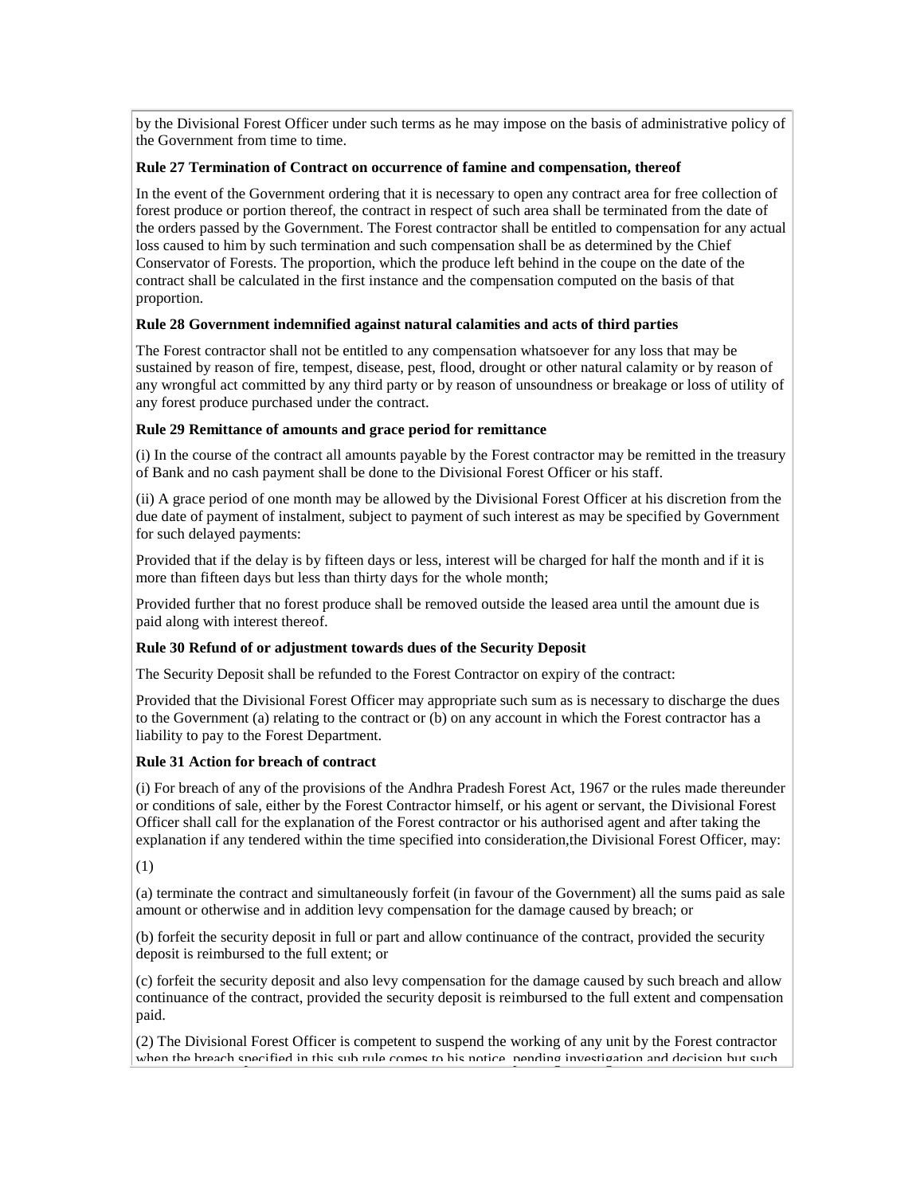by the Divisional Forest Officer under such terms as he may impose on the basis of administrative policy of the Government from time to time.

**Rule 27 Termination of Contract on occurrence of famine and compensation, thereof**

In the event of the Government ordering that it is necessary to open any contract area for free collection of forest produce or portion thereof, the contract in respect of such area shall be terminated from the date of the orders passed by the Government. The Forest contractor shall be entitled to compensation for any actual loss caused to him by such termination and such compensation shall be as determined by the Chief Conservator of Forests. The proportion, which the produce left behind in the coupe on the date of the contract shall be calculated in the first instance and the compensation computed on the basis of that proportion.

**Rule 28 Government indemnified against natural calamities and acts of third parties**

The Forest contractor shall not be entitled to any compensation whatsoever for any loss that may be sustained by reason of fire, tempest, disease, pest, flood, drought or other natural calamity or by reason of any wrongful act committed by any third party or by reason of unsoundness or breakage or loss of utility of any forest produce purchased under the contract.

**Rule 29 Remittance of amounts and grace period for remittance**

(i) In the course of the contract all amounts payable by the Forest contractor may be remitted in the treasury of Bank and no cash payment shall be done to the Divisional Forest Officer or his staff.

(ii) A grace period of one month may be allowed by the Divisional Forest Officer at his discretion from the due date of payment of instalment, subject to payment of such interest as may be specified by Government for such delayed payments:

Provided that if the delay is by fifteen days or less, interest will be charged for half the month and if it is more than fifteen days but less than thirty days for the whole month;

Provided further that no forest produce shall be removed outside the leased area until the amount due is paid along with interest thereof.

**Rule 30 Refund of or adjustment towards dues of the Security Deposit**

The Security Deposit shall be refunded to the Forest Contractor on expiry of the contract:

Provided that the Divisional Forest Officer may appropriate such sum as is necessary to discharge the dues to the Government (a) relating to the contract or (b) on any account in which the Forest contractor has a liability to pay to the Forest Department.

**Rule 31 Action for breach of contract**

(i) For breach of any of the provisions of the Andhra Pradesh Forest Act, 1967 or the rules made thereunder or conditions of sale, either by the Forest Contractor himself, or his agent or servant, the Divisional Forest Officer shall call for the explanation of the Forest contractor or his authorised agent and after taking the explanation if any tendered within the time specified into consideration,the Divisional Forest Officer, may:

(1)

(a) terminate the contract and simultaneously forfeit (in favour of the Government) all the sums paid as sale amount or otherwise and in addition levy compensation for the damage caused by breach; or

(b) forfeit the security deposit in full or part and allow continuance of the contract, provided the security deposit is reimbursed to the full extent; or

(c) forfeit the security deposit and also levy compensation for the damage caused by such breach and allow continuance of the contract, provided the security deposit is reimbursed to the full extent and compensation paid.

(2) The Divisional Forest Officer is competent to suspend the working of any unit by the Forest contractor when the breach specified in this sub rule comes to his notice, pending investigation and decision but such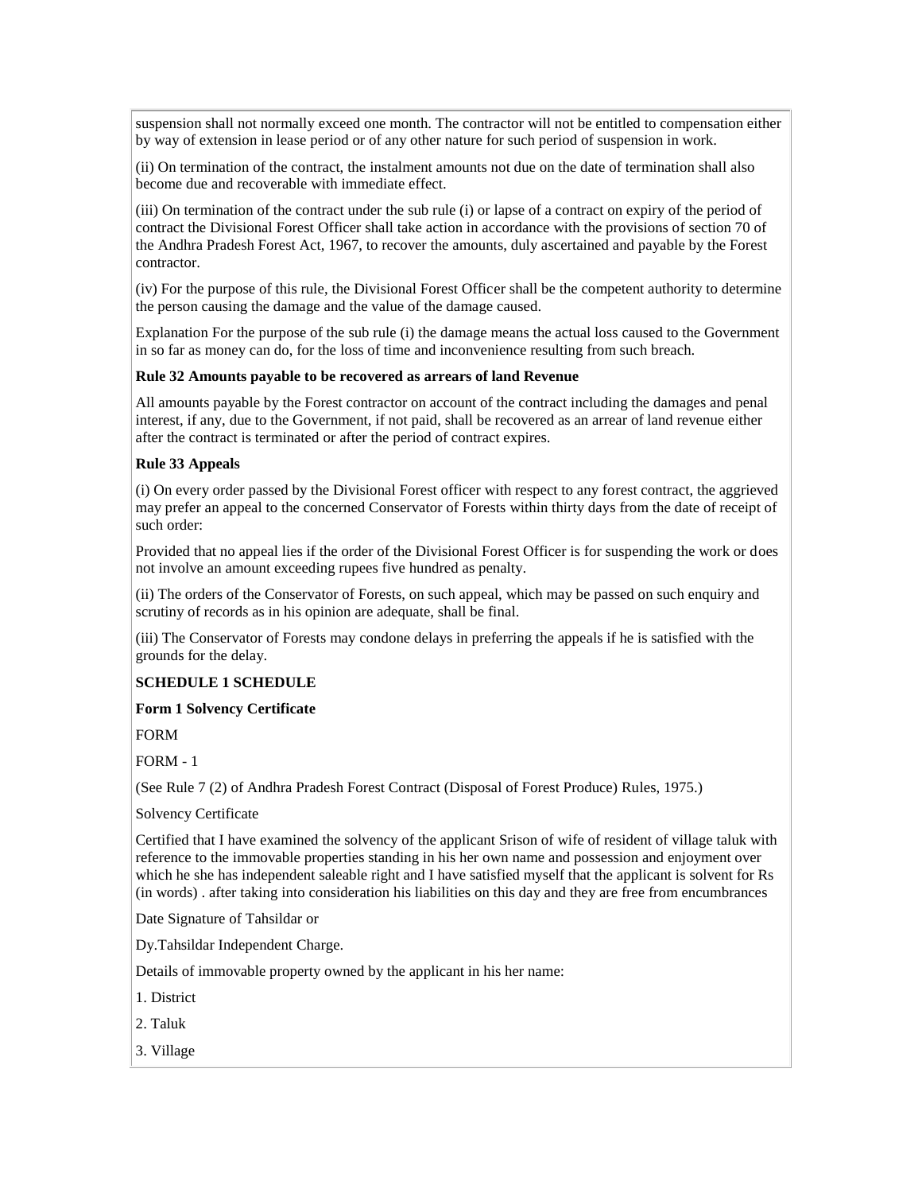suspension shall not normally exceed one month. The contractor will not be entitled to compensation either by way of extension in lease period or of any other nature for such period of suspension in work.

(ii) On termination of the contract, the instalment amounts not due on the date of termination shall also become due and recoverable with immediate effect.

(iii) On termination of the contract under the sub rule (i) or lapse of a contract on expiry of the period of contract the Divisional Forest Officer shall take action in accordance with the provisions of section 70 of the Andhra Pradesh Forest Act, 1967, to recover the amounts, duly ascertained and payable by the Forest contractor.

(iv) For the purpose of this rule, the Divisional Forest Officer shall be the competent authority to determine the person causing the damage and the value of the damage caused.

Explanation For the purpose of the sub rule (i) the damage means the actual loss caused to the Government in so far as money can do, for the loss of time and inconvenience resulting from such breach.

**Rule 32 Amounts payable to be recovered as arrears of land Revenue**

All amounts payable by the Forest contractor on account of the contract including the damages and penal interest, if any, due to the Government, if not paid, shall be recovered as an arrear of land revenue either after the contract is terminated or after the period of contract expires.

**Rule 33 Appeals**

(i) On every order passed by the Divisional Forest officer with respect to any forest contract, the aggrieved may prefer an appeal to the concerned Conservator of Forests within thirty days from the date of receipt of such order:

Provided that no appeal lies if the order of the Divisional Forest Officer is for suspending the work or does not involve an amount exceeding rupees five hundred as penalty.

(ii) The orders of the Conservator of Forests, on such appeal, which may be passed on such enquiry and scrutiny of records as in his opinion are adequate, shall be final.

(iii) The Conservator of Forests may condone delays in preferring the appeals if he is satisfied with the grounds for the delay.

**SCHEDULE 1 SCHEDULE**

**Form 1 Solvency Certificate**

FORM

FORM - 1

(See Rule 7 (2) of Andhra Pradesh Forest Contract (Disposal of Forest Produce) Rules, 1975.)

Solvency Certificate

Certified that I have examined the solvency of the applicant Srison of wife of resident of village taluk with reference to the immovable properties standing in his her own name and possession and enjoyment over which he she has independent saleable right and I have satisfied myself that the applicant is solvent for Rs (in words) . after taking into consideration his liabilities on this day and they are free from encumbrances

Date Signature of Tahsildar or

Dy.Tahsildar Independent Charge.

Details of immovable property owned by the applicant in his her name:

1. District
2. Taluk
3. Village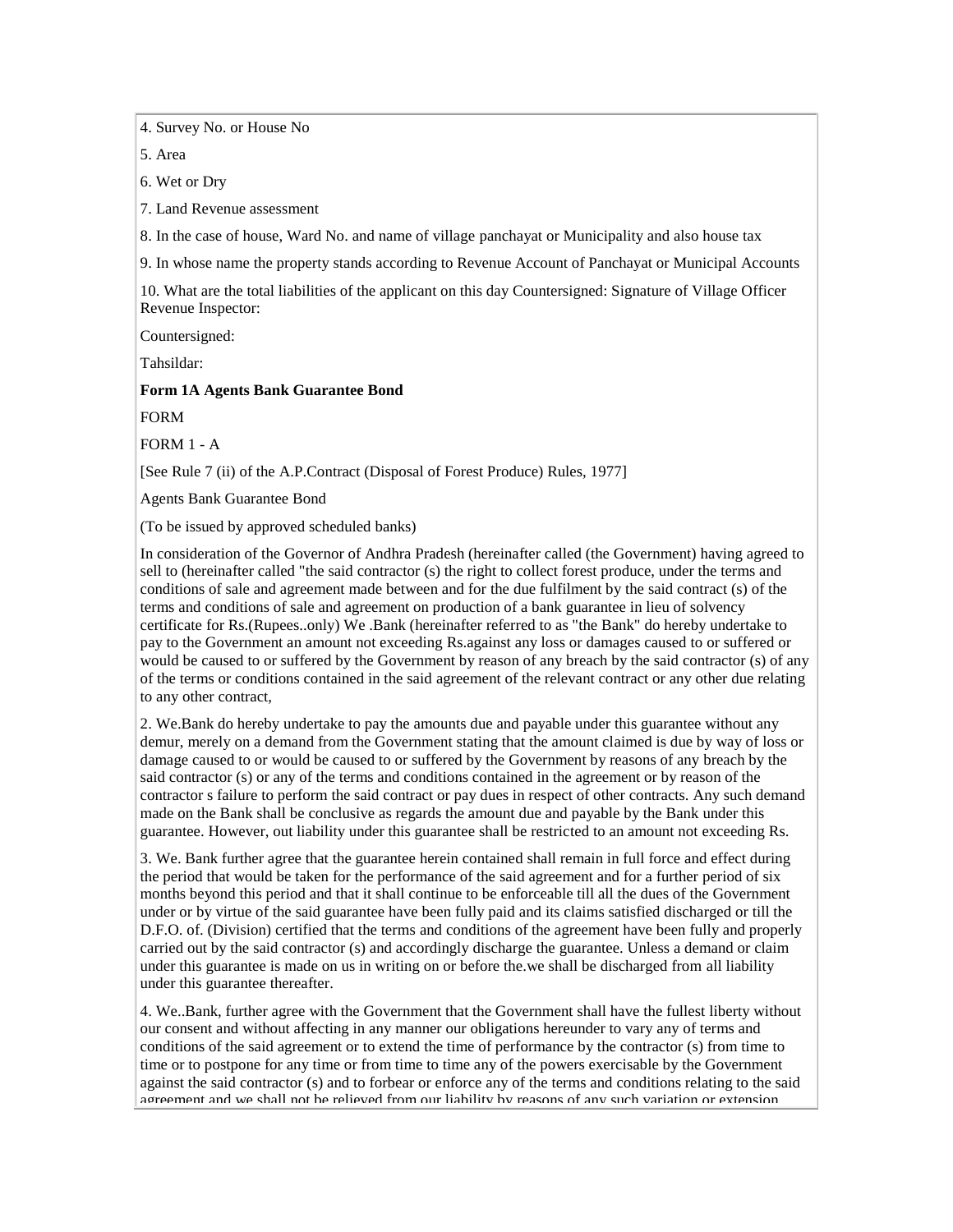4. Survey No. or House No

5. Area

6. Wet or Dry

7. Land Revenue assessment

8. In the case of house, Ward No. and name of village panchayat or Municipality and also house tax

9. In whose name the property stands according to Revenue Account of Panchayat or Municipal Accounts

10. What are the total liabilities of the applicant on this day Countersigned: Signature of Village Officer Revenue Inspector:

Countersigned:

Tahsildar:

**Form 1A Agents Bank Guarantee Bond**

FORM

FORM 1 - A

[See Rule 7 (ii) of the A.P.Contract (Disposal of Forest Produce) Rules, 1977]

Agents Bank Guarantee Bond

(To be issued by approved scheduled banks)

In consideration of the Governor of Andhra Pradesh (hereinafter called (the Government) having agreed to sell to (hereinafter called "the said contractor (s) the right to collect forest produce, under the terms and conditions of sale and agreement made between and for the due fulfilment by the said contract (s) of the terms and conditions of sale and agreement on production of a bank guarantee in lieu of solvency certificate for Rs.(Rupees..only) We .Bank (hereinafter referred to as "the Bank" do hereby undertake to pay to the Government an amount not exceeding Rs.against any loss or damages caused to or suffered or would be caused to or suffered by the Government by reason of any breach by the said contractor (s) of any of the terms or conditions contained in the said agreement of the relevant contract or any other due relating to any other contract,

2. We.Bank do hereby undertake to pay the amounts due and payable under this guarantee without any demur, merely on a demand from the Government stating that the amount claimed is due by way of loss or damage caused to or would be caused to or suffered by the Government by reasons of any breach by the said contractor (s) or any of the terms and conditions contained in the agreement or by reason of the contractor s failure to perform the said contract or pay dues in respect of other contracts. Any such demand made on the Bank shall be conclusive as regards the amount due and payable by the Bank under this guarantee. However, out liability under this guarantee shall be restricted to an amount not exceeding Rs.

3. We. Bank further agree that the guarantee herein contained shall remain in full force and effect during the period that would be taken for the performance of the said agreement and for a further period of six months beyond this period and that it shall continue to be enforceable till all the dues of the Government under or by virtue of the said guarantee have been fully paid and its claims satisfied discharged or till the D.F.O. of. (Division) certified that the terms and conditions of the agreement have been fully and properly carried out by the said contractor (s) and accordingly discharge the guarantee. Unless a demand or claim under this guarantee is made on us in writing on or before the.we shall be discharged from all liability under this guarantee thereafter.

4. We..Bank, further agree with the Government that the Government shall have the fullest liberty without our consent and without affecting in any manner our obligations hereunder to vary any of terms and conditions of the said agreement or to extend the time of performance by the contractor (s) from time to time or to postpone for any time or from time to time any of the powers exercisable by the Government against the said contractor (s) and to forbear or enforce any of the terms and conditions relating to the said agreement and we shall not be relieved from our liability by reasons of any such variation or extension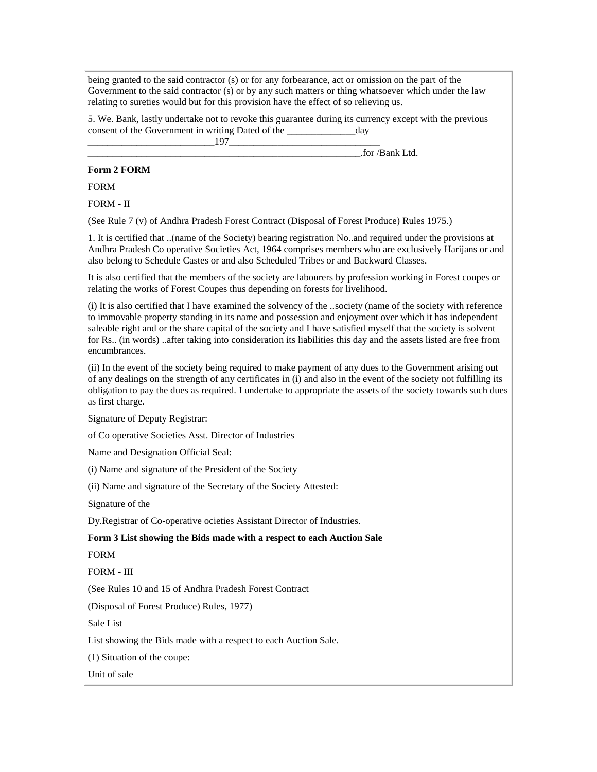being granted to the said contractor (s) or for any forbearance, act or omission on the part of the Government to the said contractor (s) or by any such matters or thing whatsoever which under the law relating to sureties would but for this provision have the effect of so relieving us.

5. We. Bank, lastly undertake not to revoke this guarantee during its currency except with the previous consent of the Government in writing Dated of the ______________day __________________________197_______________________________ _________________________________________________________.for /Bank Ltd.

**Form 2 FORM**

FORM

FORM - II

(See Rule 7 (v) of Andhra Pradesh Forest Contract (Disposal of Forest Produce) Rules 1975.)

1. It is certified that ..(name of the Society) bearing registration No..and required under the provisions at Andhra Pradesh Co operative Societies Act, 1964 comprises members who are exclusively Harijans or and also belong to Schedule Castes or and also Scheduled Tribes or and Backward Classes.

It is also certified that the members of the society are labourers by profession working in Forest coupes or relating the works of Forest Coupes thus depending on forests for livelihood.

(i) It is also certified that I have examined the solvency of the ..society (name of the society with reference to immovable property standing in its name and possession and enjoyment over which it has independent saleable right and or the share capital of the society and I have satisfied myself that the society is solvent for Rs.. (in words) ..after taking into consideration its liabilities this day and the assets listed are free from encumbrances.

(ii) In the event of the society being required to make payment of any dues to the Government arising out of any dealings on the strength of any certificates in (i) and also in the event of the society not fulfilling its obligation to pay the dues as required. I undertake to appropriate the assets of the society towards such dues as first charge.

Signature of Deputy Registrar:

of Co operative Societies Asst. Director of Industries

Name and Designation Official Seal:

(i) Name and signature of the President of the Society

(ii) Name and signature of the Secretary of the Society Attested:

Signature of the

Dy.Registrar of Co-operative ocieties Assistant Director of Industries.

**Form 3 List showing the Bids made with a respect to each Auction Sale**

FORM

FORM - III

(See Rules 10 and 15 of Andhra Pradesh Forest Contract

(Disposal of Forest Produce) Rules, 1977)

Sale List

List showing the Bids made with a respect to each Auction Sale.

(1) Situation of the coupe:

Unit of sale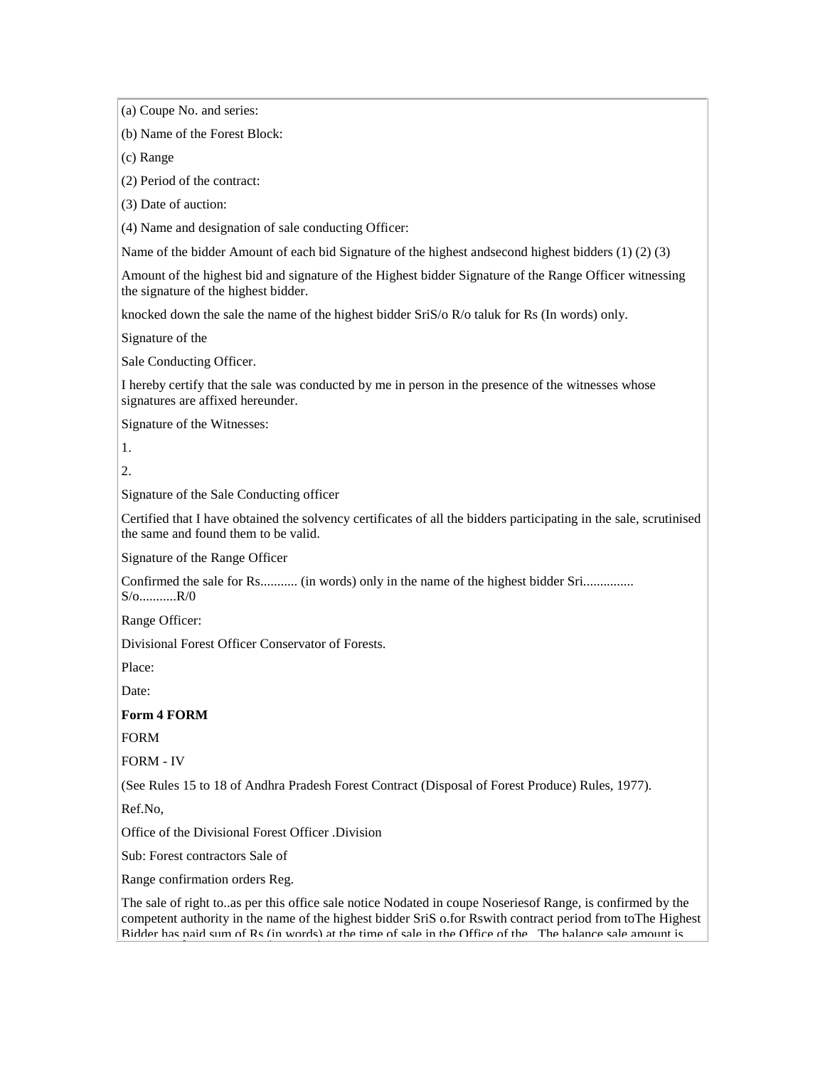(a) Coupe No. and series:

(b) Name of the Forest Block:

(c) Range

(2) Period of the contract:

(3) Date of auction:

(4) Name and designation of sale conducting Officer:

Name of the bidder Amount of each bid Signature of the highest andsecond highest bidders (1) (2) (3)

Amount of the highest bid and signature of the Highest bidder Signature of the Range Officer witnessing the signature of the highest bidder.

knocked down the sale the name of the highest bidder SriS/o R/o taluk for Rs (In words) only.

Signature of the

Sale Conducting Officer.

I hereby certify that the sale was conducted by me in person in the presence of the witnesses whose signatures are affixed hereunder.

Signature of the Witnesses:

1.

2.

Signature of the Sale Conducting officer

Certified that I have obtained the solvency certificates of all the bidders participating in the sale, scrutinised the same and found them to be valid.

Signature of the Range Officer

Confirmed the sale for Rs........... (in words) only in the name of the highest bidder Sri............... S/o...........R/0

Range Officer:

Divisional Forest Officer Conservator of Forests.

Place:

Date:

**Form 4 FORM**

FORM

FORM - IV

(See Rules 15 to 18 of Andhra Pradesh Forest Contract (Disposal of Forest Produce) Rules, 1977).

Ref.No,

Office of the Divisional Forest Officer .Division

Sub: Forest contractors Sale of

Range confirmation orders Reg.

The sale of right to..as per this office sale notice Nodated in coupe Noseriesof Range, is confirmed by the competent authority in the name of the highest bidder SriS o.for Rswith contract period from toThe Highest Bidder has paid sum of Rs (in words) at the time of sale in the Office of the . The balance sale amount is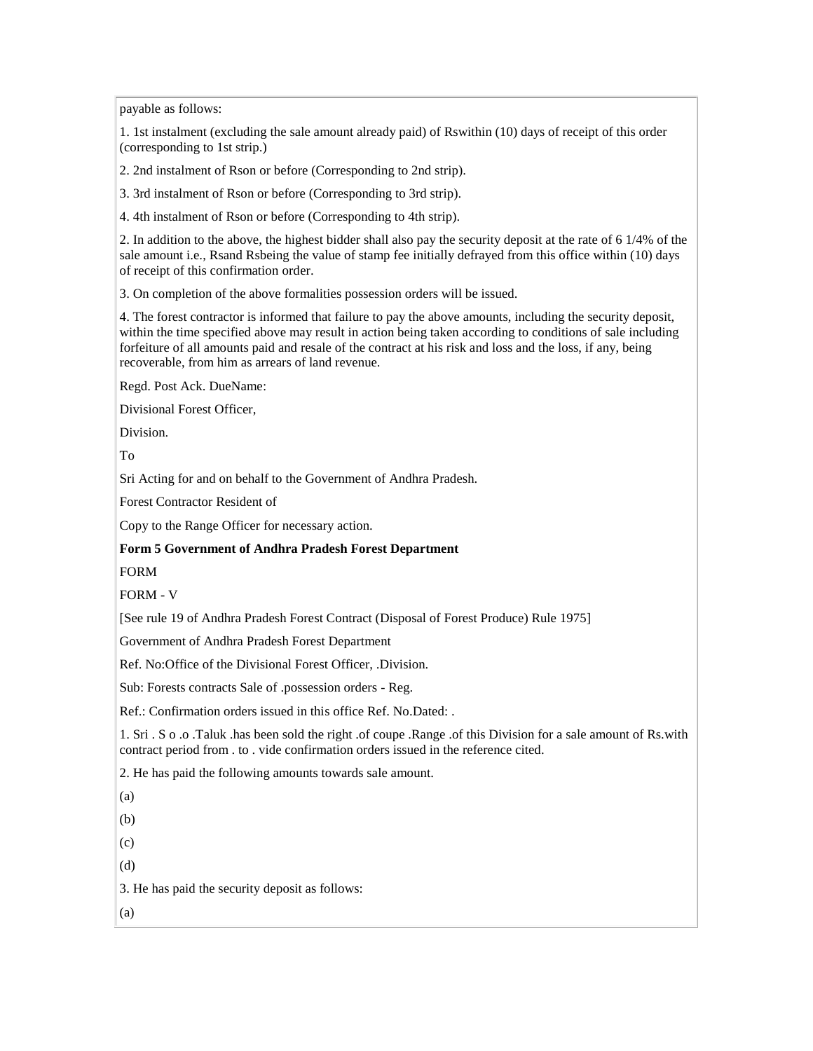payable as follows:

1. 1st instalment (excluding the sale amount already paid) of Rswithin (10) days of receipt of this order (corresponding to 1st strip.)

2. 2nd instalment of Rson or before (Corresponding to 2nd strip).

3. 3rd instalment of Rson or before (Corresponding to 3rd strip).

4. 4th instalment of Rson or before (Corresponding to 4th strip).

2. In addition to the above, the highest bidder shall also pay the security deposit at the rate of 6 1/4% of the sale amount i.e., Rsand Rsbeing the value of stamp fee initially defrayed from this office within (10) days of receipt of this confirmation order.

3. On completion of the above formalities possession orders will be issued.

4. The forest contractor is informed that failure to pay the above amounts, including the security deposit, within the time specified above may result in action being taken according to conditions of sale including forfeiture of all amounts paid and resale of the contract at his risk and loss and the loss, if any, being recoverable, from him as arrears of land revenue.

Regd. Post Ack. DueName:

Divisional Forest Officer,

Division.

To

Sri Acting for and on behalf to the Government of Andhra Pradesh.

Forest Contractor Resident of

Copy to the Range Officer for necessary action.

**Form 5 Government of Andhra Pradesh Forest Department**

FORM

FORM - V

[See rule 19 of Andhra Pradesh Forest Contract (Disposal of Forest Produce) Rule 1975]

Government of Andhra Pradesh Forest Department

Ref. No:Office of the Divisional Forest Officer, .Division.

Sub: Forests contracts Sale of .possession orders - Reg.

Ref.: Confirmation orders issued in this office Ref. No.Dated: .

1. Sri . S o .o .Taluk .has been sold the right .of coupe .Range .of this Division for a sale amount of Rs.with contract period from . to . vide confirmation orders issued in the reference cited.

2. He has paid the following amounts towards sale amount.

(a)

(b)

(c)

(d)

3. He has paid the security deposit as follows:

(a)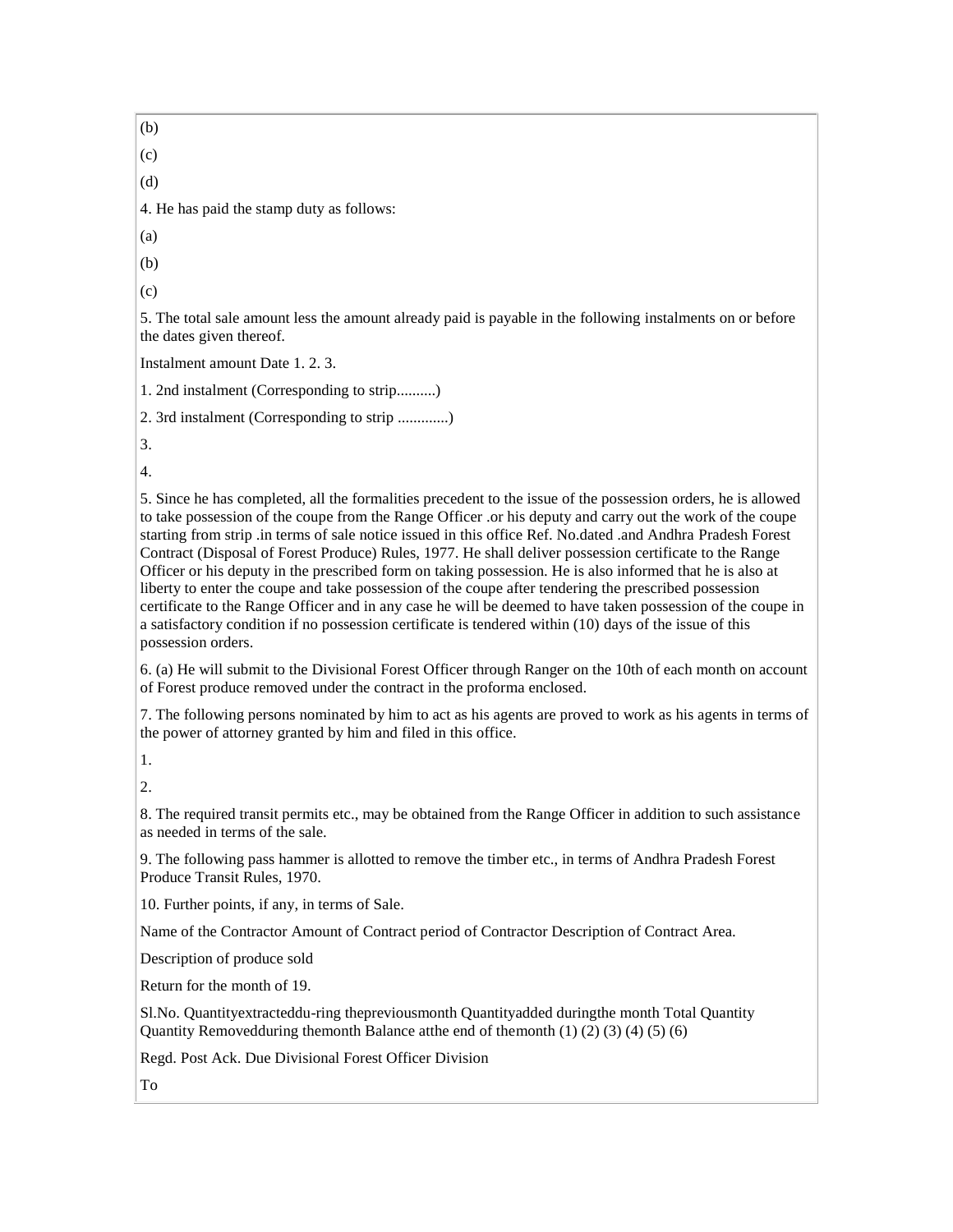(b)

(c)

(d)

4. He has paid the stamp duty as follows:

(a)

(b)

(c)

5. The total sale amount less the amount already paid is payable in the following instalments on or before the dates given thereof.

Instalment amount Date 1. 2. 3.

1. 2nd instalment (Corresponding to strip..........)

2. 3rd instalment (Corresponding to strip .............)

3.

4.

5. Since he has completed, all the formalities precedent to the issue of the possession orders, he is allowed to take possession of the coupe from the Range Officer .or his deputy and carry out the work of the coupe starting from strip .in terms of sale notice issued in this office Ref. No.dated .and Andhra Pradesh Forest Contract (Disposal of Forest Produce) Rules, 1977. He shall deliver possession certificate to the Range Officer or his deputy in the prescribed form on taking possession. He is also informed that he is also at liberty to enter the coupe and take possession of the coupe after tendering the prescribed possession certificate to the Range Officer and in any case he will be deemed to have taken possession of the coupe in a satisfactory condition if no possession certificate is tendered within (10) days of the issue of this possession orders.

6. (a) He will submit to the Divisional Forest Officer through Ranger on the 10th of each month on account of Forest produce removed under the contract in the proforma enclosed.

7. The following persons nominated by him to act as his agents are proved to work as his agents in terms of the power of attorney granted by him and filed in this office.

1.

2.

8. The required transit permits etc., may be obtained from the Range Officer in addition to such assistance as needed in terms of the sale.

9. The following pass hammer is allotted to remove the timber etc., in terms of Andhra Pradesh Forest Produce Transit Rules, 1970.

10. Further points, if any, in terms of Sale.

Name of the Contractor Amount of Contract period of Contractor Description of Contract Area.

Description of produce sold

Return for the month of 19.

Sl.No. Quantityextracteddu-ring thepreviousmonth Quantityadded duringthe month Total Quantity Quantity Removedduring themonth Balance atthe end of themonth (1) (2) (3) (4) (5) (6)

Regd. Post Ack. Due Divisional Forest Officer Division

To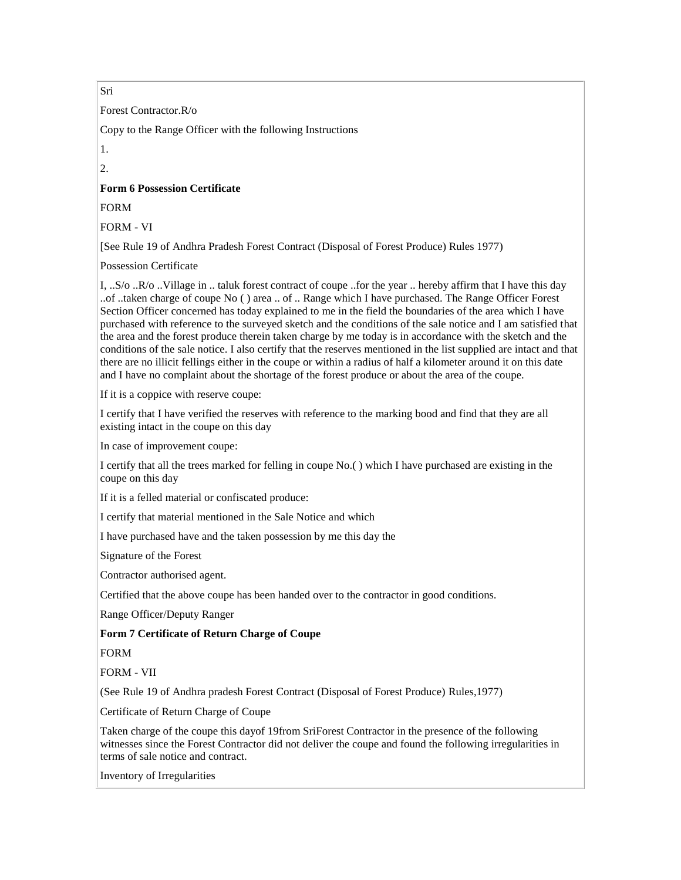Sri

Forest Contractor.R/o

Copy to the Range Officer with the following Instructions

1.

2.

**Form 6 Possession Certificate**

FORM

FORM - VI

[See Rule 19 of Andhra Pradesh Forest Contract (Disposal of Forest Produce) Rules 1977)

Possession Certificate

I, ..S/o ..R/o ..Village in .. taluk forest contract of coupe ..for the year .. hereby affirm that I have this day ..of ..taken charge of coupe No ( ) area .. of .. Range which I have purchased. The Range Officer Forest Section Officer concerned has today explained to me in the field the boundaries of the area which I have purchased with reference to the surveyed sketch and the conditions of the sale notice and I am satisfied that the area and the forest produce therein taken charge by me today is in accordance with the sketch and the conditions of the sale notice. I also certify that the reserves mentioned in the list supplied are intact and that there are no illicit fellings either in the coupe or within a radius of half a kilometer around it on this date and I have no complaint about the shortage of the forest produce or about the area of the coupe.

If it is a coppice with reserve coupe:

I certify that I have verified the reserves with reference to the marking bood and find that they are all existing intact in the coupe on this day

In case of improvement coupe:

I certify that all the trees marked for felling in coupe No.( ) which I have purchased are existing in the coupe on this day

If it is a felled material or confiscated produce:

I certify that material mentioned in the Sale Notice and which

I have purchased have and the taken possession by me this day the

Signature of the Forest

Contractor authorised agent.

Certified that the above coupe has been handed over to the contractor in good conditions.

Range Officer/Deputy Ranger

**Form 7 Certificate of Return Charge of Coupe**

FORM

FORM - VII

(See Rule 19 of Andhra pradesh Forest Contract (Disposal of Forest Produce) Rules,1977)

Certificate of Return Charge of Coupe

Taken charge of the coupe this dayof 19from SriForest Contractor in the presence of the following witnesses since the Forest Contractor did not deliver the coupe and found the following irregularities in terms of sale notice and contract.

Inventory of Irregularities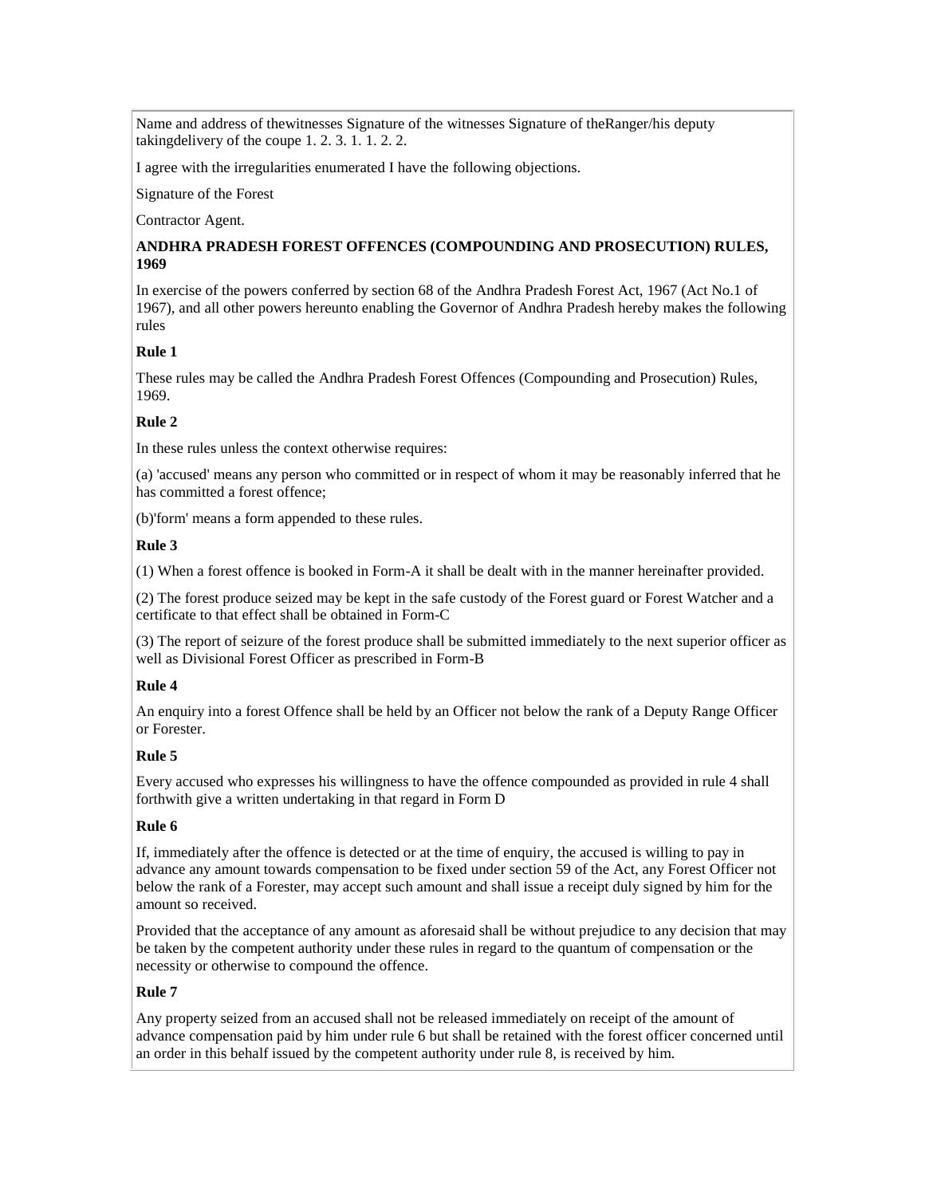Name and address of thewitnesses Signature of the witnesses Signature of theRanger/his deputy takingdelivery of the coupe 1. 2. 3. 1. 1. 2. 2.

I agree with the irregularities enumerated I have the following objections.

Signature of the Forest

Contractor Agent.

**ANDHRA PRADESH FOREST OFFENCES (COMPOUNDING AND PROSECUTION) RULES, 1969**

In exercise of the powers conferred by section 68 of the Andhra Pradesh Forest Act, 1967 (Act No.1 of 1967), and all other powers hereunto enabling the Governor of Andhra Pradesh hereby makes the following rules

**Rule 1**

These rules may be called the Andhra Pradesh Forest Offences (Compounding and Prosecution) Rules, 1969.

**Rule 2**

In these rules unless the context otherwise requires:

(a) 'accused' means any person who committed or in respect of whom it may be reasonably inferred that he has committed a forest offence;

(b)'form' means a form appended to these rules.

**Rule 3**

(1) When a forest offence is booked in Form-A it shall be dealt with in the manner hereinafter provided.

(2) The forest produce seized may be kept in the safe custody of the Forest guard or Forest Watcher and a certificate to that effect shall be obtained in Form-C

(3) The report of seizure of the forest produce shall be submitted immediately to the next superior officer as well as Divisional Forest Officer as prescribed in Form-B

**Rule 4**

An enquiry into a forest Offence shall be held by an Officer not below the rank of a Deputy Range Officer or Forester.

**Rule 5**

Every accused who expresses his willingness to have the offence compounded as provided in rule 4 shall forthwith give a written undertaking in that regard in Form D

**Rule 6**

If, immediately after the offence is detected or at the time of enquiry, the accused is willing to pay in advance any amount towards compensation to be fixed under section 59 of the Act, any Forest Officer not below the rank of a Forester, may accept such amount and shall issue a receipt duly signed by him for the amount so received.

Provided that the acceptance of any amount as aforesaid shall be without prejudice to any decision that may be taken by the competent authority under these rules in regard to the quantum of compensation or the necessity or otherwise to compound the offence.

**Rule 7**

Any property seized from an accused shall not be released immediately on receipt of the amount of advance compensation paid by him under rule 6 but shall be retained with the forest officer concerned until an order in this behalf issued by the competent authority under rule 8, is received by him.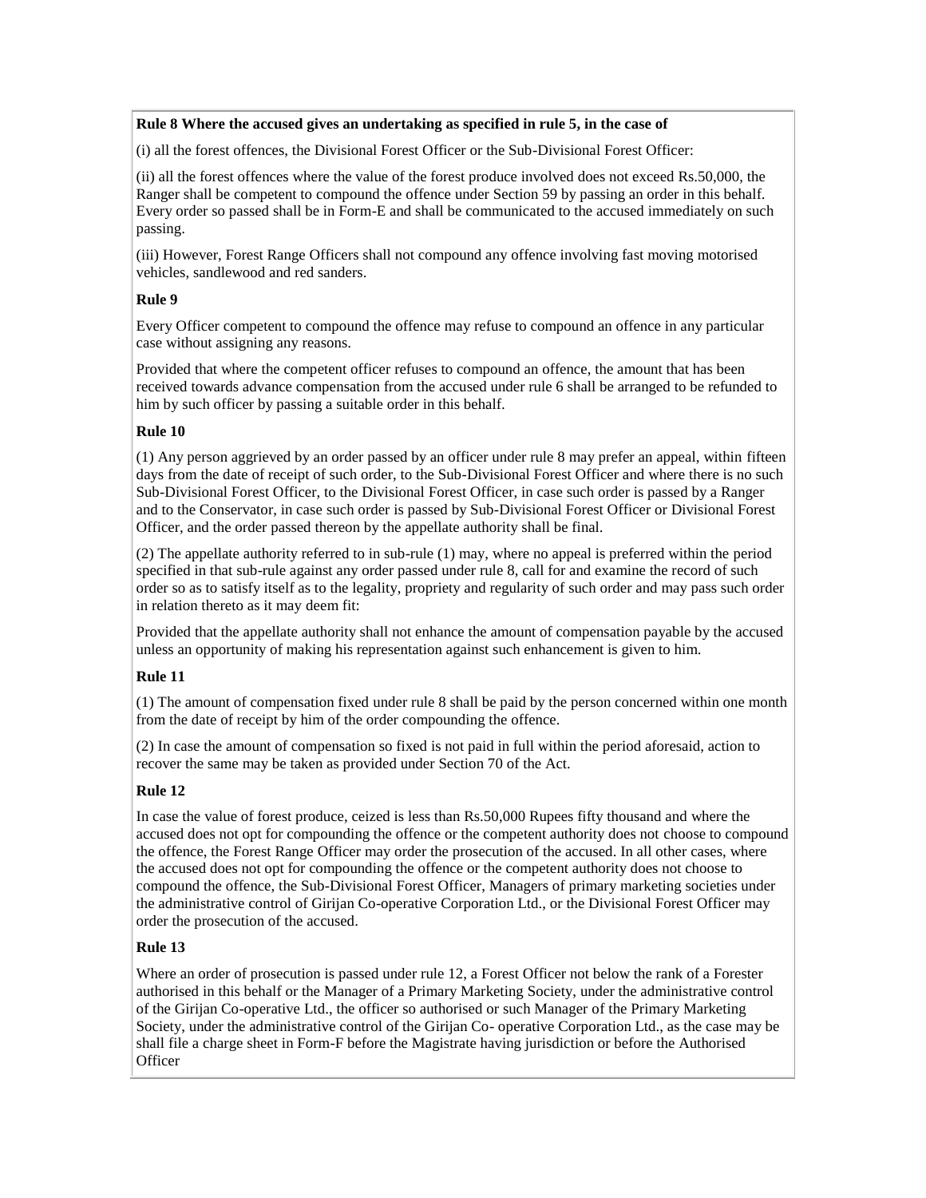**Rule 8 Where the accused gives an undertaking as specified in rule 5, in the case of**

(i) all the forest offences, the Divisional Forest Officer or the Sub-Divisional Forest Officer:

(ii) all the forest offences where the value of the forest produce involved does not exceed Rs.50,000, the Ranger shall be competent to compound the offence under Section 59 by passing an order in this behalf. Every order so passed shall be in Form-E and shall be communicated to the accused immediately on such passing.

(iii) However, Forest Range Officers shall not compound any offence involving fast moving motorised vehicles, sandlewood and red sanders.

**Rule 9**

Every Officer competent to compound the offence may refuse to compound an offence in any particular case without assigning any reasons.

Provided that where the competent officer refuses to compound an offence, the amount that has been received towards advance compensation from the accused under rule 6 shall be arranged to be refunded to him by such officer by passing a suitable order in this behalf.

**Rule 10**

(1) Any person aggrieved by an order passed by an officer under rule 8 may prefer an appeal, within fifteen days from the date of receipt of such order, to the Sub-Divisional Forest Officer and where there is no such Sub-Divisional Forest Officer, to the Divisional Forest Officer, in case such order is passed by a Ranger and to the Conservator, in case such order is passed by Sub-Divisional Forest Officer or Divisional Forest Officer, and the order passed thereon by the appellate authority shall be final.

(2) The appellate authority referred to in sub-rule (1) may, where no appeal is preferred within the period specified in that sub-rule against any order passed under rule 8, call for and examine the record of such order so as to satisfy itself as to the legality, propriety and regularity of such order and may pass such order in relation thereto as it may deem fit:

Provided that the appellate authority shall not enhance the amount of compensation payable by the accused unless an opportunity of making his representation against such enhancement is given to him.

**Rule 11**

(1) The amount of compensation fixed under rule 8 shall be paid by the person concerned within one month from the date of receipt by him of the order compounding the offence.

(2) In case the amount of compensation so fixed is not paid in full within the period aforesaid, action to recover the same may be taken as provided under Section 70 of the Act.

**Rule 12**

In case the value of forest produce, ceized is less than Rs.50,000 Rupees fifty thousand and where the accused does not opt for compounding the offence or the competent authority does not choose to compound the offence, the Forest Range Officer may order the prosecution of the accused. In all other cases, where the accused does not opt for compounding the offence or the competent authority does not choose to compound the offence, the Sub-Divisional Forest Officer, Managers of primary marketing societies under the administrative control of Girijan Co-operative Corporation Ltd., or the Divisional Forest Officer may order the prosecution of the accused.

**Rule 13**

Where an order of prosecution is passed under rule 12, a Forest Officer not below the rank of a Forester authorised in this behalf or the Manager of a Primary Marketing Society, under the administrative control of the Girijan Co-operative Ltd., the officer so authorised or such Manager of the Primary Marketing Society, under the administrative control of the Girijan Co- operative Corporation Ltd., as the case may be shall file a charge sheet in Form-F before the Magistrate having jurisdiction or before the Authorised Officer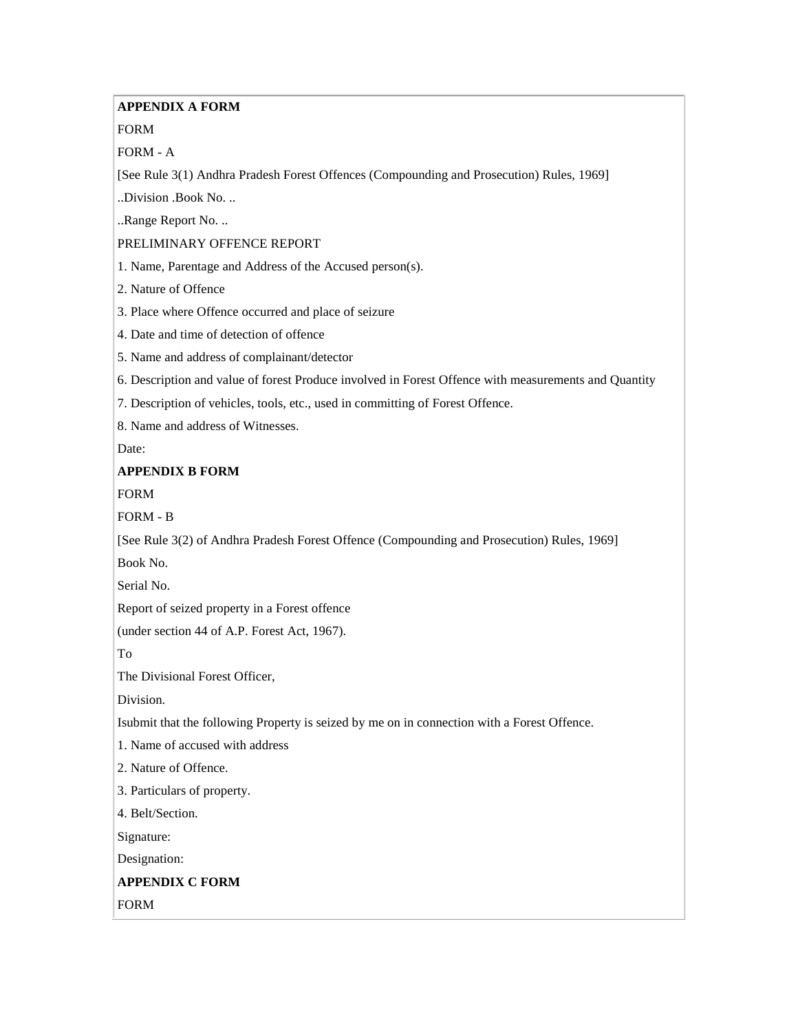**APPENDIX A FORM**

FORM

FORM - A

[See Rule 3(1) Andhra Pradesh Forest Offences (Compounding and Prosecution) Rules, 1969]

..Division .Book No. ..

..Range Report No. ..

PRELIMINARY OFFENCE REPORT

1. Name, Parentage and Address of the Accused person(s).
2. Nature of Offence
3. Place where Offence occurred and place of seizure
4. Date and time of detection of offence
5. Name and address of complainant/detector
6. Description and value of forest Produce involved in Forest Offence with measurements and Quantity
7. Description of vehicles, tools, etc., used in committing of Forest Offence.
8. Name and address of Witnesses.

Date:

**APPENDIX B FORM**

FORM

FORM - B

[See Rule 3(2) of Andhra Pradesh Forest Offence (Compounding and Prosecution) Rules, 1969]

Book No.

Serial No.

Report of seized property in a Forest offence

(under section 44 of A.P. Forest Act, 1967).

To

The Divisional Forest Officer,

Division.

Isubmit that the following Property is seized by me on in connection with a Forest Offence.

1. Name of accused with address
2. Nature of Offence.
3. Particulars of property.
4. Belt/Section.

Signature:

Designation:

**APPENDIX C FORM**

FORM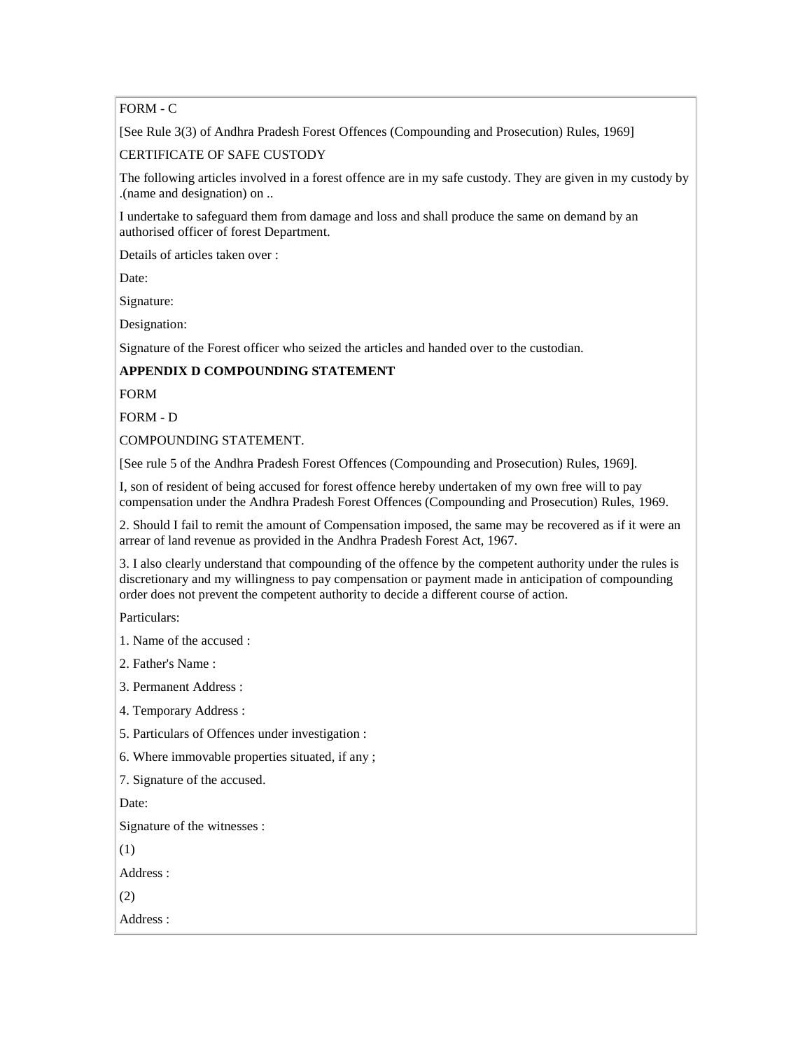FORM - C

[See Rule 3(3) of Andhra Pradesh Forest Offences (Compounding and Prosecution) Rules, 1969]

CERTIFICATE OF SAFE CUSTODY

The following articles involved in a forest offence are in my safe custody. They are given in my custody by .(name and designation) on ..

I undertake to safeguard them from damage and loss and shall produce the same on demand by an authorised officer of forest Department.

Details of articles taken over :

Date:

Signature:

Designation:

Signature of the Forest officer who seized the articles and handed over to the custodian.

**APPENDIX D COMPOUNDING STATEMENT**

FORM

FORM - D

COMPOUNDING STATEMENT.

[See rule 5 of the Andhra Pradesh Forest Offences (Compounding and Prosecution) Rules, 1969].

I, son of resident of being accused for forest offence hereby undertaken of my own free will to pay compensation under the Andhra Pradesh Forest Offences (Compounding and Prosecution) Rules, 1969.

2. Should I fail to remit the amount of Compensation imposed, the same may be recovered as if it were an arrear of land revenue as provided in the Andhra Pradesh Forest Act, 1967.

3. I also clearly understand that compounding of the offence by the competent authority under the rules is discretionary and my willingness to pay compensation or payment made in anticipation of compounding order does not prevent the competent authority to decide a different course of action.

Particulars:

1. Name of the accused :

2. Father's Name :

3. Permanent Address :

4. Temporary Address :

5. Particulars of Offences under investigation :

6. Where immovable properties situated, if any ;

7. Signature of the accused.

Date:

Signature of the witnesses :

(1)

Address :

(2)

Address :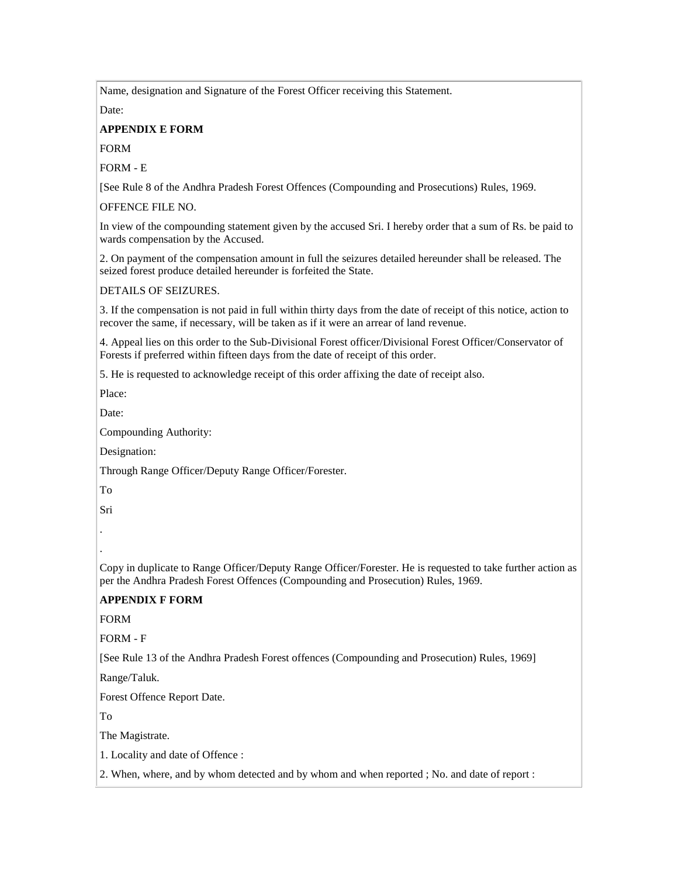Name, designation and Signature of the Forest Officer receiving this Statement.

Date:

**APPENDIX E FORM**

FORM

FORM - E

[See Rule 8 of the Andhra Pradesh Forest Offences (Compounding and Prosecutions) Rules, 1969.

OFFENCE FILE NO.

In view of the compounding statement given by the accused Sri. I hereby order that a sum of Rs. be paid to wards compensation by the Accused.

2. On payment of the compensation amount in full the seizures detailed hereunder shall be released. The seized forest produce detailed hereunder is forfeited the State.

DETAILS OF SEIZURES.

3. If the compensation is not paid in full within thirty days from the date of receipt of this notice, action to recover the same, if necessary, will be taken as if it were an arrear of land revenue.

4. Appeal lies on this order to the Sub-Divisional Forest officer/Divisional Forest Officer/Conservator of Forests if preferred within fifteen days from the date of receipt of this order.

5. He is requested to acknowledge receipt of this order affixing the date of receipt also.

Place:

Date:

Compounding Authority:

Designation:

Through Range Officer/Deputy Range Officer/Forester.

To

Sri

.

.

Copy in duplicate to Range Officer/Deputy Range Officer/Forester. He is requested to take further action as per the Andhra Pradesh Forest Offences (Compounding and Prosecution) Rules, 1969.

**APPENDIX F FORM**

FORM

FORM - F

[See Rule 13 of the Andhra Pradesh Forest offences (Compounding and Prosecution) Rules, 1969]

Range/Taluk.

Forest Offence Report Date.

To

The Magistrate.

1. Locality and date of Offence :

2. When, where, and by whom detected and by whom and when reported ; No. and date of report :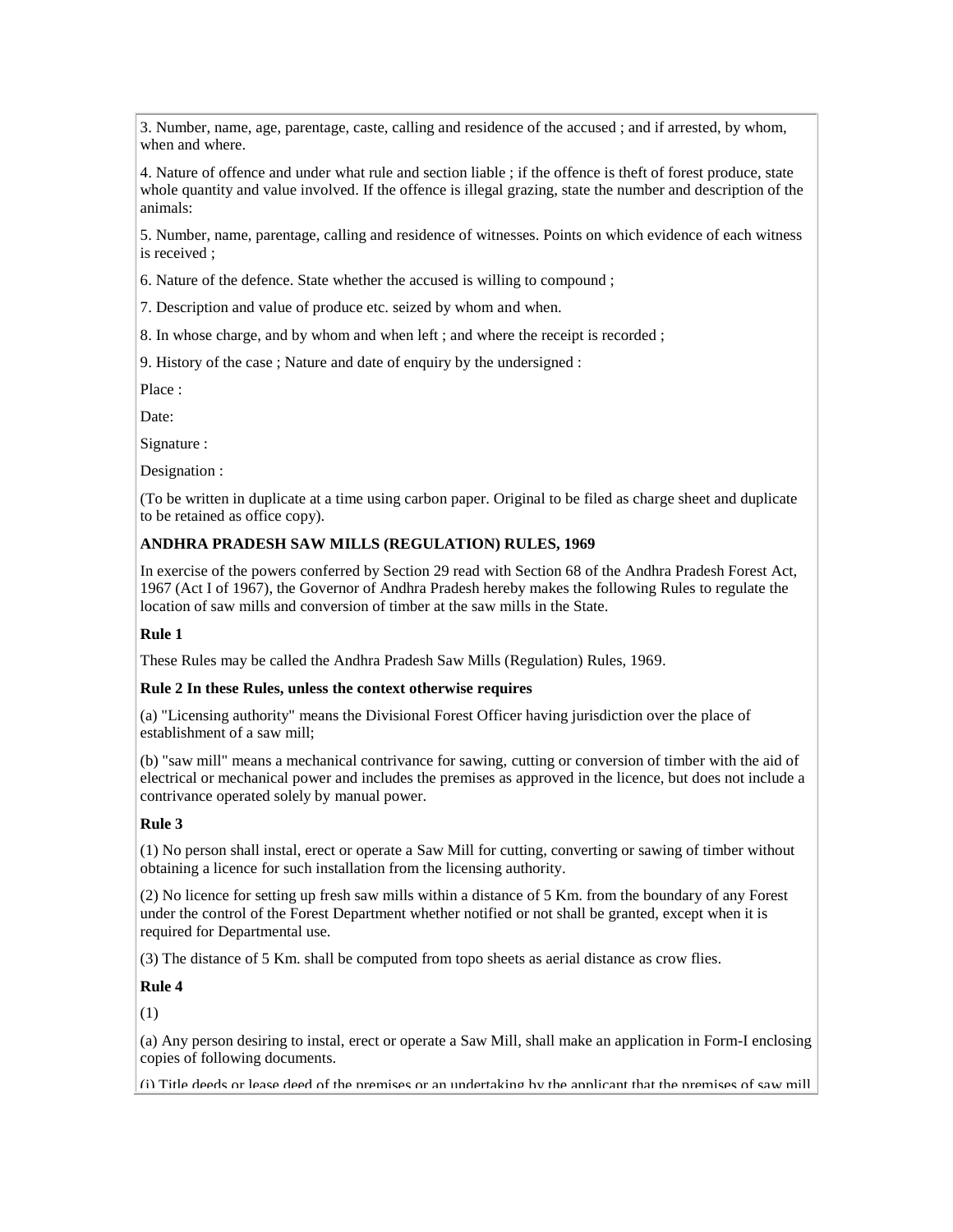3. Number, name, age, parentage, caste, calling and residence of the accused ; and if arrested, by whom, when and where.

4. Nature of offence and under what rule and section liable ; if the offence is theft of forest produce, state whole quantity and value involved. If the offence is illegal grazing, state the number and description of the animals:

5. Number, name, parentage, calling and residence of witnesses. Points on which evidence of each witness is received ;

6. Nature of the defence. State whether the accused is willing to compound ;

7. Description and value of produce etc. seized by whom and when.

8. In whose charge, and by whom and when left ; and where the receipt is recorded ;

9. History of the case ; Nature and date of enquiry by the undersigned :

Place :

Date:

Signature :

Designation :

(To be written in duplicate at a time using carbon paper. Original to be filed as charge sheet and duplicate to be retained as office copy).

**ANDHRA PRADESH SAW MILLS (REGULATION) RULES, 1969**

In exercise of the powers conferred by Section 29 read with Section 68 of the Andhra Pradesh Forest Act, 1967 (Act I of 1967), the Governor of Andhra Pradesh hereby makes the following Rules to regulate the location of saw mills and conversion of timber at the saw mills in the State.

**Rule 1**

These Rules may be called the Andhra Pradesh Saw Mills (Regulation) Rules, 1969.

**Rule 2 In these Rules, unless the context otherwise requires**

(a) "Licensing authority" means the Divisional Forest Officer having jurisdiction over the place of establishment of a saw mill;

(b) "saw mill" means a mechanical contrivance for sawing, cutting or conversion of timber with the aid of electrical or mechanical power and includes the premises as approved in the licence, but does not include a contrivance operated solely by manual power.

**Rule 3**

(1) No person shall instal, erect or operate a Saw Mill for cutting, converting or sawing of timber without obtaining a licence for such installation from the licensing authority.

(2) No licence for setting up fresh saw mills within a distance of 5 Km. from the boundary of any Forest under the control of the Forest Department whether notified or not shall be granted, except when it is required for Departmental use.

(3) The distance of 5 Km. shall be computed from topo sheets as aerial distance as crow flies.

**Rule 4**

(1)

(a) Any person desiring to instal, erect or operate a Saw Mill, shall make an application in Form-I enclosing copies of following documents.

(i) Title deeds or lease deed of the premises or an undertaking by the applicant that the premises of saw mill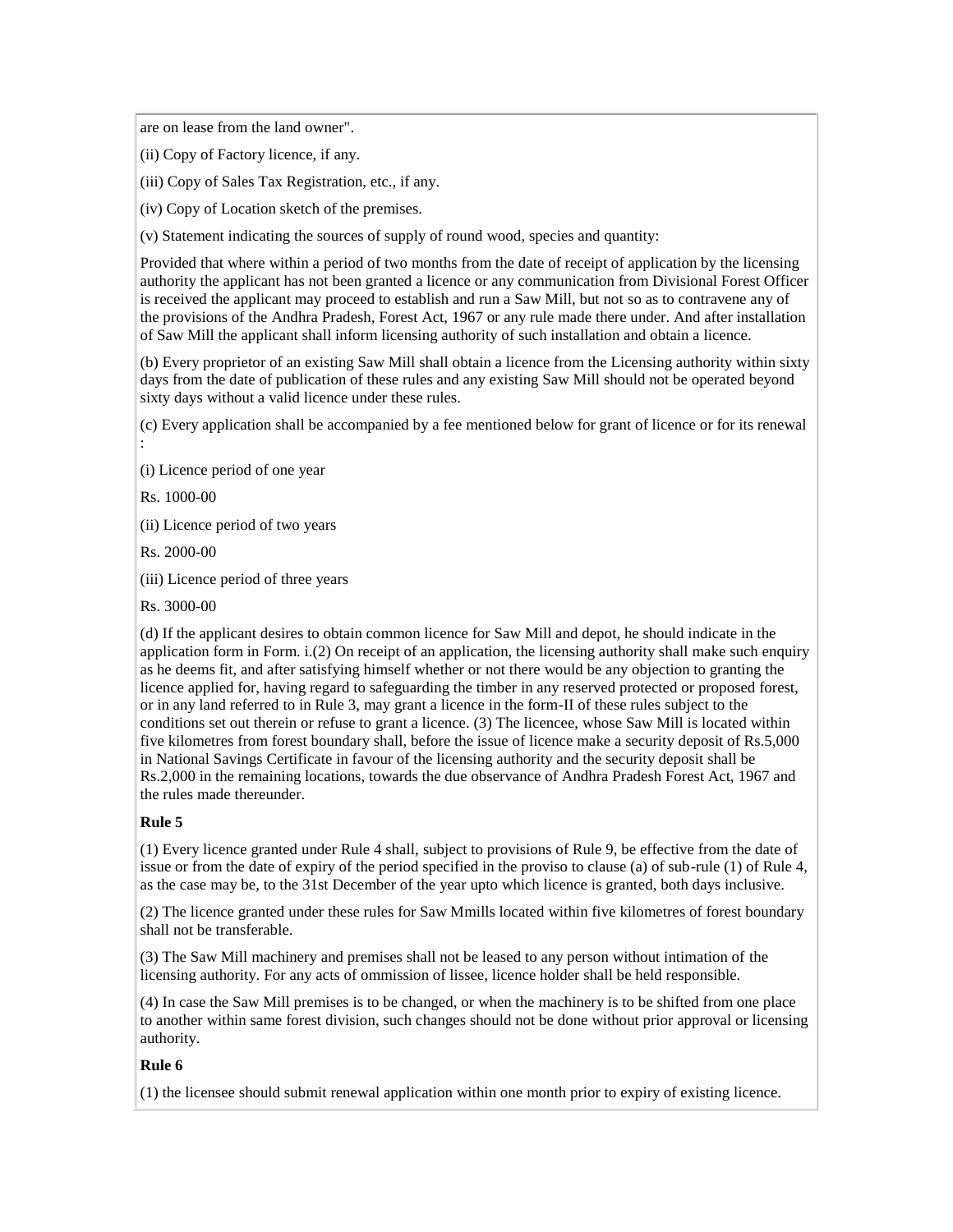are on lease from the land owner".

(ii) Copy of Factory licence, if any.

(iii) Copy of Sales Tax Registration, etc., if any.

(iv) Copy of Location sketch of the premises.

(v) Statement indicating the sources of supply of round wood, species and quantity:

Provided that where within a period of two months from the date of receipt of application by the licensing authority the applicant has not been granted a licence or any communication from Divisional Forest Officer is received the applicant may proceed to establish and run a Saw Mill, but not so as to contravene any of the provisions of the Andhra Pradesh, Forest Act, 1967 or any rule made there under. And after installation of Saw Mill the applicant shall inform licensing authority of such installation and obtain a licence.

(b) Every proprietor of an existing Saw Mill shall obtain a licence from the Licensing authority within sixty days from the date of publication of these rules and any existing Saw Mill should not be operated beyond sixty days without a valid licence under these rules.

(c) Every application shall be accompanied by a fee mentioned below for grant of licence or for its renewal :

(i) Licence period of one year

Rs. 1000-00

(ii) Licence period of two years

Rs. 2000-00

(iii) Licence period of three years

Rs. 3000-00

(d) If the applicant desires to obtain common licence for Saw Mill and depot, he should indicate in the application form in Form. i.(2) On receipt of an application, the licensing authority shall make such enquiry as he deems fit, and after satisfying himself whether or not there would be any objection to granting the licence applied for, having regard to safeguarding the timber in any reserved protected or proposed forest, or in any land referred to in Rule 3, may grant a licence in the form-II of these rules subject to the conditions set out therein or refuse to grant a licence. (3) The licencee, whose Saw Mill is located within five kilometres from forest boundary shall, before the issue of licence make a security deposit of Rs.5,000 in National Savings Certificate in favour of the licensing authority and the security deposit shall be Rs.2,000 in the remaining locations, towards the due observance of Andhra Pradesh Forest Act, 1967 and the rules made thereunder.

**Rule 5**

(1) Every licence granted under Rule 4 shall, subject to provisions of Rule 9, be effective from the date of issue or from the date of expiry of the period specified in the proviso to clause (a) of sub-rule (1) of Rule 4, as the case may be, to the 31st December of the year upto which licence is granted, both days inclusive.

(2) The licence granted under these rules for Saw Mmills located within five kilometres of forest boundary shall not be transferable.

(3) The Saw Mill machinery and premises shall not be leased to any person without intimation of the licensing authority. For any acts of ommission of lissee, licence holder shall be held responsible.

(4) In case the Saw Mill premises is to be changed, or when the machinery is to be shifted from one place to another within same forest division, such changes should not be done without prior approval or licensing authority.

**Rule 6**

(1) the licensee should submit renewal application within one month prior to expiry of existing licence.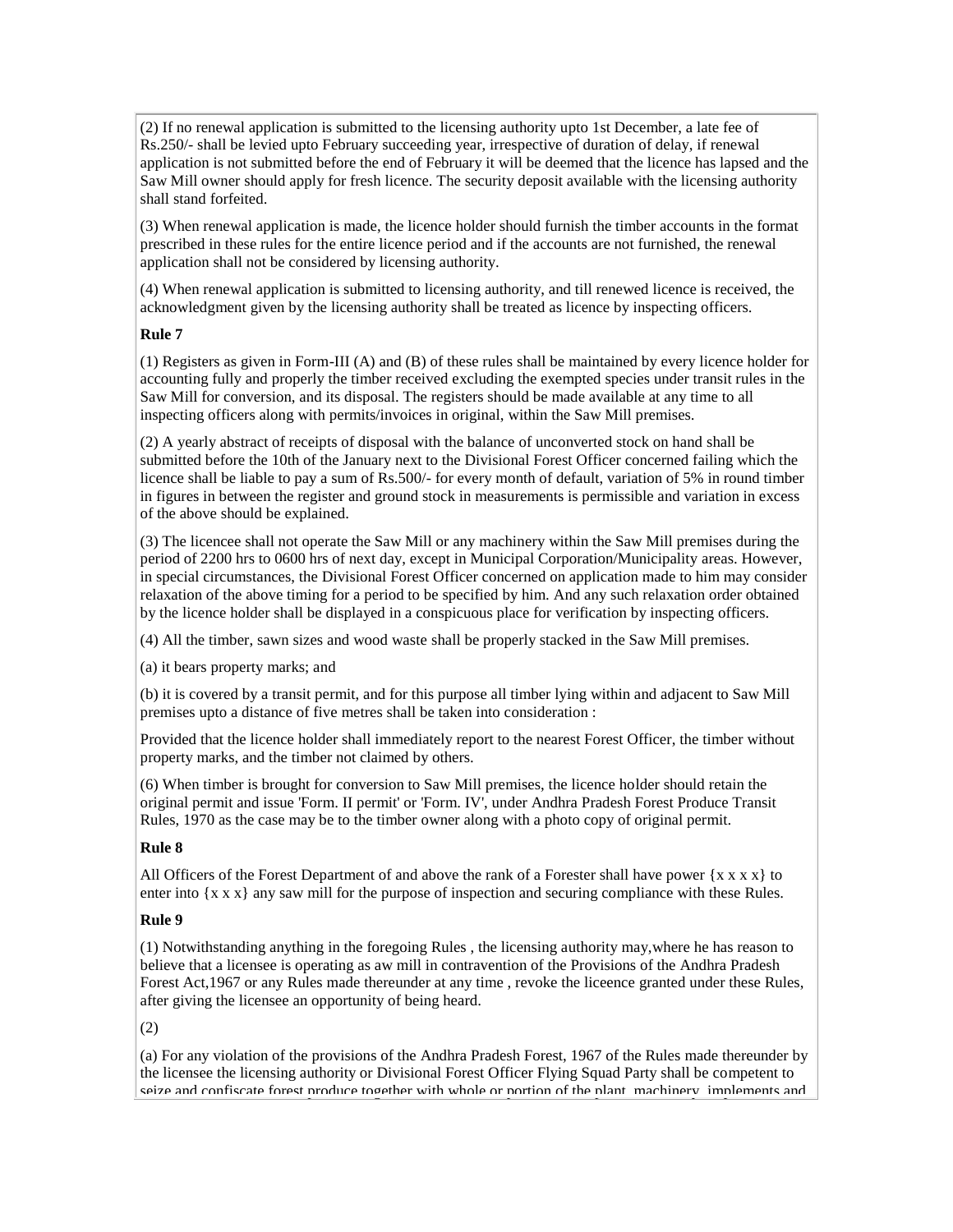(2) If no renewal application is submitted to the licensing authority upto 1st December, a late fee of Rs.250/- shall be levied upto February succeeding year, irrespective of duration of delay, if renewal application is not submitted before the end of February it will be deemed that the licence has lapsed and the Saw Mill owner should apply for fresh licence. The security deposit available with the licensing authority shall stand forfeited.

(3) When renewal application is made, the licence holder should furnish the timber accounts in the format prescribed in these rules for the entire licence period and if the accounts are not furnished, the renewal application shall not be considered by licensing authority.

(4) When renewal application is submitted to licensing authority, and till renewed licence is received, the acknowledgment given by the licensing authority shall be treated as licence by inspecting officers.

**Rule 7**

(1) Registers as given in Form-III (A) and (B) of these rules shall be maintained by every licence holder for accounting fully and properly the timber received excluding the exempted species under transit rules in the Saw Mill for conversion, and its disposal. The registers should be made available at any time to all inspecting officers along with permits/invoices in original, within the Saw Mill premises.

(2) A yearly abstract of receipts of disposal with the balance of unconverted stock on hand shall be submitted before the 10th of the January next to the Divisional Forest Officer concerned failing which the licence shall be liable to pay a sum of Rs.500/- for every month of default, variation of 5% in round timber in figures in between the register and ground stock in measurements is permissible and variation in excess of the above should be explained.

(3) The licencee shall not operate the Saw Mill or any machinery within the Saw Mill premises during the period of 2200 hrs to 0600 hrs of next day, except in Municipal Corporation/Municipality areas. However, in special circumstances, the Divisional Forest Officer concerned on application made to him may consider relaxation of the above timing for a period to be specified by him. And any such relaxation order obtained by the licence holder shall be displayed in a conspicuous place for verification by inspecting officers.

(4) All the timber, sawn sizes and wood waste shall be properly stacked in the Saw Mill premises.

(a) it bears property marks; and

(b) it is covered by a transit permit, and for this purpose all timber lying within and adjacent to Saw Mill premises upto a distance of five metres shall be taken into consideration :

Provided that the licence holder shall immediately report to the nearest Forest Officer, the timber without property marks, and the timber not claimed by others.

(6) When timber is brought for conversion to Saw Mill premises, the licence holder should retain the original permit and issue 'Form. II permit' or 'Form. IV', under Andhra Pradesh Forest Produce Transit Rules, 1970 as the case may be to the timber owner along with a photo copy of original permit.

**Rule 8**

All Officers of the Forest Department of and above the rank of a Forester shall have power {x x x x} to enter into {x x x} any saw mill for the purpose of inspection and securing compliance with these Rules.

**Rule 9**

(1) Notwithstanding anything in the foregoing Rules , the licensing authority may,where he has reason to believe that a licensee is operating as aw mill in contravention of the Provisions of the Andhra Pradesh Forest Act,1967 or any Rules made thereunder at any time , revoke the liceence granted under these Rules, after giving the licensee an opportunity of being heard.

(2)

(a) For any violation of the provisions of the Andhra Pradesh Forest, 1967 of the Rules made thereunder by the licensee the licensing authority or Divisional Forest Officer Flying Squad Party shall be competent to seize and confiscate forest produce together with whole or portion of the plant, machinery, implements and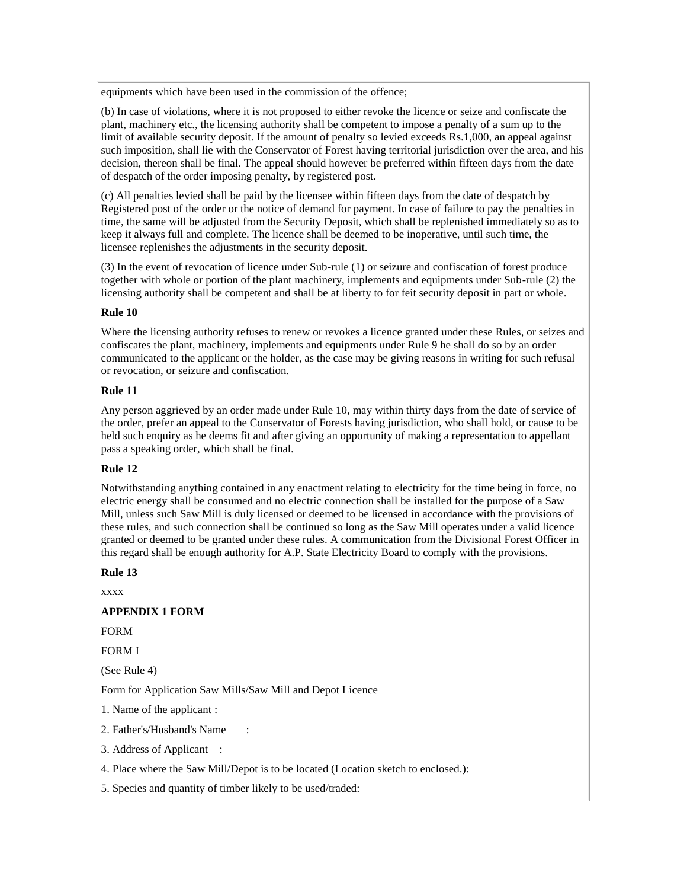equipments which have been used in the commission of the offence;

(b) In case of violations, where it is not proposed to either revoke the licence or seize and confiscate the plant, machinery etc., the licensing authority shall be competent to impose a penalty of a sum up to the limit of available security deposit. If the amount of penalty so levied exceeds Rs.1,000, an appeal against such imposition, shall lie with the Conservator of Forest having territorial jurisdiction over the area, and his decision, thereon shall be final. The appeal should however be preferred within fifteen days from the date of despatch of the order imposing penalty, by registered post.

(c) All penalties levied shall be paid by the licensee within fifteen days from the date of despatch by Registered post of the order or the notice of demand for payment. In case of failure to pay the penalties in time, the same will be adjusted from the Security Deposit, which shall be replenished immediately so as to keep it always full and complete. The licence shall be deemed to be inoperative, until such time, the licensee replenishes the adjustments in the security deposit.

(3) In the event of revocation of licence under Sub-rule (1) or seizure and confiscation of forest produce together with whole or portion of the plant machinery, implements and equipments under Sub-rule (2) the licensing authority shall be competent and shall be at liberty to for feit security deposit in part or whole.

**Rule 10**

Where the licensing authority refuses to renew or revokes a licence granted under these Rules, or seizes and confiscates the plant, machinery, implements and equipments under Rule 9 he shall do so by an order communicated to the applicant or the holder, as the case may be giving reasons in writing for such refusal or revocation, or seizure and confiscation.

**Rule 11**

Any person aggrieved by an order made under Rule 10, may within thirty days from the date of service of the order, prefer an appeal to the Conservator of Forests having jurisdiction, who shall hold, or cause to be held such enquiry as he deems fit and after giving an opportunity of making a representation to appellant pass a speaking order, which shall be final.

**Rule 12**

Notwithstanding anything contained in any enactment relating to electricity for the time being in force, no electric energy shall be consumed and no electric connection shall be installed for the purpose of a Saw Mill, unless such Saw Mill is duly licensed or deemed to be licensed in accordance with the provisions of these rules, and such connection shall be continued so long as the Saw Mill operates under a valid licence granted or deemed to be granted under these rules. A communication from the Divisional Forest Officer in this regard shall be enough authority for A.P. State Electricity Board to comply with the provisions.

**Rule 13**

xxxx

**APPENDIX 1 FORM**

FORM

FORM I

(See Rule 4)

Form for Application Saw Mills/Saw Mill and Depot Licence

1. Name of the applicant :

2. Father's/Husband's Name :

3. Address of Applicant :

4. Place where the Saw Mill/Depot is to be located (Location sketch to enclosed.):

5. Species and quantity of timber likely to be used/traded: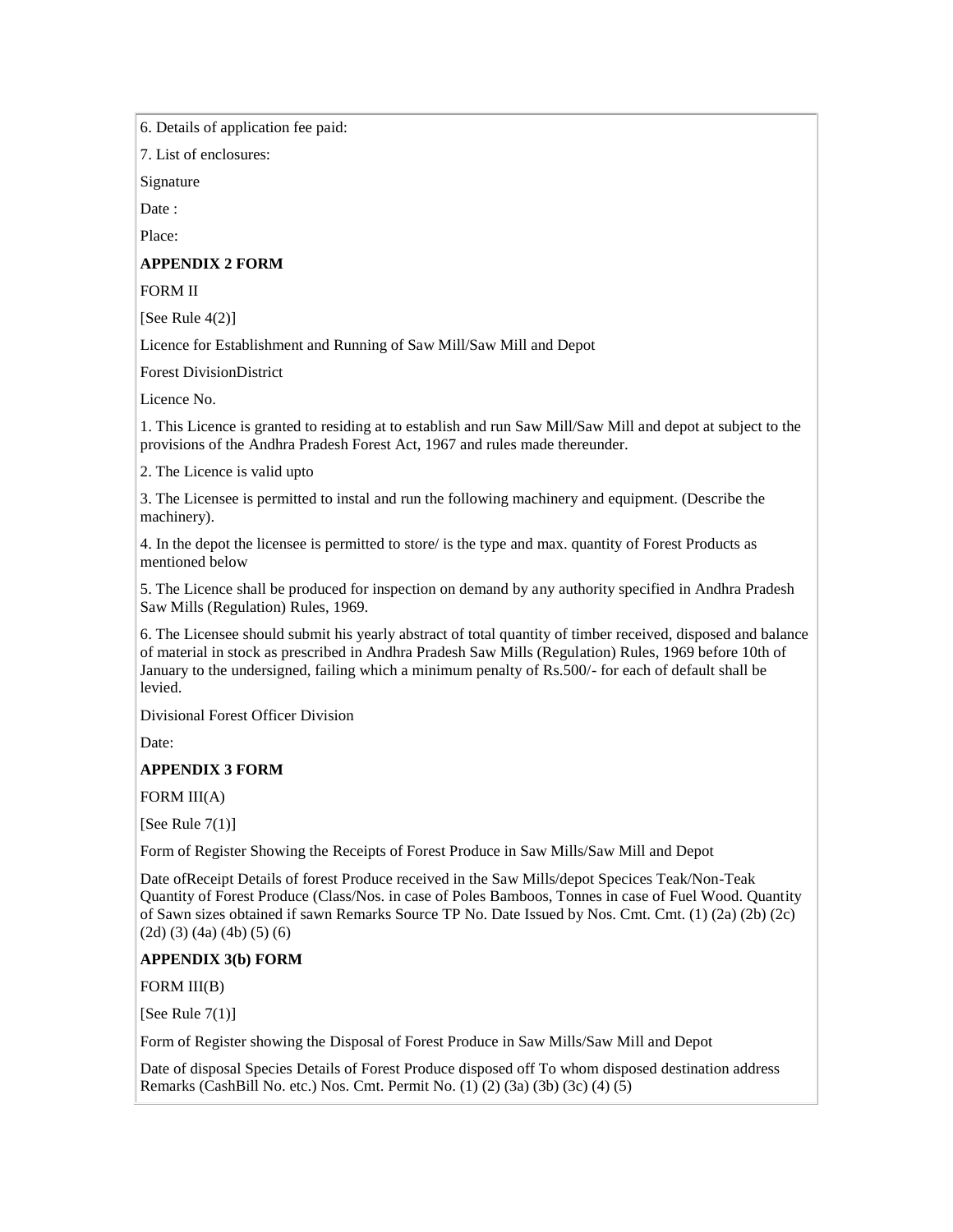6. Details of application fee paid:

7. List of enclosures:

Signature

Date :

Place:

**APPENDIX 2 FORM**

FORM II

[See Rule 4(2)]

Licence for Establishment and Running of Saw Mill/Saw Mill and Depot

Forest DivisionDistrict

Licence No.

1. This Licence is granted to residing at to establish and run Saw Mill/Saw Mill and depot at subject to the provisions of the Andhra Pradesh Forest Act, 1967 and rules made thereunder.

2. The Licence is valid upto

3. The Licensee is permitted to instal and run the following machinery and equipment. (Describe the machinery).

4. In the depot the licensee is permitted to store/ is the type and max. quantity of Forest Products as mentioned below

5. The Licence shall be produced for inspection on demand by any authority specified in Andhra Pradesh Saw Mills (Regulation) Rules, 1969.

6. The Licensee should submit his yearly abstract of total quantity of timber received, disposed and balance of material in stock as prescribed in Andhra Pradesh Saw Mills (Regulation) Rules, 1969 before 10th of January to the undersigned, failing which a minimum penalty of Rs.500/- for each of default shall be levied.

Divisional Forest Officer Division

Date:

**APPENDIX 3 FORM**

FORM III(A)

[See Rule 7(1)]

Form of Register Showing the Receipts of Forest Produce in Saw Mills/Saw Mill and Depot

Date ofReceipt Details of forest Produce received in the Saw Mills/depot Specices Teak/Non-Teak Quantity of Forest Produce (Class/Nos. in case of Poles Bamboos, Tonnes in case of Fuel Wood. Quantity of Sawn sizes obtained if sawn Remarks Source TP No. Date Issued by Nos. Cmt. Cmt. (1) (2a) (2b) (2c) (2d) (3) (4a) (4b) (5) (6)

**APPENDIX 3(b) FORM**

FORM III(B)

[See Rule 7(1)]

Form of Register showing the Disposal of Forest Produce in Saw Mills/Saw Mill and Depot

Date of disposal Species Details of Forest Produce disposed off To whom disposed destination address Remarks (CashBill No. etc.) Nos. Cmt. Permit No. (1) (2) (3a) (3b) (3c) (4) (5)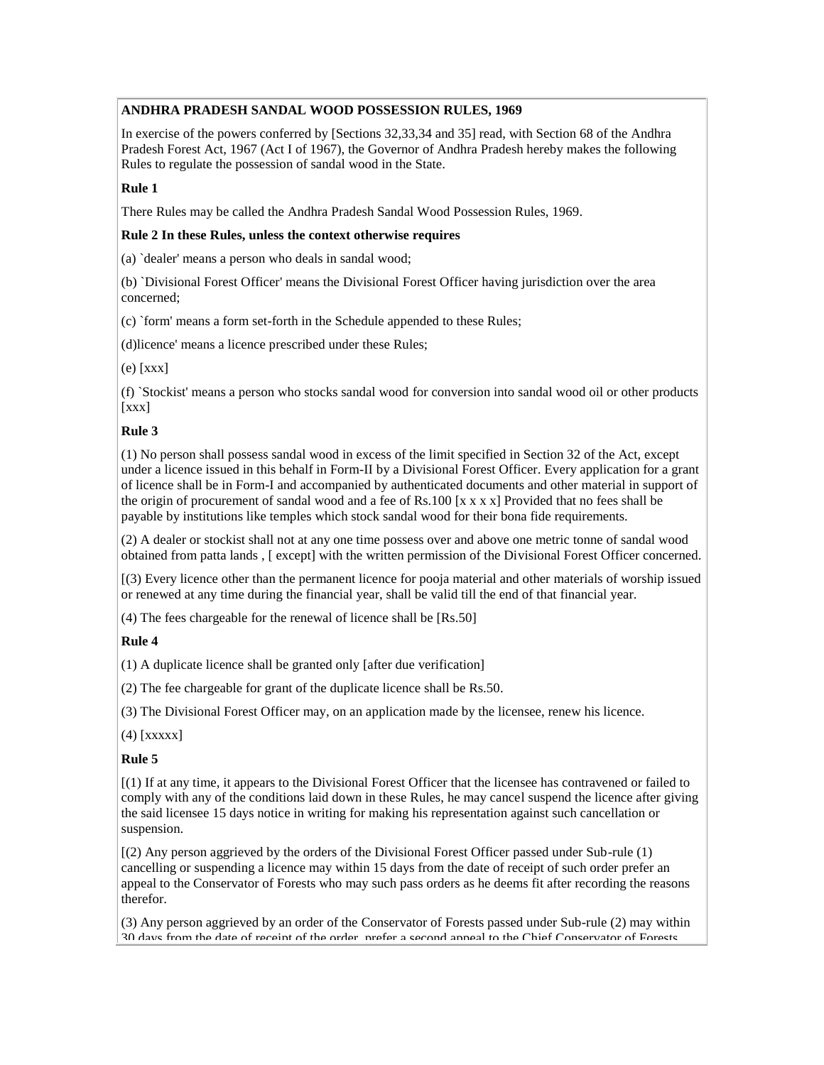**ANDHRA PRADESH SANDAL WOOD POSSESSION RULES, 1969**

In exercise of the powers conferred by [Sections 32,33,34 and 35] read, with Section 68 of the Andhra Pradesh Forest Act, 1967 (Act I of 1967), the Governor of Andhra Pradesh hereby makes the following Rules to regulate the possession of sandal wood in the State.

**Rule 1**

There Rules may be called the Andhra Pradesh Sandal Wood Possession Rules, 1969.

**Rule 2 In these Rules, unless the context otherwise requires**

(a) `dealer' means a person who deals in sandal wood;

(b) `Divisional Forest Officer' means the Divisional Forest Officer having jurisdiction over the area concerned;

(c) `form' means a form set-forth in the Schedule appended to these Rules;

(d)licence' means a licence prescribed under these Rules;

(e) [xxx]

(f) `Stockist' means a person who stocks sandal wood for conversion into sandal wood oil or other products [xxx]

**Rule 3**

(1) No person shall possess sandal wood in excess of the limit specified in Section 32 of the Act, except under a licence issued in this behalf in Form-II by a Divisional Forest Officer. Every application for a grant of licence shall be in Form-I and accompanied by authenticated documents and other material in support of the origin of procurement of sandal wood and a fee of Rs.100 [x x x x] Provided that no fees shall be payable by institutions like temples which stock sandal wood for their bona fide requirements.

(2) A dealer or stockist shall not at any one time possess over and above one metric tonne of sandal wood obtained from patta lands , [ except] with the written permission of the Divisional Forest Officer concerned.

[(3) Every licence other than the permanent licence for pooja material and other materials of worship issued or renewed at any time during the financial year, shall be valid till the end of that financial year.

(4) The fees chargeable for the renewal of licence shall be [Rs.50]

**Rule 4**

(1) A duplicate licence shall be granted only [after due verification]

(2) The fee chargeable for grant of the duplicate licence shall be Rs.50.

(3) The Divisional Forest Officer may, on an application made by the licensee, renew his licence.

(4) [xxxxx]

**Rule 5**

[(1) If at any time, it appears to the Divisional Forest Officer that the licensee has contravened or failed to comply with any of the conditions laid down in these Rules, he may cancel suspend the licence after giving the said licensee 15 days notice in writing for making his representation against such cancellation or suspension.

[(2) Any person aggrieved by the orders of the Divisional Forest Officer passed under Sub-rule (1) cancelling or suspending a licence may within 15 days from the date of receipt of such order prefer an appeal to the Conservator of Forests who may such pass orders as he deems fit after recording the reasons therefor.

(3) Any person aggrieved by an order of the Conservator of Forests passed under Sub-rule (2) may within 30 days from the date of receipt of the order, prefer a second appeal to the Chief Conservator of Forests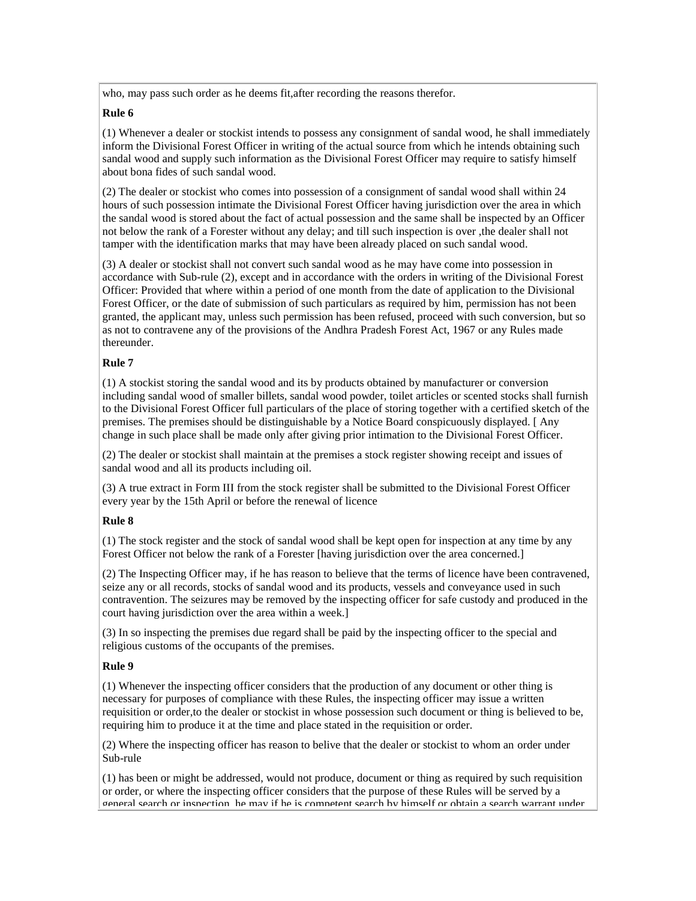who, may pass such order as he deems fit,after recording the reasons therefor.

**Rule 6**

(1) Whenever a dealer or stockist intends to possess any consignment of sandal wood, he shall immediately inform the Divisional Forest Officer in writing of the actual source from which he intends obtaining such sandal wood and supply such information as the Divisional Forest Officer may require to satisfy himself about bona fides of such sandal wood.

(2) The dealer or stockist who comes into possession of a consignment of sandal wood shall within 24 hours of such possession intimate the Divisional Forest Officer having jurisdiction over the area in which the sandal wood is stored about the fact of actual possession and the same shall be inspected by an Officer not below the rank of a Forester without any delay; and till such inspection is over ,the dealer shall not tamper with the identification marks that may have been already placed on such sandal wood.

(3) A dealer or stockist shall not convert such sandal wood as he may have come into possession in accordance with Sub-rule (2), except and in accordance with the orders in writing of the Divisional Forest Officer: Provided that where within a period of one month from the date of application to the Divisional Forest Officer, or the date of submission of such particulars as required by him, permission has not been granted, the applicant may, unless such permission has been refused, proceed with such conversion, but so as not to contravene any of the provisions of the Andhra Pradesh Forest Act, 1967 or any Rules made thereunder.

**Rule 7**

(1) A stockist storing the sandal wood and its by products obtained by manufacturer or conversion including sandal wood of smaller billets, sandal wood powder, toilet articles or scented stocks shall furnish to the Divisional Forest Officer full particulars of the place of storing together with a certified sketch of the premises. The premises should be distinguishable by a Notice Board conspicuously displayed. [ Any change in such place shall be made only after giving prior intimation to the Divisional Forest Officer.

(2) The dealer or stockist shall maintain at the premises a stock register showing receipt and issues of sandal wood and all its products including oil.

(3) A true extract in Form III from the stock register shall be submitted to the Divisional Forest Officer every year by the 15th April or before the renewal of licence

**Rule 8**

(1) The stock register and the stock of sandal wood shall be kept open for inspection at any time by any Forest Officer not below the rank of a Forester [having jurisdiction over the area concerned.]

(2) The Inspecting Officer may, if he has reason to believe that the terms of licence have been contravened, seize any or all records, stocks of sandal wood and its products, vessels and conveyance used in such contravention. The seizures may be removed by the inspecting officer for safe custody and produced in the court having jurisdiction over the area within a week.]

(3) In so inspecting the premises due regard shall be paid by the inspecting officer to the special and religious customs of the occupants of the premises.

**Rule 9**

(1) Whenever the inspecting officer considers that the production of any document or other thing is necessary for purposes of compliance with these Rules, the inspecting officer may issue a written requisition or order,to the dealer or stockist in whose possession such document or thing is believed to be, requiring him to produce it at the time and place stated in the requisition or order.

(2) Where the inspecting officer has reason to belive that the dealer or stockist to whom an order under Sub-rule

(1) has been or might be addressed, would not produce, document or thing as required by such requisition or order, or where the inspecting officer considers that the purpose of these Rules will be served by a general search or inspection, he may if he is competent search by himself or obtain a search warrant under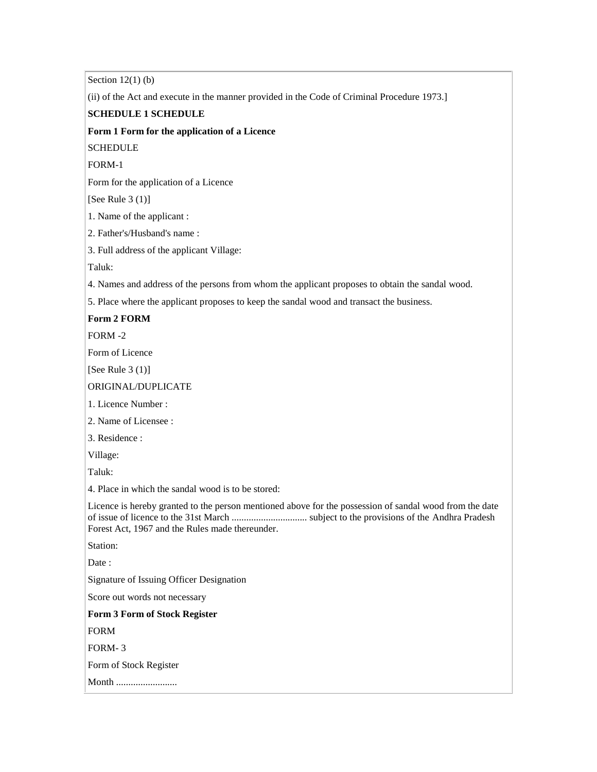Section 12(1) (b)

(ii) of the Act and execute in the manner provided in the Code of Criminal Procedure 1973.]

**SCHEDULE 1 SCHEDULE**

**Form 1 Form for the application of a Licence**

SCHEDULE

FORM-1

Form for the application of a Licence

[See Rule 3 (1)]

1. Name of the applicant :

2. Father's/Husband's name :

3. Full address of the applicant Village:

Taluk:

4. Names and address of the persons from whom the applicant proposes to obtain the sandal wood.

5. Place where the applicant proposes to keep the sandal wood and transact the business.

**Form 2 FORM**

FORM -2

Form of Licence

[See Rule 3 (1)]

ORIGINAL/DUPLICATE

1. Licence Number :

2. Name of Licensee :

3. Residence :

Village:

Taluk:

4. Place in which the sandal wood is to be stored:

Licence is hereby granted to the person mentioned above for the possession of sandal wood from the date of issue of licence to the 31st March ............................... subject to the provisions of the Andhra Pradesh Forest Act, 1967 and the Rules made thereunder.

Station:

Date :

Signature of Issuing Officer Designation

Score out words not necessary

**Form 3 Form of Stock Register**

FORM

FORM- 3

Form of Stock Register

Month .........................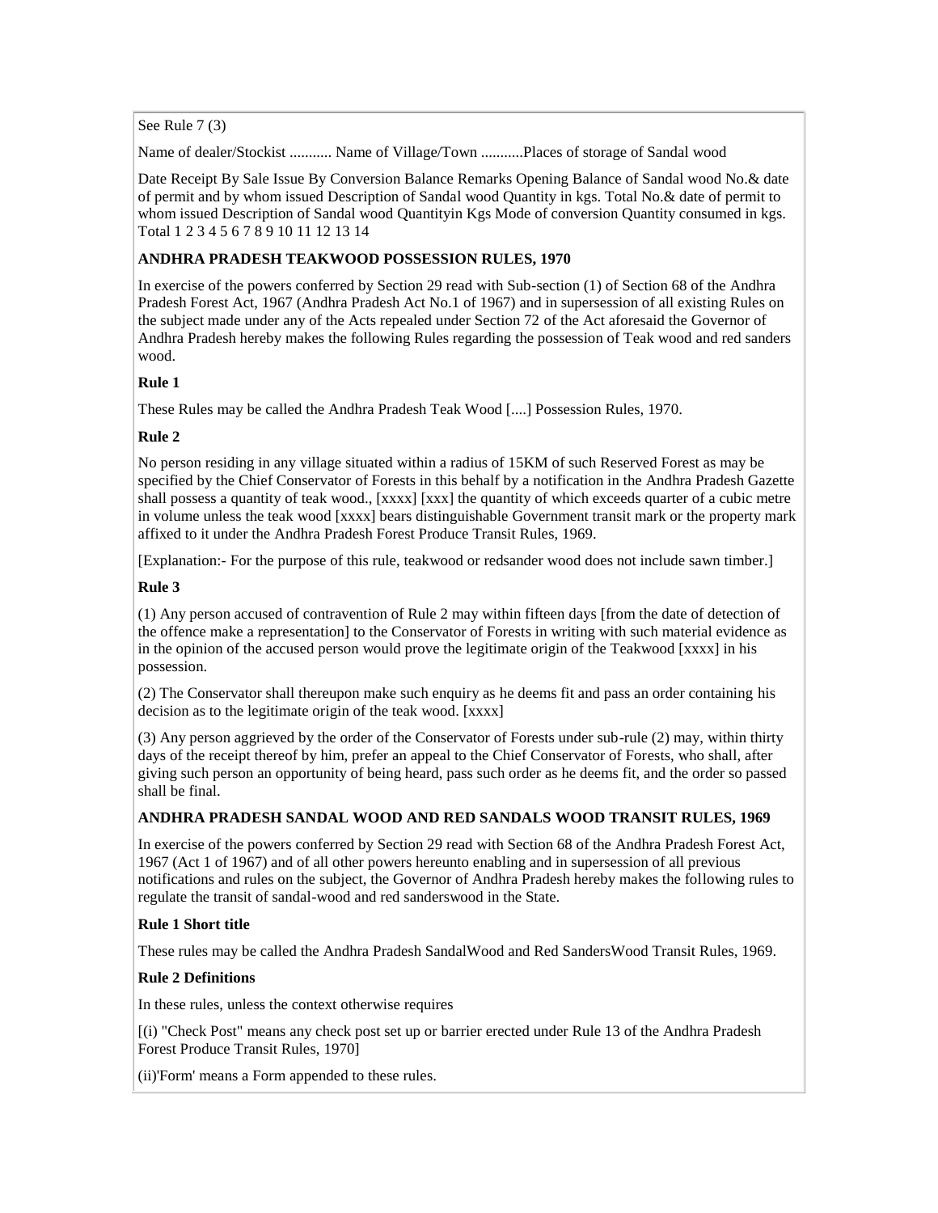See Rule 7 (3)

Name of dealer/Stockist ........... Name of Village/Town ...........Places of storage of Sandal wood

Date Receipt By Sale Issue By Conversion Balance Remarks Opening Balance of Sandal wood No.& date of permit and by whom issued Description of Sandal wood Quantity in kgs. Total No.& date of permit to whom issued Description of Sandal wood Quantityin Kgs Mode of conversion Quantity consumed in kgs. Total 1 2 3 4 5 6 7 8 9 10 11 12 13 14

**ANDHRA PRADESH TEAKWOOD POSSESSION RULES, 1970**

In exercise of the powers conferred by Section 29 read with Sub-section (1) of Section 68 of the Andhra Pradesh Forest Act, 1967 (Andhra Pradesh Act No.1 of 1967) and in supersession of all existing Rules on the subject made under any of the Acts repealed under Section 72 of the Act aforesaid the Governor of Andhra Pradesh hereby makes the following Rules regarding the possession of Teak wood and red sanders wood.

**Rule 1**

These Rules may be called the Andhra Pradesh Teak Wood [....] Possession Rules, 1970.

**Rule 2**

No person residing in any village situated within a radius of 15KM of such Reserved Forest as may be specified by the Chief Conservator of Forests in this behalf by a notification in the Andhra Pradesh Gazette shall possess a quantity of teak wood., [xxxx] [xxx] the quantity of which exceeds quarter of a cubic metre in volume unless the teak wood [xxxx] bears distinguishable Government transit mark or the property mark affixed to it under the Andhra Pradesh Forest Produce Transit Rules, 1969.

[Explanation:- For the purpose of this rule, teakwood or redsander wood does not include sawn timber.]

**Rule 3**

(1) Any person accused of contravention of Rule 2 may within fifteen days [from the date of detection of the offence make a representation] to the Conservator of Forests in writing with such material evidence as in the opinion of the accused person would prove the legitimate origin of the Teakwood [xxxx] in his possession.

(2) The Conservator shall thereupon make such enquiry as he deems fit and pass an order containing his decision as to the legitimate origin of the teak wood. [xxxx]

(3) Any person aggrieved by the order of the Conservator of Forests under sub-rule (2) may, within thirty days of the receipt thereof by him, prefer an appeal to the Chief Conservator of Forests, who shall, after giving such person an opportunity of being heard, pass such order as he deems fit, and the order so passed shall be final.

**ANDHRA PRADESH SANDAL WOOD AND RED SANDALS WOOD TRANSIT RULES, 1969**

In exercise of the powers conferred by Section 29 read with Section 68 of the Andhra Pradesh Forest Act, 1967 (Act 1 of 1967) and of all other powers hereunto enabling and in supersession of all previous notifications and rules on the subject, the Governor of Andhra Pradesh hereby makes the following rules to regulate the transit of sandal-wood and red sanderswood in the State.

**Rule 1 Short title**

These rules may be called the Andhra Pradesh SandalWood and Red SandersWood Transit Rules, 1969.

**Rule 2 Definitions**

In these rules, unless the context otherwise requires

[(i) "Check Post" means any check post set up or barrier erected under Rule 13 of the Andhra Pradesh Forest Produce Transit Rules, 1970]

(ii)'Form' means a Form appended to these rules.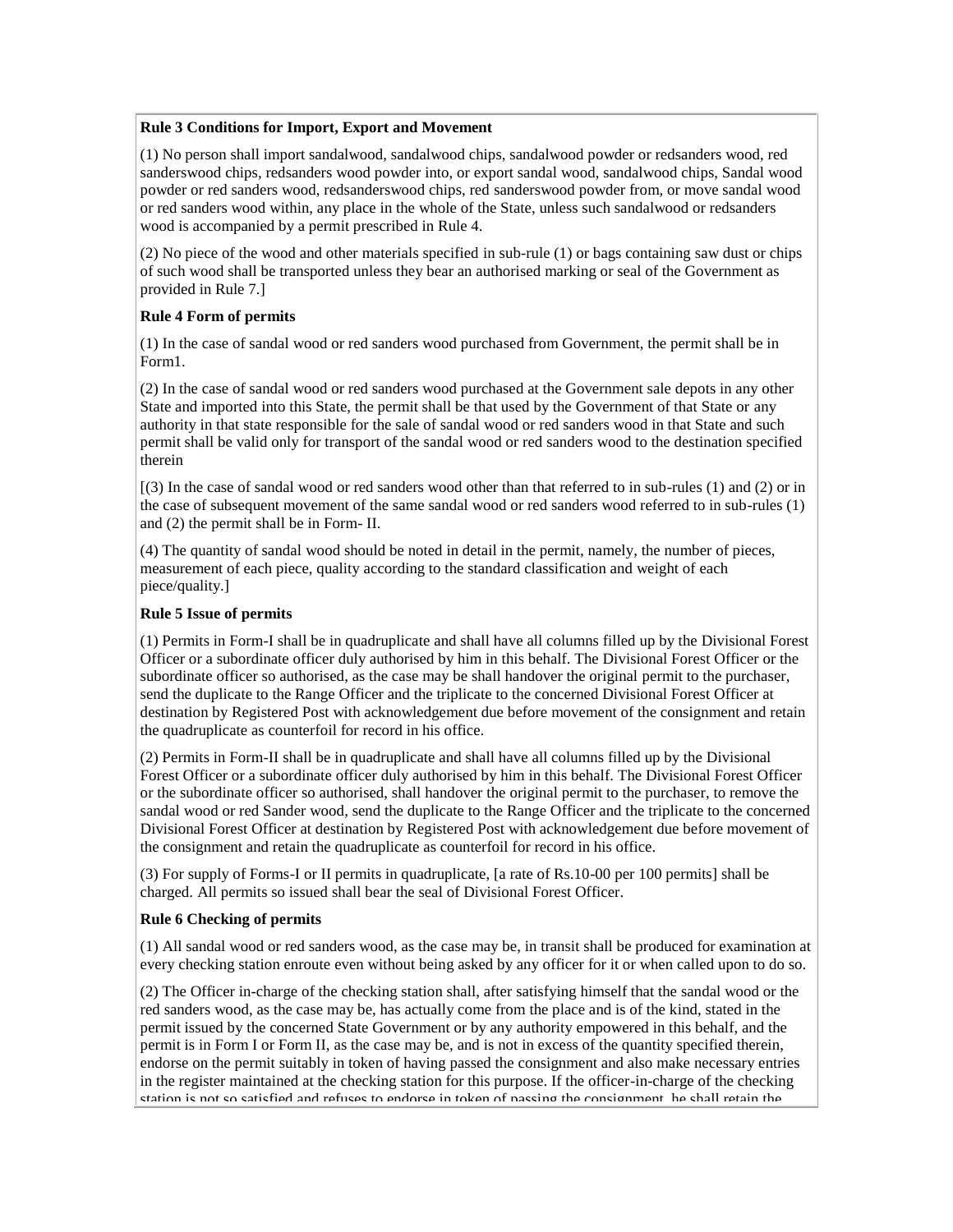**Rule 3 Conditions for Import, Export and Movement**

(1) No person shall import sandalwood, sandalwood chips, sandalwood powder or redsanders wood, red sanderswood chips, redsanders wood powder into, or export sandal wood, sandalwood chips, Sandal wood powder or red sanders wood, redsanderswood chips, red sanderswood powder from, or move sandal wood or red sanders wood within, any place in the whole of the State, unless such sandalwood or redsanders wood is accompanied by a permit prescribed in Rule 4.

(2) No piece of the wood and other materials specified in sub-rule (1) or bags containing saw dust or chips of such wood shall be transported unless they bear an authorised marking or seal of the Government as provided in Rule 7.]

**Rule 4 Form of permits**

(1) In the case of sandal wood or red sanders wood purchased from Government, the permit shall be in Form1.

(2) In the case of sandal wood or red sanders wood purchased at the Government sale depots in any other State and imported into this State, the permit shall be that used by the Government of that State or any authority in that state responsible for the sale of sandal wood or red sanders wood in that State and such permit shall be valid only for transport of the sandal wood or red sanders wood to the destination specified therein

[(3) In the case of sandal wood or red sanders wood other than that referred to in sub-rules (1) and (2) or in the case of subsequent movement of the same sandal wood or red sanders wood referred to in sub-rules (1) and (2) the permit shall be in Form- II.

(4) The quantity of sandal wood should be noted in detail in the permit, namely, the number of pieces, measurement of each piece, quality according to the standard classification and weight of each piece/quality.]

**Rule 5 Issue of permits**

(1) Permits in Form-I shall be in quadruplicate and shall have all columns filled up by the Divisional Forest Officer or a subordinate officer duly authorised by him in this behalf. The Divisional Forest Officer or the subordinate officer so authorised, as the case may be shall handover the original permit to the purchaser, send the duplicate to the Range Officer and the triplicate to the concerned Divisional Forest Officer at destination by Registered Post with acknowledgement due before movement of the consignment and retain the quadruplicate as counterfoil for record in his office.

(2) Permits in Form-II shall be in quadruplicate and shall have all columns filled up by the Divisional Forest Officer or a subordinate officer duly authorised by him in this behalf. The Divisional Forest Officer or the subordinate officer so authorised, shall handover the original permit to the purchaser, to remove the sandal wood or red Sander wood, send the duplicate to the Range Officer and the triplicate to the concerned Divisional Forest Officer at destination by Registered Post with acknowledgement due before movement of the consignment and retain the quadruplicate as counterfoil for record in his office.

(3) For supply of Forms-I or II permits in quadruplicate, [a rate of Rs.10-00 per 100 permits] shall be charged. All permits so issued shall bear the seal of Divisional Forest Officer.

**Rule 6 Checking of permits**

(1) All sandal wood or red sanders wood, as the case may be, in transit shall be produced for examination at every checking station enroute even without being asked by any officer for it or when called upon to do so.

(2) The Officer in-charge of the checking station shall, after satisfying himself that the sandal wood or the red sanders wood, as the case may be, has actually come from the place and is of the kind, stated in the permit issued by the concerned State Government or by any authority empowered in this behalf, and the permit is in Form I or Form II, as the case may be, and is not in excess of the quantity specified therein, endorse on the permit suitably in token of having passed the consignment and also make necessary entries in the register maintained at the checking station for this purpose. If the officer-in-charge of the checking station is not so satisfied and refuses to endorse in token of passing the consignment, he shall retain the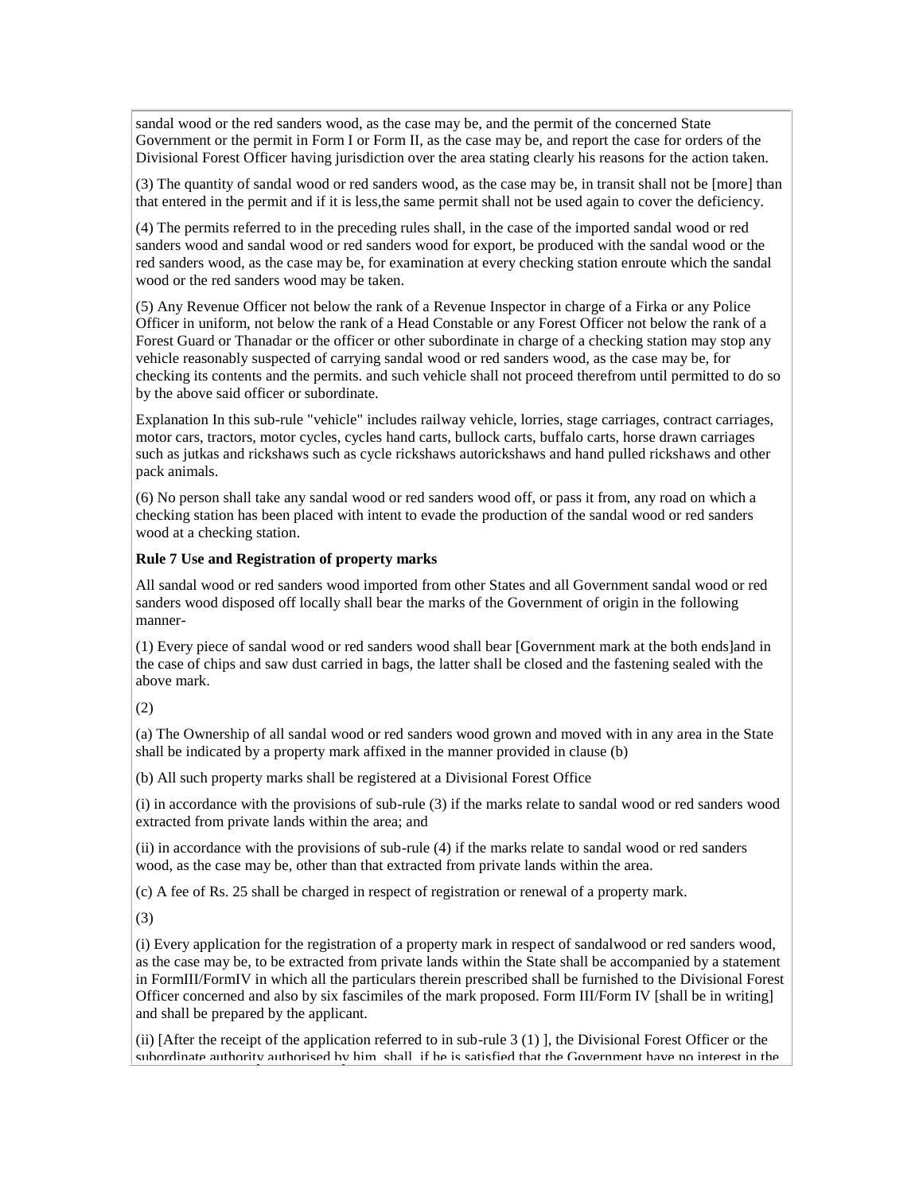sandal wood or the red sanders wood, as the case may be, and the permit of the concerned State Government or the permit in Form I or Form II, as the case may be, and report the case for orders of the Divisional Forest Officer having jurisdiction over the area stating clearly his reasons for the action taken.

(3) The quantity of sandal wood or red sanders wood, as the case may be, in transit shall not be [more] than that entered in the permit and if it is less,the same permit shall not be used again to cover the deficiency.

(4) The permits referred to in the preceding rules shall, in the case of the imported sandal wood or red sanders wood and sandal wood or red sanders wood for export, be produced with the sandal wood or the red sanders wood, as the case may be, for examination at every checking station enroute which the sandal wood or the red sanders wood may be taken.

(5) Any Revenue Officer not below the rank of a Revenue Inspector in charge of a Firka or any Police Officer in uniform, not below the rank of a Head Constable or any Forest Officer not below the rank of a Forest Guard or Thanadar or the officer or other subordinate in charge of a checking station may stop any vehicle reasonably suspected of carrying sandal wood or red sanders wood, as the case may be, for checking its contents and the permits. and such vehicle shall not proceed therefrom until permitted to do so by the above said officer or subordinate.

Explanation In this sub-rule "vehicle" includes railway vehicle, lorries, stage carriages, contract carriages, motor cars, tractors, motor cycles, cycles hand carts, bullock carts, buffalo carts, horse drawn carriages such as jutkas and rickshaws such as cycle rickshaws autorickshaws and hand pulled rickshaws and other pack animals.

(6) No person shall take any sandal wood or red sanders wood off, or pass it from, any road on which a checking station has been placed with intent to evade the production of the sandal wood or red sanders wood at a checking station.

**Rule 7 Use and Registration of property marks**

All sandal wood or red sanders wood imported from other States and all Government sandal wood or red sanders wood disposed off locally shall bear the marks of the Government of origin in the following manner-

(1) Every piece of sandal wood or red sanders wood shall bear [Government mark at the both ends]and in the case of chips and saw dust carried in bags, the latter shall be closed and the fastening sealed with the above mark.

(2)

(a) The Ownership of all sandal wood or red sanders wood grown and moved with in any area in the State shall be indicated by a property mark affixed in the manner provided in clause (b)

(b) All such property marks shall be registered at a Divisional Forest Office

(i) in accordance with the provisions of sub-rule (3) if the marks relate to sandal wood or red sanders wood extracted from private lands within the area; and

(ii) in accordance with the provisions of sub-rule (4) if the marks relate to sandal wood or red sanders wood, as the case may be, other than that extracted from private lands within the area.

(c) A fee of Rs. 25 shall be charged in respect of registration or renewal of a property mark.

(3)

(i) Every application for the registration of a property mark in respect of sandalwood or red sanders wood, as the case may be, to be extracted from private lands within the State shall be accompanied by a statement in FormIII/FormIV in which all the particulars therein prescribed shall be furnished to the Divisional Forest Officer concerned and also by six fascimiles of the mark proposed. Form III/Form IV [shall be in writing] and shall be prepared by the applicant.

(ii) [After the receipt of the application referred to in sub-rule 3 (1) ], the Divisional Forest Officer or the subordinate authority authorised by him, shall, if he is satisfied that the Government have no interest in the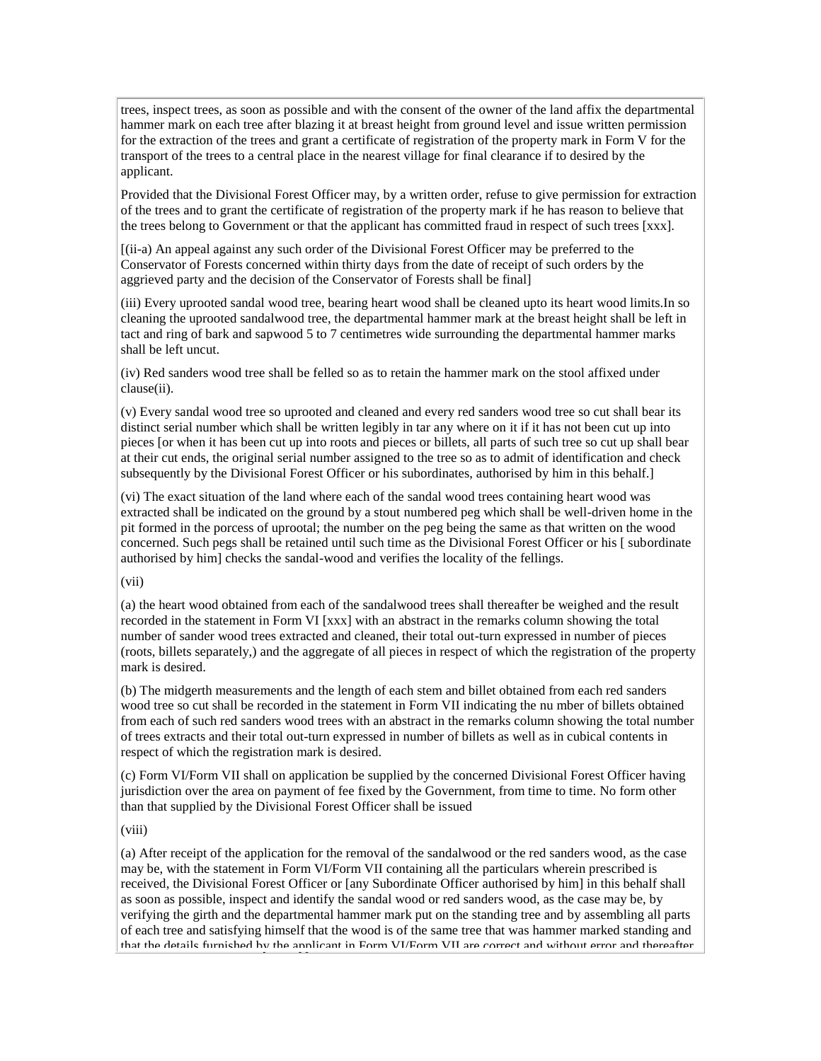trees, inspect trees, as soon as possible and with the consent of the owner of the land affix the departmental hammer mark on each tree after blazing it at breast height from ground level and issue written permission for the extraction of the trees and grant a certificate of registration of the property mark in Form V for the transport of the trees to a central place in the nearest village for final clearance if to desired by the applicant.

Provided that the Divisional Forest Officer may, by a written order, refuse to give permission for extraction of the trees and to grant the certificate of registration of the property mark if he has reason to believe that the trees belong to Government or that the applicant has committed fraud in respect of such trees [xxx].

[(ii-a) An appeal against any such order of the Divisional Forest Officer may be preferred to the Conservator of Forests concerned within thirty days from the date of receipt of such orders by the aggrieved party and the decision of the Conservator of Forests shall be final]

(iii) Every uprooted sandal wood tree, bearing heart wood shall be cleaned upto its heart wood limits.In so cleaning the uprooted sandalwood tree, the departmental hammer mark at the breast height shall be left in tact and ring of bark and sapwood 5 to 7 centimetres wide surrounding the departmental hammer marks shall be left uncut.

(iv) Red sanders wood tree shall be felled so as to retain the hammer mark on the stool affixed under clause(ii).

(v) Every sandal wood tree so uprooted and cleaned and every red sanders wood tree so cut shall bear its distinct serial number which shall be written legibly in tar any where on it if it has not been cut up into pieces [or when it has been cut up into roots and pieces or billets, all parts of such tree so cut up shall bear at their cut ends, the original serial number assigned to the tree so as to admit of identification and check subsequently by the Divisional Forest Officer or his subordinates, authorised by him in this behalf.]

(vi) The exact situation of the land where each of the sandal wood trees containing heart wood was extracted shall be indicated on the ground by a stout numbered peg which shall be well-driven home in the pit formed in the porcess of uprootal; the number on the peg being the same as that written on the wood concerned. Such pegs shall be retained until such time as the Divisional Forest Officer or his [ subordinate authorised by him] checks the sandal-wood and verifies the locality of the fellings.

(vii)

(a) the heart wood obtained from each of the sandalwood trees shall thereafter be weighed and the result recorded in the statement in Form VI [xxx] with an abstract in the remarks column showing the total number of sander wood trees extracted and cleaned, their total out-turn expressed in number of pieces (roots, billets separately,) and the aggregate of all pieces in respect of which the registration of the property mark is desired.

(b) The midgerth measurements and the length of each stem and billet obtained from each red sanders wood tree so cut shall be recorded in the statement in Form VII indicating the nu mber of billets obtained from each of such red sanders wood trees with an abstract in the remarks column showing the total number of trees extracts and their total out-turn expressed in number of billets as well as in cubical contents in respect of which the registration mark is desired.

(c) Form VI/Form VII shall on application be supplied by the concerned Divisional Forest Officer having jurisdiction over the area on payment of fee fixed by the Government, from time to time. No form other than that supplied by the Divisional Forest Officer shall be issued

(viii)

(a) After receipt of the application for the removal of the sandalwood or the red sanders wood, as the case may be, with the statement in Form VI/Form VII containing all the particulars wherein prescribed is received, the Divisional Forest Officer or [any Subordinate Officer authorised by him] in this behalf shall as soon as possible, inspect and identify the sandal wood or red sanders wood, as the case may be, by verifying the girth and the departmental hammer mark put on the standing tree and by assembling all parts of each tree and satisfying himself that the wood is of the same tree that was hammer marked standing and that the details furnished by the applicant in Form VI/Form VII are correct and without error and thereafter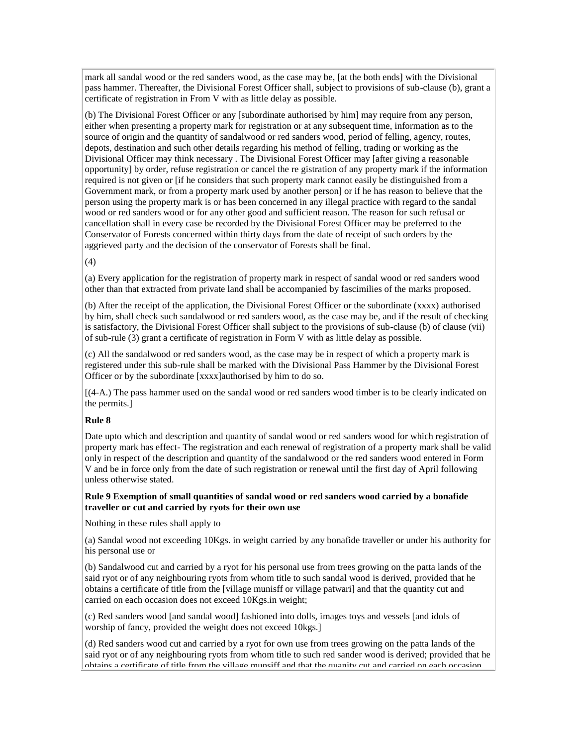mark all sandal wood or the red sanders wood, as the case may be, [at the both ends] with the Divisional pass hammer. Thereafter, the Divisional Forest Officer shall, subject to provisions of sub-clause (b), grant a certificate of registration in From V with as little delay as possible.

(b) The Divisional Forest Officer or any [subordinate authorised by him] may require from any person, either when presenting a property mark for registration or at any subsequent time, information as to the source of origin and the quantity of sandalwood or red sanders wood, period of felling, agency, routes, depots, destination and such other details regarding his method of felling, trading or working as the Divisional Officer may think necessary . The Divisional Forest Officer may [after giving a reasonable opportunity] by order, refuse registration or cancel the re gistration of any property mark if the information required is not given or [if he considers that such property mark cannot easily be distinguished from a Government mark, or from a property mark used by another person] or if he has reason to believe that the person using the property mark is or has been concerned in any illegal practice with regard to the sandal wood or red sanders wood or for any other good and sufficient reason. The reason for such refusal or cancellation shall in every case be recorded by the Divisional Forest Officer may be preferred to the Conservator of Forests concerned within thirty days from the date of receipt of such orders by the aggrieved party and the decision of the conservator of Forests shall be final.

(4)

(a) Every application for the registration of property mark in respect of sandal wood or red sanders wood other than that extracted from private land shall be accompanied by fascimilies of the marks proposed.

(b) After the receipt of the application, the Divisional Forest Officer or the subordinate (xxxx) authorised by him, shall check such sandalwood or red sanders wood, as the case may be, and if the result of checking is satisfactory, the Divisional Forest Officer shall subject to the provisions of sub-clause (b) of clause (vii) of sub-rule (3) grant a certificate of registration in Form V with as little delay as possible.

(c) All the sandalwood or red sanders wood, as the case may be in respect of which a property mark is registered under this sub-rule shall be marked with the Divisional Pass Hammer by the Divisional Forest Officer or by the subordinate [xxxx]authorised by him to do so.

[(4-A.) The pass hammer used on the sandal wood or red sanders wood timber is to be clearly indicated on the permits.]

**Rule 8**

Date upto which and description and quantity of sandal wood or red sanders wood for which registration of property mark has effect- The registration and each renewal of registration of a property mark shall be valid only in respect of the description and quantity of the sandalwood or the red sanders wood entered in Form V and be in force only from the date of such registration or renewal until the first day of April following unless otherwise stated.

**Rule 9 Exemption of small quantities of sandal wood or red sanders wood carried by a bonafide traveller or cut and carried by ryots for their own use**

Nothing in these rules shall apply to

(a) Sandal wood not exceeding 10Kgs. in weight carried by any bonafide traveller or under his authority for his personal use or

(b) Sandalwood cut and carried by a ryot for his personal use from trees growing on the patta lands of the said ryot or of any neighbouring ryots from whom title to such sandal wood is derived, provided that he obtains a certificate of title from the [village munisff or village patwari] and that the quantity cut and carried on each occasion does not exceed 10Kgs.in weight;

(c) Red sanders wood [and sandal wood] fashioned into dolls, images toys and vessels [and idols of worship of fancy, provided the weight does not exceed 10kgs.]

(d) Red sanders wood cut and carried by a ryot for own use from trees growing on the patta lands of the said ryot or of any neighbouring ryots from whom title to such red sander wood is derived; provided that he obtains a certificate of title from the village munsiff and that the quanity cut and carried on each occasion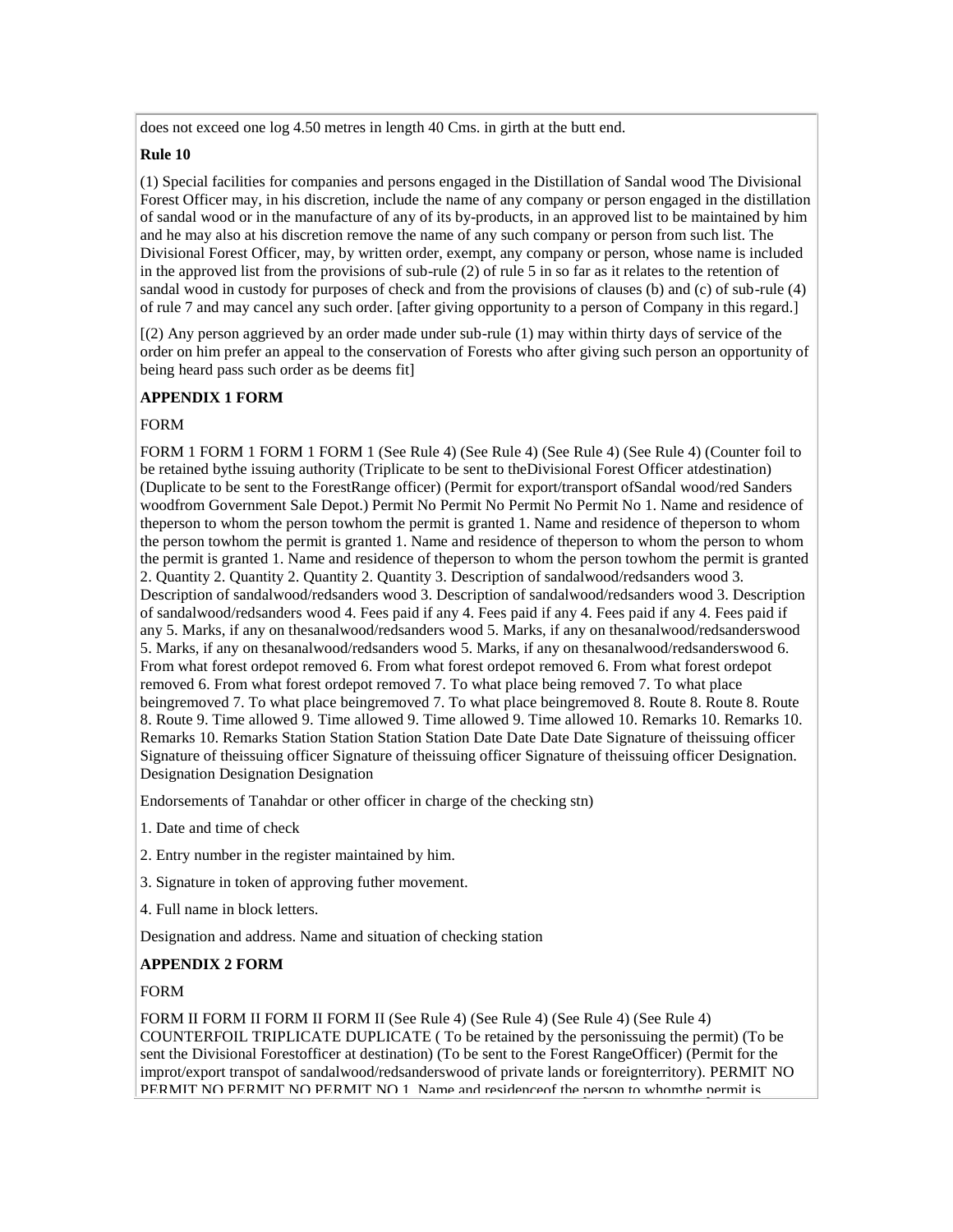does not exceed one log 4.50 metres in length 40 Cms. in girth at the butt end.

**Rule 10**

(1) Special facilities for companies and persons engaged in the Distillation of Sandal wood The Divisional Forest Officer may, in his discretion, include the name of any company or person engaged in the distillation of sandal wood or in the manufacture of any of its by-products, in an approved list to be maintained by him and he may also at his discretion remove the name of any such company or person from such list. The Divisional Forest Officer, may, by written order, exempt, any company or person, whose name is included in the approved list from the provisions of sub-rule (2) of rule 5 in so far as it relates to the retention of sandal wood in custody for purposes of check and from the provisions of clauses (b) and (c) of sub-rule (4) of rule 7 and may cancel any such order. [after giving opportunity to a person of Company in this regard.]

[(2) Any person aggrieved by an order made under sub-rule (1) may within thirty days of service of the order on him prefer an appeal to the conservation of Forests who after giving such person an opportunity of being heard pass such order as be deems fit]

**APPENDIX 1 FORM**

FORM

FORM 1 FORM 1 FORM 1 FORM 1 (See Rule 4) (See Rule 4) (See Rule 4) (See Rule 4) (Counter foil to be retained bythe issuing authority (Triplicate to be sent to theDivisional Forest Officer atdestination) (Duplicate to be sent to the ForestRange officer) (Permit for export/transport ofSandal wood/red Sanders woodfrom Government Sale Depot.) Permit No Permit No Permit No Permit No 1. Name and residence of theperson to whom the person towhom the permit is granted 1. Name and residence of theperson to whom the person towhom the permit is granted 1. Name and residence of theperson to whom the person to whom the permit is granted 1. Name and residence of theperson to whom the person towhom the permit is granted 2. Quantity 2. Quantity 2. Quantity 2. Quantity 3. Description of sandalwood/redsanders wood 3. Description of sandalwood/redsanders wood 3. Description of sandalwood/redsanders wood 3. Description of sandalwood/redsanders wood 4. Fees paid if any 4. Fees paid if any 4. Fees paid if any 4. Fees paid if any 5. Marks, if any on thesanalwood/redsanders wood 5. Marks, if any on thesanalwood/redsanderswood 5. Marks, if any on thesanalwood/redsanders wood 5. Marks, if any on thesanalwood/redsanderswood 6. From what forest ordepot removed 6. From what forest ordepot removed 6. From what forest ordepot removed 6. From what forest ordepot removed 7. To what place being removed 7. To what place beingremoved 7. To what place beingremoved 7. To what place beingremoved 8. Route 8. Route 8. Route 8. Route 9. Time allowed 9. Time allowed 9. Time allowed 9. Time allowed 10. Remarks 10. Remarks 10. Remarks 10. Remarks Station Station Station Station Date Date Date Date Signature of theissuing officer Signature of theissuing officer Signature of theissuing officer Signature of theissuing officer Designation. Designation Designation Designation

Endorsements of Tanahdar or other officer in charge of the checking stn)

1. Date and time of check

2. Entry number in the register maintained by him.

3. Signature in token of approving futher movement.

4. Full name in block letters.

Designation and address. Name and situation of checking station

**APPENDIX 2 FORM**

FORM

FORM II FORM II FORM II FORM II (See Rule 4) (See Rule 4) (See Rule 4) (See Rule 4) COUNTERFOIL TRIPLICATE DUPLICATE ( To be retained by the personissuing the permit) (To be sent the Divisional Forestofficer at destination) (To be sent to the Forest RangeOfficer) (Permit for the improt/export transpot of sandalwood/redsanderswood of private lands or foreignterritory). PERMIT NO PERMIT NO PERMIT NO PERMIT NO 1. Name and residenceof the person to whomthe permit is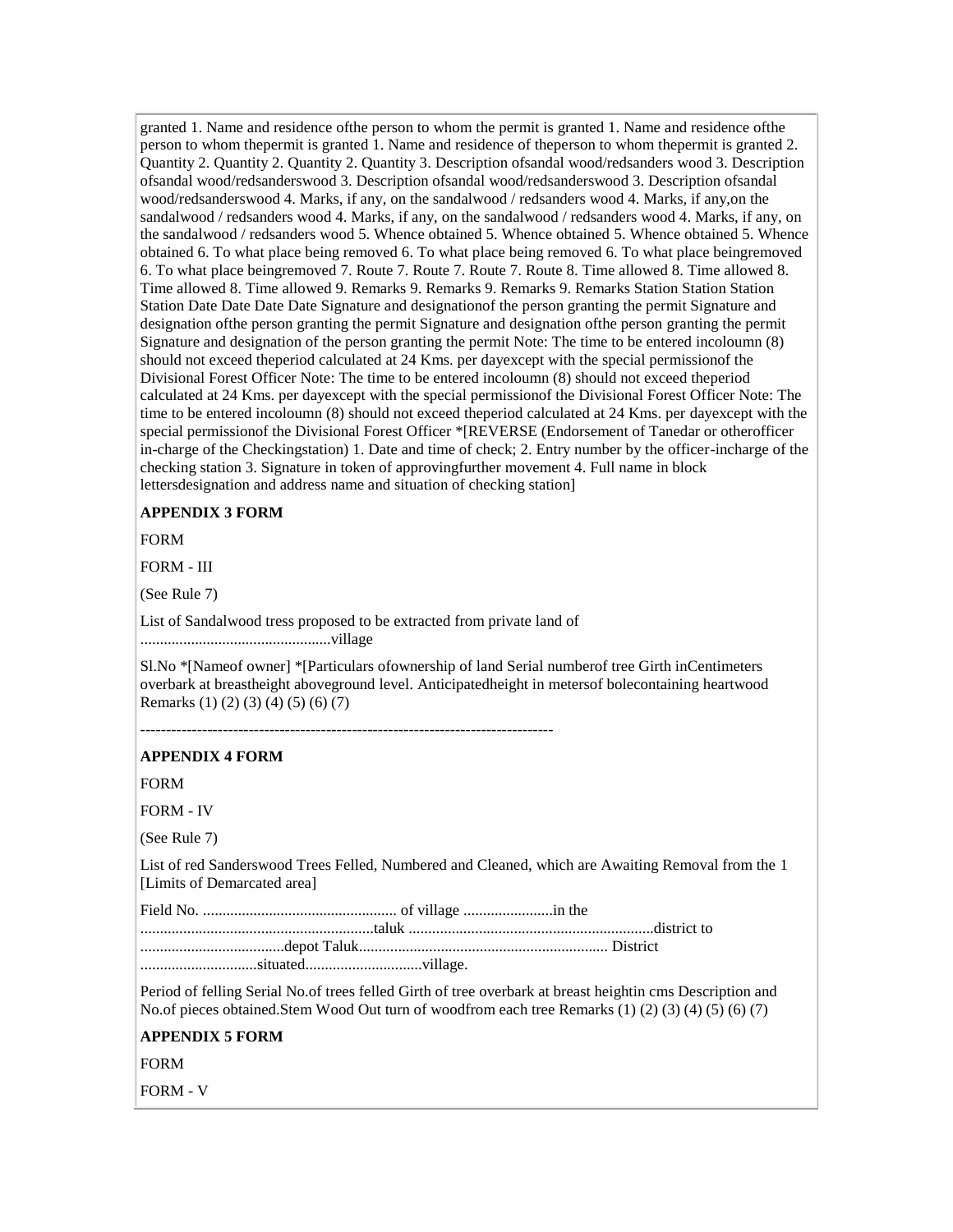granted 1. Name and residence ofthe person to whom the permit is granted 1. Name and residence ofthe person to whom thepermit is granted 1. Name and residence of theperson to whom thepermit is granted 2. Quantity 2. Quantity 2. Quantity 2. Quantity 3. Description ofsandal wood/redsanders wood 3. Description ofsandal wood/redsanderswood 3. Description ofsandal wood/redsanderswood 3. Description ofsandal wood/redsanderswood 4. Marks, if any, on the sandalwood / redsanders wood 4. Marks, if any,on the sandalwood / redsanders wood 4. Marks, if any, on the sandalwood / redsanders wood 4. Marks, if any, on the sandalwood / redsanders wood 5. Whence obtained 5. Whence obtained 5. Whence obtained 5. Whence obtained 6. To what place being removed 6. To what place being removed 6. To what place beingremoved 6. To what place beingremoved 7. Route 7. Route 7. Route 7. Route 8. Time allowed 8. Time allowed 8. Time allowed 8. Time allowed 9. Remarks 9. Remarks 9. Remarks 9. Remarks Station Station Station Station Date Date Date Date Signature and designationof the person granting the permit Signature and designation ofthe person granting the permit Signature and designation ofthe person granting the permit Signature and designation of the person granting the permit Note: The time to be entered incoloumn (8) should not exceed theperiod calculated at 24 Kms. per dayexcept with the special permissionof the Divisional Forest Officer Note: The time to be entered incoloumn (8) should not exceed theperiod calculated at 24 Kms. per dayexcept with the special permissionof the Divisional Forest Officer Note: The time to be entered incoloumn (8) should not exceed theperiod calculated at 24 Kms. per dayexcept with the special permissionof the Divisional Forest Officer *[REVERSE (Endorsement of Tanedar or otherofficer in-charge of the Checkingstation) 1. Date and time of check; 2. Entry number by the officer-incharge of the checking station 3. Signature in token of approvingfurther movement 4. Full name in block lettersdesignation and address name and situation of checking station]

**APPENDIX 3 FORM**

FORM

FORM - III

(See Rule 7)

List of Sandalwood tress proposed to be extracted from private land of ..................................................village

Sl.No *[Nameof owner] *[Particulars ofownership of land Serial numberof tree Girth inCentimeters overbark at breastheight aboveground level. Anticipatedheight in metersof bolecontaining heartwood Remarks (1) (2) (3) (4) (5) (6) (7)

--------------------------------------------------------------------------------

**APPENDIX 4 FORM**

FORM

FORM - IV

(See Rule 7)

List of red Sanderswood Trees Felled, Numbered and Cleaned, which are Awaiting Removal from the 1 [Limits of Demarcated area]

Field No. .................................................. of village .......................in the ............................................................taluk ...............................................................district to .....................................depot Taluk................................................................ District ..............................situated..............................village.

Period of felling Serial No.of trees felled Girth of tree overbark at breast heightin cms Description and No.of pieces obtained.Stem Wood Out turn of woodfrom each tree Remarks (1) (2) (3) (4) (5) (6) (7)

**APPENDIX 5 FORM**

FORM

FORM - V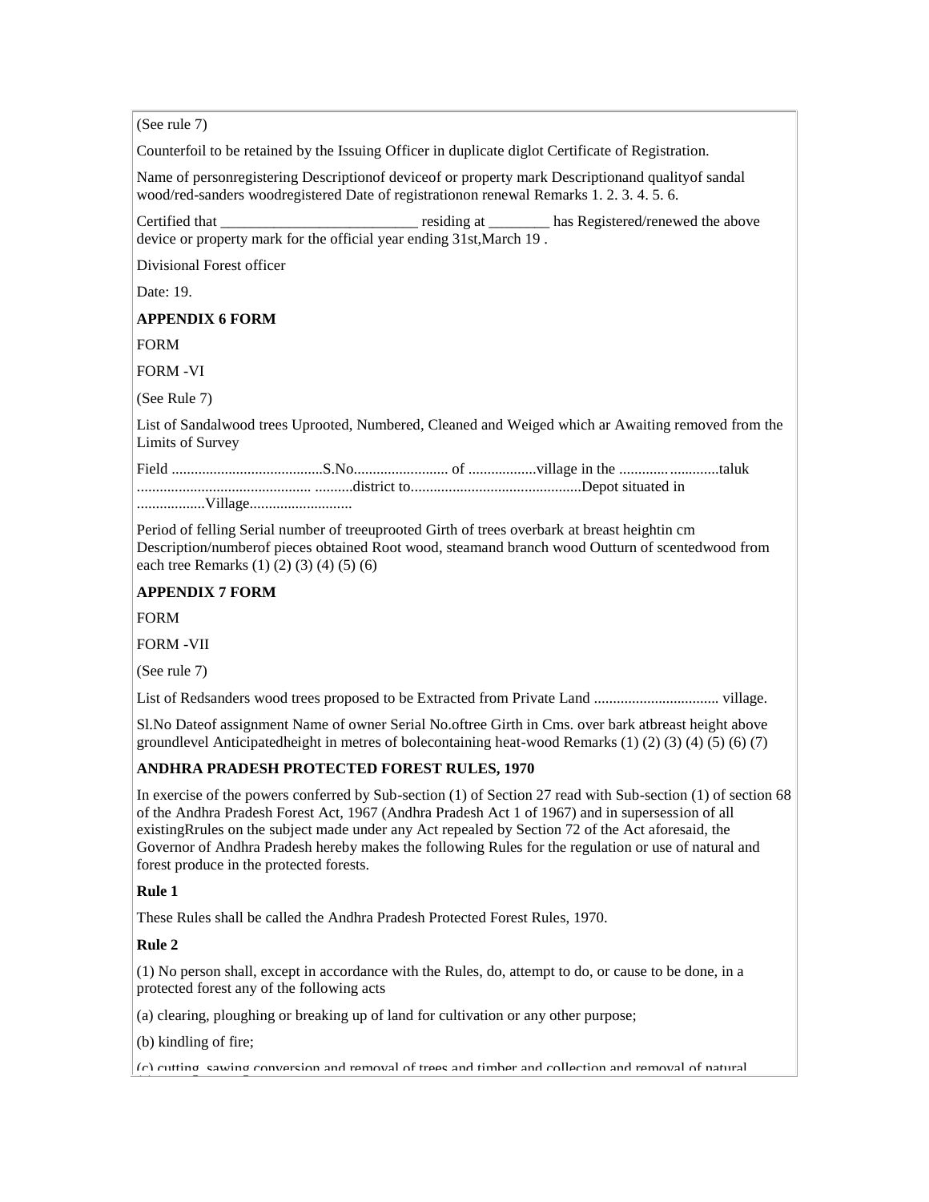(See rule 7)

Counterfoil to be retained by the Issuing Officer in duplicate diglot Certificate of Registration.

Name of personregistering Descriptionof deviceof or property mark Descriptionand qualityof sandal wood/red-sanders woodregistered Date of registrationon renewal Remarks 1. 2. 3. 4. 5. 6.

Certified that __________________________ residing at ________ has Registered/renewed the above device or property mark for the official year ending 31st,March 19 .

Divisional Forest officer

Date: 19.

**APPENDIX 6 FORM**

FORM

FORM -VI

(See Rule 7)

List of Sandalwood trees Uprooted, Numbered, Cleaned and Weiged which ar Awaiting removed from the Limits of Survey

Field ........................................S.No......................... of ..................village in the ............ .............taluk ............................................. ..........district to............................................Depot situated in ..................Village..........................

Period of felling Serial number of treeuprooted Girth of trees overbark at breast heightin cm Description/numberof pieces obtained Root wood, steamand branch wood Outturn of scentedwood from each tree Remarks (1) (2) (3) (4) (5) (6)

**APPENDIX 7 FORM**

FORM

FORM -VII

(See rule 7)

List of Redsanders wood trees proposed to be Extracted from Private Land ................................ village.

Sl.No Dateof assignment Name of owner Serial No.oftree Girth in Cms. over bark atbreast height above groundlevel Anticipatedheight in metres of bolecontaining heat-wood Remarks (1) (2) (3) (4) (5) (6) (7)

**ANDHRA PRADESH PROTECTED FOREST RULES, 1970**

In exercise of the powers conferred by Sub-section (1) of Section 27 read with Sub-section (1) of section 68 of the Andhra Pradesh Forest Act, 1967 (Andhra Pradesh Act 1 of 1967) and in supersession of all existingRrules on the subject made under any Act repealed by Section 72 of the Act aforesaid, the Governor of Andhra Pradesh hereby makes the following Rules for the regulation or use of natural and forest produce in the protected forests.

**Rule 1**

These Rules shall be called the Andhra Pradesh Protected Forest Rules, 1970.

**Rule 2**

(1) No person shall, except in accordance with the Rules, do, attempt to do, or cause to be done, in a protected forest any of the following acts

(a) clearing, ploughing or breaking up of land for cultivation or any other purpose;

(b) kindling of fire;

(c) cutting, sawing conversion and removal of trees and timber and collection and removal of natural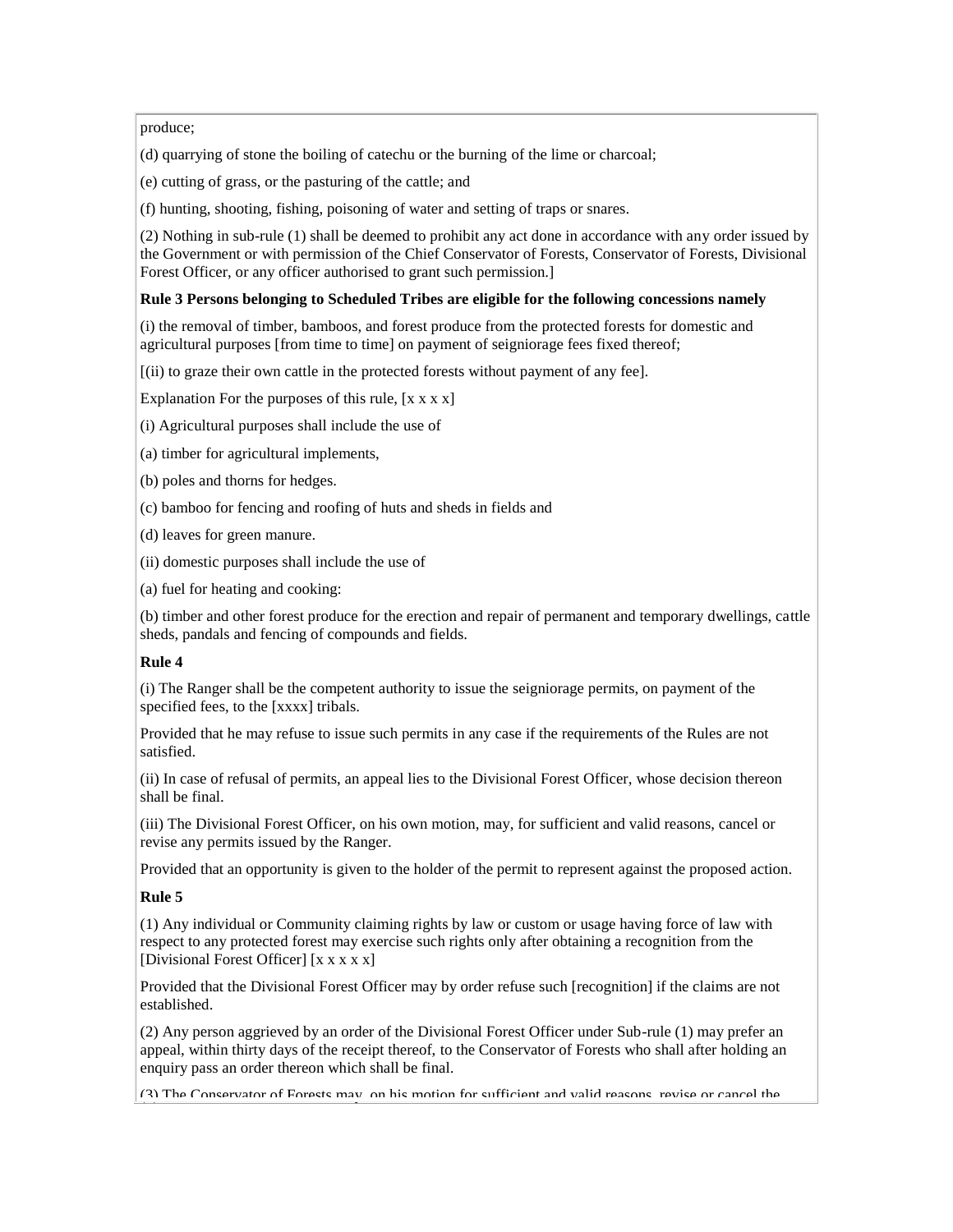produce;

(d) quarrying of stone the boiling of catechu or the burning of the lime or charcoal;

(e) cutting of grass, or the pasturing of the cattle; and

(f) hunting, shooting, fishing, poisoning of water and setting of traps or snares.

(2) Nothing in sub-rule (1) shall be deemed to prohibit any act done in accordance with any order issued by the Government or with permission of the Chief Conservator of Forests, Conservator of Forests, Divisional Forest Officer, or any officer authorised to grant such permission.]

**Rule 3 Persons belonging to Scheduled Tribes are eligible for the following concessions namely**

(i) the removal of timber, bamboos, and forest produce from the protected forests for domestic and agricultural purposes [from time to time] on payment of seigniorage fees fixed thereof;

[(ii) to graze their own cattle in the protected forests without payment of any fee].

Explanation For the purposes of this rule, [x x x x]

(i) Agricultural purposes shall include the use of

(a) timber for agricultural implements,

(b) poles and thorns for hedges.

(c) bamboo for fencing and roofing of huts and sheds in fields and

(d) leaves for green manure.

(ii) domestic purposes shall include the use of

(a) fuel for heating and cooking:

(b) timber and other forest produce for the erection and repair of permanent and temporary dwellings, cattle sheds, pandals and fencing of compounds and fields.

**Rule 4**

(i) The Ranger shall be the competent authority to issue the seigniorage permits, on payment of the specified fees, to the [xxxx] tribals.

Provided that he may refuse to issue such permits in any case if the requirements of the Rules are not satisfied.

(ii) In case of refusal of permits, an appeal lies to the Divisional Forest Officer, whose decision thereon shall be final.

(iii) The Divisional Forest Officer, on his own motion, may, for sufficient and valid reasons, cancel or revise any permits issued by the Ranger.

Provided that an opportunity is given to the holder of the permit to represent against the proposed action.

**Rule 5**

(1) Any individual or Community claiming rights by law or custom or usage having force of law with respect to any protected forest may exercise such rights only after obtaining a recognition from the [Divisional Forest Officer] [x x x x x]

Provided that the Divisional Forest Officer may by order refuse such [recognition] if the claims are not established.

(2) Any person aggrieved by an order of the Divisional Forest Officer under Sub-rule (1) may prefer an appeal, within thirty days of the receipt thereof, to the Conservator of Forests who shall after holding an enquiry pass an order thereon which shall be final.

(3) The Conservator of Forests may, on his motion for sufficient and valid reasons, revise or cancel the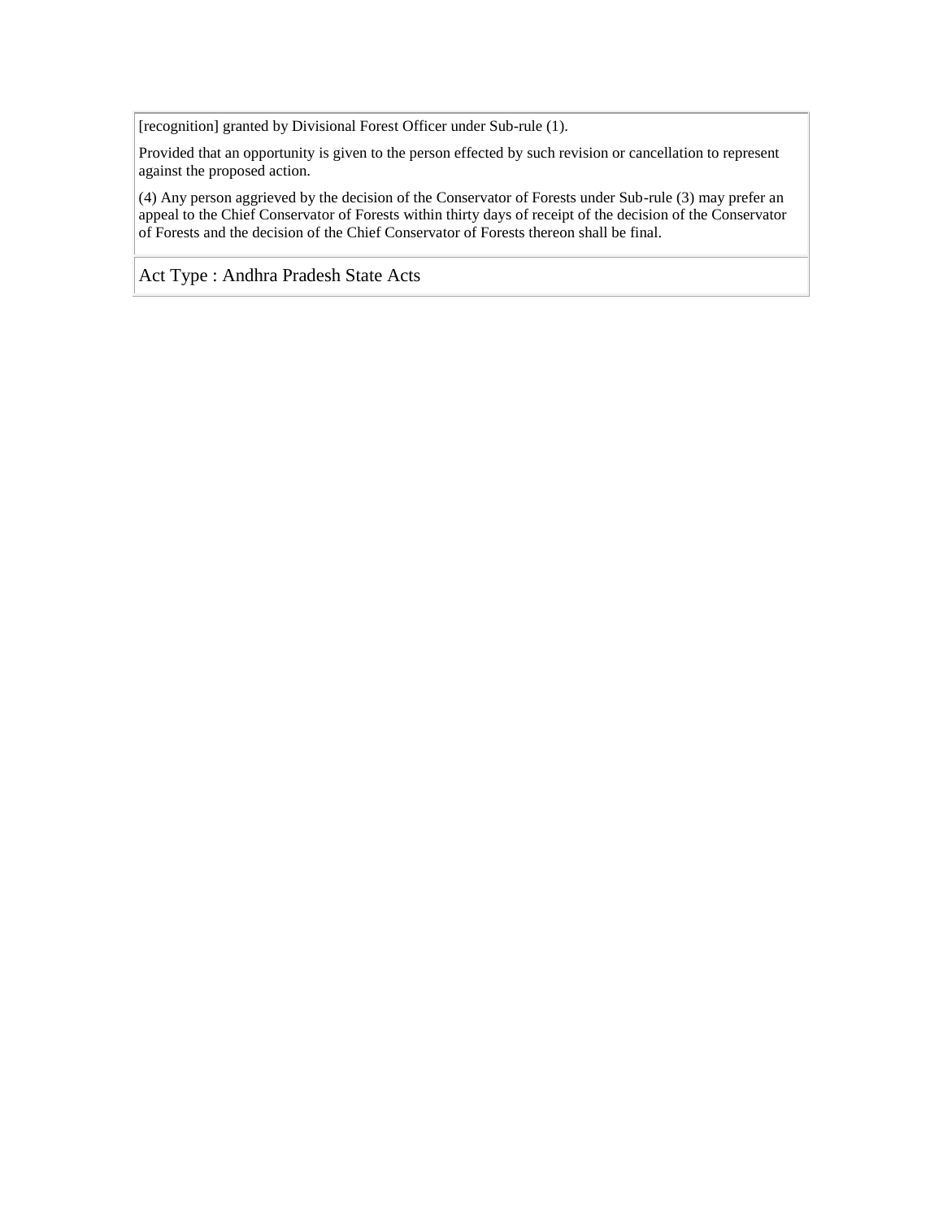[recognition] granted by Divisional Forest Officer under Sub-rule (1).

Provided that an opportunity is given to the person effected by such revision or cancellation to represent against the proposed action.

(4) Any person aggrieved by the decision of the Conservator of Forests under Sub-rule (3) may prefer an appeal to the Chief Conservator of Forests within thirty days of receipt of the decision of the Conservator of Forests and the decision of the Chief Conservator of Forests thereon shall be final.

Act Type : Andhra Pradesh State Acts